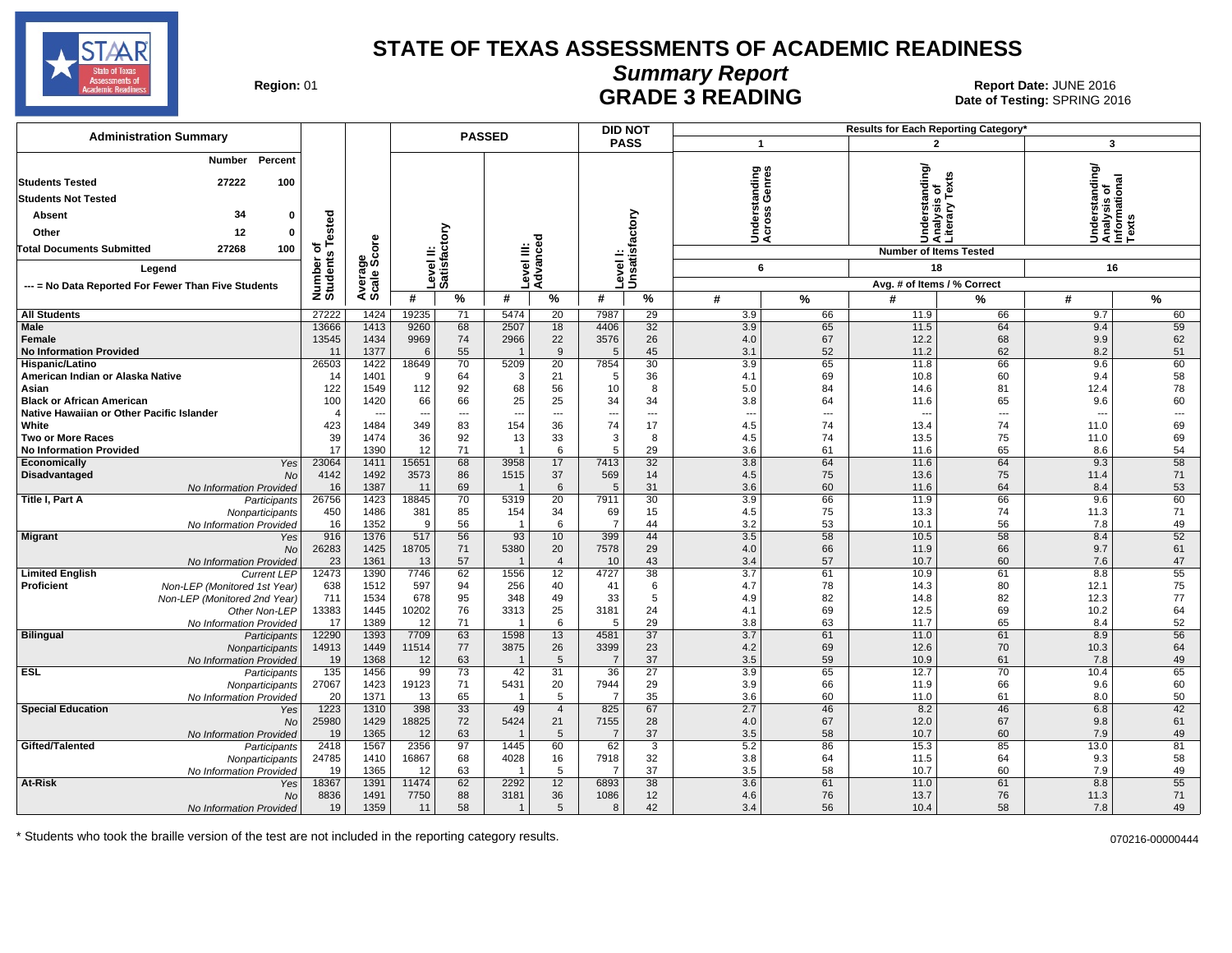# STATE OF TEXAS ASSESSMENTS OF ACADEMIC READINESS

## Summary Report

## GRADE 3 READING

**Region:** 01

**Report Date:** JUNE 2016
**Date of Testing:** SPRING 2016

| Administration Summary | Number | Percent |
|---|---|---|
| Students Tested | 27222 | 100 |
| Students Not Tested | | |
| Absent | 34 | 0 |
| Other | 12 | 0 |
| Total Documents Submitted | 27268 | 100 |

**Legend**
--- = No Data Reported For Fewer Than Five Students

Results for Each Reporting Category*: 1 = Understanding Across Genres (Number of Items Tested: 6); 2 = Understanding/Analysis of Literary Texts (Number of Items Tested: 18); 3 = Understanding/Analysis of Informational Texts (Number of Items Tested: 16). Values are Avg. # of Items / % Correct.

| Group | Subgroup | Number of Students Tested | Average Scale Score | Passed Level II: Satisfactory # | Passed Level II: Satisfactory % | Passed Level III: Advanced # | Passed Level III: Advanced % | Did Not Pass Level I: Unsatisfactory # | Did Not Pass Level I: Unsatisfactory % | Cat. 1 # | Cat. 1 % | Cat. 2 # | Cat. 2 % | Cat. 3 # | Cat. 3 % |
|---|---|---|---|---|---|---|---|---|---|---|---|---|---|---|---|
| All Students | | 27222 | 1424 | 19235 | 71 | 5474 | 20 | 7987 | 29 | 3.9 | 66 | 11.9 | 66 | 9.7 | 60 |
| Male | | 13666 | 1413 | 9260 | 68 | 2507 | 18 | 4406 | 32 | 3.9 | 65 | 11.5 | 64 | 9.4 | 59 |
| Female | | 13545 | 1434 | 9969 | 74 | 2966 | 22 | 3576 | 26 | 4.0 | 67 | 12.2 | 68 | 9.9 | 62 |
| No Information Provided | | 11 | 1377 | 6 | 55 | 1 | 9 | 5 | 45 | 3.1 | 52 | 11.2 | 62 | 8.2 | 51 |
| Hispanic/Latino | | 26503 | 1422 | 18649 | 70 | 5209 | 20 | 7854 | 30 | 3.9 | 65 | 11.8 | 66 | 9.6 | 60 |
| American Indian or Alaska Native | | 14 | 1401 | 9 | 64 | 3 | 21 | 5 | 36 | 4.1 | 69 | 10.8 | 60 | 9.4 | 58 |
| Asian | | 122 | 1549 | 112 | 92 | 68 | 56 | 10 | 8 | 5.0 | 84 | 14.6 | 81 | 12.4 | 78 |
| Black or African American | | 100 | 1420 | 66 | 66 | 25 | 25 | 34 | 34 | 3.8 | 64 | 11.6 | 65 | 9.6 | 60 |
| Native Hawaiian or Other Pacific Islander | | 4 | --- | --- | --- | --- | --- | --- | --- | --- | --- | --- | --- | --- | --- |
| White | | 423 | 1484 | 349 | 83 | 154 | 36 | 74 | 17 | 4.5 | 74 | 13.4 | 74 | 11.0 | 69 |
| Two or More Races | | 39 | 1474 | 36 | 92 | 13 | 33 | 3 | 8 | 4.5 | 74 | 13.5 | 75 | 11.0 | 69 |
| No Information Provided | | 17 | 1390 | 12 | 71 | 1 | 6 | 5 | 29 | 3.6 | 61 | 11.6 | 65 | 8.6 | 54 |
| Economically Disadvantaged | Yes | 23064 | 1411 | 15651 | 68 | 3958 | 17 | 7413 | 32 | 3.8 | 64 | 11.6 | 64 | 9.3 | 58 |
| | No | 4142 | 1492 | 3573 | 86 | 1515 | 37 | 569 | 14 | 4.5 | 75 | 13.6 | 75 | 11.4 | 71 |
| | No Information Provided | 16 | 1387 | 11 | 69 | 1 | 6 | 5 | 31 | 3.6 | 60 | 11.6 | 64 | 8.4 | 53 |
| Title I, Part A | Participants | 26756 | 1423 | 18845 | 70 | 5319 | 20 | 7911 | 30 | 3.9 | 66 | 11.9 | 66 | 9.6 | 60 |
| | Nonparticipants | 450 | 1486 | 381 | 85 | 154 | 34 | 69 | 15 | 4.5 | 75 | 13.3 | 74 | 11.3 | 71 |
| | No Information Provided | 16 | 1352 | 9 | 56 | 1 | 6 | 7 | 44 | 3.2 | 53 | 10.1 | 56 | 7.8 | 49 |
| Migrant | Yes | 916 | 1376 | 517 | 56 | 93 | 10 | 399 | 44 | 3.5 | 58 | 10.5 | 58 | 8.4 | 52 |
| | No | 26283 | 1425 | 18705 | 71 | 5380 | 20 | 7578 | 29 | 4.0 | 66 | 11.9 | 66 | 9.7 | 61 |
| | No Information Provided | 23 | 1361 | 13 | 57 | 1 | 4 | 10 | 43 | 3.4 | 57 | 10.7 | 60 | 7.6 | 47 |
| Limited English Proficient | Current LEP | 12473 | 1390 | 7746 | 62 | 1556 | 12 | 4727 | 38 | 3.7 | 61 | 10.9 | 61 | 8.8 | 55 |
| | Non-LEP (Monitored 1st Year) | 638 | 1512 | 597 | 94 | 256 | 40 | 41 | 6 | 4.7 | 78 | 14.3 | 80 | 12.1 | 75 |
| | Non-LEP (Monitored 2nd Year) | 711 | 1534 | 678 | 95 | 348 | 49 | 33 | 5 | 4.9 | 82 | 14.8 | 82 | 12.3 | 77 |
| | Other Non-LEP | 13383 | 1445 | 10202 | 76 | 3313 | 25 | 3181 | 24 | 4.1 | 69 | 12.5 | 69 | 10.2 | 64 |
| | No Information Provided | 17 | 1389 | 12 | 71 | 1 | 6 | 5 | 29 | 3.8 | 63 | 11.7 | 65 | 8.4 | 52 |
| Bilingual | Participants | 12290 | 1393 | 7709 | 63 | 1598 | 13 | 4581 | 37 | 3.7 | 61 | 11.0 | 61 | 8.9 | 56 |
| | Nonparticipants | 14913 | 1449 | 11514 | 77 | 3875 | 26 | 3399 | 23 | 4.2 | 69 | 12.6 | 70 | 10.3 | 64 |
| | No Information Provided | 19 | 1368 | 12 | 63 | 1 | 5 | 7 | 37 | 3.5 | 59 | 10.9 | 61 | 7.8 | 49 |
| ESL | Participants | 135 | 1456 | 99 | 73 | 42 | 31 | 36 | 27 | 3.9 | 65 | 12.7 | 70 | 10.4 | 65 |
| | Nonparticipants | 27067 | 1423 | 19123 | 71 | 5431 | 20 | 7944 | 29 | 3.9 | 66 | 11.9 | 66 | 9.6 | 60 |
| | No Information Provided | 20 | 1371 | 13 | 65 | 1 | 5 | 7 | 35 | 3.6 | 60 | 11.0 | 61 | 8.0 | 50 |
| Special Education | Yes | 1223 | 1310 | 398 | 33 | 49 | 4 | 825 | 67 | 2.7 | 46 | 8.2 | 46 | 6.8 | 42 |
| | No | 25980 | 1429 | 18825 | 72 | 5424 | 21 | 7155 | 28 | 4.0 | 67 | 12.0 | 67 | 9.8 | 61 |
| | No Information Provided | 19 | 1365 | 12 | 63 | 1 | 5 | 7 | 37 | 3.5 | 58 | 10.7 | 60 | 7.9 | 49 |
| Gifted/Talented | Participants | 2418 | 1567 | 2356 | 97 | 1445 | 60 | 62 | 3 | 5.2 | 86 | 15.3 | 85 | 13.0 | 81 |
| | Nonparticipants | 24785 | 1410 | 16867 | 68 | 4028 | 16 | 7918 | 32 | 3.8 | 64 | 11.5 | 64 | 9.3 | 58 |
| | No Information Provided | 19 | 1365 | 12 | 63 | 1 | 5 | 7 | 37 | 3.5 | 58 | 10.7 | 60 | 7.9 | 49 |
| At-Risk | Yes | 18367 | 1391 | 11474 | 62 | 2292 | 12 | 6893 | 38 | 3.6 | 61 | 11.0 | 61 | 8.8 | 55 |
| | No | 8836 | 1491 | 7750 | 88 | 3181 | 36 | 1086 | 12 | 4.6 | 76 | 13.7 | 76 | 11.3 | 71 |
| | No Information Provided | 19 | 1359 | 11 | 58 | 1 | 5 | 8 | 42 | 3.4 | 56 | 10.4 | 58 | 7.8 | 49 |

* Students who took the braille version of the test are not included in the reporting category results.

070216-00000444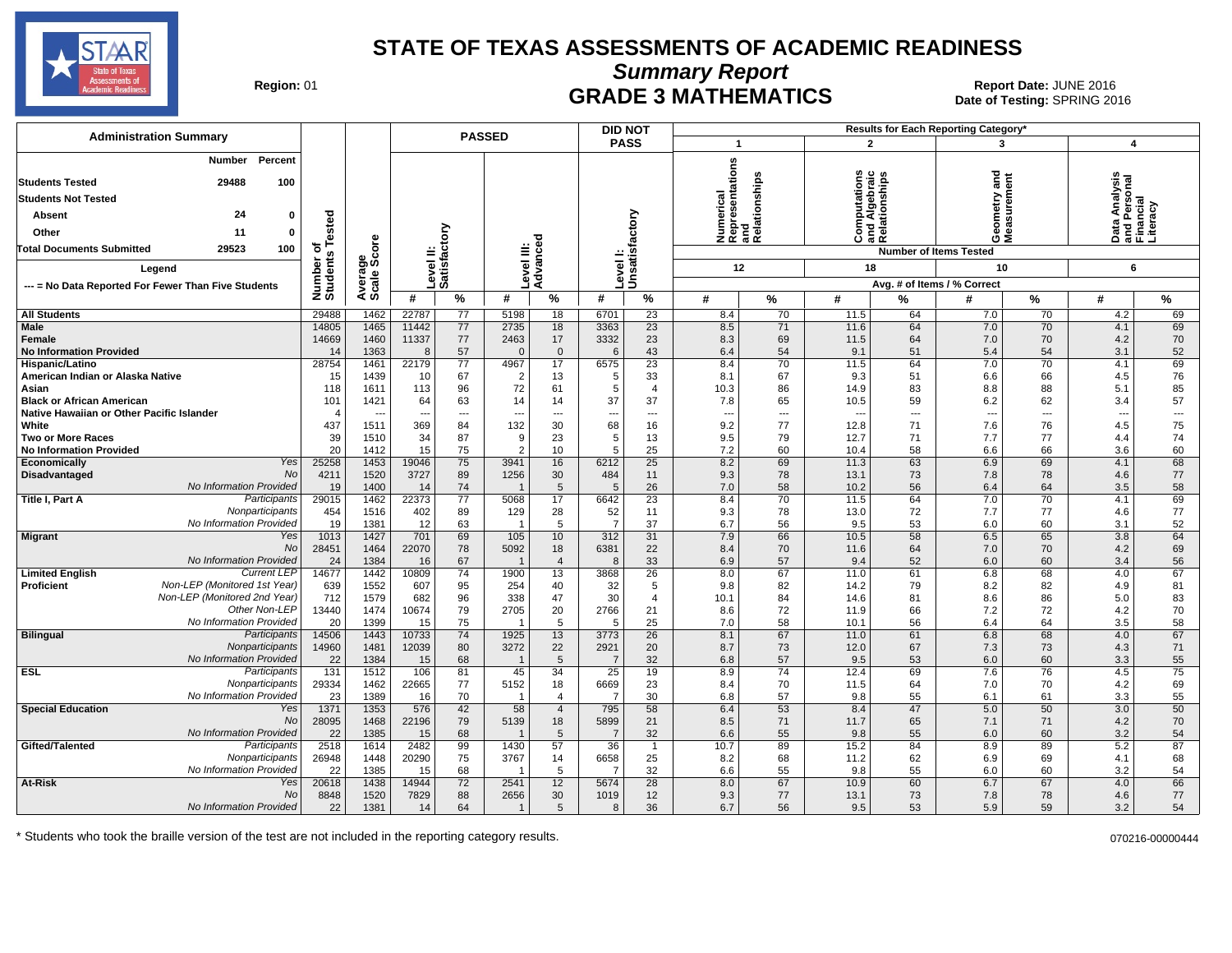# STATE OF TEXAS ASSESSMENTS OF ACADEMIC READINESS

## Summary Report

## GRADE 3 MATHEMATICS

**Region:** 01

**Report Date:** JUNE 2016
**Date of Testing:** SPRING 2016

| Administration Summary | Number | Percent |
|---|---|---|
| Students Tested | 29488 | 100 |
| Students Not Tested | | |
| Absent | 24 | 0 |
| Other | 11 | 0 |
| Total Documents Submitted | 29523 | 100 |

Legend: --- = No Data Reported For Fewer Than Five Students

Results for Each Reporting Category*: 1 = Numerical Representations and Relationships (12 items tested); 2 = Computations and Algebraic Relationships (18 items tested); 3 = Geometry and Measurement (10 items tested); 4 = Data Analysis and Personal Financial Literacy (6 items tested). Values are Avg. # of Items / % Correct.

| Group | | Number of Students Tested | Average Scale Score | Passed Level II: Satisfactory # | Passed Level II: Satisfactory % | Passed Level III: Advanced # | Passed Level III: Advanced % | Did Not Pass Level I: Unsatisfactory # | Did Not Pass Level I: Unsatisfactory % | Cat. 1 # | Cat. 1 % | Cat. 2 # | Cat. 2 % | Cat. 3 # | Cat. 3 % | Cat. 4 # | Cat. 4 % |
|---|---|---|---|---|---|---|---|---|---|---|---|---|---|---|---|---|---|
| **All Students** | | 29488 | 1462 | 22787 | 77 | 5198 | 18 | 6701 | 23 | 8.4 | 70 | 11.5 | 64 | 7.0 | 70 | 4.2 | 69 |
| **Male** | | 14805 | 1465 | 11442 | 77 | 2735 | 18 | 3363 | 23 | 8.5 | 71 | 11.6 | 64 | 7.0 | 70 | 4.1 | 69 |
| **Female** | | 14669 | 1460 | 11337 | 77 | 2463 | 17 | 3332 | 23 | 8.3 | 69 | 11.5 | 64 | 7.0 | 70 | 4.2 | 70 |
| **No Information Provided** | | 14 | 1363 | 8 | 57 | 0 | 0 | 6 | 43 | 6.4 | 54 | 9.1 | 51 | 5.4 | 54 | 3.1 | 52 |
| **Hispanic/Latino** | | 28754 | 1461 | 22179 | 77 | 4967 | 17 | 6575 | 23 | 8.4 | 70 | 11.5 | 64 | 7.0 | 70 | 4.1 | 69 |
| **American Indian or Alaska Native** | | 15 | 1439 | 10 | 67 | 2 | 13 | 5 | 33 | 8.1 | 67 | 9.3 | 51 | 6.6 | 66 | 4.5 | 76 |
| **Asian** | | 118 | 1611 | 113 | 96 | 72 | 61 | 5 | 4 | 10.3 | 86 | 14.9 | 83 | 8.8 | 88 | 5.1 | 85 |
| **Black or African American** | | 101 | 1421 | 64 | 63 | 14 | 14 | 37 | 37 | 7.8 | 65 | 10.5 | 59 | 6.2 | 62 | 3.4 | 57 |
| **Native Hawaiian or Other Pacific Islander** | | 4 | --- | --- | --- | --- | --- | --- | --- | --- | --- | --- | --- | --- | --- | --- | --- |
| **White** | | 437 | 1511 | 369 | 84 | 132 | 30 | 68 | 16 | 9.2 | 77 | 12.8 | 71 | 7.6 | 76 | 4.5 | 75 |
| **Two or More Races** | | 39 | 1510 | 34 | 87 | 9 | 23 | 5 | 13 | 9.5 | 79 | 12.7 | 71 | 7.7 | 77 | 4.4 | 74 |
| **No Information Provided** | | 20 | 1412 | 15 | 75 | 2 | 10 | 5 | 25 | 7.2 | 60 | 10.4 | 58 | 6.6 | 66 | 3.6 | 60 |
| **Economically Disadvantaged** | *Yes* | 25258 | 1453 | 19046 | 75 | 3941 | 16 | 6212 | 25 | 8.2 | 69 | 11.3 | 63 | 6.9 | 69 | 4.1 | 68 |
| | *No* | 4211 | 1520 | 3727 | 89 | 1256 | 30 | 484 | 11 | 9.3 | 78 | 13.1 | 73 | 7.8 | 78 | 4.6 | 77 |
| | *No Information Provided* | 19 | 1400 | 14 | 74 | 1 | 5 | 5 | 26 | 7.0 | 58 | 10.2 | 56 | 6.4 | 64 | 3.5 | 58 |
| **Title I, Part A** | *Participants* | 29015 | 1462 | 22373 | 77 | 5068 | 17 | 6642 | 23 | 8.4 | 70 | 11.5 | 64 | 7.0 | 70 | 4.1 | 69 |
| | *Nonparticipants* | 454 | 1516 | 402 | 89 | 129 | 28 | 52 | 11 | 9.3 | 78 | 13.0 | 72 | 7.7 | 77 | 4.6 | 77 |
| | *No Information Provided* | 19 | 1381 | 12 | 63 | 1 | 5 | 7 | 37 | 6.7 | 56 | 9.5 | 53 | 6.0 | 60 | 3.1 | 52 |
| **Migrant** | *Yes* | 1013 | 1427 | 701 | 69 | 105 | 10 | 312 | 31 | 7.9 | 66 | 10.5 | 58 | 6.5 | 65 | 3.8 | 64 |
| | *No* | 28451 | 1464 | 22070 | 78 | 5092 | 18 | 6381 | 22 | 8.4 | 70 | 11.6 | 64 | 7.0 | 70 | 4.2 | 69 |
| | *No Information Provided* | 24 | 1384 | 16 | 67 | 1 | 4 | 8 | 33 | 6.9 | 57 | 9.4 | 52 | 6.0 | 60 | 3.4 | 56 |
| **Limited English Proficient** | *Current LEP* | 14677 | 1442 | 10809 | 74 | 1900 | 13 | 3868 | 26 | 8.0 | 67 | 11.0 | 61 | 6.8 | 68 | 4.0 | 67 |
| | *Non-LEP (Monitored 1st Year)* | 639 | 1552 | 607 | 95 | 254 | 40 | 32 | 5 | 9.8 | 82 | 14.2 | 79 | 8.2 | 82 | 4.9 | 81 |
| | *Non-LEP (Monitored 2nd Year)* | 712 | 1579 | 682 | 96 | 338 | 47 | 30 | 4 | 10.1 | 84 | 14.6 | 81 | 8.6 | 86 | 5.0 | 83 |
| | *Other Non-LEP* | 13440 | 1474 | 10674 | 79 | 2705 | 20 | 2766 | 21 | 8.6 | 72 | 11.9 | 66 | 7.2 | 72 | 4.2 | 70 |
| | *No Information Provided* | 20 | 1399 | 15 | 75 | 1 | 5 | 5 | 25 | 7.0 | 58 | 10.1 | 56 | 6.4 | 64 | 3.5 | 58 |
| **Bilingual** | *Participants* | 14506 | 1443 | 10733 | 74 | 1925 | 13 | 3773 | 26 | 8.1 | 67 | 11.0 | 61 | 6.8 | 68 | 4.0 | 67 |
| | *Nonparticipants* | 14960 | 1481 | 12039 | 80 | 3272 | 22 | 2921 | 20 | 8.7 | 73 | 12.0 | 67 | 7.3 | 73 | 4.3 | 71 |
| | *No Information Provided* | 22 | 1384 | 15 | 68 | 1 | 5 | 7 | 32 | 6.8 | 57 | 9.5 | 53 | 6.0 | 60 | 3.3 | 55 |
| **ESL** | *Participants* | 131 | 1512 | 106 | 81 | 45 | 34 | 25 | 19 | 8.9 | 74 | 12.4 | 69 | 7.6 | 76 | 4.5 | 75 |
| | *Nonparticipants* | 29334 | 1462 | 22665 | 77 | 5152 | 18 | 6669 | 23 | 8.4 | 70 | 11.5 | 64 | 7.0 | 70 | 4.2 | 69 |
| | *No Information Provided* | 23 | 1389 | 16 | 70 | 1 | 4 | 7 | 30 | 6.8 | 57 | 9.8 | 55 | 6.1 | 61 | 3.3 | 55 |
| **Special Education** | *Yes* | 1371 | 1353 | 576 | 42 | 58 | 4 | 795 | 58 | 6.4 | 53 | 8.4 | 47 | 5.0 | 50 | 3.0 | 50 |
| | *No* | 28095 | 1468 | 22196 | 79 | 5139 | 18 | 5899 | 21 | 8.5 | 71 | 11.7 | 65 | 7.1 | 71 | 4.2 | 70 |
| | *No Information Provided* | 22 | 1385 | 15 | 68 | 1 | 5 | 7 | 32 | 6.6 | 55 | 9.8 | 55 | 6.0 | 60 | 3.2 | 54 |
| **Gifted/Talented** | *Participants* | 2518 | 1614 | 2482 | 99 | 1430 | 57 | 36 | 1 | 10.7 | 89 | 15.2 | 84 | 8.9 | 89 | 5.2 | 87 |
| | *Nonparticipants* | 26948 | 1448 | 20290 | 75 | 3767 | 14 | 6658 | 25 | 8.2 | 68 | 11.2 | 62 | 6.9 | 69 | 4.1 | 68 |
| | *No Information Provided* | 22 | 1385 | 15 | 68 | 1 | 5 | 7 | 32 | 6.6 | 55 | 9.8 | 55 | 6.0 | 60 | 3.2 | 54 |
| **At-Risk** | *Yes* | 20618 | 1438 | 14944 | 72 | 2541 | 12 | 5674 | 28 | 8.0 | 67 | 10.9 | 60 | 6.7 | 67 | 4.0 | 66 |
| | *No* | 8848 | 1520 | 7829 | 88 | 2656 | 30 | 1019 | 12 | 9.3 | 77 | 13.1 | 73 | 7.8 | 78 | 4.6 | 77 |
| | *No Information Provided* | 22 | 1381 | 14 | 64 | 1 | 5 | 8 | 36 | 6.7 | 56 | 9.5 | 53 | 5.9 | 59 | 3.2 | 54 |

\* Students who took the braille version of the test are not included in the reporting category results.

070216-00000444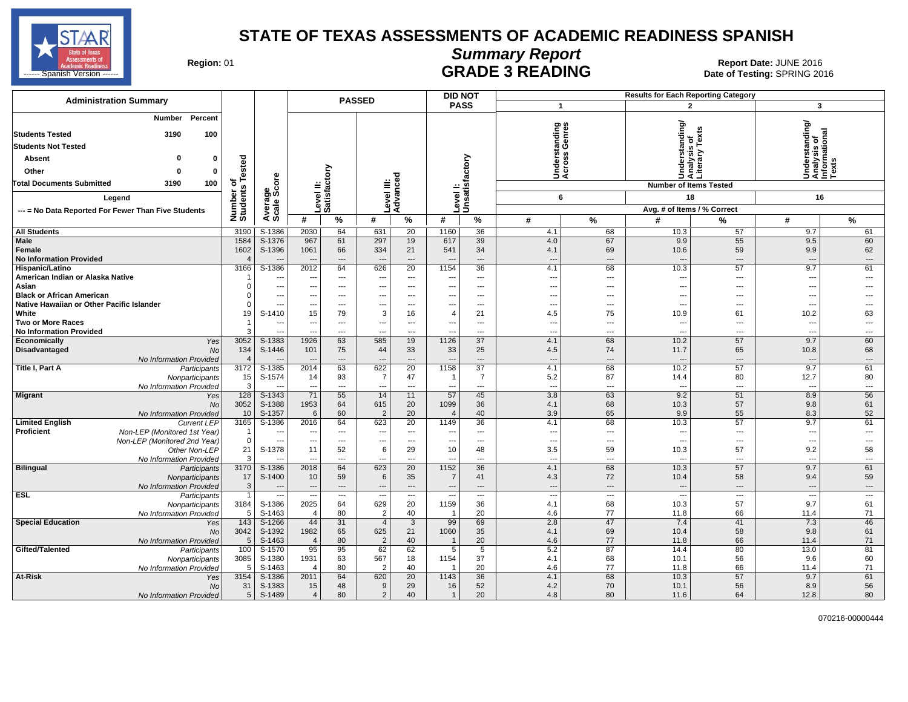# STATE OF TEXAS ASSESSMENTS OF ACADEMIC READINESS SPANISH

## Summary Report

## GRADE 3 READING

**Region:** 01

**Report Date:** JUNE 2016

**Date of Testing:** SPRING 2016

------ Spanish Version ------

| Administration Summary | Number | Percent |
|---|---|---|
| Students Tested | 3190 | 100 |
| Students Not Tested | | |
| Absent | 0 | 0 |
| Other | 0 | 0 |
| Total Documents Submitted | 3190 | 100 |

Legend

--- = No Data Reported For Fewer Than Five Students

Results for Each Reporting Category: 1 = Understanding Across Genres (Number of Items Tested: 6); 2 = Understanding/Analysis of Literary Texts (Number of Items Tested: 18); 3 = Understanding/Analysis of Informational Texts (Number of Items Tested: 16). Avg. # of Items / % Correct.

| Group | | Number of Students Tested | Average Scale Score | Passed Level II: Satisfactory # | Passed Level II: Satisfactory % | Passed Level III: Advanced # | Passed Level III: Advanced % | Did Not Pass Level I: Unsatisfactory # | Did Not Pass Level I: Unsatisfactory % | Cat. 1 # | Cat. 1 % | Cat. 2 # | Cat. 2 % | Cat. 3 # | Cat. 3 % |
|---|---|---|---|---|---|---|---|---|---|---|---|---|---|---|---|
| All Students | | 3190 | S-1386 | 2030 | 64 | 631 | 20 | 1160 | 36 | 4.1 | 68 | 10.3 | 57 | 9.7 | 61 |
| Male | | 1584 | S-1376 | 967 | 61 | 297 | 19 | 617 | 39 | 4.0 | 67 | 9.9 | 55 | 9.5 | 60 |
| Female | | 1602 | S-1396 | 1061 | 66 | 334 | 21 | 541 | 34 | 4.1 | 69 | 10.6 | 59 | 9.9 | 62 |
| No Information Provided | | 4 | --- | --- | --- | --- | --- | --- | --- | --- | --- | --- | --- | --- | --- |
| Hispanic/Latino | | 3166 | S-1386 | 2012 | 64 | 626 | 20 | 1154 | 36 | 4.1 | 68 | 10.3 | 57 | 9.7 | 61 |
| American Indian or Alaska Native | | 1 | --- | --- | --- | --- | --- | --- | --- | --- | --- | --- | --- | --- | --- |
| Asian | | 0 | --- | --- | --- | --- | --- | --- | --- | --- | --- | --- | --- | --- | --- |
| Black or African American | | 0 | --- | --- | --- | --- | --- | --- | --- | --- | --- | --- | --- | --- | --- |
| Native Hawaiian or Other Pacific Islander | | 0 | --- | --- | --- | --- | --- | --- | --- | --- | --- | --- | --- | --- | --- |
| White | | 19 | S-1410 | 15 | 79 | 3 | 16 | 4 | 21 | 4.5 | 75 | 10.9 | 61 | 10.2 | 63 |
| Two or More Races | | 1 | --- | --- | --- | --- | --- | --- | --- | --- | --- | --- | --- | --- | --- |
| No Information Provided | | 3 | --- | --- | --- | --- | --- | --- | --- | --- | --- | --- | --- | --- | --- |
| Economically Disadvantaged | Yes | 3052 | S-1383 | 1926 | 63 | 585 | 19 | 1126 | 37 | 4.1 | 68 | 10.2 | 57 | 9.7 | 60 |
| | No | 134 | S-1446 | 101 | 75 | 44 | 33 | 33 | 25 | 4.5 | 74 | 11.7 | 65 | 10.8 | 68 |
| | No Information Provided | 4 | --- | --- | --- | --- | --- | --- | --- | --- | --- | --- | --- | --- | --- |
| Title I, Part A | Participants | 3172 | S-1385 | 2014 | 63 | 622 | 20 | 1158 | 37 | 4.1 | 68 | 10.2 | 57 | 9.7 | 61 |
| | Nonparticipants | 15 | S-1574 | 14 | 93 | 7 | 47 | 1 | 7 | 5.2 | 87 | 14.4 | 80 | 12.7 | 80 |
| | No Information Provided | 3 | --- | --- | --- | --- | --- | --- | --- | --- | --- | --- | --- | --- | --- |
| Migrant | Yes | 128 | S-1343 | 71 | 55 | 14 | 11 | 57 | 45 | 3.8 | 63 | 9.2 | 51 | 8.9 | 56 |
| | No | 3052 | S-1388 | 1953 | 64 | 615 | 20 | 1099 | 36 | 4.1 | 68 | 10.3 | 57 | 9.8 | 61 |
| | No Information Provided | 10 | S-1357 | 6 | 60 | 2 | 20 | 4 | 40 | 3.9 | 65 | 9.9 | 55 | 8.3 | 52 |
| Limited English Proficient | Current LEP | 3165 | S-1386 | 2016 | 64 | 623 | 20 | 1149 | 36 | 4.1 | 68 | 10.3 | 57 | 9.7 | 61 |
| | Non-LEP (Monitored 1st Year) | 1 | --- | --- | --- | --- | --- | --- | --- | --- | --- | --- | --- | --- | --- |
| | Non-LEP (Monitored 2nd Year) | 0 | --- | --- | --- | --- | --- | --- | --- | --- | --- | --- | --- | --- | --- |
| | Other Non-LEP | 21 | S-1378 | 11 | 52 | 6 | 29 | 10 | 48 | 3.5 | 59 | 10.3 | 57 | 9.2 | 58 |
| | No Information Provided | 3 | --- | --- | --- | --- | --- | --- | --- | --- | --- | --- | --- | --- | --- |
| Bilingual | Participants | 3170 | S-1386 | 2018 | 64 | 623 | 20 | 1152 | 36 | 4.1 | 68 | 10.3 | 57 | 9.7 | 61 |
| | Nonparticipants | 17 | S-1400 | 10 | 59 | 6 | 35 | 7 | 41 | 4.3 | 72 | 10.4 | 58 | 9.4 | 59 |
| | No Information Provided | 3 | --- | --- | --- | --- | --- | --- | --- | --- | --- | --- | --- | --- | --- |
| ESL | Participants | 1 | --- | --- | --- | --- | --- | --- | --- | --- | --- | --- | --- | --- | --- |
| | Nonparticipants | 3184 | S-1386 | 2025 | 64 | 629 | 20 | 1159 | 36 | 4.1 | 68 | 10.3 | 57 | 9.7 | 61 |
| | No Information Provided | 5 | S-1463 | 4 | 80 | 2 | 40 | 1 | 20 | 4.6 | 77 | 11.8 | 66 | 11.4 | 71 |
| Special Education | Yes | 143 | S-1266 | 44 | 31 | 4 | 3 | 99 | 69 | 2.8 | 47 | 7.4 | 41 | 7.3 | 46 |
| | No | 3042 | S-1392 | 1982 | 65 | 625 | 21 | 1060 | 35 | 4.1 | 69 | 10.4 | 58 | 9.8 | 61 |
| | No Information Provided | 5 | S-1463 | 4 | 80 | 2 | 40 | 1 | 20 | 4.6 | 77 | 11.8 | 66 | 11.4 | 71 |
| Gifted/Talented | Participants | 100 | S-1570 | 95 | 95 | 62 | 62 | 5 | 5 | 5.2 | 87 | 14.4 | 80 | 13.0 | 81 |
| | Nonparticipants | 3085 | S-1380 | 1931 | 63 | 567 | 18 | 1154 | 37 | 4.1 | 68 | 10.1 | 56 | 9.6 | 60 |
| | No Information Provided | 5 | S-1463 | 4 | 80 | 2 | 40 | 1 | 20 | 4.6 | 77 | 11.8 | 66 | 11.4 | 71 |
| At-Risk | Yes | 3154 | S-1386 | 2011 | 64 | 620 | 20 | 1143 | 36 | 4.1 | 68 | 10.3 | 57 | 9.7 | 61 |
| | No | 31 | S-1383 | 15 | 48 | 9 | 29 | 16 | 52 | 4.2 | 70 | 10.1 | 56 | 8.9 | 56 |
| | No Information Provided | 5 | S-1489 | 4 | 80 | 2 | 40 | 1 | 20 | 4.8 | 80 | 11.6 | 64 | 12.8 | 80 |

070216-00000444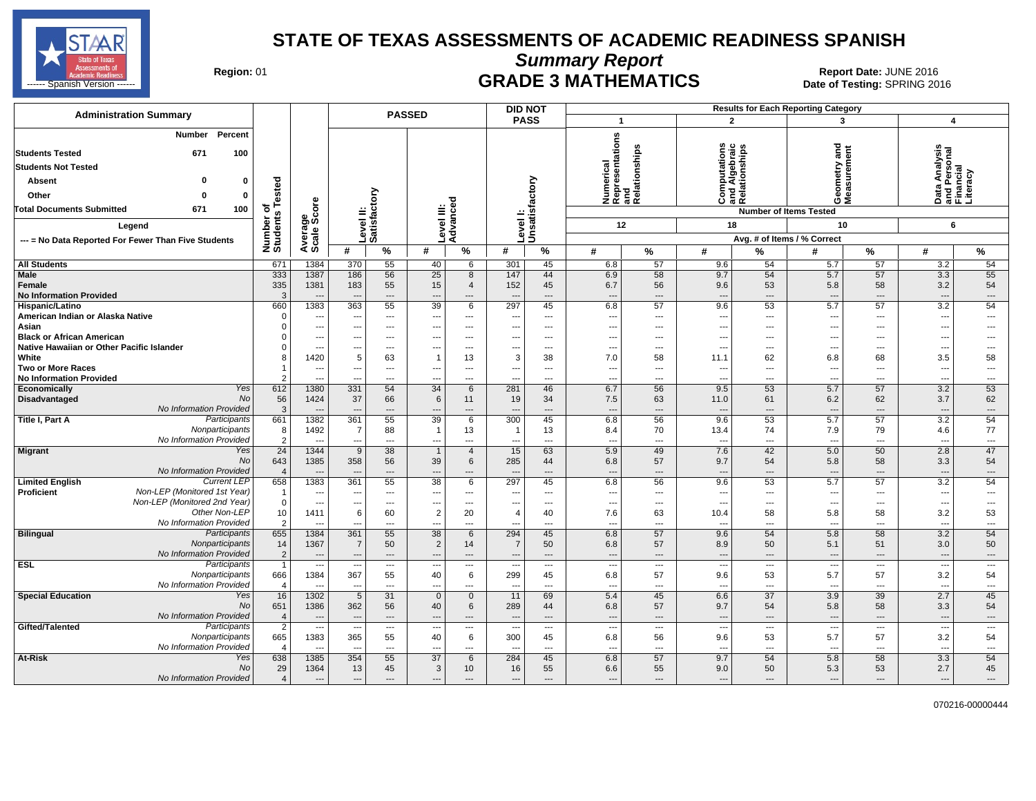# STATE OF TEXAS ASSESSMENTS OF ACADEMIC READINESS SPANISH

## Summary Report

## GRADE 3 MATHEMATICS

Region: 01

Report Date: JUNE 2016
Date of Testing: SPRING 2016

**Administration Summary**

| | Number | Percent |
|---|---|---|
| Students Tested | 671 | 100 |
| Students Not Tested | | |
| Absent | 0 | 0 |
| Other | 0 | 0 |
| Total Documents Submitted | 671 | 100 |

Legend: --- = No Data Reported For Fewer Than Five Students

Results for Each Reporting Category (Number of Items Tested; Avg. # of Items / % Correct):
1. Numerical Representations and Relationships (12)
2. Computations and Algebraic Relationships (18)
3. Geometry and Measurement (10)
4. Data Analysis and Personal Financial Literacy (6)

| Group | | Number of Students Tested | Average Scale Score | Passed Level II: Satisfactory # | % | Passed Level III: Advanced # | % | Did Not Pass Level I: Unsatisfactory # | % | Cat 1 # | Cat 1 % | Cat 2 # | Cat 2 % | Cat 3 # | Cat 3 % | Cat 4 # | Cat 4 % |
|---|---|---|---|---|---|---|---|---|---|---|---|---|---|---|---|---|---|
| All Students | | 671 | 1384 | 370 | 55 | 40 | 6 | 301 | 45 | 6.8 | 57 | 9.6 | 54 | 5.7 | 57 | 3.2 | 54 |
| Male | | 333 | 1387 | 186 | 56 | 25 | 8 | 147 | 44 | 6.9 | 58 | 9.7 | 54 | 5.7 | 57 | 3.3 | 55 |
| Female | | 335 | 1381 | 183 | 55 | 15 | 4 | 152 | 45 | 6.7 | 56 | 9.6 | 53 | 5.8 | 58 | 3.2 | 54 |
| No Information Provided | | 3 | --- | --- | --- | --- | --- | --- | --- | --- | --- | --- | --- | --- | --- | --- | --- |
| Hispanic/Latino | | 660 | 1383 | 363 | 55 | 39 | 6 | 297 | 45 | 6.8 | 57 | 9.6 | 53 | 5.7 | 57 | 3.2 | 54 |
| American Indian or Alaska Native | | 0 | --- | --- | --- | --- | --- | --- | --- | --- | --- | --- | --- | --- | --- | --- | --- |
| Asian | | 0 | --- | --- | --- | --- | --- | --- | --- | --- | --- | --- | --- | --- | --- | --- | --- |
| Black or African American | | 0 | --- | --- | --- | --- | --- | --- | --- | --- | --- | --- | --- | --- | --- | --- | --- |
| Native Hawaiian or Other Pacific Islander | | 0 | --- | --- | --- | --- | --- | --- | --- | --- | --- | --- | --- | --- | --- | --- | --- |
| White | | 8 | 1420 | 5 | 63 | 1 | 13 | 3 | 38 | 7.0 | 58 | 11.1 | 62 | 6.8 | 68 | 3.5 | 58 |
| Two or More Races | | 1 | --- | --- | --- | --- | --- | --- | --- | --- | --- | --- | --- | --- | --- | --- | --- |
| No Information Provided | | 2 | --- | --- | --- | --- | --- | --- | --- | --- | --- | --- | --- | --- | --- | --- | --- |
| Economically Disadvantaged | Yes | 612 | 1380 | 331 | 54 | 34 | 6 | 281 | 46 | 6.7 | 56 | 9.5 | 53 | 5.7 | 57 | 3.2 | 53 |
| | No | 56 | 1424 | 37 | 66 | 6 | 11 | 19 | 34 | 7.5 | 63 | 11.0 | 61 | 6.2 | 62 | 3.7 | 62 |
| | No Information Provided | 3 | --- | --- | --- | --- | --- | --- | --- | --- | --- | --- | --- | --- | --- | --- | --- |
| Title I, Part A | Participants | 661 | 1382 | 361 | 55 | 39 | 6 | 300 | 45 | 6.8 | 56 | 9.6 | 53 | 5.7 | 57 | 3.2 | 54 |
| | Nonparticipants | 8 | 1492 | 7 | 88 | 1 | 13 | 1 | 13 | 8.4 | 70 | 13.4 | 74 | 7.9 | 79 | 4.6 | 77 |
| | No Information Provided | 2 | --- | --- | --- | --- | --- | --- | --- | --- | --- | --- | --- | --- | --- | --- | --- |
| Migrant | Yes | 24 | 1344 | 9 | 38 | 1 | 4 | 15 | 63 | 5.9 | 49 | 7.6 | 42 | 5.0 | 50 | 2.8 | 47 |
| | No | 643 | 1385 | 358 | 56 | 39 | 6 | 285 | 44 | 6.8 | 57 | 9.7 | 54 | 5.8 | 58 | 3.3 | 54 |
| | No Information Provided | 4 | --- | --- | --- | --- | --- | --- | --- | --- | --- | --- | --- | --- | --- | --- | --- |
| Limited English Proficient | Current LEP | 658 | 1383 | 361 | 55 | 38 | 6 | 297 | 45 | 6.8 | 56 | 9.6 | 53 | 5.7 | 57 | 3.2 | 54 |
| | Non-LEP (Monitored 1st Year) | 1 | --- | --- | --- | --- | --- | --- | --- | --- | --- | --- | --- | --- | --- | --- | --- |
| | Non-LEP (Monitored 2nd Year) | 0 | --- | --- | --- | --- | --- | --- | --- | --- | --- | --- | --- | --- | --- | --- | --- |
| | Other Non-LEP | 10 | 1411 | 6 | 60 | 2 | 20 | 4 | 40 | 7.6 | 63 | 10.4 | 58 | 5.8 | 58 | 3.2 | 53 |
| | No Information Provided | 2 | --- | --- | --- | --- | --- | --- | --- | --- | --- | --- | --- | --- | --- | --- | --- |
| Bilingual | Participants | 655 | 1384 | 361 | 55 | 38 | 6 | 294 | 45 | 6.8 | 57 | 9.6 | 54 | 5.8 | 58 | 3.2 | 54 |
| | Nonparticipants | 14 | 1367 | 7 | 50 | 2 | 14 | 7 | 50 | 6.8 | 57 | 8.9 | 50 | 5.1 | 51 | 3.0 | 50 |
| | No Information Provided | 2 | --- | --- | --- | --- | --- | --- | --- | --- | --- | --- | --- | --- | --- | --- | --- |
| ESL | Participants | 1 | --- | --- | --- | --- | --- | --- | --- | --- | --- | --- | --- | --- | --- | --- | --- |
| | Nonparticipants | 666 | 1384 | 367 | 55 | 40 | 6 | 299 | 45 | 6.8 | 57 | 9.6 | 53 | 5.7 | 57 | 3.2 | 54 |
| | No Information Provided | 4 | --- | --- | --- | --- | --- | --- | --- | --- | --- | --- | --- | --- | --- | --- | --- |
| Special Education | Yes | 16 | 1302 | 5 | 31 | 0 | 0 | 11 | 69 | 5.4 | 45 | 6.6 | 37 | 3.9 | 39 | 2.7 | 45 |
| | No | 651 | 1386 | 362 | 56 | 40 | 6 | 289 | 44 | 6.8 | 57 | 9.7 | 54 | 5.8 | 58 | 3.3 | 54 |
| | No Information Provided | 4 | --- | --- | --- | --- | --- | --- | --- | --- | --- | --- | --- | --- | --- | --- | --- |
| Gifted/Talented | Participants | 2 | --- | --- | --- | --- | --- | --- | --- | --- | --- | --- | --- | --- | --- | --- | --- |
| | Nonparticipants | 665 | 1383 | 365 | 55 | 40 | 6 | 300 | 45 | 6.8 | 56 | 9.6 | 53 | 5.7 | 57 | 3.2 | 54 |
| | No Information Provided | 4 | --- | --- | --- | --- | --- | --- | --- | --- | --- | --- | --- | --- | --- | --- | --- |
| At-Risk | Yes | 638 | 1385 | 354 | 55 | 37 | 6 | 284 | 45 | 6.8 | 57 | 9.7 | 54 | 5.8 | 58 | 3.3 | 54 |
| | No | 29 | 1364 | 13 | 45 | 3 | 10 | 16 | 55 | 6.6 | 55 | 9.0 | 50 | 5.3 | 53 | 2.7 | 45 |
| | No Information Provided | 4 | --- | --- | --- | --- | --- | --- | --- | --- | --- | --- | --- | --- | --- | --- | --- |

070216-00000444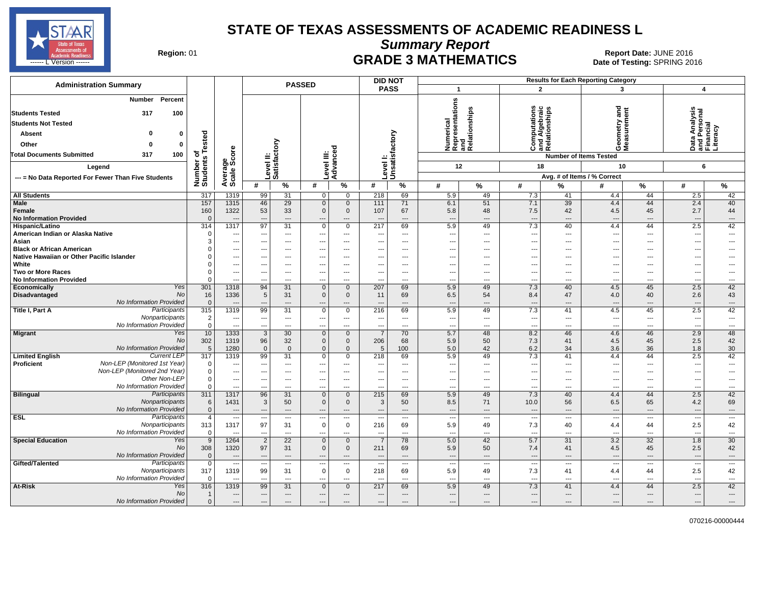# STATE OF TEXAS ASSESSMENTS OF ACADEMIC READINESS L

## Summary Report

## GRADE 3 MATHEMATICS

**Region:** 01

**Report Date:** JUNE 2016
**Date of Testing:** SPRING 2016

| Administration Summary | Number | Percent |
|---|---|---|
| Students Tested | 317 | 100 |
| Students Not Tested | | |
| Absent | 0 | 0 |
| Other | 0 | 0 |
| Total Documents Submitted | 317 | 100 |

Legend: --- = No Data Reported For Fewer Than Five Students

Results for Each Reporting Category: 1 – Numerical Representations and Relationships (Number of Items Tested: 12); 2 – Computations and Algebraic Relationships (18); 3 – Geometry and Measurement (10); 4 – Data Analysis and Personal Financial Literacy (6). Values shown are Avg. # of Items / % Correct.

| Group | | Number of Students Tested | Average Scale Score | Passed Level II: Satisfactory # | Passed Level II: Satisfactory % | Passed Level III: Advanced # | Passed Level III: Advanced % | Did Not Pass Level I: Unsatisfactory # | Did Not Pass Level I: Unsatisfactory % | Cat. 1 # | Cat. 1 % | Cat. 2 # | Cat. 2 % | Cat. 3 # | Cat. 3 % | Cat. 4 # | Cat. 4 % |
|---|---|---|---|---|---|---|---|---|---|---|---|---|---|---|---|---|---|
| All Students | | 317 | 1319 | 99 | 31 | 0 | 0 | 218 | 69 | 5.9 | 49 | 7.3 | 41 | 4.4 | 44 | 2.5 | 42 |
| Male | | 157 | 1315 | 46 | 29 | 0 | 0 | 111 | 71 | 6.1 | 51 | 7.1 | 39 | 4.4 | 44 | 2.4 | 40 |
| Female | | 160 | 1322 | 53 | 33 | 0 | 0 | 107 | 67 | 5.8 | 48 | 7.5 | 42 | 4.5 | 45 | 2.7 | 44 |
| No Information Provided | | 0 | --- | --- | --- | --- | --- | --- | --- | --- | --- | --- | --- | --- | --- | --- | --- |
| Hispanic/Latino | | 314 | 1317 | 97 | 31 | 0 | 0 | 217 | 69 | 5.9 | 49 | 7.3 | 40 | 4.4 | 44 | 2.5 | 42 |
| American Indian or Alaska Native | | 0 | --- | --- | --- | --- | --- | --- | --- | --- | --- | --- | --- | --- | --- | --- | --- |
| Asian | | 3 | --- | --- | --- | --- | --- | --- | --- | --- | --- | --- | --- | --- | --- | --- | --- |
| Black or African American | | 0 | --- | --- | --- | --- | --- | --- | --- | --- | --- | --- | --- | --- | --- | --- | --- |
| Native Hawaiian or Other Pacific Islander | | 0 | --- | --- | --- | --- | --- | --- | --- | --- | --- | --- | --- | --- | --- | --- | --- |
| White | | 0 | --- | --- | --- | --- | --- | --- | --- | --- | --- | --- | --- | --- | --- | --- | --- |
| Two or More Races | | 0 | --- | --- | --- | --- | --- | --- | --- | --- | --- | --- | --- | --- | --- | --- | --- |
| No Information Provided | | 0 | --- | --- | --- | --- | --- | --- | --- | --- | --- | --- | --- | --- | --- | --- | --- |
| Economically Disadvantaged | Yes | 301 | 1318 | 94 | 31 | 0 | 0 | 207 | 69 | 5.9 | 49 | 7.3 | 40 | 4.5 | 45 | 2.5 | 42 |
| | No | 16 | 1336 | 5 | 31 | 0 | 0 | 11 | 69 | 6.5 | 54 | 8.4 | 47 | 4.0 | 40 | 2.6 | 43 |
| | No Information Provided | 0 | --- | --- | --- | --- | --- | --- | --- | --- | --- | --- | --- | --- | --- | --- | --- |
| Title I, Part A | Participants | 315 | 1319 | 99 | 31 | 0 | 0 | 216 | 69 | 5.9 | 49 | 7.3 | 41 | 4.5 | 45 | 2.5 | 42 |
| | Nonparticipants | 2 | --- | --- | --- | --- | --- | --- | --- | --- | --- | --- | --- | --- | --- | --- | --- |
| | No Information Provided | 0 | --- | --- | --- | --- | --- | --- | --- | --- | --- | --- | --- | --- | --- | --- | --- |
| Migrant | Yes | 10 | 1333 | 3 | 30 | 0 | 0 | 7 | 70 | 5.7 | 48 | 8.2 | 46 | 4.6 | 46 | 2.9 | 48 |
| | No | 302 | 1319 | 96 | 32 | 0 | 0 | 206 | 68 | 5.9 | 50 | 7.3 | 41 | 4.5 | 45 | 2.5 | 42 |
| | No Information Provided | 5 | 1280 | 0 | 0 | 0 | 0 | 5 | 100 | 5.0 | 42 | 6.2 | 34 | 3.6 | 36 | 1.8 | 30 |
| Limited English Proficient | Current LEP | 317 | 1319 | 99 | 31 | 0 | 0 | 218 | 69 | 5.9 | 49 | 7.3 | 41 | 4.4 | 44 | 2.5 | 42 |
| | Non-LEP (Monitored 1st Year) | 0 | --- | --- | --- | --- | --- | --- | --- | --- | --- | --- | --- | --- | --- | --- | --- |
| | Non-LEP (Monitored 2nd Year) | 0 | --- | --- | --- | --- | --- | --- | --- | --- | --- | --- | --- | --- | --- | --- | --- |
| | Other Non-LEP | 0 | --- | --- | --- | --- | --- | --- | --- | --- | --- | --- | --- | --- | --- | --- | --- |
| | No Information Provided | 0 | --- | --- | --- | --- | --- | --- | --- | --- | --- | --- | --- | --- | --- | --- | --- |
| Bilingual | Participants | 311 | 1317 | 96 | 31 | 0 | 0 | 215 | 69 | 5.9 | 49 | 7.3 | 40 | 4.4 | 44 | 2.5 | 42 |
| | Nonparticipants | 6 | 1431 | 3 | 50 | 0 | 0 | 3 | 50 | 8.5 | 71 | 10.0 | 56 | 6.5 | 65 | 4.2 | 69 |
| | No Information Provided | 0 | --- | --- | --- | --- | --- | --- | --- | --- | --- | --- | --- | --- | --- | --- | --- |
| ESL | Participants | 4 | --- | --- | --- | --- | --- | --- | --- | --- | --- | --- | --- | --- | --- | --- | --- |
| | Nonparticipants | 313 | 1317 | 97 | 31 | 0 | 0 | 216 | 69 | 5.9 | 49 | 7.3 | 40 | 4.4 | 44 | 2.5 | 42 |
| | No Information Provided | 0 | --- | --- | --- | --- | --- | --- | --- | --- | --- | --- | --- | --- | --- | --- | --- |
| Special Education | Yes | 9 | 1264 | 2 | 22 | 0 | 0 | 7 | 78 | 5.0 | 42 | 5.7 | 31 | 3.2 | 32 | 1.8 | 30 |
| | No | 308 | 1320 | 97 | 31 | 0 | 0 | 211 | 69 | 5.9 | 50 | 7.4 | 41 | 4.5 | 45 | 2.5 | 42 |
| | No Information Provided | 0 | --- | --- | --- | --- | --- | --- | --- | --- | --- | --- | --- | --- | --- | --- | --- |
| Gifted/Talented | Participants | 0 | --- | --- | --- | --- | --- | --- | --- | --- | --- | --- | --- | --- | --- | --- | --- |
| | Nonparticipants | 317 | 1319 | 99 | 31 | 0 | 0 | 218 | 69 | 5.9 | 49 | 7.3 | 41 | 4.4 | 44 | 2.5 | 42 |
| | No Information Provided | 0 | --- | --- | --- | --- | --- | --- | --- | --- | --- | --- | --- | --- | --- | --- | --- |
| At-Risk | Yes | 316 | 1319 | 99 | 31 | 0 | 0 | 217 | 69 | 5.9 | 49 | 7.3 | 41 | 4.4 | 44 | 2.5 | 42 |
| | No | 1 | --- | --- | --- | --- | --- | --- | --- | --- | --- | --- | --- | --- | --- | --- | --- |
| | No Information Provided | 0 | --- | --- | --- | --- | --- | --- | --- | --- | --- | --- | --- | --- | --- | --- | --- |

070216-00000444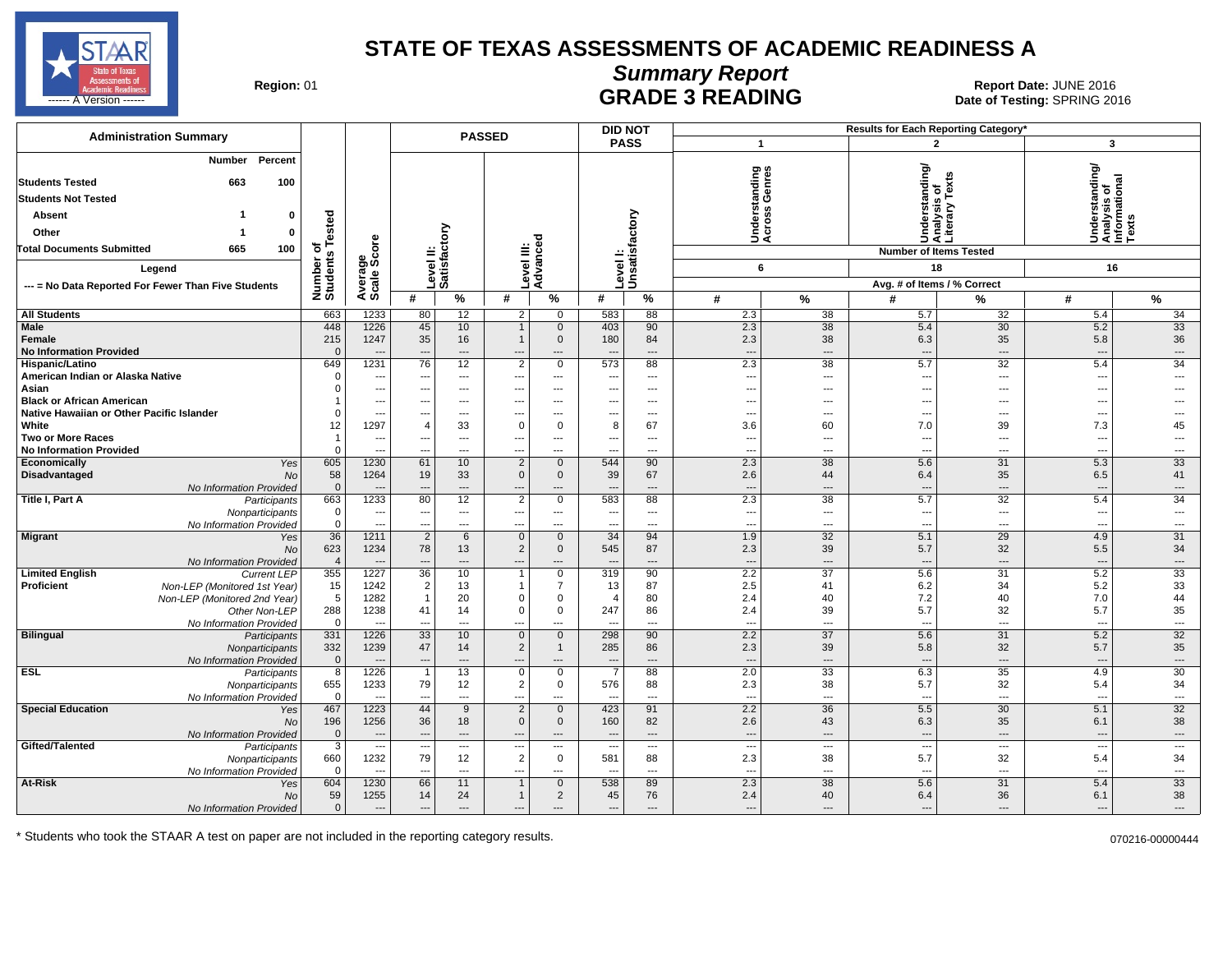# STATE OF TEXAS ASSESSMENTS OF ACADEMIC READINESS A

## Summary Report

## GRADE 3 READING

**Region:** 01

**Report Date:** JUNE 2016
**Date of Testing:** SPRING 2016

**Administration Summary**

| | Number | Percent |
|---|---|---|
| Students Tested | 663 | 100 |
| Students Not Tested | | |
| Absent | 1 | 0 |
| Other | 1 | 0 |
| Total Documents Submitted | 665 | 100 |

Legend

--- = No Data Reported For Fewer Than Five Students

| | | Number of Students Tested | Average Scale Score | PASSED Level II: Satisfactory # | PASSED Level II: Satisfactory % | PASSED Level III: Advanced # | PASSED Level III: Advanced % | DID NOT PASS Level I: Unsatisfactory # | DID NOT PASS Level I: Unsatisfactory % | 1 Understanding Across Genres (6 items) # | 1 % | 2 Understanding/Analysis of Literary Texts (18 items) # | 2 % | 3 Understanding/Analysis of Informational Texts (16 items) # | 3 % |
|---|---|---|---|---|---|---|---|---|---|---|---|---|---|---|---|
| **All Students** | | 663 | 1233 | 80 | 12 | 2 | 0 | 583 | 88 | 2.3 | 38 | 5.7 | 32 | 5.4 | 34 |
| **Male** | | 448 | 1226 | 45 | 10 | 1 | 0 | 403 | 90 | 2.3 | 38 | 5.4 | 30 | 5.2 | 33 |
| **Female** | | 215 | 1247 | 35 | 16 | 1 | 0 | 180 | 84 | 2.3 | 38 | 6.3 | 35 | 5.8 | 36 |
| **No Information Provided** | | 0 | --- | --- | --- | --- | --- | --- | --- | --- | --- | --- | --- | --- | --- |
| **Hispanic/Latino** | | 649 | 1231 | 76 | 12 | 2 | 0 | 573 | 88 | 2.3 | 38 | 5.7 | 32 | 5.4 | 34 |
| **American Indian or Alaska Native** | | 0 | --- | --- | --- | --- | --- | --- | --- | --- | --- | --- | --- | --- | --- |
| **Asian** | | 0 | --- | --- | --- | --- | --- | --- | --- | --- | --- | --- | --- | --- | --- |
| **Black or African American** | | 1 | --- | --- | --- | --- | --- | --- | --- | --- | --- | --- | --- | --- | --- |
| **Native Hawaiian or Other Pacific Islander** | | 0 | --- | --- | --- | --- | --- | --- | --- | --- | --- | --- | --- | --- | --- |
| **White** | | 12 | 1297 | 4 | 33 | 0 | 0 | 8 | 67 | 3.6 | 60 | 7.0 | 39 | 7.3 | 45 |
| **Two or More Races** | | 1 | --- | --- | --- | --- | --- | --- | --- | --- | --- | --- | --- | --- | --- |
| **No Information Provided** | | 0 | --- | --- | --- | --- | --- | --- | --- | --- | --- | --- | --- | --- | --- |
| **Economically Disadvantaged** | *Yes* | 605 | 1230 | 61 | 10 | 2 | 0 | 544 | 90 | 2.3 | 38 | 5.6 | 31 | 5.3 | 33 |
| | *No* | 58 | 1264 | 19 | 33 | 0 | 0 | 39 | 67 | 2.6 | 44 | 6.4 | 35 | 6.5 | 41 |
| | *No Information Provided* | 0 | --- | --- | --- | --- | --- | --- | --- | --- | --- | --- | --- | --- | --- |
| **Title I, Part A** | *Participants* | 663 | 1233 | 80 | 12 | 2 | 0 | 583 | 88 | 2.3 | 38 | 5.7 | 32 | 5.4 | 34 |
| | *Nonparticipants* | 0 | --- | --- | --- | --- | --- | --- | --- | --- | --- | --- | --- | --- | --- |
| | *No Information Provided* | 0 | --- | --- | --- | --- | --- | --- | --- | --- | --- | --- | --- | --- | --- |
| **Migrant** | *Yes* | 36 | 1211 | 2 | 6 | 0 | 0 | 34 | 94 | 1.9 | 32 | 5.1 | 29 | 4.9 | 31 |
| | *No* | 623 | 1234 | 78 | 13 | 2 | 0 | 545 | 87 | 2.3 | 39 | 5.7 | 32 | 5.5 | 34 |
| | *No Information Provided* | 4 | --- | --- | --- | --- | --- | --- | --- | --- | --- | --- | --- | --- | --- |
| **Limited English Proficient** | *Current LEP* | 355 | 1227 | 36 | 10 | 1 | 0 | 319 | 90 | 2.2 | 37 | 5.6 | 31 | 5.2 | 33 |
| | *Non-LEP (Monitored 1st Year)* | 15 | 1242 | 2 | 13 | 1 | 7 | 13 | 87 | 2.5 | 41 | 6.2 | 34 | 5.2 | 33 |
| | *Non-LEP (Monitored 2nd Year)* | 5 | 1282 | 1 | 20 | 0 | 0 | 4 | 80 | 2.4 | 40 | 7.2 | 40 | 7.0 | 44 |
| | *Other Non-LEP* | 288 | 1238 | 41 | 14 | 0 | 0 | 247 | 86 | 2.4 | 39 | 5.7 | 32 | 5.7 | 35 |
| | *No Information Provided* | 0 | --- | --- | --- | --- | --- | --- | --- | --- | --- | --- | --- | --- | --- |
| **Bilingual** | *Participants* | 331 | 1226 | 33 | 10 | 0 | 0 | 298 | 90 | 2.2 | 37 | 5.6 | 31 | 5.2 | 32 |
| | *Nonparticipants* | 332 | 1239 | 47 | 14 | 2 | 1 | 285 | 86 | 2.3 | 39 | 5.8 | 32 | 5.7 | 35 |
| | *No Information Provided* | 0 | --- | --- | --- | --- | --- | --- | --- | --- | --- | --- | --- | --- | --- |
| **ESL** | *Participants* | 8 | 1226 | 1 | 13 | 0 | 0 | 7 | 88 | 2.0 | 33 | 6.3 | 35 | 4.9 | 30 |
| | *Nonparticipants* | 655 | 1233 | 79 | 12 | 2 | 0 | 576 | 88 | 2.3 | 38 | 5.7 | 32 | 5.4 | 34 |
| | *No Information Provided* | 0 | --- | --- | --- | --- | --- | --- | --- | --- | --- | --- | --- | --- | --- |
| **Special Education** | *Yes* | 467 | 1223 | 44 | 9 | 2 | 0 | 423 | 91 | 2.2 | 36 | 5.5 | 30 | 5.1 | 32 |
| | *No* | 196 | 1256 | 36 | 18 | 0 | 0 | 160 | 82 | 2.6 | 43 | 6.3 | 35 | 6.1 | 38 |
| | *No Information Provided* | 0 | --- | --- | --- | --- | --- | --- | --- | --- | --- | --- | --- | --- | --- |
| **Gifted/Talented** | *Participants* | 3 | --- | --- | --- | --- | --- | --- | --- | --- | --- | --- | --- | --- | --- |
| | *Nonparticipants* | 660 | 1232 | 79 | 12 | 2 | 0 | 581 | 88 | 2.3 | 38 | 5.7 | 32 | 5.4 | 34 |
| | *No Information Provided* | 0 | --- | --- | --- | --- | --- | --- | --- | --- | --- | --- | --- | --- | --- |
| **At-Risk** | *Yes* | 604 | 1230 | 66 | 11 | 1 | 0 | 538 | 89 | 2.3 | 38 | 5.6 | 31 | 5.4 | 33 |
| | *No* | 59 | 1255 | 14 | 24 | 1 | 2 | 45 | 76 | 2.4 | 40 | 6.4 | 36 | 6.1 | 38 |
| | *No Information Provided* | 0 | --- | --- | --- | --- | --- | --- | --- | --- | --- | --- | --- | --- | --- |

Results for Each Reporting Category*: Avg. # of Items / % Correct

\* Students who took the STAAR A test on paper are not included in the reporting category results.

070216-00000444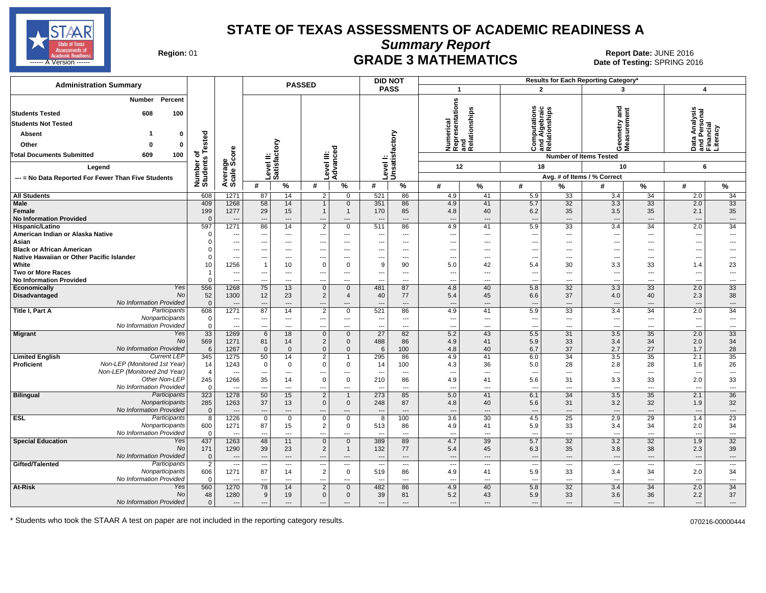# STATE OF TEXAS ASSESSMENTS OF ACADEMIC READINESS A

## Summary Report

## GRADE 3 MATHEMATICS

**Region:** 01

**Report Date:** JUNE 2016
**Date of Testing:** SPRING 2016

**Administration Summary**

| | Number | Percent |
|---|---|---|
| Students Tested | 608 | 100 |
| Students Not Tested | | |
| Absent | 1 | 0 |
| Other | 0 | 0 |
| Total Documents Submitted | 609 | 100 |

Legend

--- = No Data Reported For Fewer Than Five Students

| | | Number of Students Tested | Average Scale Score | PASSED Level II: Satisfactory # | PASSED Level II: Satisfactory % | PASSED Level III: Advanced # | PASSED Level III: Advanced % | DID NOT PASS Level I: Unsatisfactory # | DID NOT PASS Level I: Unsatisfactory % | 1 Numerical Representations and Relationships (12 items) # | 1 % | 2 Computations and Algebraic Relationships (18 items) # | 2 % | 3 Geometry and Measurement (10 items) # | 3 % | 4 Data Analysis and Personal Financial Literacy (6 items) # | 4 % |
|---|---|---|---|---|---|---|---|---|---|---|---|---|---|---|---|---|---|
| **All Students** | | 608 | 1271 | 87 | 14 | 2 | 0 | 521 | 86 | 4.9 | 41 | 5.9 | 33 | 3.4 | 34 | 2.0 | 34 |
| **Male** | | 409 | 1268 | 58 | 14 | 1 | 0 | 351 | 86 | 4.9 | 41 | 5.7 | 32 | 3.3 | 33 | 2.0 | 33 |
| **Female** | | 199 | 1277 | 29 | 15 | 1 | 1 | 170 | 85 | 4.8 | 40 | 6.2 | 35 | 3.5 | 35 | 2.1 | 35 |
| **No Information Provided** | | 0 | --- | --- | --- | --- | --- | --- | --- | --- | --- | --- | --- | --- | --- | --- | --- |
| **Hispanic/Latino** | | 597 | 1271 | 86 | 14 | 2 | 0 | 511 | 86 | 4.9 | 41 | 5.9 | 33 | 3.4 | 34 | 2.0 | 34 |
| **American Indian or Alaska Native** | | 0 | --- | --- | --- | --- | --- | --- | --- | --- | --- | --- | --- | --- | --- | --- | --- |
| **Asian** | | 0 | --- | --- | --- | --- | --- | --- | --- | --- | --- | --- | --- | --- | --- | --- | --- |
| **Black or African American** | | 0 | --- | --- | --- | --- | --- | --- | --- | --- | --- | --- | --- | --- | --- | --- | --- |
| **Native Hawaiian or Other Pacific Islander** | | 0 | --- | --- | --- | --- | --- | --- | --- | --- | --- | --- | --- | --- | --- | --- | --- |
| **White** | | 10 | 1256 | 1 | 10 | 0 | 0 | 9 | 90 | 5.0 | 42 | 5.4 | 30 | 3.3 | 33 | 1.4 | 23 |
| **Two or More Races** | | 1 | --- | --- | --- | --- | --- | --- | --- | --- | --- | --- | --- | --- | --- | --- | --- |
| **No Information Provided** | | 0 | --- | --- | --- | --- | --- | --- | --- | --- | --- | --- | --- | --- | --- | --- | --- |
| **Economically Disadvantaged** | *Yes* | 556 | 1268 | 75 | 13 | 0 | 0 | 481 | 87 | 4.8 | 40 | 5.8 | 32 | 3.3 | 33 | 2.0 | 33 |
| | *No* | 52 | 1300 | 12 | 23 | 2 | 4 | 40 | 77 | 5.4 | 45 | 6.6 | 37 | 4.0 | 40 | 2.3 | 38 |
| | *No Information Provided* | 0 | --- | --- | --- | --- | --- | --- | --- | --- | --- | --- | --- | --- | --- | --- | --- |
| **Title I, Part A** | *Participants* | 608 | 1271 | 87 | 14 | 2 | 0 | 521 | 86 | 4.9 | 41 | 5.9 | 33 | 3.4 | 34 | 2.0 | 34 |
| | *Nonparticipants* | 0 | --- | --- | --- | --- | --- | --- | --- | --- | --- | --- | --- | --- | --- | --- | --- |
| | *No Information Provided* | 0 | --- | --- | --- | --- | --- | --- | --- | --- | --- | --- | --- | --- | --- | --- | --- |
| **Migrant** | *Yes* | 33 | 1269 | 6 | 18 | 0 | 0 | 27 | 82 | 5.2 | 43 | 5.5 | 31 | 3.5 | 35 | 2.0 | 33 |
| | *No* | 569 | 1271 | 81 | 14 | 2 | 0 | 488 | 86 | 4.9 | 41 | 5.9 | 33 | 3.4 | 34 | 2.0 | 34 |
| | *No Information Provided* | 6 | 1267 | 0 | 0 | 0 | 0 | 6 | 100 | 4.8 | 40 | 6.7 | 37 | 2.7 | 27 | 1.7 | 28 |
| **Limited English Proficient** | *Current LEP* | 345 | 1275 | 50 | 14 | 2 | 1 | 295 | 86 | 4.9 | 41 | 6.0 | 34 | 3.5 | 35 | 2.1 | 35 |
| | *Non-LEP (Monitored 1st Year)* | 14 | 1243 | 0 | 0 | 0 | 0 | 14 | 100 | 4.3 | 36 | 5.0 | 28 | 2.8 | 28 | 1.6 | 26 |
| | *Non-LEP (Monitored 2nd Year)* | 4 | --- | --- | --- | --- | --- | --- | --- | --- | --- | --- | --- | --- | --- | --- | --- |
| | *Other Non-LEP* | 245 | 1266 | 35 | 14 | 0 | 0 | 210 | 86 | 4.9 | 41 | 5.6 | 31 | 3.3 | 33 | 2.0 | 33 |
| | *No Information Provided* | 0 | --- | --- | --- | --- | --- | --- | --- | --- | --- | --- | --- | --- | --- | --- | --- |
| **Bilingual** | *Participants* | 323 | 1278 | 50 | 15 | 2 | 1 | 273 | 85 | 5.0 | 41 | 6.1 | 34 | 3.5 | 35 | 2.1 | 36 |
| | *Nonparticipants* | 285 | 1263 | 37 | 13 | 0 | 0 | 248 | 87 | 4.8 | 40 | 5.6 | 31 | 3.2 | 32 | 1.9 | 32 |
| | *No Information Provided* | 0 | --- | --- | --- | --- | --- | --- | --- | --- | --- | --- | --- | --- | --- | --- | --- |
| **ESL** | *Participants* | 8 | 1226 | 0 | 0 | 0 | 0 | 8 | 100 | 3.6 | 30 | 4.5 | 25 | 2.9 | 29 | 1.4 | 23 |
| | *Nonparticipants* | 600 | 1271 | 87 | 15 | 2 | 0 | 513 | 86 | 4.9 | 41 | 5.9 | 33 | 3.4 | 34 | 2.0 | 34 |
| | *No Information Provided* | 0 | --- | --- | --- | --- | --- | --- | --- | --- | --- | --- | --- | --- | --- | --- | --- |
| **Special Education** | *Yes* | 437 | 1263 | 48 | 11 | 0 | 0 | 389 | 89 | 4.7 | 39 | 5.7 | 32 | 3.2 | 32 | 1.9 | 32 |
| | *No* | 171 | 1290 | 39 | 23 | 2 | 1 | 132 | 77 | 5.4 | 45 | 6.3 | 35 | 3.8 | 38 | 2.3 | 39 |
| | *No Information Provided* | 0 | --- | --- | --- | --- | --- | --- | --- | --- | --- | --- | --- | --- | --- | --- | --- |
| **Gifted/Talented** | *Participants* | 2 | --- | --- | --- | --- | --- | --- | --- | --- | --- | --- | --- | --- | --- | --- | --- |
| | *Nonparticipants* | 606 | 1271 | 87 | 14 | 2 | 0 | 519 | 86 | 4.9 | 41 | 5.9 | 33 | 3.4 | 34 | 2.0 | 34 |
| | *No Information Provided* | 0 | --- | --- | --- | --- | --- | --- | --- | --- | --- | --- | --- | --- | --- | --- | --- |
| **At-Risk** | *Yes* | 560 | 1270 | 78 | 14 | 2 | 0 | 482 | 86 | 4.9 | 40 | 5.8 | 32 | 3.4 | 34 | 2.0 | 34 |
| | *No* | 48 | 1280 | 9 | 19 | 0 | 0 | 39 | 81 | 5.2 | 43 | 5.9 | 33 | 3.6 | 36 | 2.2 | 37 |
| | *No Information Provided* | 0 | --- | --- | --- | --- | --- | --- | --- | --- | --- | --- | --- | --- | --- | --- | --- |

Results for Each Reporting Category*: Number of Items Tested; Avg. # of Items / % Correct

\* Students who took the STAAR A test on paper are not included in the reporting category results.

070216-00000444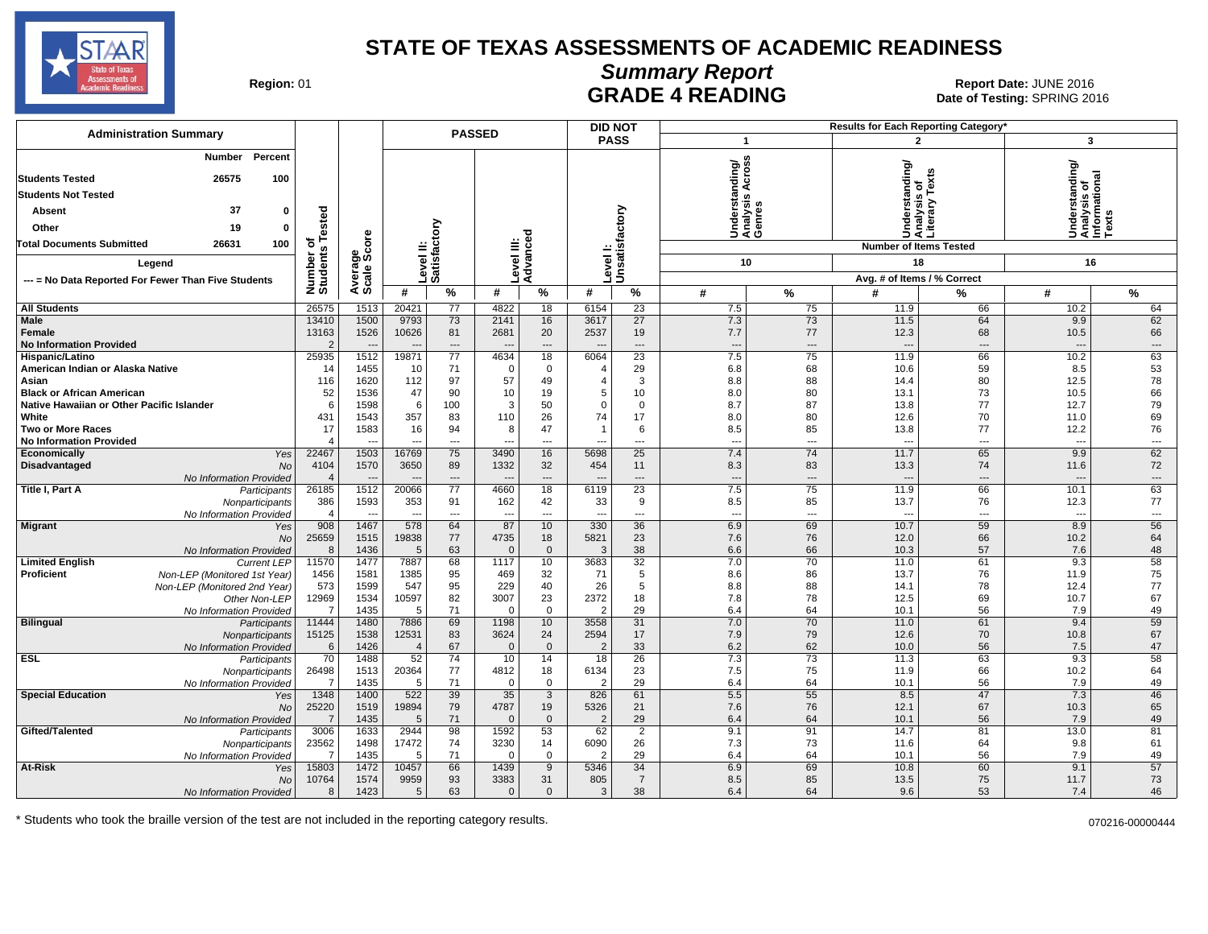# STATE OF TEXAS ASSESSMENTS OF ACADEMIC READINESS

## Summary Report

## GRADE 4 READING

**Region:** 01

**Report Date:** JUNE 2016
**Date of Testing:** SPRING 2016

**Administration Summary**

| | Number | Percent |
|---|---|---|
| Students Tested | 26575 | 100 |
| Students Not Tested | | |
| Absent | 37 | 0 |
| Other | 19 | 0 |
| Total Documents Submitted | 26631 | 100 |

Legend

--- = No Data Reported For Fewer Than Five Students

| | | Number of Students Tested | Average Scale Score | PASSED Level II: Satisfactory # | PASSED Level II: Satisfactory % | PASSED Level III: Advanced # | PASSED Level III: Advanced % | DID NOT PASS Level I: Unsatisfactory # | DID NOT PASS Level I: Unsatisfactory % | 1 Understanding/ Analysis Across Genres (10 items) # | 1 % | 2 Understanding/ Analysis of Literary Texts (18 items) # | 2 % | 3 Understanding/ Analysis of Informational Texts (16 items) # | 3 % |
|---|---|---|---|---|---|---|---|---|---|---|---|---|---|---|---|
| **All Students** | | 26575 | 1513 | 20421 | 77 | 4822 | 18 | 6154 | 23 | 7.5 | 75 | 11.9 | 66 | 10.2 | 64 |
| **Male** | | 13410 | 1500 | 9793 | 73 | 2141 | 16 | 3617 | 27 | 7.3 | 73 | 11.5 | 64 | 9.9 | 62 |
| **Female** | | 13163 | 1526 | 10626 | 81 | 2681 | 20 | 2537 | 19 | 7.7 | 77 | 12.3 | 68 | 10.5 | 66 |
| **No Information Provided** | | 2 | --- | --- | --- | --- | --- | --- | --- | --- | --- | --- | --- | --- | --- |
| **Hispanic/Latino** | | 25935 | 1512 | 19871 | 77 | 4634 | 18 | 6064 | 23 | 7.5 | 75 | 11.9 | 66 | 10.2 | 63 |
| **American Indian or Alaska Native** | | 14 | 1455 | 10 | 71 | 0 | 0 | 4 | 29 | 6.8 | 68 | 10.6 | 59 | 8.5 | 53 |
| **Asian** | | 116 | 1620 | 112 | 97 | 57 | 49 | 4 | 3 | 8.8 | 88 | 14.4 | 80 | 12.5 | 78 |
| **Black or African American** | | 52 | 1536 | 47 | 90 | 10 | 19 | 5 | 10 | 8.0 | 80 | 13.1 | 73 | 10.5 | 66 |
| **Native Hawaiian or Other Pacific Islander** | | 6 | 1598 | 6 | 100 | 3 | 50 | 0 | 0 | 8.7 | 87 | 13.8 | 77 | 12.7 | 79 |
| **White** | | 431 | 1543 | 357 | 83 | 110 | 26 | 74 | 17 | 8.0 | 80 | 12.6 | 70 | 11.0 | 69 |
| **Two or More Races** | | 17 | 1583 | 16 | 94 | 8 | 47 | 1 | 6 | 8.5 | 85 | 13.8 | 77 | 12.2 | 76 |
| **No Information Provided** | | 4 | --- | --- | --- | --- | --- | --- | --- | --- | --- | --- | --- | --- | --- |
| **Economically Disadvantaged** | *Yes* | 22467 | 1503 | 16769 | 75 | 3490 | 16 | 5698 | 25 | 7.4 | 74 | 11.7 | 65 | 9.9 | 62 |
| | *No* | 4104 | 1570 | 3650 | 89 | 1332 | 32 | 454 | 11 | 8.3 | 83 | 13.3 | 74 | 11.6 | 72 |
| | *No Information Provided* | 4 | --- | --- | --- | --- | --- | --- | --- | --- | --- | --- | --- | --- | --- |
| **Title I, Part A** | *Participants* | 26185 | 1512 | 20066 | 77 | 4660 | 18 | 6119 | 23 | 7.5 | 75 | 11.9 | 66 | 10.1 | 63 |
| | *Nonparticipants* | 386 | 1593 | 353 | 91 | 162 | 42 | 33 | 9 | 8.5 | 85 | 13.7 | 76 | 12.3 | 77 |
| | *No Information Provided* | 4 | --- | --- | --- | --- | --- | --- | --- | --- | --- | --- | --- | --- | --- |
| **Migrant** | *Yes* | 908 | 1467 | 578 | 64 | 87 | 10 | 330 | 36 | 6.9 | 69 | 10.7 | 59 | 8.9 | 56 |
| | *No* | 25659 | 1515 | 19838 | 77 | 4735 | 18 | 5821 | 23 | 7.6 | 76 | 12.0 | 66 | 10.2 | 64 |
| | *No Information Provided* | 8 | 1436 | 5 | 63 | 0 | 0 | 3 | 38 | 6.6 | 66 | 10.3 | 57 | 7.6 | 48 |
| **Limited English Proficient** | *Current LEP* | 11570 | 1477 | 7887 | 68 | 1117 | 10 | 3683 | 32 | 7.0 | 70 | 11.0 | 61 | 9.3 | 58 |
| | *Non-LEP (Monitored 1st Year)* | 1456 | 1581 | 1385 | 95 | 469 | 32 | 71 | 5 | 8.6 | 86 | 13.7 | 76 | 11.9 | 75 |
| | *Non-LEP (Monitored 2nd Year)* | 573 | 1599 | 547 | 95 | 229 | 40 | 26 | 5 | 8.8 | 88 | 14.1 | 78 | 12.4 | 77 |
| | *Other Non-LEP* | 12969 | 1534 | 10597 | 82 | 3007 | 23 | 2372 | 18 | 7.8 | 78 | 12.5 | 69 | 10.7 | 67 |
| | *No Information Provided* | 7 | 1435 | 5 | 71 | 0 | 0 | 2 | 29 | 6.4 | 64 | 10.1 | 56 | 7.9 | 49 |
| **Bilingual** | *Participants* | 11444 | 1480 | 7886 | 69 | 1198 | 10 | 3558 | 31 | 7.0 | 70 | 11.0 | 61 | 9.4 | 59 |
| | *Nonparticipants* | 15125 | 1538 | 12531 | 83 | 3624 | 24 | 2594 | 17 | 7.9 | 79 | 12.6 | 70 | 10.8 | 67 |
| | *No Information Provided* | 6 | 1426 | 4 | 67 | 0 | 0 | 2 | 33 | 6.2 | 62 | 10.0 | 56 | 7.5 | 47 |
| **ESL** | *Participants* | 70 | 1488 | 52 | 74 | 10 | 14 | 18 | 26 | 7.3 | 73 | 11.3 | 63 | 9.3 | 58 |
| | *Nonparticipants* | 26498 | 1513 | 20364 | 77 | 4812 | 18 | 6134 | 23 | 7.5 | 75 | 11.9 | 66 | 10.2 | 64 |
| | *No Information Provided* | 7 | 1435 | 5 | 71 | 0 | 0 | 2 | 29 | 6.4 | 64 | 10.1 | 56 | 7.9 | 49 |
| **Special Education** | *Yes* | 1348 | 1400 | 522 | 39 | 35 | 3 | 826 | 61 | 5.5 | 55 | 8.5 | 47 | 7.3 | 46 |
| | *No* | 25220 | 1519 | 19894 | 79 | 4787 | 19 | 5326 | 21 | 7.6 | 76 | 12.1 | 67 | 10.3 | 65 |
| | *No Information Provided* | 7 | 1435 | 5 | 71 | 0 | 0 | 2 | 29 | 6.4 | 64 | 10.1 | 56 | 7.9 | 49 |
| **Gifted/Talented** | *Participants* | 3006 | 1633 | 2944 | 98 | 1592 | 53 | 62 | 2 | 9.1 | 91 | 14.7 | 81 | 13.0 | 81 |
| | *Nonparticipants* | 23562 | 1498 | 17472 | 74 | 3230 | 14 | 6090 | 26 | 7.3 | 73 | 11.6 | 64 | 9.8 | 61 |
| | *No Information Provided* | 7 | 1435 | 5 | 71 | 0 | 0 | 2 | 29 | 6.4 | 64 | 10.1 | 56 | 7.9 | 49 |
| **At-Risk** | *Yes* | 15803 | 1472 | 10457 | 66 | 1439 | 9 | 5346 | 34 | 6.9 | 69 | 10.8 | 60 | 9.1 | 57 |
| | *No* | 10764 | 1574 | 9959 | 93 | 3383 | 31 | 805 | 7 | 8.5 | 85 | 13.5 | 75 | 11.7 | 73 |
| | *No Information Provided* | 8 | 1423 | 5 | 63 | 0 | 0 | 3 | 38 | 6.4 | 64 | 9.6 | 53 | 7.4 | 46 |

Results for Each Reporting Category*: Number of Items Tested; Avg. # of Items / % Correct

\* Students who took the braille version of the test are not included in the reporting category results.

070216-00000444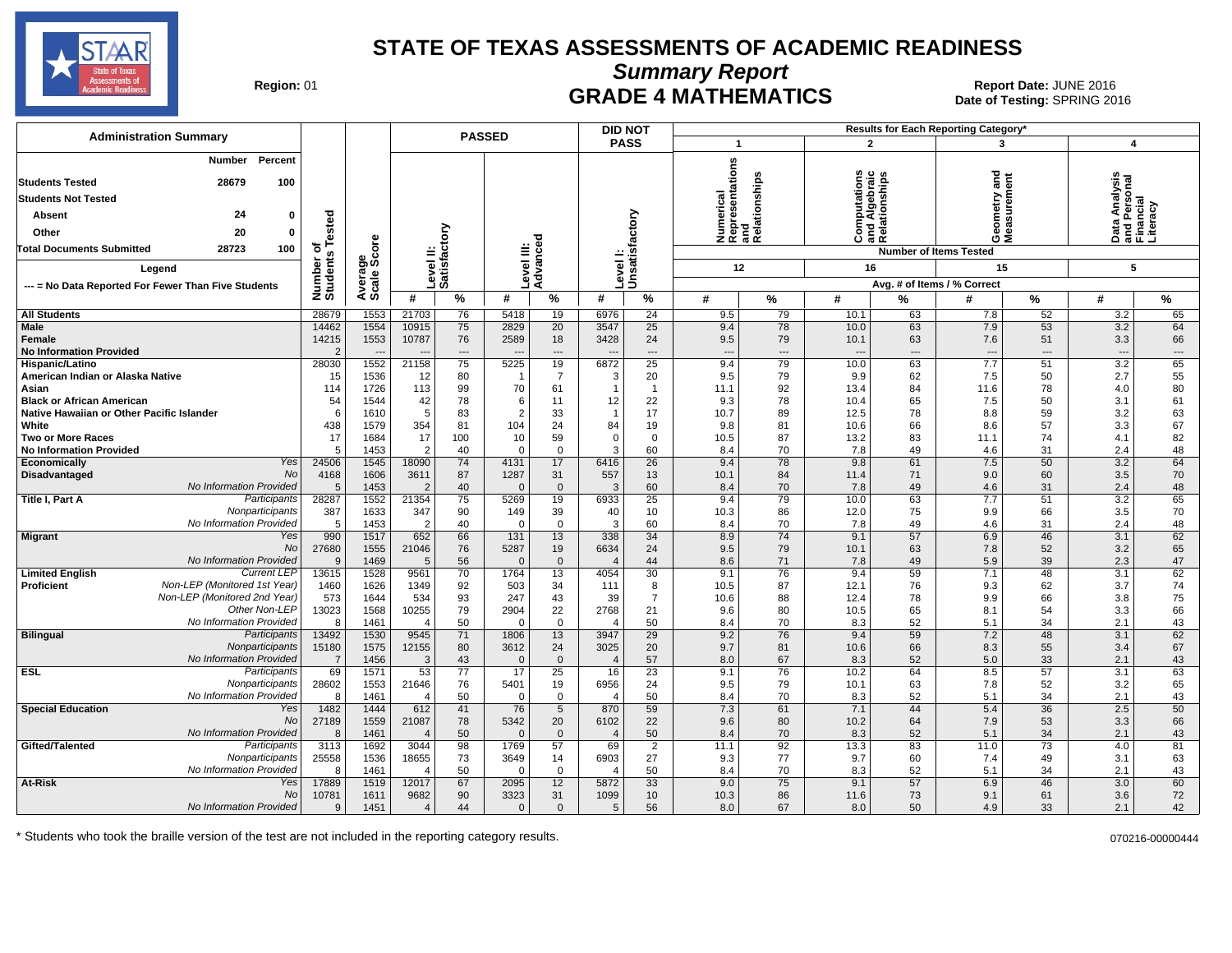# STATE OF TEXAS ASSESSMENTS OF ACADEMIC READINESS

## Summary Report

## GRADE 4 MATHEMATICS

Region: 01

Report Date: JUNE 2016
Date of Testing: SPRING 2016

**Administration Summary**

| | Number | Percent |
|---|---|---|
| Students Tested | 28679 | 100 |
| Students Not Tested | | |
| Absent | 24 | 0 |
| Other | 20 | 0 |
| Total Documents Submitted | 28723 | 100 |

Legend: --- = No Data Reported For Fewer Than Five Students

Reporting Categories: 1 = Numerical Representations and Relationships (12 items); 2 = Computations and Algebraic Relationships (16 items); 3 = Geometry and Measurement (15 items); 4 = Data Analysis and Personal Financial Literacy (5 items). Values are Avg. # of Items / % Correct.

| Group | Subgroup | Number of Students Tested | Average Scale Score | Passed Level II: Satisfactory # | % | Passed Level III: Advanced # | % | Did Not Pass Level I: Unsatisfactory # | % | Cat 1 # | Cat 1 % | Cat 2 # | Cat 2 % | Cat 3 # | Cat 3 % | Cat 4 # | Cat 4 % |
|---|---|---|---|---|---|---|---|---|---|---|---|---|---|---|---|---|---|
| All Students | | 28679 | 1553 | 21703 | 76 | 5418 | 19 | 6976 | 24 | 9.5 | 79 | 10.1 | 63 | 7.8 | 52 | 3.2 | 65 |
| Male | | 14462 | 1554 | 10915 | 75 | 2829 | 20 | 3547 | 25 | 9.4 | 78 | 10.0 | 63 | 7.9 | 53 | 3.2 | 64 |
| Female | | 14215 | 1553 | 10787 | 76 | 2589 | 18 | 3428 | 24 | 9.5 | 79 | 10.1 | 63 | 7.6 | 51 | 3.3 | 66 |
| No Information Provided | | 2 | --- | --- | --- | --- | --- | --- | --- | --- | --- | --- | --- | --- | --- | --- | --- |
| Hispanic/Latino | | 28030 | 1552 | 21158 | 75 | 5225 | 19 | 6872 | 25 | 9.4 | 79 | 10.0 | 63 | 7.7 | 51 | 3.2 | 65 |
| American Indian or Alaska Native | | 15 | 1536 | 12 | 80 | 1 | 7 | 3 | 20 | 9.5 | 79 | 9.9 | 62 | 7.5 | 50 | 2.7 | 55 |
| Asian | | 114 | 1726 | 113 | 99 | 70 | 61 | 1 | 1 | 11.1 | 92 | 13.4 | 84 | 11.6 | 78 | 4.0 | 80 |
| Black or African American | | 54 | 1544 | 42 | 78 | 6 | 11 | 12 | 22 | 9.3 | 78 | 10.4 | 65 | 7.5 | 50 | 3.1 | 61 |
| Native Hawaiian or Other Pacific Islander | | 6 | 1610 | 5 | 83 | 2 | 33 | 1 | 17 | 10.7 | 89 | 12.5 | 78 | 8.8 | 59 | 3.2 | 63 |
| White | | 438 | 1579 | 354 | 81 | 104 | 24 | 84 | 19 | 9.8 | 81 | 10.6 | 66 | 8.6 | 57 | 3.3 | 67 |
| Two or More Races | | 17 | 1684 | 17 | 100 | 10 | 59 | 0 | 0 | 10.5 | 87 | 13.2 | 83 | 11.1 | 74 | 4.1 | 82 |
| No Information Provided | | 5 | 1453 | 2 | 40 | 0 | 0 | 3 | 60 | 8.4 | 70 | 7.8 | 49 | 4.6 | 31 | 2.4 | 48 |
| Economically Disadvantaged | Yes | 24506 | 1545 | 18090 | 74 | 4131 | 17 | 6416 | 26 | 9.4 | 78 | 9.8 | 61 | 7.5 | 50 | 3.2 | 64 |
| | No | 4168 | 1606 | 3611 | 87 | 1287 | 31 | 557 | 13 | 10.1 | 84 | 11.4 | 71 | 9.0 | 60 | 3.5 | 70 |
| | No Information Provided | 5 | 1453 | 2 | 40 | 0 | 0 | 3 | 60 | 8.4 | 70 | 7.8 | 49 | 4.6 | 31 | 2.4 | 48 |
| Title I, Part A | Participants | 28287 | 1552 | 21354 | 75 | 5269 | 19 | 6933 | 25 | 9.4 | 79 | 10.0 | 63 | 7.7 | 51 | 3.2 | 65 |
| | Nonparticipants | 387 | 1633 | 347 | 90 | 149 | 39 | 40 | 10 | 10.3 | 86 | 12.0 | 75 | 9.9 | 66 | 3.5 | 70 |
| | No Information Provided | 5 | 1453 | 2 | 40 | 0 | 0 | 3 | 60 | 8.4 | 70 | 7.8 | 49 | 4.6 | 31 | 2.4 | 48 |
| Migrant | Yes | 990 | 1517 | 652 | 66 | 131 | 13 | 338 | 34 | 8.9 | 74 | 9.1 | 57 | 6.9 | 46 | 3.1 | 62 |
| | No | 27680 | 1555 | 21046 | 76 | 5287 | 19 | 6634 | 24 | 9.5 | 79 | 10.1 | 63 | 7.8 | 52 | 3.2 | 65 |
| | No Information Provided | 9 | 1469 | 5 | 56 | 0 | 0 | 4 | 44 | 8.6 | 71 | 7.8 | 49 | 5.9 | 39 | 2.3 | 47 |
| Limited English Proficient | Current LEP | 13615 | 1528 | 9561 | 70 | 1764 | 13 | 4054 | 30 | 9.1 | 76 | 9.4 | 59 | 7.1 | 48 | 3.1 | 62 |
| | Non-LEP (Monitored 1st Year) | 1460 | 1626 | 1349 | 92 | 503 | 34 | 111 | 8 | 10.5 | 87 | 12.1 | 76 | 9.3 | 62 | 3.7 | 74 |
| | Non-LEP (Monitored 2nd Year) | 573 | 1644 | 534 | 93 | 247 | 43 | 39 | 7 | 10.6 | 88 | 12.4 | 78 | 9.9 | 66 | 3.8 | 75 |
| | Other Non-LEP | 13023 | 1568 | 10255 | 79 | 2904 | 22 | 2768 | 21 | 9.6 | 80 | 10.5 | 65 | 8.1 | 54 | 3.3 | 66 |
| | No Information Provided | 8 | 1461 | 4 | 50 | 0 | 0 | 4 | 50 | 8.4 | 70 | 8.3 | 52 | 5.1 | 34 | 2.1 | 43 |
| Bilingual | Participants | 13492 | 1530 | 9545 | 71 | 1806 | 13 | 3947 | 29 | 9.2 | 76 | 9.4 | 59 | 7.2 | 48 | 3.1 | 62 |
| | Nonparticipants | 15180 | 1575 | 12155 | 80 | 3612 | 24 | 3025 | 20 | 9.7 | 81 | 10.6 | 66 | 8.3 | 55 | 3.4 | 67 |
| | No Information Provided | 7 | 1456 | 3 | 43 | 0 | 0 | 4 | 57 | 8.0 | 67 | 8.3 | 52 | 5.0 | 33 | 2.1 | 43 |
| ESL | Participants | 69 | 1571 | 53 | 77 | 17 | 25 | 16 | 23 | 9.1 | 76 | 10.2 | 64 | 8.5 | 57 | 3.1 | 63 |
| | Nonparticipants | 28602 | 1553 | 21646 | 76 | 5401 | 19 | 6956 | 24 | 9.5 | 79 | 10.1 | 63 | 7.8 | 52 | 3.2 | 65 |
| | No Information Provided | 8 | 1461 | 4 | 50 | 0 | 0 | 4 | 50 | 8.4 | 70 | 8.3 | 52 | 5.1 | 34 | 2.1 | 43 |
| Special Education | Yes | 1482 | 1444 | 612 | 41 | 76 | 5 | 870 | 59 | 7.3 | 61 | 7.1 | 44 | 5.4 | 36 | 2.5 | 50 |
| | No | 27189 | 1559 | 21087 | 78 | 5342 | 20 | 6102 | 22 | 9.6 | 80 | 10.2 | 64 | 7.9 | 53 | 3.3 | 66 |
| | No Information Provided | 8 | 1461 | 4 | 50 | 0 | 0 | 4 | 50 | 8.4 | 70 | 8.3 | 52 | 5.1 | 34 | 2.1 | 43 |
| Gifted/Talented | Participants | 3113 | 1692 | 3044 | 98 | 1769 | 57 | 69 | 2 | 11.1 | 92 | 13.3 | 83 | 11.0 | 73 | 4.0 | 81 |
| | Nonparticipants | 25558 | 1536 | 18655 | 73 | 3649 | 14 | 6903 | 27 | 9.3 | 77 | 9.7 | 60 | 7.4 | 49 | 3.1 | 63 |
| | No Information Provided | 8 | 1461 | 4 | 50 | 0 | 0 | 4 | 50 | 8.4 | 70 | 8.3 | 52 | 5.1 | 34 | 2.1 | 43 |
| At-Risk | Yes | 17889 | 1519 | 12017 | 67 | 2095 | 12 | 5872 | 33 | 9.0 | 75 | 9.1 | 57 | 6.9 | 46 | 3.0 | 60 |
| | No | 10781 | 1611 | 9682 | 90 | 3323 | 31 | 1099 | 10 | 10.3 | 86 | 11.6 | 73 | 9.1 | 61 | 3.6 | 72 |
| | No Information Provided | 9 | 1451 | 4 | 44 | 0 | 0 | 5 | 56 | 8.0 | 67 | 8.0 | 50 | 4.9 | 33 | 2.1 | 42 |

\* Students who took the braille version of the test are not included in the reporting category results.

070216-00000444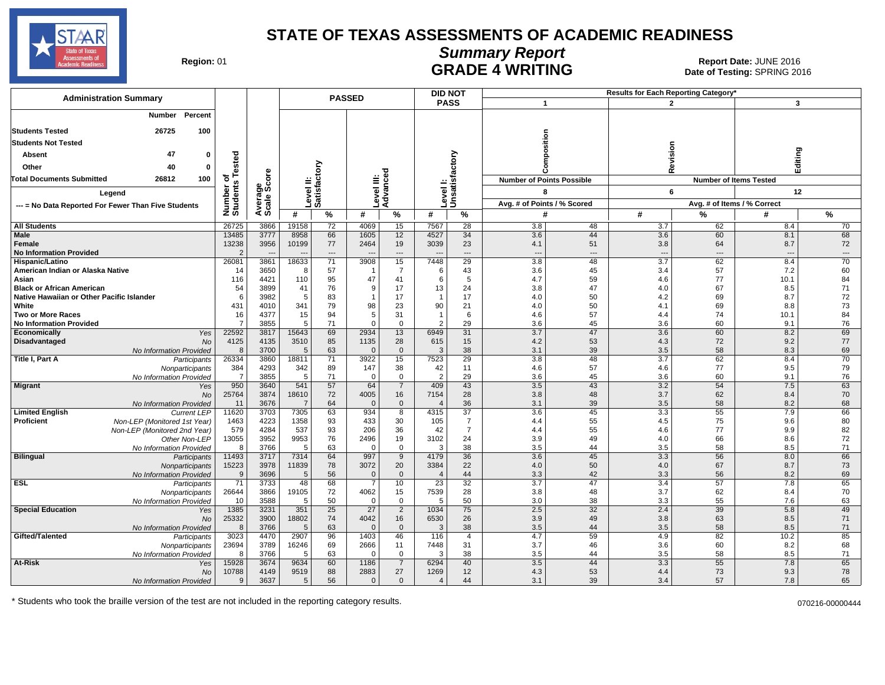# STATE OF TEXAS ASSESSMENTS OF ACADEMIC READINESS

## Summary Report

## GRADE 4 WRITING

**Region:** 01

**Report Date:** JUNE 2016
**Date of Testing:** SPRING 2016

| Administration Summary | Number | Percent |
|---|---|---|
| Students Tested | 26725 | 100 |
| Students Not Tested | | |
| Absent | 47 | 0 |
| Other | 40 | 0 |
| Total Documents Submitted | 26812 | 100 |

Legend
--- = No Data Reported For Fewer Than Five Students

| | | Number of Students Tested | Average Scale Score | PASSED Level II: Satisfactory # | PASSED Level II: Satisfactory % | PASSED Level III: Advanced # | PASSED Level III: Advanced % | DID NOT PASS Level I: Unsatisfactory # | DID NOT PASS Level I: Unsatisfactory % | 1 Composition (Number of Points Possible: 8) Avg. # of Points | 1 Composition % Scored | 2 Revision (Number of Items Tested: 6) Avg. # of Items | 2 Revision % Correct | 3 Editing (Number of Items Tested: 12) Avg. # of Items | 3 Editing % Correct |
|---|---|---|---|---|---|---|---|---|---|---|---|---|---|---|---|
| All Students | | 26725 | 3866 | 19158 | 72 | 4069 | 15 | 7567 | 28 | 3.8 | 48 | 3.7 | 62 | 8.4 | 70 |
| Male | | 13485 | 3777 | 8958 | 66 | 1605 | 12 | 4527 | 34 | 3.6 | 44 | 3.6 | 60 | 8.1 | 68 |
| Female | | 13238 | 3956 | 10199 | 77 | 2464 | 19 | 3039 | 23 | 4.1 | 51 | 3.8 | 64 | 8.7 | 72 |
| No Information Provided | | 2 | --- | --- | --- | --- | --- | --- | --- | --- | --- | --- | --- | --- | --- |
| Hispanic/Latino | | 26081 | 3861 | 18633 | 71 | 3908 | 15 | 7448 | 29 | 3.8 | 48 | 3.7 | 62 | 8.4 | 70 |
| American Indian or Alaska Native | | 14 | 3650 | 8 | 57 | 1 | 7 | 6 | 43 | 3.6 | 45 | 3.4 | 57 | 7.2 | 60 |
| Asian | | 116 | 4421 | 110 | 95 | 47 | 41 | 6 | 5 | 4.7 | 59 | 4.6 | 77 | 10.1 | 84 |
| Black or African American | | 54 | 3899 | 41 | 76 | 9 | 17 | 13 | 24 | 3.8 | 47 | 4.0 | 67 | 8.5 | 71 |
| Native Hawaiian or Other Pacific Islander | | 6 | 3982 | 5 | 83 | 1 | 17 | 1 | 17 | 4.0 | 50 | 4.2 | 69 | 8.7 | 72 |
| White | | 431 | 4010 | 341 | 79 | 98 | 23 | 90 | 21 | 4.0 | 50 | 4.1 | 69 | 8.8 | 73 |
| Two or More Races | | 16 | 4377 | 15 | 94 | 5 | 31 | 1 | 6 | 4.6 | 57 | 4.4 | 74 | 10.1 | 84 |
| No Information Provided | | 7 | 3855 | 5 | 71 | 0 | 0 | 2 | 29 | 3.6 | 45 | 3.6 | 60 | 9.1 | 76 |
| Economically Disadvantaged | Yes | 22592 | 3817 | 15643 | 69 | 2934 | 13 | 6949 | 31 | 3.7 | 47 | 3.6 | 60 | 8.2 | 69 |
| | No | 4125 | 4135 | 3510 | 85 | 1135 | 28 | 615 | 15 | 4.2 | 53 | 4.3 | 72 | 9.2 | 77 |
| | No Information Provided | 8 | 3700 | 5 | 63 | 0 | 0 | 3 | 38 | 3.1 | 39 | 3.5 | 58 | 8.3 | 69 |
| Title I, Part A | Participants | 26334 | 3860 | 18811 | 71 | 3922 | 15 | 7523 | 29 | 3.8 | 48 | 3.7 | 62 | 8.4 | 70 |
| | Nonparticipants | 384 | 4293 | 342 | 89 | 147 | 38 | 42 | 11 | 4.6 | 57 | 4.6 | 77 | 9.5 | 79 |
| | No Information Provided | 7 | 3855 | 5 | 71 | 0 | 0 | 2 | 29 | 3.6 | 45 | 3.6 | 60 | 9.1 | 76 |
| Migrant | Yes | 950 | 3640 | 541 | 57 | 64 | 7 | 409 | 43 | 3.5 | 43 | 3.2 | 54 | 7.5 | 63 |
| | No | 25764 | 3874 | 18610 | 72 | 4005 | 16 | 7154 | 28 | 3.8 | 48 | 3.7 | 62 | 8.4 | 70 |
| | No Information Provided | 11 | 3676 | 7 | 64 | 0 | 0 | 4 | 36 | 3.1 | 39 | 3.5 | 58 | 8.2 | 68 |
| Limited English Proficient | Current LEP | 11620 | 3703 | 7305 | 63 | 934 | 8 | 4315 | 37 | 3.6 | 45 | 3.3 | 55 | 7.9 | 66 |
| | Non-LEP (Monitored 1st Year) | 1463 | 4223 | 1358 | 93 | 433 | 30 | 105 | 7 | 4.4 | 55 | 4.5 | 75 | 9.6 | 80 |
| | Non-LEP (Monitored 2nd Year) | 579 | 4284 | 537 | 93 | 206 | 36 | 42 | 7 | 4.4 | 55 | 4.6 | 77 | 9.9 | 82 |
| | Other Non-LEP | 13055 | 3952 | 9953 | 76 | 2496 | 19 | 3102 | 24 | 3.9 | 49 | 4.0 | 66 | 8.6 | 72 |
| | No Information Provided | 8 | 3766 | 5 | 63 | 0 | 0 | 3 | 38 | 3.5 | 44 | 3.5 | 58 | 8.5 | 71 |
| Bilingual | Participants | 11493 | 3717 | 7314 | 64 | 997 | 9 | 4179 | 36 | 3.6 | 45 | 3.3 | 56 | 8.0 | 66 |
| | Nonparticipants | 15223 | 3978 | 11839 | 78 | 3072 | 20 | 3384 | 22 | 4.0 | 50 | 4.0 | 67 | 8.7 | 73 |
| | No Information Provided | 9 | 3696 | 5 | 56 | 0 | 0 | 4 | 44 | 3.3 | 42 | 3.3 | 56 | 8.2 | 69 |
| ESL | Participants | 71 | 3733 | 48 | 68 | 7 | 10 | 23 | 32 | 3.7 | 47 | 3.4 | 57 | 7.8 | 65 |
| | Nonparticipants | 26644 | 3866 | 19105 | 72 | 4062 | 15 | 7539 | 28 | 3.8 | 48 | 3.7 | 62 | 8.4 | 70 |
| | No Information Provided | 10 | 3588 | 5 | 50 | 0 | 0 | 5 | 50 | 3.0 | 38 | 3.3 | 55 | 7.6 | 63 |
| Special Education | Yes | 1385 | 3231 | 351 | 25 | 27 | 2 | 1034 | 75 | 2.5 | 32 | 2.4 | 39 | 5.8 | 49 |
| | No | 25332 | 3900 | 18802 | 74 | 4042 | 16 | 6530 | 26 | 3.9 | 49 | 3.8 | 63 | 8.5 | 71 |
| | No Information Provided | 8 | 3766 | 5 | 63 | 0 | 0 | 3 | 38 | 3.5 | 44 | 3.5 | 58 | 8.5 | 71 |
| Gifted/Talented | Participants | 3023 | 4470 | 2907 | 96 | 1403 | 46 | 116 | 4 | 4.7 | 59 | 4.9 | 82 | 10.2 | 85 |
| | Nonparticipants | 23694 | 3789 | 16246 | 69 | 2666 | 11 | 7448 | 31 | 3.7 | 46 | 3.6 | 60 | 8.2 | 68 |
| | No Information Provided | 8 | 3766 | 5 | 63 | 0 | 0 | 3 | 38 | 3.5 | 44 | 3.5 | 58 | 8.5 | 71 |
| At-Risk | Yes | 15928 | 3674 | 9634 | 60 | 1186 | 7 | 6294 | 40 | 3.5 | 44 | 3.3 | 55 | 7.8 | 65 |
| | No | 10788 | 4149 | 9519 | 88 | 2883 | 27 | 1269 | 12 | 4.3 | 53 | 4.4 | 73 | 9.3 | 78 |
| | No Information Provided | 9 | 3637 | 5 | 56 | 0 | 0 | 4 | 44 | 3.1 | 39 | 3.4 | 57 | 7.8 | 65 |

\* Students who took the braille version of the test are not included in the reporting category results.

070216-00000444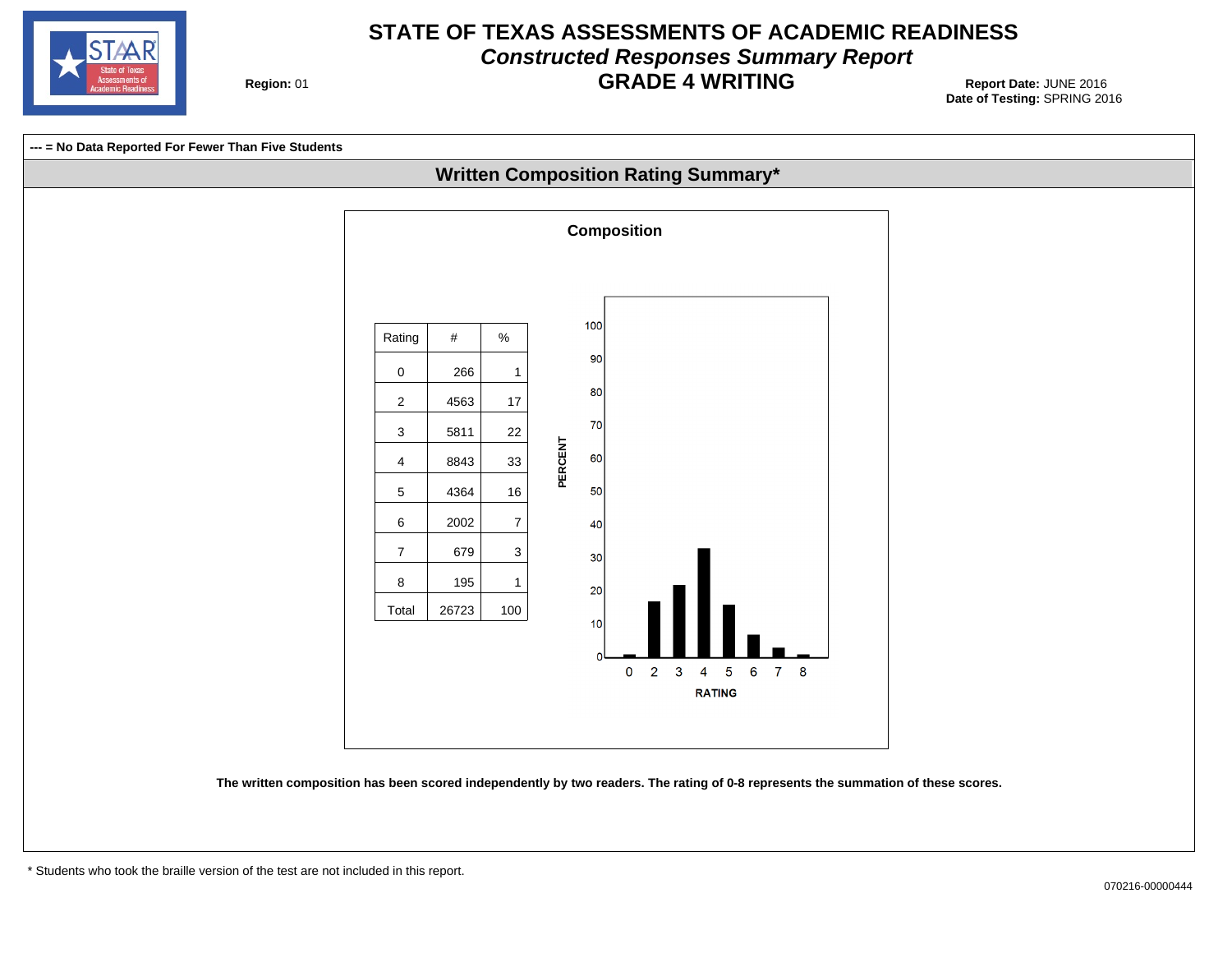# STATE OF TEXAS ASSESSMENTS OF ACADEMIC READINESS

## *Constructed Responses Summary Report*

## GRADE 4 WRITING

**Region:** 01

**Report Date:** JUNE 2016
**Date of Testing:** SPRING 2016

**--- = No Data Reported For Fewer Than Five Students**

### Written Composition Rating Summary*

**Composition**

| Rating | # | % |
|---|---|---|
| 0 | 266 | 1 |
| 2 | 4563 | 17 |
| 3 | 5811 | 22 |
| 4 | 8843 | 33 |
| 5 | 4364 | 16 |
| 6 | 2002 | 7 |
| 7 | 679 | 3 |
| 8 | 195 | 1 |
| Total | 26723 | 100 |

**The written composition has been scored independently by two readers. The rating of 0-8 represents the summation of these scores.**

\* Students who took the braille version of the test are not included in this report.

070216-00000444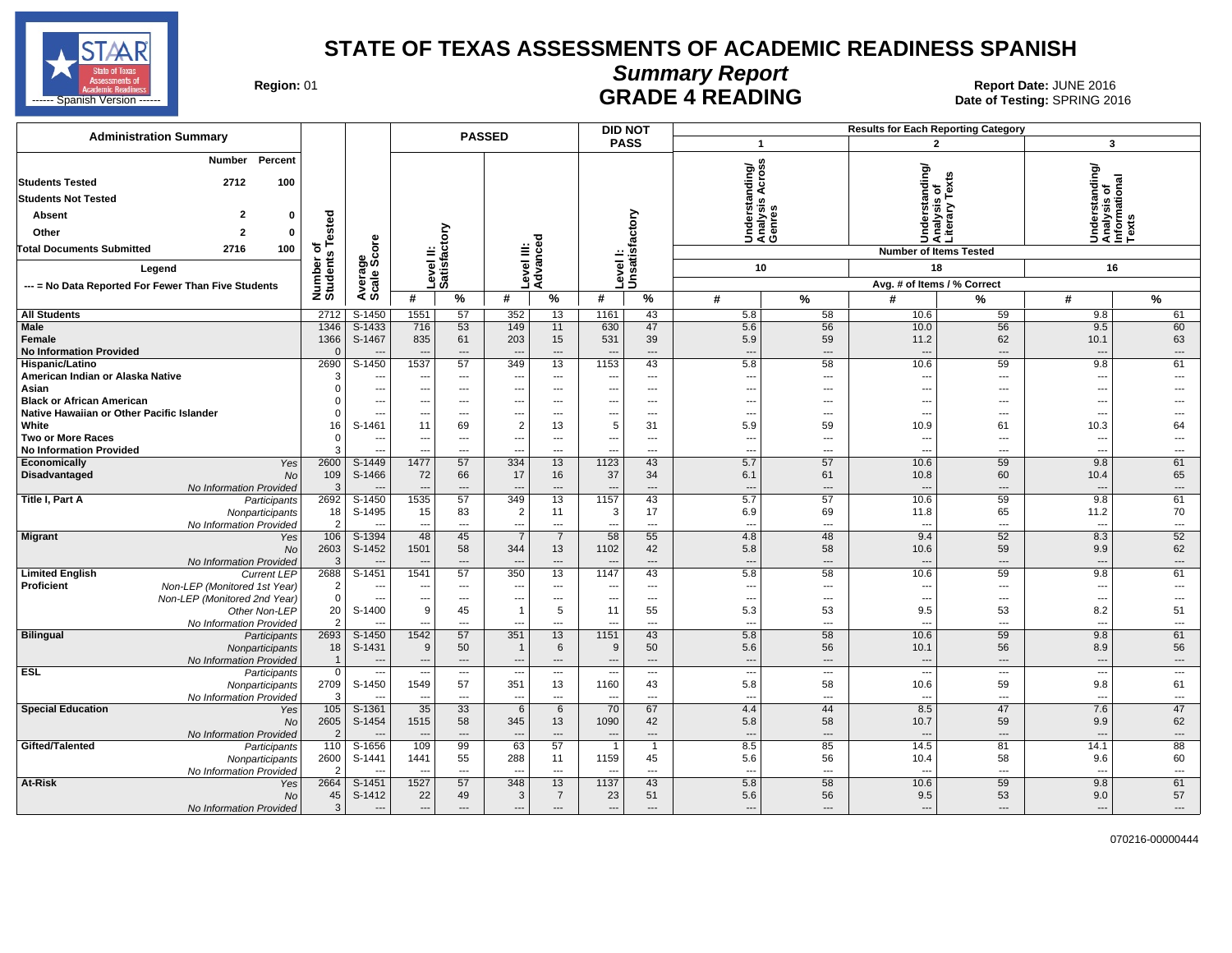# STATE OF TEXAS ASSESSMENTS OF ACADEMIC READINESS SPANISH

## Summary Report

## GRADE 4 READING

**Region:** 01

**Report Date:** JUNE 2016
**Date of Testing:** SPRING 2016

STAAR State of Texas Assessments of Academic Readiness ------ Spanish Version ------

**Administration Summary**

| | Number | Percent |
|---|---|---|
| Students Tested | 2712 | 100 |
| Students Not Tested | | |
| Absent | 2 | 0 |
| Other | 2 | 0 |
| Total Documents Submitted | 2716 | 100 |

**Legend**

--- = No Data Reported For Fewer Than Five Students

| | | Number of Students Tested | Average Scale Score | PASSED Level II: Satisfactory # | PASSED Level II: Satisfactory % | PASSED Level III: Advanced # | PASSED Level III: Advanced % | DID NOT PASS Level I: Unsatisfactory # | DID NOT PASS Level I: Unsatisfactory % | 1 Understanding/ Analysis Across Genres (10 items) # | 1 % | 2 Understanding/ Analysis of Literary Texts (18 items) # | 2 % | 3 Understanding/ Analysis of Informational Texts (16 items) # | 3 % |
|---|---|---|---|---|---|---|---|---|---|---|---|---|---|---|---|
| All Students | | 2712 | S-1450 | 1551 | 57 | 352 | 13 | 1161 | 43 | 5.8 | 58 | 10.6 | 59 | 9.8 | 61 |
| Male | | 1346 | S-1433 | 716 | 53 | 149 | 11 | 630 | 47 | 5.6 | 56 | 10.0 | 56 | 9.5 | 60 |
| Female | | 1366 | S-1467 | 835 | 61 | 203 | 15 | 531 | 39 | 5.9 | 59 | 11.2 | 62 | 10.1 | 63 |
| No Information Provided | | 0 | --- | --- | --- | --- | --- | --- | --- | --- | --- | --- | --- | --- | --- |
| Hispanic/Latino | | 2690 | S-1450 | 1537 | 57 | 349 | 13 | 1153 | 43 | 5.8 | 58 | 10.6 | 59 | 9.8 | 61 |
| American Indian or Alaska Native | | 3 | --- | --- | --- | --- | --- | --- | --- | --- | --- | --- | --- | --- | --- |
| Asian | | 0 | --- | --- | --- | --- | --- | --- | --- | --- | --- | --- | --- | --- | --- |
| Black or African American | | 0 | --- | --- | --- | --- | --- | --- | --- | --- | --- | --- | --- | --- | --- |
| Native Hawaiian or Other Pacific Islander | | 0 | --- | --- | --- | --- | --- | --- | --- | --- | --- | --- | --- | --- | --- |
| White | | 16 | S-1461 | 11 | 69 | 2 | 13 | 5 | 31 | 5.9 | 59 | 10.9 | 61 | 10.3 | 64 |
| Two or More Races | | 0 | --- | --- | --- | --- | --- | --- | --- | --- | --- | --- | --- | --- | --- |
| No Information Provided | | 3 | --- | --- | --- | --- | --- | --- | --- | --- | --- | --- | --- | --- | --- |
| Economically Disadvantaged | Yes | 2600 | S-1449 | 1477 | 57 | 334 | 13 | 1123 | 43 | 5.7 | 57 | 10.6 | 59 | 9.8 | 61 |
| | No | 109 | S-1466 | 72 | 66 | 17 | 16 | 37 | 34 | 6.1 | 61 | 10.8 | 60 | 10.4 | 65 |
| | No Information Provided | 3 | --- | --- | --- | --- | --- | --- | --- | --- | --- | --- | --- | --- | --- |
| Title I, Part A | Participants | 2692 | S-1450 | 1535 | 57 | 349 | 13 | 1157 | 43 | 5.7 | 57 | 10.6 | 59 | 9.8 | 61 |
| | Nonparticipants | 18 | S-1495 | 15 | 83 | 2 | 11 | 3 | 17 | 6.9 | 69 | 11.8 | 65 | 11.2 | 70 |
| | No Information Provided | 2 | --- | --- | --- | --- | --- | --- | --- | --- | --- | --- | --- | --- | --- |
| Migrant | Yes | 106 | S-1394 | 48 | 45 | 7 | 7 | 58 | 55 | 4.8 | 48 | 9.4 | 52 | 8.3 | 52 |
| | No | 2603 | S-1452 | 1501 | 58 | 344 | 13 | 1102 | 42 | 5.8 | 58 | 10.6 | 59 | 9.9 | 62 |
| | No Information Provided | 3 | --- | --- | --- | --- | --- | --- | --- | --- | --- | --- | --- | --- | --- |
| Limited English Proficient | Current LEP | 2688 | S-1451 | 1541 | 57 | 350 | 13 | 1147 | 43 | 5.8 | 58 | 10.6 | 59 | 9.8 | 61 |
| | Non-LEP (Monitored 1st Year) | 2 | --- | --- | --- | --- | --- | --- | --- | --- | --- | --- | --- | --- | --- |
| | Non-LEP (Monitored 2nd Year) | 0 | --- | --- | --- | --- | --- | --- | --- | --- | --- | --- | --- | --- | --- |
| | Other Non-LEP | 20 | S-1400 | 9 | 45 | 1 | 5 | 11 | 55 | 5.3 | 53 | 9.5 | 53 | 8.2 | 51 |
| | No Information Provided | 2 | --- | --- | --- | --- | --- | --- | --- | --- | --- | --- | --- | --- | --- |
| Bilingual | Participants | 2693 | S-1450 | 1542 | 57 | 351 | 13 | 1151 | 43 | 5.8 | 58 | 10.6 | 59 | 9.8 | 61 |
| | Nonparticipants | 18 | S-1431 | 9 | 50 | 1 | 6 | 9 | 50 | 5.6 | 56 | 10.1 | 56 | 8.9 | 56 |
| | No Information Provided | 1 | --- | --- | --- | --- | --- | --- | --- | --- | --- | --- | --- | --- | --- |
| ESL | Participants | 0 | --- | --- | --- | --- | --- | --- | --- | --- | --- | --- | --- | --- | --- |
| | Nonparticipants | 2709 | S-1450 | 1549 | 57 | 351 | 13 | 1160 | 43 | 5.8 | 58 | 10.6 | 59 | 9.8 | 61 |
| | No Information Provided | 3 | --- | --- | --- | --- | --- | --- | --- | --- | --- | --- | --- | --- | --- |
| Special Education | Yes | 105 | S-1361 | 35 | 33 | 6 | 6 | 70 | 67 | 4.4 | 44 | 8.5 | 47 | 7.6 | 47 |
| | No | 2605 | S-1454 | 1515 | 58 | 345 | 13 | 1090 | 42 | 5.8 | 58 | 10.7 | 59 | 9.9 | 62 |
| | No Information Provided | 2 | --- | --- | --- | --- | --- | --- | --- | --- | --- | --- | --- | --- | --- |
| Gifted/Talented | Participants | 110 | S-1656 | 109 | 99 | 63 | 57 | 1 | 1 | 8.5 | 85 | 14.5 | 81 | 14.1 | 88 |
| | Nonparticipants | 2600 | S-1441 | 1441 | 55 | 288 | 11 | 1159 | 45 | 5.6 | 56 | 10.4 | 58 | 9.6 | 60 |
| | No Information Provided | 2 | --- | --- | --- | --- | --- | --- | --- | --- | --- | --- | --- | --- | --- |
| At-Risk | Yes | 2664 | S-1451 | 1527 | 57 | 348 | 13 | 1137 | 43 | 5.8 | 58 | 10.6 | 59 | 9.8 | 61 |
| | No | 45 | S-1412 | 22 | 49 | 3 | 7 | 23 | 51 | 5.6 | 56 | 9.5 | 53 | 9.0 | 57 |
| | No Information Provided | 3 | --- | --- | --- | --- | --- | --- | --- | --- | --- | --- | --- | --- | --- |

Results for Each Reporting Category: Number of Items Tested / Avg. # of Items / % Correct

070216-00000444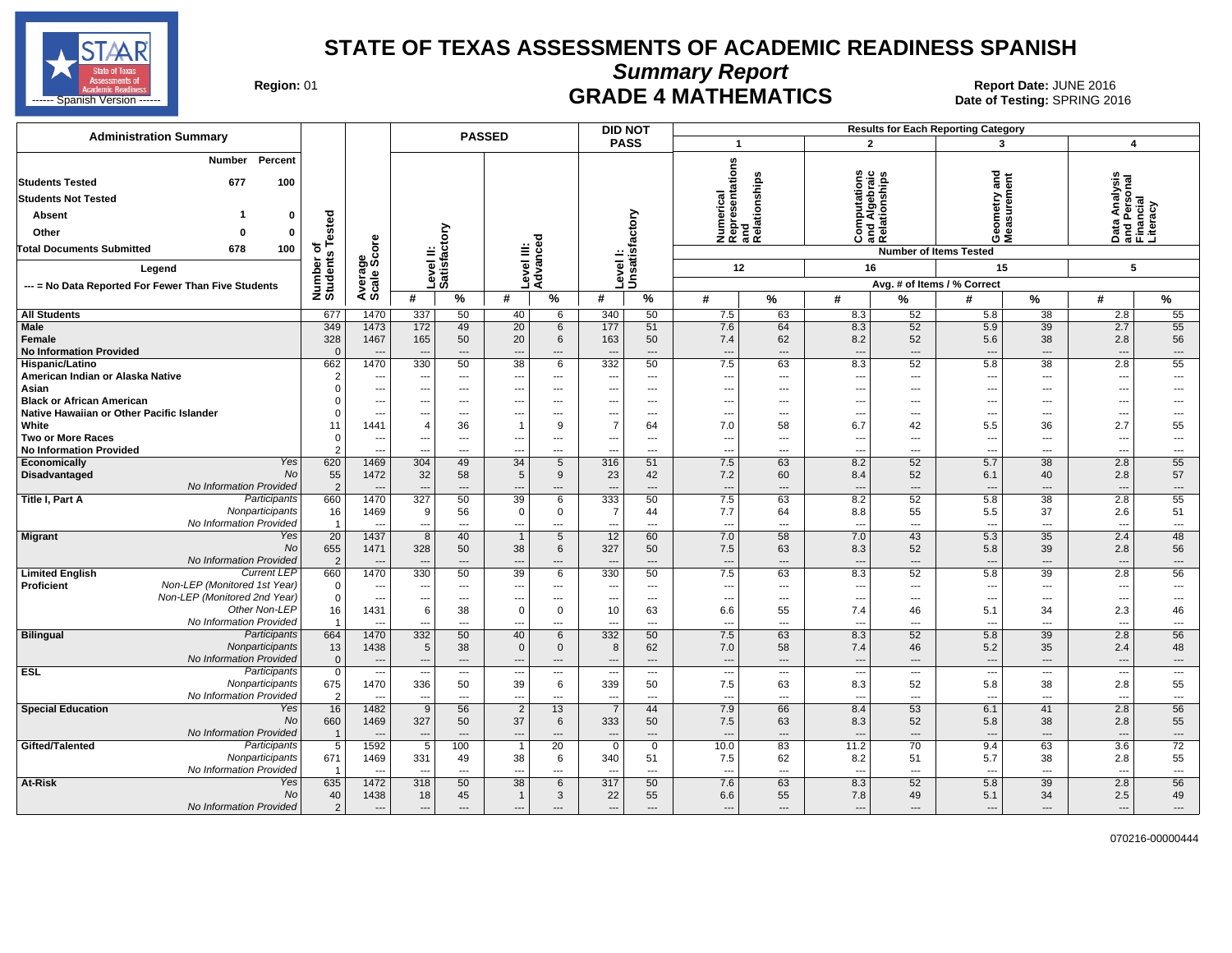# STATE OF TEXAS ASSESSMENTS OF ACADEMIC READINESS SPANISH

## Summary Report

## GRADE 4 MATHEMATICS

Region: 01

Report Date: JUNE 2016
Date of Testing: SPRING 2016

**Administration Summary**

| | Number | Percent |
|---|---|---|
| Students Tested | 677 | 100 |
| Students Not Tested | | |
| Absent | 1 | 0 |
| Other | 0 | 0 |
| Total Documents Submitted | 678 | 100 |

Legend: --- = No Data Reported For Fewer Than Five Students

Results for Each Reporting Category: 1 = Numerical Representations and Relationships (12 items); 2 = Computations and Algebraic Relationships (16 items); 3 = Geometry and Measurement (15 items); 4 = Data Analysis and Personal Financial Literacy (5 items). Values are Avg. # of Items / % Correct.

| Group | | Number of Students Tested | Average Scale Score | PASSED Level II: Satisfactory # | PASSED Level II: Satisfactory % | PASSED Level III: Advanced # | PASSED Level III: Advanced % | DID NOT PASS Level I: Unsatisfactory # | DID NOT PASS Level I: Unsatisfactory % | Cat 1 # | Cat 1 % | Cat 2 # | Cat 2 % | Cat 3 # | Cat 3 % | Cat 4 # | Cat 4 % |
|---|---|---|---|---|---|---|---|---|---|---|---|---|---|---|---|---|---|
| All Students | | 677 | 1470 | 337 | 50 | 40 | 6 | 340 | 50 | 7.5 | 63 | 8.3 | 52 | 5.8 | 38 | 2.8 | 55 |
| Male | | 349 | 1473 | 172 | 49 | 20 | 6 | 177 | 51 | 7.6 | 64 | 8.3 | 52 | 5.9 | 39 | 2.7 | 55 |
| Female | | 328 | 1467 | 165 | 50 | 20 | 6 | 163 | 50 | 7.4 | 62 | 8.2 | 52 | 5.6 | 38 | 2.8 | 56 |
| No Information Provided | | 0 | --- | --- | --- | --- | --- | --- | --- | --- | --- | --- | --- | --- | --- | --- | --- |
| Hispanic/Latino | | 662 | 1470 | 330 | 50 | 38 | 6 | 332 | 50 | 7.5 | 63 | 8.3 | 52 | 5.8 | 38 | 2.8 | 55 |
| American Indian or Alaska Native | | 2 | --- | --- | --- | --- | --- | --- | --- | --- | --- | --- | --- | --- | --- | --- | --- |
| Asian | | 0 | --- | --- | --- | --- | --- | --- | --- | --- | --- | --- | --- | --- | --- | --- | --- |
| Black or African American | | 0 | --- | --- | --- | --- | --- | --- | --- | --- | --- | --- | --- | --- | --- | --- | --- |
| Native Hawaiian or Other Pacific Islander | | 0 | --- | --- | --- | --- | --- | --- | --- | --- | --- | --- | --- | --- | --- | --- | --- |
| White | | 11 | 1441 | 4 | 36 | 1 | 9 | 7 | 64 | 7.0 | 58 | 6.7 | 42 | 5.5 | 36 | 2.7 | 55 |
| Two or More Races | | 0 | --- | --- | --- | --- | --- | --- | --- | --- | --- | --- | --- | --- | --- | --- | --- |
| No Information Provided | | 2 | --- | --- | --- | --- | --- | --- | --- | --- | --- | --- | --- | --- | --- | --- | --- |
| Economically Disadvantaged | Yes | 620 | 1469 | 304 | 49 | 34 | 5 | 316 | 51 | 7.5 | 63 | 8.2 | 52 | 5.7 | 38 | 2.8 | 55 |
| | No | 55 | 1472 | 32 | 58 | 5 | 9 | 23 | 42 | 7.2 | 60 | 8.4 | 52 | 6.1 | 40 | 2.8 | 57 |
| | No Information Provided | 2 | --- | --- | --- | --- | --- | --- | --- | --- | --- | --- | --- | --- | --- | --- | --- |
| Title I, Part A | Participants | 660 | 1470 | 327 | 50 | 39 | 6 | 333 | 50 | 7.5 | 63 | 8.2 | 52 | 5.8 | 38 | 2.8 | 55 |
| | Nonparticipants | 16 | 1469 | 9 | 56 | 0 | 0 | 7 | 44 | 7.7 | 64 | 8.8 | 55 | 5.5 | 37 | 2.6 | 51 |
| | No Information Provided | 1 | --- | --- | --- | --- | --- | --- | --- | --- | --- | --- | --- | --- | --- | --- | --- |
| Migrant | Yes | 20 | 1437 | 8 | 40 | 1 | 5 | 12 | 60 | 7.0 | 58 | 7.0 | 43 | 5.3 | 35 | 2.4 | 48 |
| | No | 655 | 1471 | 328 | 50 | 38 | 6 | 327 | 50 | 7.5 | 63 | 8.3 | 52 | 5.8 | 39 | 2.8 | 56 |
| | No Information Provided | 2 | --- | --- | --- | --- | --- | --- | --- | --- | --- | --- | --- | --- | --- | --- | --- |
| Limited English Proficient | Current LEP | 660 | 1470 | 330 | 50 | 39 | 6 | 330 | 50 | 7.5 | 63 | 8.3 | 52 | 5.8 | 39 | 2.8 | 56 |
| | Non-LEP (Monitored 1st Year) | 0 | --- | --- | --- | --- | --- | --- | --- | --- | --- | --- | --- | --- | --- | --- | --- |
| | Non-LEP (Monitored 2nd Year) | 0 | --- | --- | --- | --- | --- | --- | --- | --- | --- | --- | --- | --- | --- | --- | --- |
| | Other Non-LEP | 16 | 1431 | 6 | 38 | 0 | 0 | 10 | 63 | 6.6 | 55 | 7.4 | 46 | 5.1 | 34 | 2.3 | 46 |
| | No Information Provided | 1 | --- | --- | --- | --- | --- | --- | --- | --- | --- | --- | --- | --- | --- | --- | --- |
| Bilingual | Participants | 664 | 1470 | 332 | 50 | 40 | 6 | 332 | 50 | 7.5 | 63 | 8.3 | 52 | 5.8 | 39 | 2.8 | 56 |
| | Nonparticipants | 13 | 1438 | 5 | 38 | 0 | 0 | 8 | 62 | 7.0 | 58 | 7.4 | 46 | 5.2 | 35 | 2.4 | 48 |
| | No Information Provided | 0 | --- | --- | --- | --- | --- | --- | --- | --- | --- | --- | --- | --- | --- | --- | --- |
| ESL | Participants | 0 | --- | --- | --- | --- | --- | --- | --- | --- | --- | --- | --- | --- | --- | --- | --- |
| | Nonparticipants | 675 | 1470 | 336 | 50 | 39 | 6 | 339 | 50 | 7.5 | 63 | 8.3 | 52 | 5.8 | 38 | 2.8 | 55 |
| | No Information Provided | 2 | --- | --- | --- | --- | --- | --- | --- | --- | --- | --- | --- | --- | --- | --- | --- |
| Special Education | Yes | 16 | 1482 | 9 | 56 | 2 | 13 | 7 | 44 | 7.9 | 66 | 8.4 | 53 | 6.1 | 41 | 2.8 | 56 |
| | No | 660 | 1469 | 327 | 50 | 37 | 6 | 333 | 50 | 7.5 | 63 | 8.3 | 52 | 5.8 | 38 | 2.8 | 55 |
| | No Information Provided | 1 | --- | --- | --- | --- | --- | --- | --- | --- | --- | --- | --- | --- | --- | --- | --- |
| Gifted/Talented | Participants | 5 | 1592 | 5 | 100 | 1 | 20 | 0 | 0 | 10.0 | 83 | 11.2 | 70 | 9.4 | 63 | 3.6 | 72 |
| | Nonparticipants | 671 | 1469 | 331 | 49 | 38 | 6 | 340 | 51 | 7.5 | 62 | 8.2 | 51 | 5.7 | 38 | 2.8 | 55 |
| | No Information Provided | 1 | --- | --- | --- | --- | --- | --- | --- | --- | --- | --- | --- | --- | --- | --- | --- |
| At-Risk | Yes | 635 | 1472 | 318 | 50 | 38 | 6 | 317 | 50 | 7.6 | 63 | 8.3 | 52 | 5.8 | 39 | 2.8 | 56 |
| | No | 40 | 1438 | 18 | 45 | 1 | 3 | 22 | 55 | 6.6 | 55 | 7.8 | 49 | 5.1 | 34 | 2.5 | 49 |
| | No Information Provided | 2 | --- | --- | --- | --- | --- | --- | --- | --- | --- | --- | --- | --- | --- | --- | --- |

070216-00000444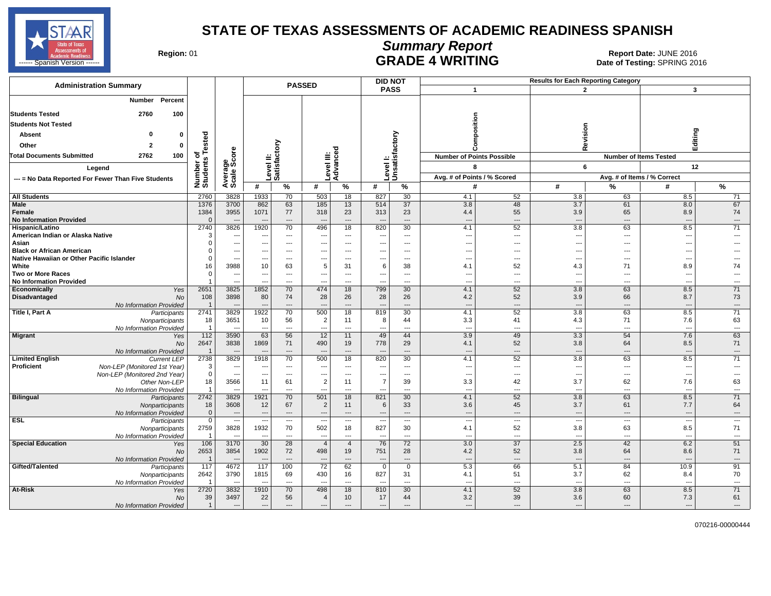# STATE OF TEXAS ASSESSMENTS OF ACADEMIC READINESS SPANISH

## Summary Report

## GRADE 4 WRITING

**Region:** 01

**Report Date:** JUNE 2016
**Date of Testing:** SPRING 2016

### Administration Summary

| | Number | Percent |
|---|---|---|
| **Students Tested** | 2760 | 100 |
| **Students Not Tested** | | |
| **Absent** | 0 | 0 |
| **Other** | 2 | 0 |
| **Total Documents Submitted** | 2762 | 100 |

**Legend**

--- = No Data Reported For Fewer Than Five Students

### Results

Reporting Categories: 1 = Composition (Number of Points Possible: 8; Avg. # of Points / % Scored); 2 = Revision (Number of Items Tested: 6; Avg. # of Items / % Correct); 3 = Editing (Number of Items Tested: 12; Avg. # of Items / % Correct)

| Group | | Number of Students Tested | Average Scale Score | PASSED Level II: Satisfactory # | PASSED Level II: Satisfactory % | PASSED Level III: Advanced # | PASSED Level III: Advanced % | DID NOT PASS Level I: Unsatisfactory # | DID NOT PASS Level I: Unsatisfactory % | 1 Composition # | 1 Composition % | 2 Revision # | 2 Revision % | 3 Editing # | 3 Editing % |
|---|---|---|---|---|---|---|---|---|---|---|---|---|---|---|---|
| **All Students** | | 2760 | 3828 | 1933 | 70 | 503 | 18 | 827 | 30 | 4.1 | 52 | 3.8 | 63 | 8.5 | 71 |
| **Male** | | 1376 | 3700 | 862 | 63 | 185 | 13 | 514 | 37 | 3.8 | 48 | 3.7 | 61 | 8.0 | 67 |
| **Female** | | 1384 | 3955 | 1071 | 77 | 318 | 23 | 313 | 23 | 4.4 | 55 | 3.9 | 65 | 8.9 | 74 |
| **No Information Provided** | | 0 | --- | --- | --- | --- | --- | --- | --- | --- | --- | --- | --- | --- | --- |
| **Hispanic/Latino** | | 2740 | 3826 | 1920 | 70 | 496 | 18 | 820 | 30 | 4.1 | 52 | 3.8 | 63 | 8.5 | 71 |
| **American Indian or Alaska Native** | | 3 | --- | --- | --- | --- | --- | --- | --- | --- | --- | --- | --- | --- | --- |
| **Asian** | | 0 | --- | --- | --- | --- | --- | --- | --- | --- | --- | --- | --- | --- | --- |
| **Black or African American** | | 0 | --- | --- | --- | --- | --- | --- | --- | --- | --- | --- | --- | --- | --- |
| **Native Hawaiian or Other Pacific Islander** | | 0 | --- | --- | --- | --- | --- | --- | --- | --- | --- | --- | --- | --- | --- |
| **White** | | 16 | 3988 | 10 | 63 | 5 | 31 | 6 | 38 | 4.1 | 52 | 4.3 | 71 | 8.9 | 74 |
| **Two or More Races** | | 0 | --- | --- | --- | --- | --- | --- | --- | --- | --- | --- | --- | --- | --- |
| **No Information Provided** | | 1 | --- | --- | --- | --- | --- | --- | --- | --- | --- | --- | --- | --- | --- |
| **Economically Disadvantaged** | *Yes* | 2651 | 3825 | 1852 | 70 | 474 | 18 | 799 | 30 | 4.1 | 52 | 3.8 | 63 | 8.5 | 71 |
| | *No* | 108 | 3898 | 80 | 74 | 28 | 26 | 28 | 26 | 4.2 | 52 | 3.9 | 66 | 8.7 | 73 |
| | *No Information Provided* | 1 | --- | --- | --- | --- | --- | --- | --- | --- | --- | --- | --- | --- | --- |
| **Title I, Part A** | *Participants* | 2741 | 3829 | 1922 | 70 | 500 | 18 | 819 | 30 | 4.1 | 52 | 3.8 | 63 | 8.5 | 71 |
| | *Nonparticipants* | 18 | 3651 | 10 | 56 | 2 | 11 | 8 | 44 | 3.3 | 41 | 4.3 | 71 | 7.6 | 63 |
| | *No Information Provided* | 1 | --- | --- | --- | --- | --- | --- | --- | --- | --- | --- | --- | --- | --- |
| **Migrant** | *Yes* | 112 | 3590 | 63 | 56 | 12 | 11 | 49 | 44 | 3.9 | 49 | 3.3 | 54 | 7.6 | 63 |
| | *No* | 2647 | 3838 | 1869 | 71 | 490 | 19 | 778 | 29 | 4.1 | 52 | 3.8 | 64 | 8.5 | 71 |
| | *No Information Provided* | 1 | --- | --- | --- | --- | --- | --- | --- | --- | --- | --- | --- | --- | --- |
| **Limited English Proficient** | *Current LEP* | 2738 | 3829 | 1918 | 70 | 500 | 18 | 820 | 30 | 4.1 | 52 | 3.8 | 63 | 8.5 | 71 |
| | *Non-LEP (Monitored 1st Year)* | 3 | --- | --- | --- | --- | --- | --- | --- | --- | --- | --- | --- | --- | --- |
| | *Non-LEP (Monitored 2nd Year)* | 0 | --- | --- | --- | --- | --- | --- | --- | --- | --- | --- | --- | --- | --- |
| | *Other Non-LEP* | 18 | 3566 | 11 | 61 | 2 | 11 | 7 | 39 | 3.3 | 42 | 3.7 | 62 | 7.6 | 63 |
| | *No Information Provided* | 1 | --- | --- | --- | --- | --- | --- | --- | --- | --- | --- | --- | --- | --- |
| **Bilingual** | *Participants* | 2742 | 3829 | 1921 | 70 | 501 | 18 | 821 | 30 | 4.1 | 52 | 3.8 | 63 | 8.5 | 71 |
| | *Nonparticipants* | 18 | 3608 | 12 | 67 | 2 | 11 | 6 | 33 | 3.6 | 45 | 3.7 | 61 | 7.7 | 64 |
| | *No Information Provided* | 0 | --- | --- | --- | --- | --- | --- | --- | --- | --- | --- | --- | --- | --- |
| **ESL** | *Participants* | 0 | --- | --- | --- | --- | --- | --- | --- | --- | --- | --- | --- | --- | --- |
| | *Nonparticipants* | 2759 | 3828 | 1932 | 70 | 502 | 18 | 827 | 30 | 4.1 | 52 | 3.8 | 63 | 8.5 | 71 |
| | *No Information Provided* | 1 | --- | --- | --- | --- | --- | --- | --- | --- | --- | --- | --- | --- | --- |
| **Special Education** | *Yes* | 106 | 3170 | 30 | 28 | 4 | 4 | 76 | 72 | 3.0 | 37 | 2.5 | 42 | 6.2 | 51 |
| | *No* | 2653 | 3854 | 1902 | 72 | 498 | 19 | 751 | 28 | 4.2 | 52 | 3.8 | 64 | 8.6 | 71 |
| | *No Information Provided* | 1 | --- | --- | --- | --- | --- | --- | --- | --- | --- | --- | --- | --- | --- |
| **Gifted/Talented** | *Participants* | 117 | 4672 | 117 | 100 | 72 | 62 | 0 | 0 | 5.3 | 66 | 5.1 | 84 | 10.9 | 91 |
| | *Nonparticipants* | 2642 | 3790 | 1815 | 69 | 430 | 16 | 827 | 31 | 4.1 | 51 | 3.7 | 62 | 8.4 | 70 |
| | *No Information Provided* | 1 | --- | --- | --- | --- | --- | --- | --- | --- | --- | --- | --- | --- | --- |
| **At-Risk** | *Yes* | 2720 | 3832 | 1910 | 70 | 498 | 18 | 810 | 30 | 4.1 | 52 | 3.8 | 63 | 8.5 | 71 |
| | *No* | 39 | 3497 | 22 | 56 | 4 | 10 | 17 | 44 | 3.2 | 39 | 3.6 | 60 | 7.3 | 61 |
| | *No Information Provided* | 1 | --- | --- | --- | --- | --- | --- | --- | --- | --- | --- | --- | --- | --- |

070216-00000444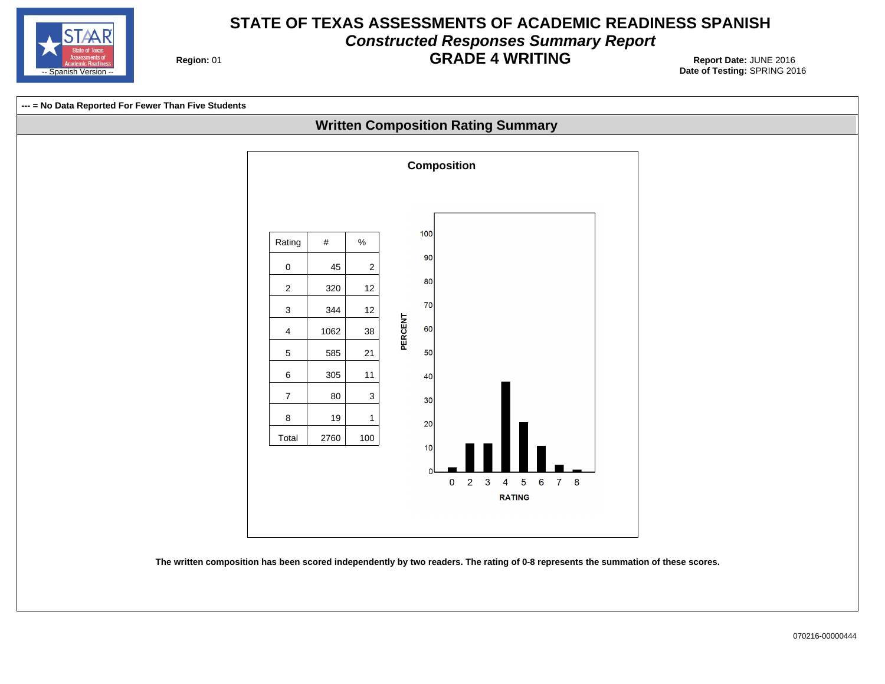# STATE OF TEXAS ASSESSMENTS OF ACADEMIC READINESS SPANISH

## *Constructed Responses Summary Report*

## GRADE 4 WRITING

**Region:** 01

**Report Date:** JUNE 2016
**Date of Testing:** SPRING 2016

-- Spanish Version --

**--- = No Data Reported For Fewer Than Five Students**

### Written Composition Rating Summary

**Composition**

| Rating | # | % |
|---|---|---|
| 0 | 45 | 2 |
| 2 | 320 | 12 |
| 3 | 344 | 12 |
| 4 | 1062 | 38 |
| 5 | 585 | 21 |
| 6 | 305 | 11 |
| 7 | 80 | 3 |
| 8 | 19 | 1 |
| Total | 2760 | 100 |

PERCENT

RATING

**The written composition has been scored independently by two readers. The rating of 0-8 represents the summation of these scores.**

070216-00000444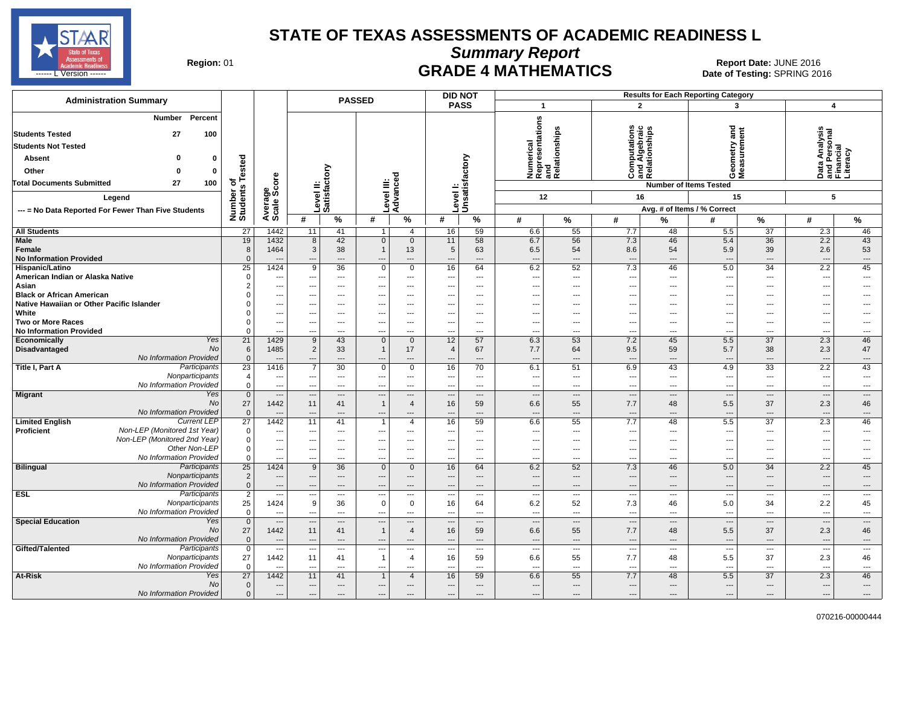# STATE OF TEXAS ASSESSMENTS OF ACADEMIC READINESS L

## Summary Report

## GRADE 4 MATHEMATICS

**Region:** 01

**Report Date:** JUNE 2016
**Date of Testing:** SPRING 2016

STAAR State of Texas Assessments of Academic Readiness ------ L Version ------

### Administration Summary

| | Number | Percent |
|---|---|---|
| Students Tested | 27 | 100 |
| Students Not Tested | | |
| Absent | 0 | 0 |
| Other | 0 | 0 |
| Total Documents Submitted | 27 | 100 |

**Legend**

--- = No Data Reported For Fewer Than Five Students

Results for Each Reporting Category: 1 = Numerical Representations and Relationships (12 items tested); 2 = Computations and Algebraic Relationships (16 items tested); 3 = Geometry and Measurement (15 items tested); 4 = Data Analysis and Personal Financial Literacy (5 items tested). Values are Avg. # of Items / % Correct.

| Group | | Number of Students Tested | Average Scale Score | Level II: Satisfactory # | Level II: Satisfactory % | Level III: Advanced # | Level III: Advanced % | Level I: Unsatisfactory # | Level I: Unsatisfactory % | Cat 1 # | Cat 1 % | Cat 2 # | Cat 2 % | Cat 3 # | Cat 3 % | Cat 4 # | Cat 4 % |
|---|---|---|---|---|---|---|---|---|---|---|---|---|---|---|---|---|---|
| All Students | | 27 | 1442 | 11 | 41 | 1 | 4 | 16 | 59 | 6.6 | 55 | 7.7 | 48 | 5.5 | 37 | 2.3 | 46 |
| Male | | 19 | 1432 | 8 | 42 | 0 | 0 | 11 | 58 | 6.7 | 56 | 7.3 | 46 | 5.4 | 36 | 2.2 | 43 |
| Female | | 8 | 1464 | 3 | 38 | 1 | 13 | 5 | 63 | 6.5 | 54 | 8.6 | 54 | 5.9 | 39 | 2.6 | 53 |
| No Information Provided | | 0 | --- | --- | --- | --- | --- | --- | --- | --- | --- | --- | --- | --- | --- | --- | --- |
| Hispanic/Latino | | 25 | 1424 | 9 | 36 | 0 | 0 | 16 | 64 | 6.2 | 52 | 7.3 | 46 | 5.0 | 34 | 2.2 | 45 |
| American Indian or Alaska Native | | 0 | --- | --- | --- | --- | --- | --- | --- | --- | --- | --- | --- | --- | --- | --- | --- |
| Asian | | 2 | --- | --- | --- | --- | --- | --- | --- | --- | --- | --- | --- | --- | --- | --- | --- |
| Black or African American | | 0 | --- | --- | --- | --- | --- | --- | --- | --- | --- | --- | --- | --- | --- | --- | --- |
| Native Hawaiian or Other Pacific Islander | | 0 | --- | --- | --- | --- | --- | --- | --- | --- | --- | --- | --- | --- | --- | --- | --- |
| White | | 0 | --- | --- | --- | --- | --- | --- | --- | --- | --- | --- | --- | --- | --- | --- | --- |
| Two or More Races | | 0 | --- | --- | --- | --- | --- | --- | --- | --- | --- | --- | --- | --- | --- | --- | --- |
| No Information Provided | | 0 | --- | --- | --- | --- | --- | --- | --- | --- | --- | --- | --- | --- | --- | --- | --- |
| Economically Disadvantaged | Yes | 21 | 1429 | 9 | 43 | 0 | 0 | 12 | 57 | 6.3 | 53 | 7.2 | 45 | 5.5 | 37 | 2.3 | 46 |
| | No | 6 | 1485 | 2 | 33 | 1 | 17 | 4 | 67 | 7.7 | 64 | 9.5 | 59 | 5.7 | 38 | 2.3 | 47 |
| | No Information Provided | 0 | --- | --- | --- | --- | --- | --- | --- | --- | --- | --- | --- | --- | --- | --- | --- |
| Title I, Part A | Participants | 23 | 1416 | 7 | 30 | 0 | 0 | 16 | 70 | 6.1 | 51 | 6.9 | 43 | 4.9 | 33 | 2.2 | 43 |
| | Nonparticipants | 4 | --- | --- | --- | --- | --- | --- | --- | --- | --- | --- | --- | --- | --- | --- | --- |
| | No Information Provided | 0 | --- | --- | --- | --- | --- | --- | --- | --- | --- | --- | --- | --- | --- | --- | --- |
| Migrant | Yes | 0 | --- | --- | --- | --- | --- | --- | --- | --- | --- | --- | --- | --- | --- | --- | --- |
| | No | 27 | 1442 | 11 | 41 | 1 | 4 | 16 | 59 | 6.6 | 55 | 7.7 | 48 | 5.5 | 37 | 2.3 | 46 |
| | No Information Provided | 0 | --- | --- | --- | --- | --- | --- | --- | --- | --- | --- | --- | --- | --- | --- | --- |
| Limited English Proficient | Current LEP | 27 | 1442 | 11 | 41 | 1 | 4 | 16 | 59 | 6.6 | 55 | 7.7 | 48 | 5.5 | 37 | 2.3 | 46 |
| | Non-LEP (Monitored 1st Year) | 0 | --- | --- | --- | --- | --- | --- | --- | --- | --- | --- | --- | --- | --- | --- | --- |
| | Non-LEP (Monitored 2nd Year) | 0 | --- | --- | --- | --- | --- | --- | --- | --- | --- | --- | --- | --- | --- | --- | --- |
| | Other Non-LEP | 0 | --- | --- | --- | --- | --- | --- | --- | --- | --- | --- | --- | --- | --- | --- | --- |
| | No Information Provided | 0 | --- | --- | --- | --- | --- | --- | --- | --- | --- | --- | --- | --- | --- | --- | --- |
| Bilingual | Participants | 25 | 1424 | 9 | 36 | 0 | 0 | 16 | 64 | 6.2 | 52 | 7.3 | 46 | 5.0 | 34 | 2.2 | 45 |
| | Nonparticipants | 2 | --- | --- | --- | --- | --- | --- | --- | --- | --- | --- | --- | --- | --- | --- | --- |
| | No Information Provided | 0 | --- | --- | --- | --- | --- | --- | --- | --- | --- | --- | --- | --- | --- | --- | --- |
| ESL | Participants | 2 | --- | --- | --- | --- | --- | --- | --- | --- | --- | --- | --- | --- | --- | --- | --- |
| | Nonparticipants | 25 | 1424 | 9 | 36 | 0 | 0 | 16 | 64 | 6.2 | 52 | 7.3 | 46 | 5.0 | 34 | 2.2 | 45 |
| | No Information Provided | 0 | --- | --- | --- | --- | --- | --- | --- | --- | --- | --- | --- | --- | --- | --- | --- |
| Special Education | Yes | 0 | --- | --- | --- | --- | --- | --- | --- | --- | --- | --- | --- | --- | --- | --- | --- |
| | No | 27 | 1442 | 11 | 41 | 1 | 4 | 16 | 59 | 6.6 | 55 | 7.7 | 48 | 5.5 | 37 | 2.3 | 46 |
| | No Information Provided | 0 | --- | --- | --- | --- | --- | --- | --- | --- | --- | --- | --- | --- | --- | --- | --- |
| Gifted/Talented | Participants | 0 | --- | --- | --- | --- | --- | --- | --- | --- | --- | --- | --- | --- | --- | --- | --- |
| | Nonparticipants | 27 | 1442 | 11 | 41 | 1 | 4 | 16 | 59 | 6.6 | 55 | 7.7 | 48 | 5.5 | 37 | 2.3 | 46 |
| | No Information Provided | 0 | --- | --- | --- | --- | --- | --- | --- | --- | --- | --- | --- | --- | --- | --- | --- |
| At-Risk | Yes | 27 | 1442 | 11 | 41 | 1 | 4 | 16 | 59 | 6.6 | 55 | 7.7 | 48 | 5.5 | 37 | 2.3 | 46 |
| | No | 0 | --- | --- | --- | --- | --- | --- | --- | --- | --- | --- | --- | --- | --- | --- | --- |
| | No Information Provided | 0 | --- | --- | --- | --- | --- | --- | --- | --- | --- | --- | --- | --- | --- | --- | --- |

070216-00000444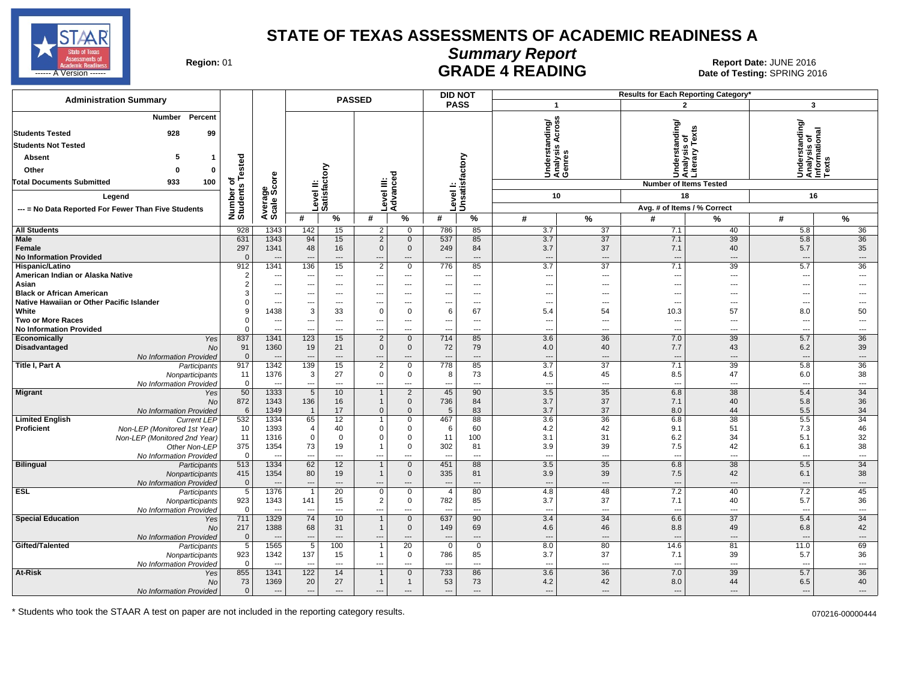# STATE OF TEXAS ASSESSMENTS OF ACADEMIC READINESS A

## Summary Report

## GRADE 4 READING

**Region:** 01

**Report Date:** JUNE 2016
**Date of Testing:** SPRING 2016

| Administration Summary | Number | Percent |
|---|---|---|
| Students Tested | 928 | 99 |
| Students Not Tested | | |
| Absent | 5 | 1 |
| Other | 0 | 0 |
| Total Documents Submitted | 933 | 100 |

Legend: --- = No Data Reported For Fewer Than Five Students

Results for Each Reporting Category*: 1 = Understanding/Analysis Across Genres (Number of Items Tested: 10); 2 = Understanding/Analysis of Literary Texts (Number of Items Tested: 18); 3 = Understanding/Analysis of Informational Texts (Number of Items Tested: 16). Values are Avg. # of Items / % Correct.

| Group | | Number of Students Tested | Average Scale Score | Level II: Satisfactory # | Level II: Satisfactory % | Level III: Advanced # | Level III: Advanced % | Level I: Unsatisfactory # | Level I: Unsatisfactory % | Cat. 1 # | Cat. 1 % | Cat. 2 # | Cat. 2 % | Cat. 3 # | Cat. 3 % |
|---|---|---|---|---|---|---|---|---|---|---|---|---|---|---|---|
| All Students | | 928 | 1343 | 142 | 15 | 2 | 0 | 786 | 85 | 3.7 | 37 | 7.1 | 40 | 5.8 | 36 |
| Male | | 631 | 1343 | 94 | 15 | 2 | 0 | 537 | 85 | 3.7 | 37 | 7.1 | 39 | 5.8 | 36 |
| Female | | 297 | 1341 | 48 | 16 | 0 | 0 | 249 | 84 | 3.7 | 37 | 7.1 | 40 | 5.7 | 35 |
| No Information Provided | | 0 | --- | --- | --- | --- | --- | --- | --- | --- | --- | --- | --- | --- | --- |
| Hispanic/Latino | | 912 | 1341 | 136 | 15 | 2 | 0 | 776 | 85 | 3.7 | 37 | 7.1 | 39 | 5.7 | 36 |
| American Indian or Alaska Native | | 2 | --- | --- | --- | --- | --- | --- | --- | --- | --- | --- | --- | --- | --- |
| Asian | | 2 | --- | --- | --- | --- | --- | --- | --- | --- | --- | --- | --- | --- | --- |
| Black or African American | | 3 | --- | --- | --- | --- | --- | --- | --- | --- | --- | --- | --- | --- | --- |
| Native Hawaiian or Other Pacific Islander | | 0 | --- | --- | --- | --- | --- | --- | --- | --- | --- | --- | --- | --- | --- |
| White | | 9 | 1438 | 3 | 33 | 0 | 0 | 6 | 67 | 5.4 | 54 | 10.3 | 57 | 8.0 | 50 |
| Two or More Races | | 0 | --- | --- | --- | --- | --- | --- | --- | --- | --- | --- | --- | --- | --- |
| No Information Provided | | 0 | --- | --- | --- | --- | --- | --- | --- | --- | --- | --- | --- | --- | --- |
| Economically Disadvantaged | Yes | 837 | 1341 | 123 | 15 | 2 | 0 | 714 | 85 | 3.6 | 36 | 7.0 | 39 | 5.7 | 36 |
| | No | 91 | 1360 | 19 | 21 | 0 | 0 | 72 | 79 | 4.0 | 40 | 7.7 | 43 | 6.2 | 39 |
| | No Information Provided | 0 | --- | --- | --- | --- | --- | --- | --- | --- | --- | --- | --- | --- | --- |
| Title I, Part A | Participants | 917 | 1342 | 139 | 15 | 2 | 0 | 778 | 85 | 3.7 | 37 | 7.1 | 39 | 5.8 | 36 |
| | Nonparticipants | 11 | 1376 | 3 | 27 | 0 | 0 | 8 | 73 | 4.5 | 45 | 8.5 | 47 | 6.0 | 38 |
| | No Information Provided | 0 | --- | --- | --- | --- | --- | --- | --- | --- | --- | --- | --- | --- | --- |
| Migrant | Yes | 50 | 1333 | 5 | 10 | 1 | 2 | 45 | 90 | 3.5 | 35 | 6.8 | 38 | 5.4 | 34 |
| | No | 872 | 1343 | 136 | 16 | 1 | 0 | 736 | 84 | 3.7 | 37 | 7.1 | 40 | 5.8 | 36 |
| | No Information Provided | 6 | 1349 | 1 | 17 | 0 | 0 | 5 | 83 | 3.7 | 37 | 8.0 | 44 | 5.5 | 34 |
| Limited English Proficient | Current LEP | 532 | 1334 | 65 | 12 | 1 | 0 | 467 | 88 | 3.6 | 36 | 6.8 | 38 | 5.5 | 34 |
| | Non-LEP (Monitored 1st Year) | 10 | 1393 | 4 | 40 | 0 | 0 | 6 | 60 | 4.2 | 42 | 9.1 | 51 | 7.3 | 46 |
| | Non-LEP (Monitored 2nd Year) | 11 | 1316 | 0 | 0 | 0 | 0 | 11 | 100 | 3.1 | 31 | 6.2 | 34 | 5.1 | 32 |
| | Other Non-LEP | 375 | 1354 | 73 | 19 | 1 | 0 | 302 | 81 | 3.9 | 39 | 7.5 | 42 | 6.1 | 38 |
| | No Information Provided | 0 | --- | --- | --- | --- | --- | --- | --- | --- | --- | --- | --- | --- | --- |
| Bilingual | Participants | 513 | 1334 | 62 | 12 | 1 | 0 | 451 | 88 | 3.5 | 35 | 6.8 | 38 | 5.5 | 34 |
| | Nonparticipants | 415 | 1354 | 80 | 19 | 1 | 0 | 335 | 81 | 3.9 | 39 | 7.5 | 42 | 6.1 | 38 |
| | No Information Provided | 0 | --- | --- | --- | --- | --- | --- | --- | --- | --- | --- | --- | --- | --- |
| ESL | Participants | 5 | 1376 | 1 | 20 | 0 | 0 | 4 | 80 | 4.8 | 48 | 7.2 | 40 | 7.2 | 45 |
| | Nonparticipants | 923 | 1343 | 141 | 15 | 2 | 0 | 782 | 85 | 3.7 | 37 | 7.1 | 40 | 5.7 | 36 |
| | No Information Provided | 0 | --- | --- | --- | --- | --- | --- | --- | --- | --- | --- | --- | --- | --- |
| Special Education | Yes | 711 | 1329 | 74 | 10 | 1 | 0 | 637 | 90 | 3.4 | 34 | 6.6 | 37 | 5.4 | 34 |
| | No | 217 | 1388 | 68 | 31 | 1 | 0 | 149 | 69 | 4.6 | 46 | 8.8 | 49 | 6.8 | 42 |
| | No Information Provided | 0 | --- | --- | --- | --- | --- | --- | --- | --- | --- | --- | --- | --- | --- |
| Gifted/Talented | Participants | 5 | 1565 | 5 | 100 | 1 | 20 | 0 | 0 | 8.0 | 80 | 14.6 | 81 | 11.0 | 69 |
| | Nonparticipants | 923 | 1342 | 137 | 15 | 1 | 0 | 786 | 85 | 3.7 | 37 | 7.1 | 39 | 5.7 | 36 |
| | No Information Provided | 0 | --- | --- | --- | --- | --- | --- | --- | --- | --- | --- | --- | --- | --- |
| At-Risk | Yes | 855 | 1341 | 122 | 14 | 1 | 0 | 733 | 86 | 3.6 | 36 | 7.0 | 39 | 5.7 | 36 |
| | No | 73 | 1369 | 20 | 27 | 1 | 1 | 53 | 73 | 4.2 | 42 | 8.0 | 44 | 6.5 | 40 |
| | No Information Provided | 0 | --- | --- | --- | --- | --- | --- | --- | --- | --- | --- | --- | --- | --- |

\* Students who took the STAAR A test on paper are not included in the reporting category results.

070216-00000444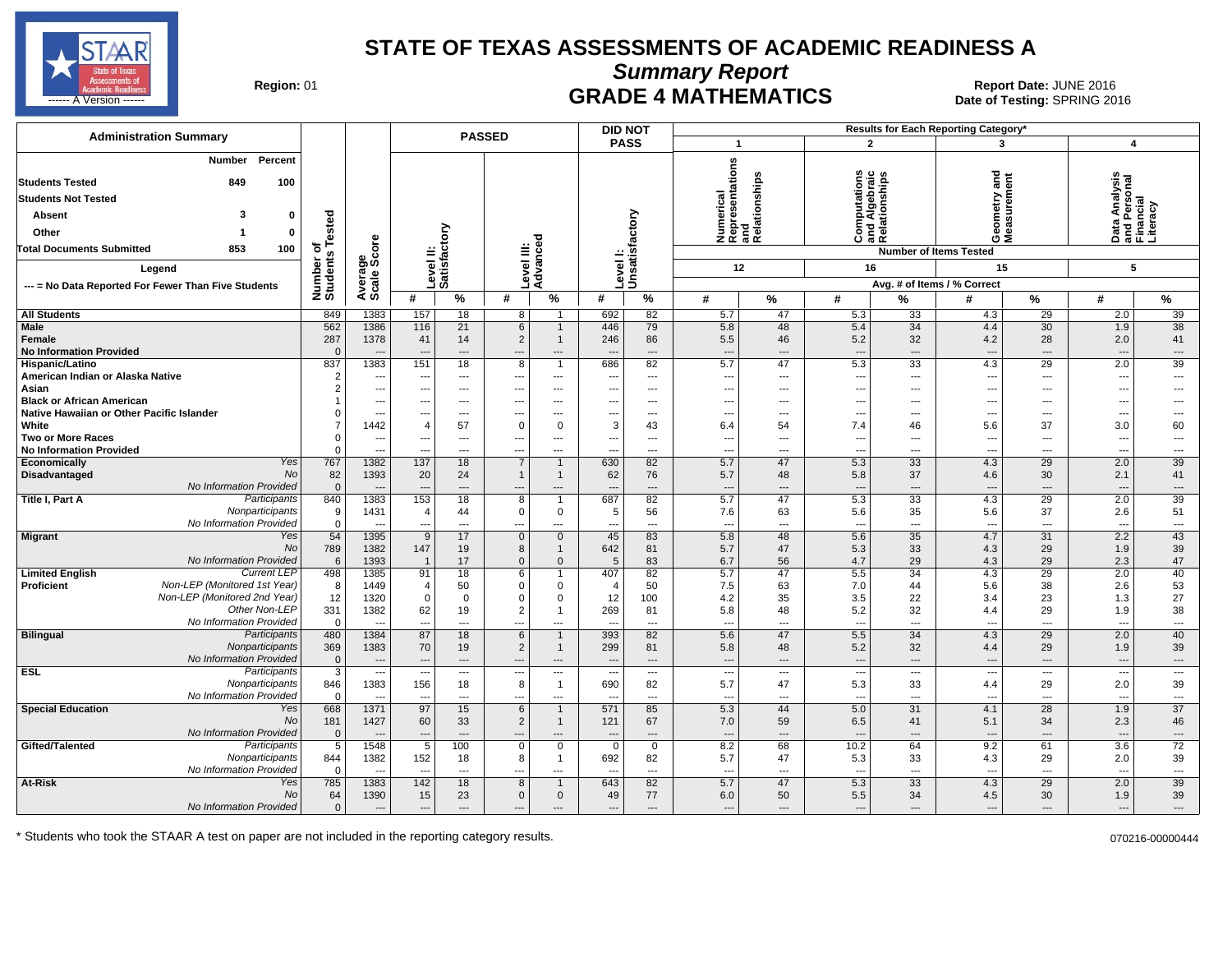# STATE OF TEXAS ASSESSMENTS OF ACADEMIC READINESS A

## Summary Report

## GRADE 4 MATHEMATICS

**Region:** 01

**Report Date:** JUNE 2016
**Date of Testing:** SPRING 2016

**Administration Summary**

| | Number | Percent |
|---|---|---|
| Students Tested | 849 | 100 |
| Students Not Tested | | |
| Absent | 3 | 0 |
| Other | 1 | 0 |
| Total Documents Submitted | 853 | 100 |

Legend: --- = No Data Reported For Fewer Than Five Students

| Group | | Number of Students Tested | Average Scale Score | Passed Level II: Satisfactory # | Passed Level II: Satisfactory % | Passed Level III: Advanced # | Passed Level III: Advanced % | Did Not Pass Level I: Unsatisfactory # | Did Not Pass Level I: Unsatisfactory % | 1 Numerical Representations and Relationships (12 items) # | 1 % | 2 Computations and Algebraic Relationships (16 items) # | 2 % | 3 Geometry and Measurement (15 items) # | 3 % | 4 Data Analysis and Personal Financial Literacy (5 items) # | 4 % |
|---|---|---|---|---|---|---|---|---|---|---|---|---|---|---|---|---|---|
| All Students | | 849 | 1383 | 157 | 18 | 8 | 1 | 692 | 82 | 5.7 | 47 | 5.3 | 33 | 4.3 | 29 | 2.0 | 39 |
| Male | | 562 | 1386 | 116 | 21 | 6 | 1 | 446 | 79 | 5.8 | 48 | 5.4 | 34 | 4.4 | 30 | 1.9 | 38 |
| Female | | 287 | 1378 | 41 | 14 | 2 | 1 | 246 | 86 | 5.5 | 46 | 5.2 | 32 | 4.2 | 28 | 2.0 | 41 |
| No Information Provided | | 0 | --- | --- | --- | --- | --- | --- | --- | --- | --- | --- | --- | --- | --- | --- | --- |
| Hispanic/Latino | | 837 | 1383 | 151 | 18 | 8 | 1 | 686 | 82 | 5.7 | 47 | 5.3 | 33 | 4.3 | 29 | 2.0 | 39 |
| American Indian or Alaska Native | | 2 | --- | --- | --- | --- | --- | --- | --- | --- | --- | --- | --- | --- | --- | --- | --- |
| Asian | | 2 | --- | --- | --- | --- | --- | --- | --- | --- | --- | --- | --- | --- | --- | --- | --- |
| Black or African American | | 1 | --- | --- | --- | --- | --- | --- | --- | --- | --- | --- | --- | --- | --- | --- | --- |
| Native Hawaiian or Other Pacific Islander | | 0 | --- | --- | --- | --- | --- | --- | --- | --- | --- | --- | --- | --- | --- | --- | --- |
| White | | 7 | 1442 | 4 | 57 | 0 | 0 | 3 | 43 | 6.4 | 54 | 7.4 | 46 | 5.6 | 37 | 3.0 | 60 |
| Two or More Races | | 0 | --- | --- | --- | --- | --- | --- | --- | --- | --- | --- | --- | --- | --- | --- | --- |
| No Information Provided | | 0 | --- | --- | --- | --- | --- | --- | --- | --- | --- | --- | --- | --- | --- | --- | --- |
| Economically Disadvantaged | Yes | 767 | 1382 | 137 | 18 | 7 | 1 | 630 | 82 | 5.7 | 47 | 5.3 | 33 | 4.3 | 29 | 2.0 | 39 |
| | No | 82 | 1393 | 20 | 24 | 1 | 1 | 62 | 76 | 5.7 | 48 | 5.8 | 37 | 4.6 | 30 | 2.1 | 41 |
| | No Information Provided | 0 | --- | --- | --- | --- | --- | --- | --- | --- | --- | --- | --- | --- | --- | --- | --- |
| Title I, Part A | Participants | 840 | 1383 | 153 | 18 | 8 | 1 | 687 | 82 | 5.7 | 47 | 5.3 | 33 | 4.3 | 29 | 2.0 | 39 |
| | Nonparticipants | 9 | 1431 | 4 | 44 | 0 | 0 | 5 | 56 | 7.6 | 63 | 5.6 | 35 | 5.6 | 37 | 2.6 | 51 |
| | No Information Provided | 0 | --- | --- | --- | --- | --- | --- | --- | --- | --- | --- | --- | --- | --- | --- | --- |
| Migrant | Yes | 54 | 1395 | 9 | 17 | 0 | 0 | 45 | 83 | 5.8 | 48 | 5.6 | 35 | 4.7 | 31 | 2.2 | 43 |
| | No | 789 | 1382 | 147 | 19 | 8 | 1 | 642 | 81 | 5.7 | 47 | 5.3 | 33 | 4.3 | 29 | 1.9 | 39 |
| | No Information Provided | 6 | 1393 | 1 | 17 | 0 | 0 | 5 | 83 | 6.7 | 56 | 4.7 | 29 | 4.3 | 29 | 2.3 | 47 |
| Limited English Proficient | Current LEP | 498 | 1385 | 91 | 18 | 6 | 1 | 407 | 82 | 5.7 | 47 | 5.5 | 34 | 4.3 | 29 | 2.0 | 40 |
| | Non-LEP (Monitored 1st Year) | 8 | 1449 | 4 | 50 | 0 | 0 | 4 | 50 | 7.5 | 63 | 7.0 | 44 | 5.6 | 38 | 2.6 | 53 |
| | Non-LEP (Monitored 2nd Year) | 12 | 1320 | 0 | 0 | 0 | 0 | 12 | 100 | 4.2 | 35 | 3.5 | 22 | 3.4 | 23 | 1.3 | 27 |
| | Other Non-LEP | 331 | 1382 | 62 | 19 | 2 | 1 | 269 | 81 | 5.8 | 48 | 5.2 | 32 | 4.4 | 29 | 1.9 | 38 |
| | No Information Provided | 0 | --- | --- | --- | --- | --- | --- | --- | --- | --- | --- | --- | --- | --- | --- | --- |
| Bilingual | Participants | 480 | 1384 | 87 | 18 | 6 | 1 | 393 | 82 | 5.6 | 47 | 5.5 | 34 | 4.3 | 29 | 2.0 | 40 |
| | Nonparticipants | 369 | 1383 | 70 | 19 | 2 | 1 | 299 | 81 | 5.8 | 48 | 5.2 | 32 | 4.4 | 29 | 1.9 | 39 |
| | No Information Provided | 0 | --- | --- | --- | --- | --- | --- | --- | --- | --- | --- | --- | --- | --- | --- | --- |
| ESL | Participants | 3 | --- | --- | --- | --- | --- | --- | --- | --- | --- | --- | --- | --- | --- | --- | --- |
| | Nonparticipants | 846 | 1383 | 156 | 18 | 8 | 1 | 690 | 82 | 5.7 | 47 | 5.3 | 33 | 4.4 | 29 | 2.0 | 39 |
| | No Information Provided | 0 | --- | --- | --- | --- | --- | --- | --- | --- | --- | --- | --- | --- | --- | --- | --- |
| Special Education | Yes | 668 | 1371 | 97 | 15 | 6 | 1 | 571 | 85 | 5.3 | 44 | 5.0 | 31 | 4.1 | 28 | 1.9 | 37 |
| | No | 181 | 1427 | 60 | 33 | 2 | 1 | 121 | 67 | 7.0 | 59 | 6.5 | 41 | 5.1 | 34 | 2.3 | 46 |
| | No Information Provided | 0 | --- | --- | --- | --- | --- | --- | --- | --- | --- | --- | --- | --- | --- | --- | --- |
| Gifted/Talented | Participants | 5 | 1548 | 5 | 100 | 0 | 0 | 0 | 0 | 8.2 | 68 | 10.2 | 64 | 9.2 | 61 | 3.6 | 72 |
| | Nonparticipants | 844 | 1382 | 152 | 18 | 8 | 1 | 692 | 82 | 5.7 | 47 | 5.3 | 33 | 4.3 | 29 | 2.0 | 39 |
| | No Information Provided | 0 | --- | --- | --- | --- | --- | --- | --- | --- | --- | --- | --- | --- | --- | --- | --- |
| At-Risk | Yes | 785 | 1383 | 142 | 18 | 8 | 1 | 643 | 82 | 5.7 | 47 | 5.3 | 33 | 4.3 | 29 | 2.0 | 39 |
| | No | 64 | 1390 | 15 | 23 | 0 | 0 | 49 | 77 | 6.0 | 50 | 5.5 | 34 | 4.5 | 30 | 1.9 | 39 |
| | No Information Provided | 0 | --- | --- | --- | --- | --- | --- | --- | --- | --- | --- | --- | --- | --- | --- | --- |

Results for Each Reporting Category*: Avg. # of Items / % Correct

\* Students who took the STAAR A test on paper are not included in the reporting category results.

070216-00000444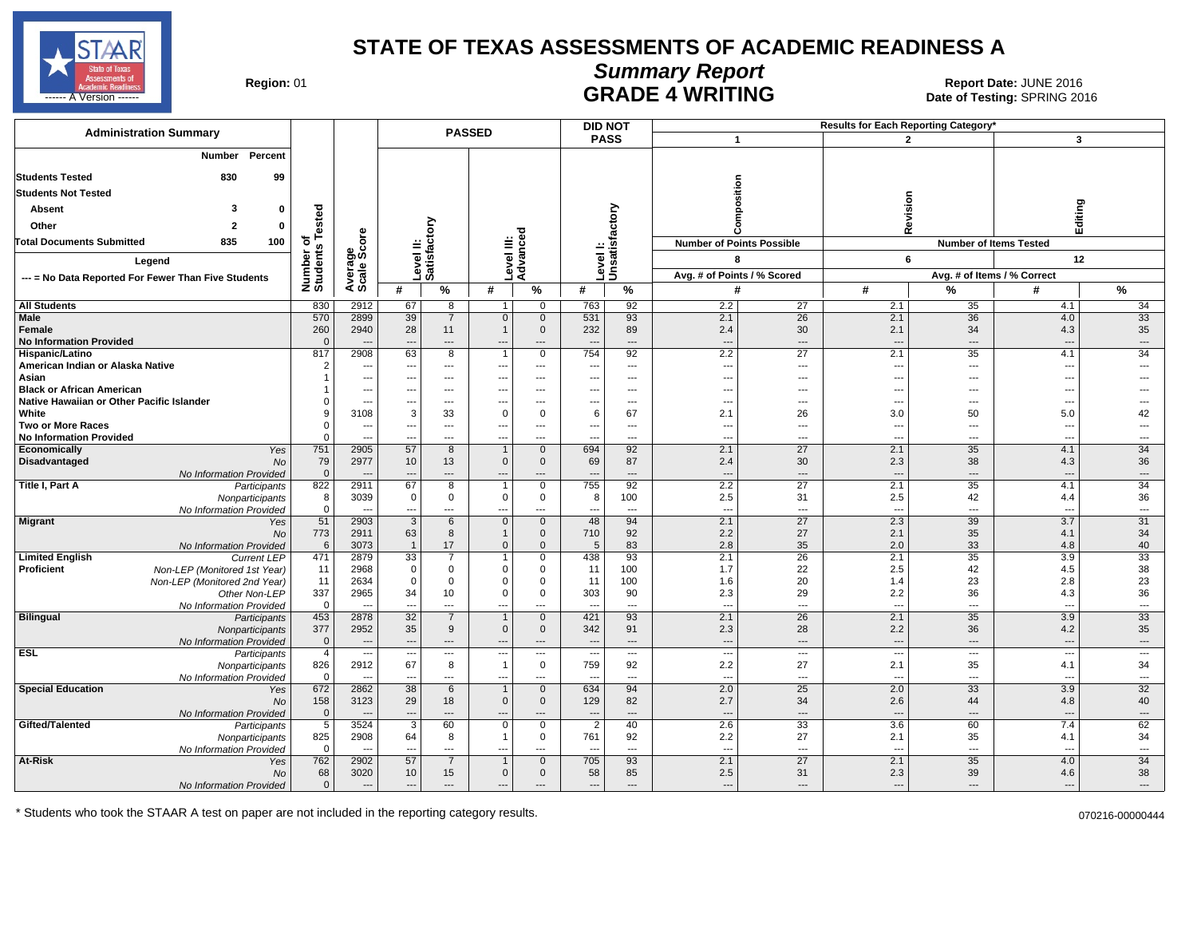# STATE OF TEXAS ASSESSMENTS OF ACADEMIC READINESS A

## *Summary Report*

## GRADE 4 WRITING

**Region:** 01

**Report Date:** JUNE 2016
**Date of Testing:** SPRING 2016

| Administration Summary | Number | Percent |
|---|---|---|
| **Students Tested** | 830 | 99 |
| **Students Not Tested** | | |
| **Absent** | 3 | 0 |
| **Other** | 2 | 0 |
| **Total Documents Submitted** | 835 | 100 |

**Legend**
--- = No Data Reported For Fewer Than Five Students

| Group | | Number of Students Tested | Average Scale Score | PASSED Level II: Satisfactory # | PASSED Level II: Satisfactory % | PASSED Level III: Advanced # | PASSED Level III: Advanced % | DID NOT PASS Level I: Unsatisfactory # | DID NOT PASS Level I: Unsatisfactory % | 1 Composition (8 Points Possible) Avg. # of Points | 1 Composition % Scored | 2 Revision (6 Items Tested) Avg. # Correct | 2 Revision % Correct | 3 Editing (12 Items Tested) Avg. # Correct | 3 Editing % Correct |
|---|---|---|---|---|---|---|---|---|---|---|---|---|---|---|---|
| **All Students** | | 830 | 2912 | 67 | 8 | 1 | 0 | 763 | 92 | 2.2 | 27 | 2.1 | 35 | 4.1 | 34 |
| **Male** | | 570 | 2899 | 39 | 7 | 0 | 0 | 531 | 93 | 2.1 | 26 | 2.1 | 36 | 4.0 | 33 |
| **Female** | | 260 | 2940 | 28 | 11 | 1 | 0 | 232 | 89 | 2.4 | 30 | 2.1 | 34 | 4.3 | 35 |
| **No Information Provided** | | 0 | --- | --- | --- | --- | --- | --- | --- | --- | --- | --- | --- | --- | --- |
| **Hispanic/Latino** | | 817 | 2908 | 63 | 8 | 1 | 0 | 754 | 92 | 2.2 | 27 | 2.1 | 35 | 4.1 | 34 |
| **American Indian or Alaska Native** | | 2 | --- | --- | --- | --- | --- | --- | --- | --- | --- | --- | --- | --- | --- |
| **Asian** | | 1 | --- | --- | --- | --- | --- | --- | --- | --- | --- | --- | --- | --- | --- |
| **Black or African American** | | 1 | --- | --- | --- | --- | --- | --- | --- | --- | --- | --- | --- | --- | --- |
| **Native Hawaiian or Other Pacific Islander** | | 0 | --- | --- | --- | --- | --- | --- | --- | --- | --- | --- | --- | --- | --- |
| **White** | | 9 | 3108 | 3 | 33 | 0 | 0 | 6 | 67 | 2.1 | 26 | 3.0 | 50 | 5.0 | 42 |
| **Two or More Races** | | 0 | --- | --- | --- | --- | --- | --- | --- | --- | --- | --- | --- | --- | --- |
| **No Information Provided** | | 0 | --- | --- | --- | --- | --- | --- | --- | --- | --- | --- | --- | --- | --- |
| **Economically Disadvantaged** | *Yes* | 751 | 2905 | 57 | 8 | 1 | 0 | 694 | 92 | 2.1 | 27 | 2.1 | 35 | 4.1 | 34 |
| | *No* | 79 | 2977 | 10 | 13 | 0 | 0 | 69 | 87 | 2.4 | 30 | 2.3 | 38 | 4.3 | 36 |
| | *No Information Provided* | 0 | --- | --- | --- | --- | --- | --- | --- | --- | --- | --- | --- | --- | --- |
| **Title I, Part A** | *Participants* | 822 | 2911 | 67 | 8 | 1 | 0 | 755 | 92 | 2.2 | 27 | 2.1 | 35 | 4.1 | 34 |
| | *Nonparticipants* | 8 | 3039 | 0 | 0 | 0 | 0 | 8 | 100 | 2.5 | 31 | 2.5 | 42 | 4.4 | 36 |
| | *No Information Provided* | 0 | --- | --- | --- | --- | --- | --- | --- | --- | --- | --- | --- | --- | --- |
| **Migrant** | *Yes* | 51 | 2903 | 3 | 6 | 0 | 0 | 48 | 94 | 2.1 | 27 | 2.3 | 39 | 3.7 | 31 |
| | *No* | 773 | 2911 | 63 | 8 | 1 | 0 | 710 | 92 | 2.2 | 27 | 2.1 | 35 | 4.1 | 34 |
| | *No Information Provided* | 6 | 3073 | 1 | 17 | 0 | 0 | 5 | 83 | 2.8 | 35 | 2.0 | 33 | 4.8 | 40 |
| **Limited English Proficient** | *Current LEP* | 471 | 2879 | 33 | 7 | 1 | 0 | 438 | 93 | 2.1 | 26 | 2.1 | 35 | 3.9 | 33 |
| | *Non-LEP (Monitored 1st Year)* | 11 | 2968 | 0 | 0 | 0 | 0 | 11 | 100 | 1.7 | 22 | 2.5 | 42 | 4.5 | 38 |
| | *Non-LEP (Monitored 2nd Year)* | 11 | 2634 | 0 | 0 | 0 | 0 | 11 | 100 | 1.6 | 20 | 1.4 | 23 | 2.8 | 23 |
| | *Other Non-LEP* | 337 | 2965 | 34 | 10 | 0 | 0 | 303 | 90 | 2.3 | 29 | 2.2 | 36 | 4.3 | 36 |
| | *No Information Provided* | 0 | --- | --- | --- | --- | --- | --- | --- | --- | --- | --- | --- | --- | --- |
| **Bilingual** | *Participants* | 453 | 2878 | 32 | 7 | 1 | 0 | 421 | 93 | 2.1 | 26 | 2.1 | 35 | 3.9 | 33 |
| | *Nonparticipants* | 377 | 2952 | 35 | 9 | 0 | 0 | 342 | 91 | 2.3 | 28 | 2.2 | 36 | 4.2 | 35 |
| | *No Information Provided* | 0 | --- | --- | --- | --- | --- | --- | --- | --- | --- | --- | --- | --- | --- |
| **ESL** | *Participants* | 4 | --- | --- | --- | --- | --- | --- | --- | --- | --- | --- | --- | --- | --- |
| | *Nonparticipants* | 826 | 2912 | 67 | 8 | 1 | 0 | 759 | 92 | 2.2 | 27 | 2.1 | 35 | 4.1 | 34 |
| | *No Information Provided* | 0 | --- | --- | --- | --- | --- | --- | --- | --- | --- | --- | --- | --- | --- |
| **Special Education** | *Yes* | 672 | 2862 | 38 | 6 | 1 | 0 | 634 | 94 | 2.0 | 25 | 2.0 | 33 | 3.9 | 32 |
| | *No* | 158 | 3123 | 29 | 18 | 0 | 0 | 129 | 82 | 2.7 | 34 | 2.6 | 44 | 4.8 | 40 |
| | *No Information Provided* | 0 | --- | --- | --- | --- | --- | --- | --- | --- | --- | --- | --- | --- | --- |
| **Gifted/Talented** | *Participants* | 5 | 3524 | 3 | 60 | 0 | 0 | 2 | 40 | 2.6 | 33 | 3.6 | 60 | 7.4 | 62 |
| | *Nonparticipants* | 825 | 2908 | 64 | 8 | 1 | 0 | 761 | 92 | 2.2 | 27 | 2.1 | 35 | 4.1 | 34 |
| | *No Information Provided* | 0 | --- | --- | --- | --- | --- | --- | --- | --- | --- | --- | --- | --- | --- |
| **At-Risk** | *Yes* | 762 | 2902 | 57 | 7 | 1 | 0 | 705 | 93 | 2.1 | 27 | 2.1 | 35 | 4.0 | 34 |
| | *No* | 68 | 3020 | 10 | 15 | 0 | 0 | 58 | 85 | 2.5 | 31 | 2.3 | 39 | 4.6 | 38 |
| | *No Information Provided* | 0 | --- | --- | --- | --- | --- | --- | --- | --- | --- | --- | --- | --- | --- |

\* Students who took the STAAR A test on paper are not included in the reporting category results.

070216-00000444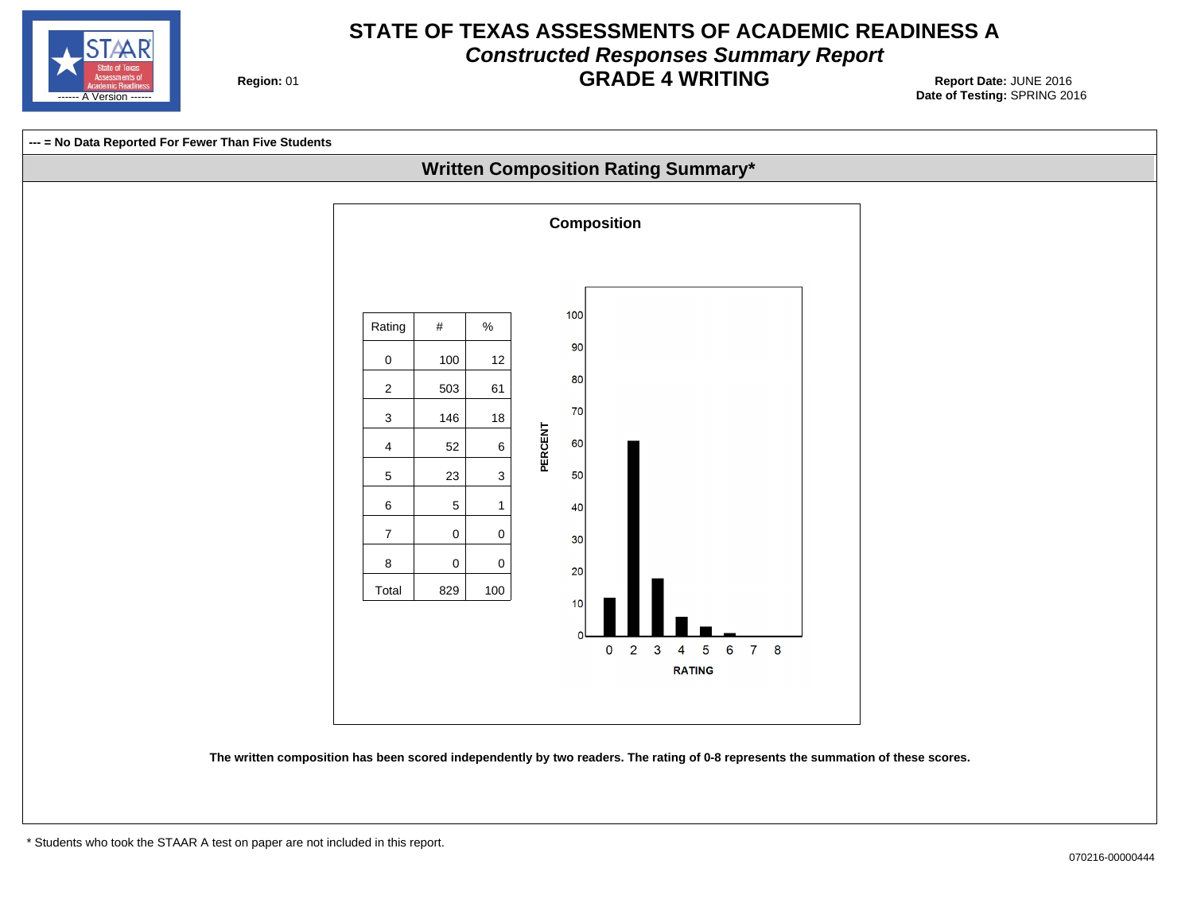# STATE OF TEXAS ASSESSMENTS OF ACADEMIC READINESS A

## *Constructed Responses Summary Report*

## GRADE 4 WRITING

**Region:** 01

**Report Date:** JUNE 2016
**Date of Testing:** SPRING 2016

**--- = No Data Reported For Fewer Than Five Students**

### Written Composition Rating Summary*

**Composition**

| Rating | # | % |
|---|---|---|
| 0 | 100 | 12 |
| 2 | 503 | 61 |
| 3 | 146 | 18 |
| 4 | 52 | 6 |
| 5 | 23 | 3 |
| 6 | 5 | 1 |
| 7 | 0 | 0 |
| 8 | 0 | 0 |
| Total | 829 | 100 |

**The written composition has been scored independently by two readers. The rating of 0-8 represents the summation of these scores.**

\* Students who took the STAAR A test on paper are not included in this report.

070216-00000444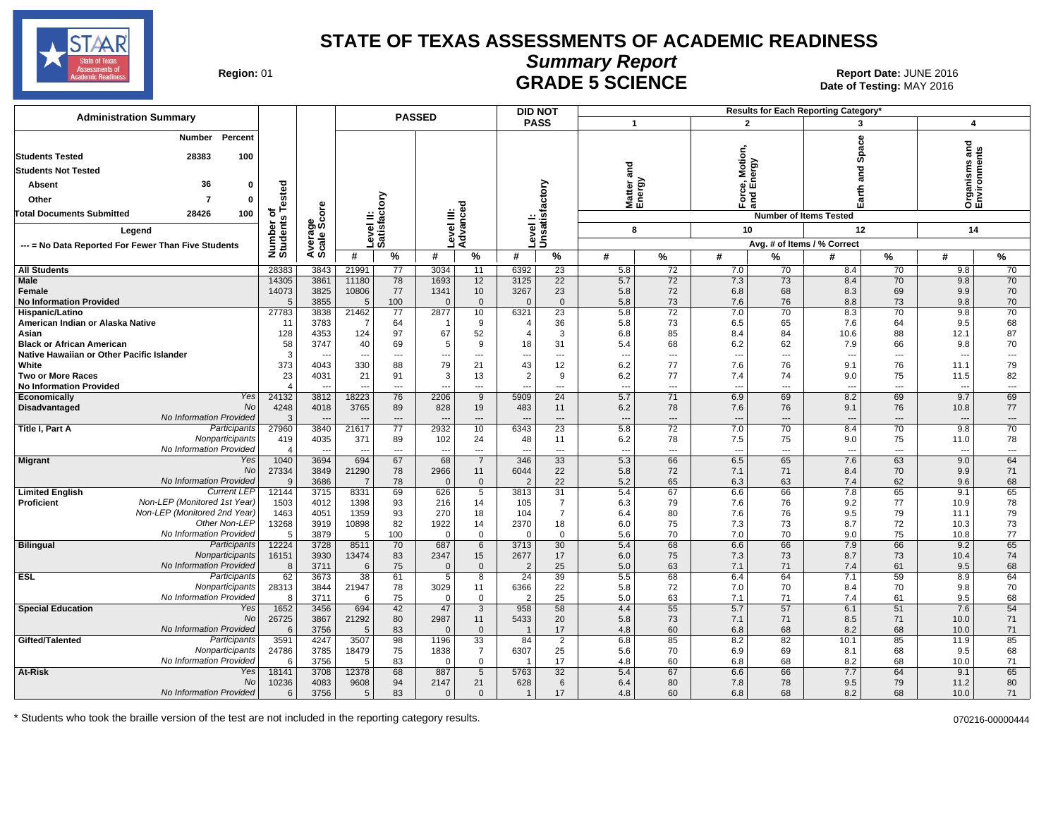# STATE OF TEXAS ASSESSMENTS OF ACADEMIC READINESS

## Summary Report

## GRADE 5 SCIENCE

Region: 01

Report Date: JUNE 2016
Date of Testing: MAY 2016

**Administration Summary**

| | Number | Percent |
|---|---|---|
| Students Tested | 28383 | 100 |
| Students Not Tested | | |
| Absent | 36 | 0 |
| Other | 7 | 0 |
| Total Documents Submitted | 28426 | 100 |

Legend
--- = No Data Reported For Fewer Than Five Students

| Group | | Number of Students Tested | Average Scale Score | PASSED Level II: Satisfactory # | PASSED Level II: Satisfactory % | PASSED Level III: Advanced # | PASSED Level III: Advanced % | DID NOT PASS Level I: Unsatisfactory # | DID NOT PASS Level I: Unsatisfactory % | 1 Matter and Energy (8 items) # | 1 Matter and Energy % | 2 Force, Motion, and Energy (10 items) # | 2 Force, Motion, and Energy % | 3 Earth and Space (12 items) # | 3 Earth and Space % | 4 Organisms and Environments (14 items) # | 4 Organisms and Environments % |
|---|---|---|---|---|---|---|---|---|---|---|---|---|---|---|---|---|---|
| All Students | | 28383 | 3843 | 21991 | 77 | 3034 | 11 | 6392 | 23 | 5.8 | 72 | 7.0 | 70 | 8.4 | 70 | 9.8 | 70 |
| Male | | 14305 | 3861 | 11180 | 78 | 1693 | 12 | 3125 | 22 | 5.7 | 72 | 7.3 | 73 | 8.4 | 70 | 9.8 | 70 |
| Female | | 14073 | 3825 | 10806 | 77 | 1341 | 10 | 3267 | 23 | 5.8 | 72 | 6.8 | 68 | 8.3 | 69 | 9.9 | 70 |
| No Information Provided | | 5 | 3855 | 5 | 100 | 0 | 0 | 0 | 0 | 5.8 | 73 | 7.6 | 76 | 8.8 | 73 | 9.8 | 70 |
| Hispanic/Latino | | 27783 | 3838 | 21462 | 77 | 2877 | 10 | 6321 | 23 | 5.8 | 72 | 7.0 | 70 | 8.3 | 70 | 9.8 | 70 |
| American Indian or Alaska Native | | 11 | 3783 | 7 | 64 | 1 | 9 | 4 | 36 | 5.8 | 73 | 6.5 | 65 | 7.6 | 64 | 9.5 | 68 |
| Asian | | 128 | 4353 | 124 | 97 | 67 | 52 | 4 | 3 | 6.8 | 85 | 8.4 | 84 | 10.6 | 88 | 12.1 | 87 |
| Black or African American | | 58 | 3747 | 40 | 69 | 5 | 9 | 18 | 31 | 5.4 | 68 | 6.2 | 62 | 7.9 | 66 | 9.8 | 70 |
| Native Hawaiian or Other Pacific Islander | | 3 | --- | --- | --- | --- | --- | --- | --- | --- | --- | --- | --- | --- | --- | --- | --- |
| White | | 373 | 4043 | 330 | 88 | 79 | 21 | 43 | 12 | 6.2 | 77 | 7.6 | 76 | 9.1 | 76 | 11.1 | 79 |
| Two or More Races | | 23 | 4031 | 21 | 91 | 3 | 13 | 2 | 9 | 6.2 | 77 | 7.4 | 74 | 9.0 | 75 | 11.5 | 82 |
| No Information Provided | | 4 | --- | --- | --- | --- | --- | --- | --- | --- | --- | --- | --- | --- | --- | --- | --- |
| Economically Disadvantaged | Yes | 24132 | 3812 | 18223 | 76 | 2206 | 9 | 5909 | 24 | 5.7 | 71 | 6.9 | 69 | 8.2 | 69 | 9.7 | 69 |
| | No | 4248 | 4018 | 3765 | 89 | 828 | 19 | 483 | 11 | 6.2 | 78 | 7.6 | 76 | 9.1 | 76 | 10.8 | 77 |
| | No Information Provided | 3 | --- | --- | --- | --- | --- | --- | --- | --- | --- | --- | --- | --- | --- | --- | --- |
| Title I, Part A | Participants | 27960 | 3840 | 21617 | 77 | 2932 | 10 | 6343 | 23 | 5.8 | 72 | 7.0 | 70 | 8.4 | 70 | 9.8 | 70 |
| | Nonparticipants | 419 | 4035 | 371 | 89 | 102 | 24 | 48 | 11 | 6.2 | 78 | 7.5 | 75 | 9.0 | 75 | 11.0 | 78 |
| | No Information Provided | 4 | --- | --- | --- | --- | --- | --- | --- | --- | --- | --- | --- | --- | --- | --- | --- |
| Migrant | Yes | 1040 | 3694 | 694 | 67 | 68 | 7 | 346 | 33 | 5.3 | 66 | 6.5 | 65 | 7.6 | 63 | 9.0 | 64 |
| | No | 27334 | 3849 | 21290 | 78 | 2966 | 11 | 6044 | 22 | 5.8 | 72 | 7.1 | 71 | 8.4 | 70 | 9.9 | 71 |
| | No Information Provided | 9 | 3686 | 7 | 78 | 0 | 0 | 2 | 22 | 5.2 | 65 | 6.3 | 63 | 7.4 | 62 | 9.6 | 68 |
| Limited English Proficient | Current LEP | 12144 | 3715 | 8331 | 69 | 626 | 5 | 3813 | 31 | 5.4 | 67 | 6.6 | 66 | 7.8 | 65 | 9.1 | 65 |
| | Non-LEP (Monitored 1st Year) | 1503 | 4012 | 1398 | 93 | 216 | 14 | 105 | 7 | 6.3 | 79 | 7.6 | 76 | 9.2 | 77 | 10.9 | 78 |
| | Non-LEP (Monitored 2nd Year) | 1463 | 4051 | 1359 | 93 | 270 | 18 | 104 | 7 | 6.4 | 80 | 7.6 | 76 | 9.5 | 79 | 11.1 | 79 |
| | Other Non-LEP | 13268 | 3919 | 10898 | 82 | 1922 | 14 | 2370 | 18 | 6.0 | 75 | 7.3 | 73 | 8.7 | 72 | 10.3 | 73 |
| | No Information Provided | 5 | 3879 | 5 | 100 | 0 | 0 | 0 | 0 | 5.6 | 70 | 7.0 | 70 | 9.0 | 75 | 10.8 | 77 |
| Bilingual | Participants | 12224 | 3728 | 8511 | 70 | 687 | 6 | 3713 | 30 | 5.4 | 68 | 6.6 | 66 | 7.9 | 66 | 9.2 | 65 |
| | Nonparticipants | 16151 | 3930 | 13474 | 83 | 2347 | 15 | 2677 | 17 | 6.0 | 75 | 7.3 | 73 | 8.7 | 73 | 10.4 | 74 |
| | No Information Provided | 8 | 3711 | 6 | 75 | 0 | 0 | 2 | 25 | 5.0 | 63 | 7.1 | 71 | 7.4 | 61 | 9.5 | 68 |
| ESL | Participants | 62 | 3673 | 38 | 61 | 5 | 8 | 24 | 39 | 5.5 | 68 | 6.4 | 64 | 7.1 | 59 | 8.9 | 64 |
| | Nonparticipants | 28313 | 3844 | 21947 | 78 | 3029 | 11 | 6366 | 22 | 5.8 | 72 | 7.0 | 70 | 8.4 | 70 | 9.8 | 70 |
| | No Information Provided | 8 | 3711 | 6 | 75 | 0 | 0 | 2 | 25 | 5.0 | 63 | 7.1 | 71 | 7.4 | 61 | 9.5 | 68 |
| Special Education | Yes | 1652 | 3456 | 694 | 42 | 47 | 3 | 958 | 58 | 4.4 | 55 | 5.7 | 57 | 6.1 | 51 | 7.6 | 54 |
| | No | 26725 | 3867 | 21292 | 80 | 2987 | 11 | 5433 | 20 | 5.8 | 73 | 7.1 | 71 | 8.5 | 71 | 10.0 | 71 |
| | No Information Provided | 6 | 3756 | 5 | 83 | 0 | 0 | 1 | 17 | 4.8 | 60 | 6.8 | 68 | 8.2 | 68 | 10.0 | 71 |
| Gifted/Talented | Participants | 3591 | 4247 | 3507 | 98 | 1196 | 33 | 84 | 2 | 6.8 | 85 | 8.2 | 82 | 10.1 | 85 | 11.9 | 85 |
| | Nonparticipants | 24786 | 3785 | 18479 | 75 | 1838 | 7 | 6307 | 25 | 5.6 | 70 | 6.9 | 69 | 8.1 | 68 | 9.5 | 68 |
| | No Information Provided | 6 | 3756 | 5 | 83 | 0 | 0 | 1 | 17 | 4.8 | 60 | 6.8 | 68 | 8.2 | 68 | 10.0 | 71 |
| At-Risk | Yes | 18141 | 3708 | 12378 | 68 | 887 | 5 | 5763 | 32 | 5.4 | 67 | 6.6 | 66 | 7.7 | 64 | 9.1 | 65 |
| | No | 10236 | 4083 | 9608 | 94 | 2147 | 21 | 628 | 6 | 6.4 | 80 | 7.8 | 78 | 9.5 | 79 | 11.2 | 80 |
| | No Information Provided | 6 | 3756 | 5 | 83 | 0 | 0 | 1 | 17 | 4.8 | 60 | 6.8 | 68 | 8.2 | 68 | 10.0 | 71 |

\* Students who took the braille version of the test are not included in the reporting category results.

070216-00000444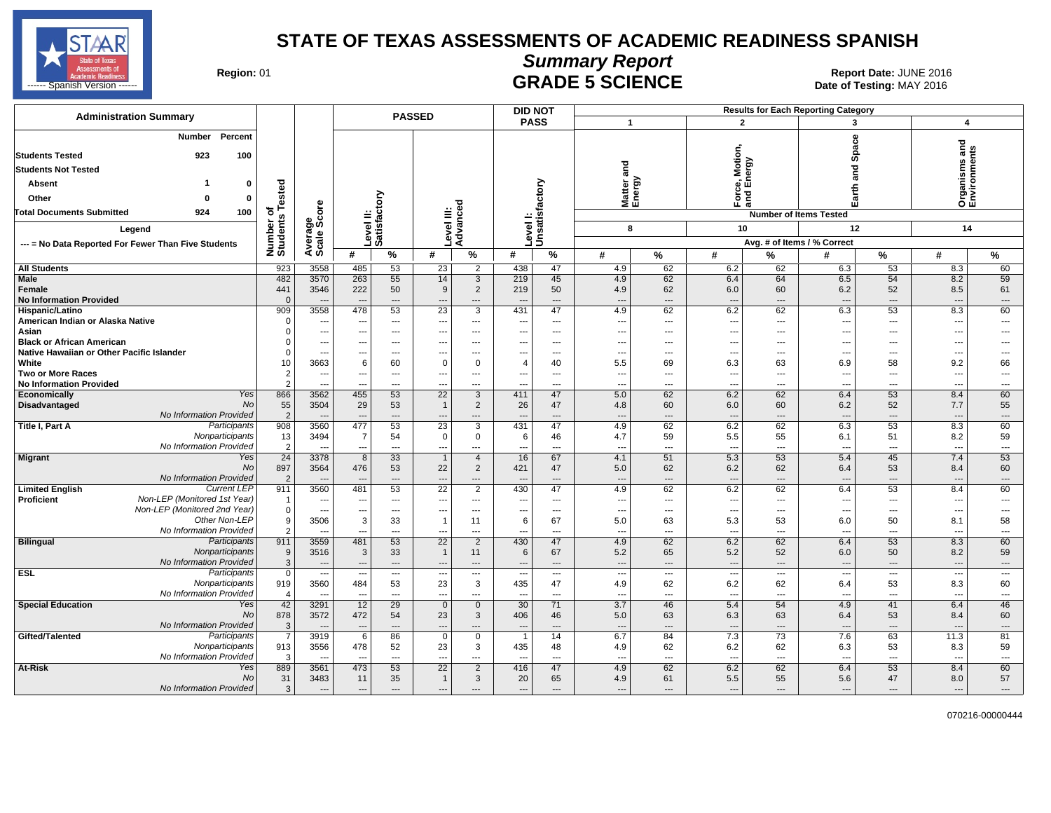# STATE OF TEXAS ASSESSMENTS OF ACADEMIC READINESS SPANISH

## Summary Report

## GRADE 5 SCIENCE

**Region:** 01

**Report Date:** JUNE 2016

**Date of Testing:** MAY 2016

------ Spanish Version ------

| Administration Summary | Number | Percent |
|---|---|---|
| Students Tested | 923 | 100 |
| Students Not Tested | | |
| Absent | 1 | 0 |
| Other | 0 | 0 |
| Total Documents Submitted | 924 | 100 |

Legend

--- = No Data Reported For Fewer Than Five Students

| | | Number of Students Tested | Average Scale Score | PASSED Level II: Satisfactory # | Level II: Satisfactory % | Level III: Advanced # | Level III: Advanced % | DID NOT PASS Level I: Unsatisfactory # | Level I: Unsatisfactory % | 1 Matter and Energy (8 items) # | 1 % | 2 Force, Motion, and Energy (10 items) # | 2 % | 3 Earth and Space (12 items) # | 3 % | 4 Organisms and Environments (14 items) # | 4 % |
|---|---|---|---|---|---|---|---|---|---|---|---|---|---|---|---|---|---|
| All Students | | 923 | 3558 | 485 | 53 | 23 | 2 | 438 | 47 | 4.9 | 62 | 6.2 | 62 | 6.3 | 53 | 8.3 | 60 |
| Male | | 482 | 3570 | 263 | 55 | 14 | 3 | 219 | 45 | 4.9 | 62 | 6.4 | 64 | 6.5 | 54 | 8.2 | 59 |
| Female | | 441 | 3546 | 222 | 50 | 9 | 2 | 219 | 50 | 4.9 | 62 | 6.0 | 60 | 6.2 | 52 | 8.5 | 61 |
| No Information Provided | | 0 | --- | --- | --- | --- | --- | --- | --- | --- | --- | --- | --- | --- | --- | --- | --- |
| Hispanic/Latino | | 909 | 3558 | 478 | 53 | 23 | 3 | 431 | 47 | 4.9 | 62 | 6.2 | 62 | 6.3 | 53 | 8.3 | 60 |
| American Indian or Alaska Native | | 0 | --- | --- | --- | --- | --- | --- | --- | --- | --- | --- | --- | --- | --- | --- | --- |
| Asian | | 0 | --- | --- | --- | --- | --- | --- | --- | --- | --- | --- | --- | --- | --- | --- | --- |
| Black or African American | | 0 | --- | --- | --- | --- | --- | --- | --- | --- | --- | --- | --- | --- | --- | --- | --- |
| Native Hawaiian or Other Pacific Islander | | 0 | --- | --- | --- | --- | --- | --- | --- | --- | --- | --- | --- | --- | --- | --- | --- |
| White | | 10 | 3663 | 6 | 60 | 0 | 0 | 4 | 40 | 5.5 | 69 | 6.3 | 63 | 6.9 | 58 | 9.2 | 66 |
| Two or More Races | | 2 | --- | --- | --- | --- | --- | --- | --- | --- | --- | --- | --- | --- | --- | --- | --- |
| No Information Provided | | 2 | --- | --- | --- | --- | --- | --- | --- | --- | --- | --- | --- | --- | --- | --- | --- |
| Economically Disadvantaged | Yes | 866 | 3562 | 455 | 53 | 22 | 3 | 411 | 47 | 5.0 | 62 | 6.2 | 62 | 6.4 | 53 | 8.4 | 60 |
| | No | 55 | 3504 | 29 | 53 | 1 | 2 | 26 | 47 | 4.8 | 60 | 6.0 | 60 | 6.2 | 52 | 7.7 | 55 |
| | No Information Provided | 2 | --- | --- | --- | --- | --- | --- | --- | --- | --- | --- | --- | --- | --- | --- | --- |
| Title I, Part A | Participants | 908 | 3560 | 477 | 53 | 23 | 3 | 431 | 47 | 4.9 | 62 | 6.2 | 62 | 6.3 | 53 | 8.3 | 60 |
| | Nonparticipants | 13 | 3494 | 7 | 54 | 0 | 0 | 6 | 46 | 4.7 | 59 | 5.5 | 55 | 6.1 | 51 | 8.2 | 59 |
| | No Information Provided | 2 | --- | --- | --- | --- | --- | --- | --- | --- | --- | --- | --- | --- | --- | --- | --- |
| Migrant | Yes | 24 | 3378 | 8 | 33 | 1 | 4 | 16 | 67 | 4.1 | 51 | 5.3 | 53 | 5.4 | 45 | 7.4 | 53 |
| | No | 897 | 3564 | 476 | 53 | 22 | 2 | 421 | 47 | 5.0 | 62 | 6.2 | 62 | 6.4 | 53 | 8.4 | 60 |
| | No Information Provided | 2 | --- | --- | --- | --- | --- | --- | --- | --- | --- | --- | --- | --- | --- | --- | --- |
| Limited English Proficient | Current LEP | 911 | 3560 | 481 | 53 | 22 | 2 | 430 | 47 | 4.9 | 62 | 6.2 | 62 | 6.4 | 53 | 8.4 | 60 |
| | Non-LEP (Monitored 1st Year) | 1 | --- | --- | --- | --- | --- | --- | --- | --- | --- | --- | --- | --- | --- | --- | --- |
| | Non-LEP (Monitored 2nd Year) | 0 | --- | --- | --- | --- | --- | --- | --- | --- | --- | --- | --- | --- | --- | --- | --- |
| | Other Non-LEP | 9 | 3506 | 3 | 33 | 1 | 11 | 6 | 67 | 5.0 | 63 | 5.3 | 53 | 6.0 | 50 | 8.1 | 58 |
| | No Information Provided | 2 | --- | --- | --- | --- | --- | --- | --- | --- | --- | --- | --- | --- | --- | --- | --- |
| Bilingual | Participants | 911 | 3559 | 481 | 53 | 22 | 2 | 430 | 47 | 4.9 | 62 | 6.2 | 62 | 6.4 | 53 | 8.3 | 60 |
| | Nonparticipants | 9 | 3516 | 3 | 33 | 1 | 11 | 6 | 67 | 5.2 | 65 | 5.2 | 52 | 6.0 | 50 | 8.2 | 59 |
| | No Information Provided | 3 | --- | --- | --- | --- | --- | --- | --- | --- | --- | --- | --- | --- | --- | --- | --- |
| ESL | Participants | 0 | --- | --- | --- | --- | --- | --- | --- | --- | --- | --- | --- | --- | --- | --- | --- |
| | Nonparticipants | 919 | 3560 | 484 | 53 | 23 | 3 | 435 | 47 | 4.9 | 62 | 6.2 | 62 | 6.4 | 53 | 8.3 | 60 |
| | No Information Provided | 4 | --- | --- | --- | --- | --- | --- | --- | --- | --- | --- | --- | --- | --- | --- | --- |
| Special Education | Yes | 42 | 3291 | 12 | 29 | 0 | 0 | 30 | 71 | 3.7 | 46 | 5.4 | 54 | 4.9 | 41 | 6.4 | 46 |
| | No | 878 | 3572 | 472 | 54 | 23 | 3 | 406 | 46 | 5.0 | 63 | 6.3 | 63 | 6.4 | 53 | 8.4 | 60 |
| | No Information Provided | 3 | --- | --- | --- | --- | --- | --- | --- | --- | --- | --- | --- | --- | --- | --- | --- |
| Gifted/Talented | Participants | 7 | 3919 | 6 | 86 | 0 | 0 | 1 | 14 | 6.7 | 84 | 7.3 | 73 | 7.6 | 63 | 11.3 | 81 |
| | Nonparticipants | 913 | 3556 | 478 | 52 | 23 | 3 | 435 | 48 | 4.9 | 62 | 6.2 | 62 | 6.3 | 53 | 8.3 | 59 |
| | No Information Provided | 3 | --- | --- | --- | --- | --- | --- | --- | --- | --- | --- | --- | --- | --- | --- | --- |
| At-Risk | Yes | 889 | 3561 | 473 | 53 | 22 | 2 | 416 | 47 | 4.9 | 62 | 6.2 | 62 | 6.4 | 53 | 8.4 | 60 |
| | No | 31 | 3483 | 11 | 35 | 1 | 3 | 20 | 65 | 4.9 | 61 | 5.5 | 55 | 5.6 | 47 | 8.0 | 57 |
| | No Information Provided | 3 | --- | --- | --- | --- | --- | --- | --- | --- | --- | --- | --- | --- | --- | --- | --- |

070216-00000444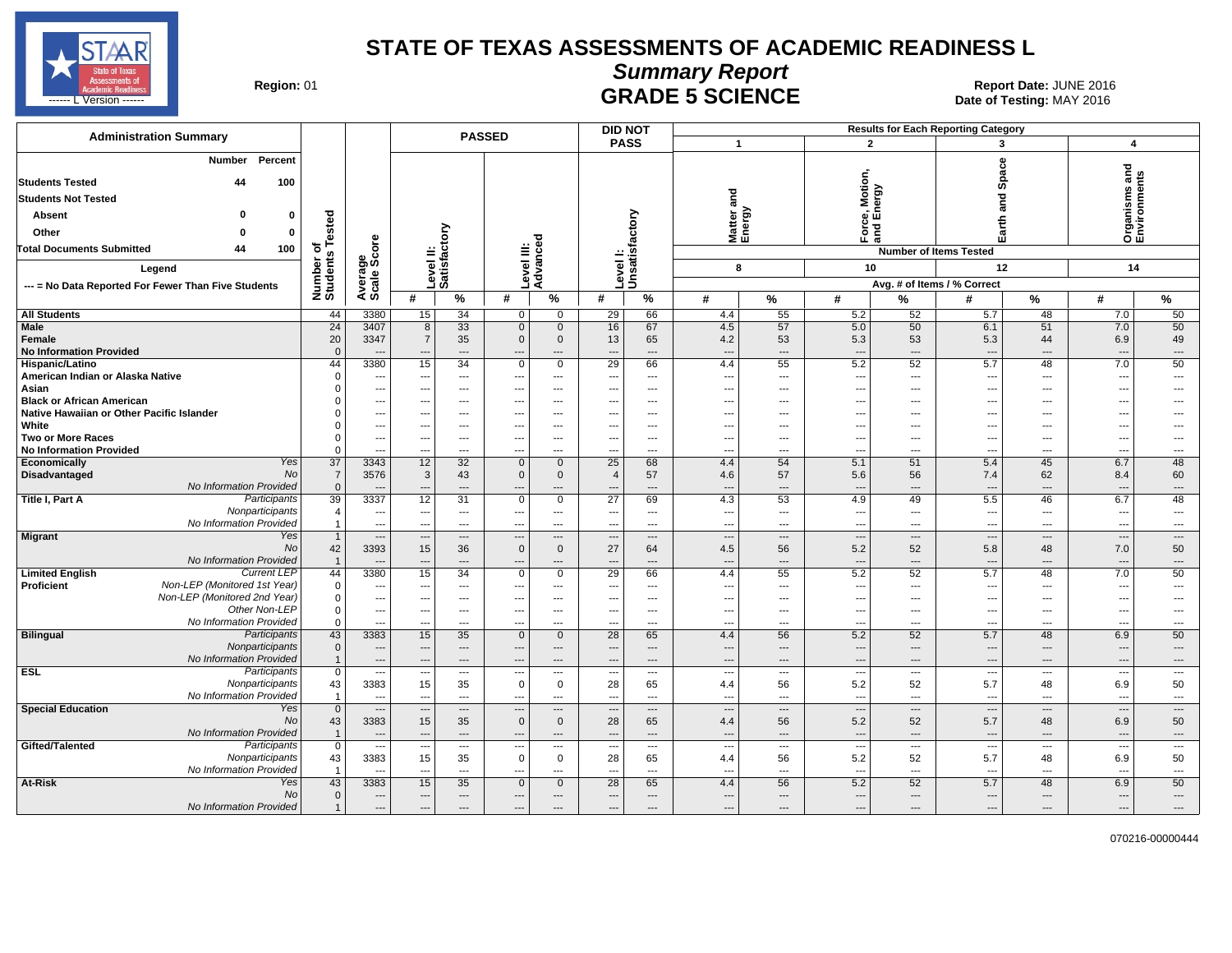# STATE OF TEXAS ASSESSMENTS OF ACADEMIC READINESS L

## *Summary Report*

## GRADE 5 SCIENCE

**Region:** 01

**Report Date:** JUNE 2016
**Date of Testing:** MAY 2016

| Administration Summary | Number | Percent |
|---|---|---|
| Students Tested | 44 | 100 |
| Students Not Tested | | |
| Absent | 0 | 0 |
| Other | 0 | 0 |
| Total Documents Submitted | 44 | 100 |

**Legend**

--- = No Data Reported For Fewer Than Five Students

| Group | | Number of Students Tested | Average Scale Score | PASSED Level II: Satisfactory # | PASSED Level II: Satisfactory % | PASSED Level III: Advanced # | PASSED Level III: Advanced % | DID NOT PASS Level I: Unsatisfactory # | DID NOT PASS Level I: Unsatisfactory % | 1 Matter and Energy (8 items) # | 1 Matter and Energy % | 2 Force, Motion, and Energy (10 items) # | 2 Force, Motion, and Energy % | 3 Earth and Space (12 items) # | 3 Earth and Space % | 4 Organisms and Environments (14 items) # | 4 Organisms and Environments % |
|---|---|---|---|---|---|---|---|---|---|---|---|---|---|---|---|---|---|
| All Students | | 44 | 3380 | 15 | 34 | 0 | 0 | 29 | 66 | 4.4 | 55 | 5.2 | 52 | 5.7 | 48 | 7.0 | 50 |
| Male | | 24 | 3407 | 8 | 33 | 0 | 0 | 16 | 67 | 4.5 | 57 | 5.0 | 50 | 6.1 | 51 | 7.0 | 50 |
| Female | | 20 | 3347 | 7 | 35 | 0 | 0 | 13 | 65 | 4.2 | 53 | 5.3 | 53 | 5.3 | 44 | 6.9 | 49 |
| No Information Provided | | 0 | --- | --- | --- | --- | --- | --- | --- | --- | --- | --- | --- | --- | --- | --- | --- |
| Hispanic/Latino | | 44 | 3380 | 15 | 34 | 0 | 0 | 29 | 66 | 4.4 | 55 | 5.2 | 52 | 5.7 | 48 | 7.0 | 50 |
| American Indian or Alaska Native | | 0 | --- | --- | --- | --- | --- | --- | --- | --- | --- | --- | --- | --- | --- | --- | --- |
| Asian | | 0 | --- | --- | --- | --- | --- | --- | --- | --- | --- | --- | --- | --- | --- | --- | --- |
| Black or African American | | 0 | --- | --- | --- | --- | --- | --- | --- | --- | --- | --- | --- | --- | --- | --- | --- |
| Native Hawaiian or Other Pacific Islander | | 0 | --- | --- | --- | --- | --- | --- | --- | --- | --- | --- | --- | --- | --- | --- | --- |
| White | | 0 | --- | --- | --- | --- | --- | --- | --- | --- | --- | --- | --- | --- | --- | --- | --- |
| Two or More Races | | 0 | --- | --- | --- | --- | --- | --- | --- | --- | --- | --- | --- | --- | --- | --- | --- |
| No Information Provided | | 0 | --- | --- | --- | --- | --- | --- | --- | --- | --- | --- | --- | --- | --- | --- | --- |
| Economically Disadvantaged | Yes | 37 | 3343 | 12 | 32 | 0 | 0 | 25 | 68 | 4.4 | 54 | 5.1 | 51 | 5.4 | 45 | 6.7 | 48 |
| | No | 7 | 3576 | 3 | 43 | 0 | 0 | 4 | 57 | 4.6 | 57 | 5.6 | 56 | 7.4 | 62 | 8.4 | 60 |
| | No Information Provided | 0 | --- | --- | --- | --- | --- | --- | --- | --- | --- | --- | --- | --- | --- | --- | --- |
| Title I, Part A | Participants | 39 | 3337 | 12 | 31 | 0 | 0 | 27 | 69 | 4.3 | 53 | 4.9 | 49 | 5.5 | 46 | 6.7 | 48 |
| | Nonparticipants | 4 | --- | --- | --- | --- | --- | --- | --- | --- | --- | --- | --- | --- | --- | --- | --- |
| | No Information Provided | 1 | --- | --- | --- | --- | --- | --- | --- | --- | --- | --- | --- | --- | --- | --- | --- |
| Migrant | Yes | 1 | --- | --- | --- | --- | --- | --- | --- | --- | --- | --- | --- | --- | --- | --- | --- |
| | No | 42 | 3393 | 15 | 36 | 0 | 0 | 27 | 64 | 4.5 | 56 | 5.2 | 52 | 5.8 | 48 | 7.0 | 50 |
| | No Information Provided | 1 | --- | --- | --- | --- | --- | --- | --- | --- | --- | --- | --- | --- | --- | --- | --- |
| Limited English Proficient | Current LEP | 44 | 3380 | 15 | 34 | 0 | 0 | 29 | 66 | 4.4 | 55 | 5.2 | 52 | 5.7 | 48 | 7.0 | 50 |
| | Non-LEP (Monitored 1st Year) | 0 | --- | --- | --- | --- | --- | --- | --- | --- | --- | --- | --- | --- | --- | --- | --- |
| | Non-LEP (Monitored 2nd Year) | 0 | --- | --- | --- | --- | --- | --- | --- | --- | --- | --- | --- | --- | --- | --- | --- |
| | Other Non-LEP | 0 | --- | --- | --- | --- | --- | --- | --- | --- | --- | --- | --- | --- | --- | --- | --- |
| | No Information Provided | 0 | --- | --- | --- | --- | --- | --- | --- | --- | --- | --- | --- | --- | --- | --- | --- |
| Bilingual | Participants | 43 | 3383 | 15 | 35 | 0 | 0 | 28 | 65 | 4.4 | 56 | 5.2 | 52 | 5.7 | 48 | 6.9 | 50 |
| | Nonparticipants | 0 | --- | --- | --- | --- | --- | --- | --- | --- | --- | --- | --- | --- | --- | --- | --- |
| | No Information Provided | 1 | --- | --- | --- | --- | --- | --- | --- | --- | --- | --- | --- | --- | --- | --- | --- |
| ESL | Participants | 0 | --- | --- | --- | --- | --- | --- | --- | --- | --- | --- | --- | --- | --- | --- | --- |
| | Nonparticipants | 43 | 3383 | 15 | 35 | 0 | 0 | 28 | 65 | 4.4 | 56 | 5.2 | 52 | 5.7 | 48 | 6.9 | 50 |
| | No Information Provided | 1 | --- | --- | --- | --- | --- | --- | --- | --- | --- | --- | --- | --- | --- | --- | --- |
| Special Education | Yes | 0 | --- | --- | --- | --- | --- | --- | --- | --- | --- | --- | --- | --- | --- | --- | --- |
| | No | 43 | 3383 | 15 | 35 | 0 | 0 | 28 | 65 | 4.4 | 56 | 5.2 | 52 | 5.7 | 48 | 6.9 | 50 |
| | No Information Provided | 1 | --- | --- | --- | --- | --- | --- | --- | --- | --- | --- | --- | --- | --- | --- | --- |
| Gifted/Talented | Participants | 0 | --- | --- | --- | --- | --- | --- | --- | --- | --- | --- | --- | --- | --- | --- | --- |
| | Nonparticipants | 43 | 3383 | 15 | 35 | 0 | 0 | 28 | 65 | 4.4 | 56 | 5.2 | 52 | 5.7 | 48 | 6.9 | 50 |
| | No Information Provided | 1 | --- | --- | --- | --- | --- | --- | --- | --- | --- | --- | --- | --- | --- | --- | --- |
| At-Risk | Yes | 43 | 3383 | 15 | 35 | 0 | 0 | 28 | 65 | 4.4 | 56 | 5.2 | 52 | 5.7 | 48 | 6.9 | 50 |
| | No | 0 | --- | --- | --- | --- | --- | --- | --- | --- | --- | --- | --- | --- | --- | --- | --- |
| | No Information Provided | 1 | --- | --- | --- | --- | --- | --- | --- | --- | --- | --- | --- | --- | --- | --- | --- |

070216-00000444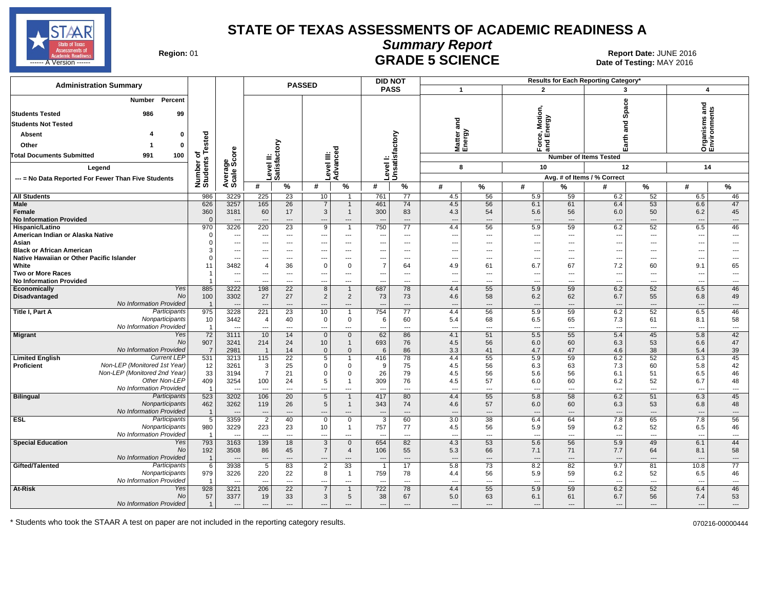# STATE OF TEXAS ASSESSMENTS OF ACADEMIC READINESS A

## *Summary Report*

## GRADE 5 SCIENCE

**Region:** 01

**Report Date:** JUNE 2016
**Date of Testing:** MAY 2016

| Administration Summary | Number | Percent |
|---|---|---|
| Students Tested | 986 | 99 |
| Students Not Tested | | |
| Absent | 4 | 0 |
| Other | 1 | 0 |
| Total Documents Submitted | 991 | 100 |

Legend

--- = No Data Reported For Fewer Than Five Students

Results for Each Reporting Category*: 1 = Matter and Energy (8 items); 2 = Force, Motion, and Energy (10 items); 3 = Earth and Space (12 items); 4 = Organisms and Environments (14 items). Values are Avg. # of Items / % Correct.

| Group | | Number of Students Tested | Average Scale Score | Level II: Satisfactory # | Level II: Satisfactory % | Level III: Advanced # | Level III: Advanced % | Did Not Pass Level I: Unsatisfactory # | Did Not Pass Level I: Unsatisfactory % | Cat 1 # | Cat 1 % | Cat 2 # | Cat 2 % | Cat 3 # | Cat 3 % | Cat 4 # | Cat 4 % |
|---|---|---|---|---|---|---|---|---|---|---|---|---|---|---|---|---|---|
| All Students | | 986 | 3229 | 225 | 23 | 10 | 1 | 761 | 77 | 4.5 | 56 | 5.9 | 59 | 6.2 | 52 | 6.5 | 46 |
| Male | | 626 | 3257 | 165 | 26 | 7 | 1 | 461 | 74 | 4.5 | 56 | 6.1 | 61 | 6.4 | 53 | 6.6 | 47 |
| Female | | 360 | 3181 | 60 | 17 | 3 | 1 | 300 | 83 | 4.3 | 54 | 5.6 | 56 | 6.0 | 50 | 6.2 | 45 |
| No Information Provided | | 0 | --- | --- | --- | --- | --- | --- | --- | --- | --- | --- | --- | --- | --- | --- | --- |
| Hispanic/Latino | | 970 | 3226 | 220 | 23 | 9 | 1 | 750 | 77 | 4.4 | 56 | 5.9 | 59 | 6.2 | 52 | 6.5 | 46 |
| American Indian or Alaska Native | | 0 | --- | --- | --- | --- | --- | --- | --- | --- | --- | --- | --- | --- | --- | --- | --- |
| Asian | | 0 | --- | --- | --- | --- | --- | --- | --- | --- | --- | --- | --- | --- | --- | --- | --- |
| Black or African American | | 3 | --- | --- | --- | --- | --- | --- | --- | --- | --- | --- | --- | --- | --- | --- | --- |
| Native Hawaiian or Other Pacific Islander | | 0 | --- | --- | --- | --- | --- | --- | --- | --- | --- | --- | --- | --- | --- | --- | --- |
| White | | 11 | 3482 | 4 | 36 | 0 | 0 | 7 | 64 | 4.9 | 61 | 6.7 | 67 | 7.2 | 60 | 9.1 | 65 |
| Two or More Races | | 1 | --- | --- | --- | --- | --- | --- | --- | --- | --- | --- | --- | --- | --- | --- | --- |
| No Information Provided | | 1 | --- | --- | --- | --- | --- | --- | --- | --- | --- | --- | --- | --- | --- | --- | --- |
| Economically Disadvantaged | Yes | 885 | 3222 | 198 | 22 | 8 | 1 | 687 | 78 | 4.4 | 55 | 5.9 | 59 | 6.2 | 52 | 6.5 | 46 |
| | No | 100 | 3302 | 27 | 27 | 2 | 2 | 73 | 73 | 4.6 | 58 | 6.2 | 62 | 6.7 | 55 | 6.8 | 49 |
| | No Information Provided | 1 | --- | --- | --- | --- | --- | --- | --- | --- | --- | --- | --- | --- | --- | --- | --- |
| Title I, Part A | Participants | 975 | 3228 | 221 | 23 | 10 | 1 | 754 | 77 | 4.4 | 56 | 5.9 | 59 | 6.2 | 52 | 6.5 | 46 |
| | Nonparticipants | 10 | 3442 | 4 | 40 | 0 | 0 | 6 | 60 | 5.4 | 68 | 6.5 | 65 | 7.3 | 61 | 8.1 | 58 |
| | No Information Provided | 1 | --- | --- | --- | --- | --- | --- | --- | --- | --- | --- | --- | --- | --- | --- | --- |
| Migrant | Yes | 72 | 3111 | 10 | 14 | 0 | 0 | 62 | 86 | 4.1 | 51 | 5.5 | 55 | 5.4 | 45 | 5.8 | 42 |
| | No | 907 | 3241 | 214 | 24 | 10 | 1 | 693 | 76 | 4.5 | 56 | 6.0 | 60 | 6.3 | 53 | 6.6 | 47 |
| | No Information Provided | 7 | 2981 | 1 | 14 | 0 | 0 | 6 | 86 | 3.3 | 41 | 4.7 | 47 | 4.6 | 38 | 5.4 | 39 |
| Limited English Proficient | Current LEP | 531 | 3213 | 115 | 22 | 5 | 1 | 416 | 78 | 4.4 | 55 | 5.9 | 59 | 6.2 | 52 | 6.3 | 45 |
| | Non-LEP (Monitored 1st Year) | 12 | 3261 | 3 | 25 | 0 | 0 | 9 | 75 | 4.5 | 56 | 6.3 | 63 | 7.3 | 60 | 5.8 | 42 |
| | Non-LEP (Monitored 2nd Year) | 33 | 3194 | 7 | 21 | 0 | 0 | 26 | 79 | 4.5 | 56 | 5.6 | 56 | 6.1 | 51 | 6.5 | 46 |
| | Other Non-LEP | 409 | 3254 | 100 | 24 | 5 | 1 | 309 | 76 | 4.5 | 57 | 6.0 | 60 | 6.2 | 52 | 6.7 | 48 |
| | No Information Provided | 1 | --- | --- | --- | --- | --- | --- | --- | --- | --- | --- | --- | --- | --- | --- | --- |
| Bilingual | Participants | 523 | 3202 | 106 | 20 | 5 | 1 | 417 | 80 | 4.4 | 55 | 5.8 | 58 | 6.2 | 51 | 6.3 | 45 |
| | Nonparticipants | 462 | 3262 | 119 | 26 | 5 | 1 | 343 | 74 | 4.6 | 57 | 6.0 | 60 | 6.3 | 53 | 6.8 | 48 |
| | No Information Provided | 1 | --- | --- | --- | --- | --- | --- | --- | --- | --- | --- | --- | --- | --- | --- | --- |
| ESL | Participants | 5 | 3359 | 2 | 40 | 0 | 0 | 3 | 60 | 3.0 | 38 | 6.4 | 64 | 7.8 | 65 | 7.8 | 56 |
| | Nonparticipants | 980 | 3229 | 223 | 23 | 10 | 1 | 757 | 77 | 4.5 | 56 | 5.9 | 59 | 6.2 | 52 | 6.5 | 46 |
| | No Information Provided | 1 | --- | --- | --- | --- | --- | --- | --- | --- | --- | --- | --- | --- | --- | --- | --- |
| Special Education | Yes | 793 | 3163 | 139 | 18 | 3 | 0 | 654 | 82 | 4.3 | 53 | 5.6 | 56 | 5.9 | 49 | 6.1 | 44 |
| | No | 192 | 3508 | 86 | 45 | 7 | 4 | 106 | 55 | 5.3 | 66 | 7.1 | 71 | 7.7 | 64 | 8.1 | 58 |
| | No Information Provided | 1 | --- | --- | --- | --- | --- | --- | --- | --- | --- | --- | --- | --- | --- | --- | --- |
| Gifted/Talented | Participants | 6 | 3938 | 5 | 83 | 2 | 33 | 1 | 17 | 5.8 | 73 | 8.2 | 82 | 9.7 | 81 | 10.8 | 77 |
| | Nonparticipants | 979 | 3226 | 220 | 22 | 8 | 1 | 759 | 78 | 4.4 | 56 | 5.9 | 59 | 6.2 | 52 | 6.5 | 46 |
| | No Information Provided | 1 | --- | --- | --- | --- | --- | --- | --- | --- | --- | --- | --- | --- | --- | --- | --- |
| At-Risk | Yes | 928 | 3221 | 206 | 22 | 7 | 1 | 722 | 78 | 4.4 | 55 | 5.9 | 59 | 6.2 | 52 | 6.4 | 46 |
| | No | 57 | 3377 | 19 | 33 | 3 | 5 | 38 | 67 | 5.0 | 63 | 6.1 | 61 | 6.7 | 56 | 7.4 | 53 |
| | No Information Provided | 1 | --- | --- | --- | --- | --- | --- | --- | --- | --- | --- | --- | --- | --- | --- | --- |

\* Students who took the STAAR A test on paper are not included in the reporting category results.

070216-00000444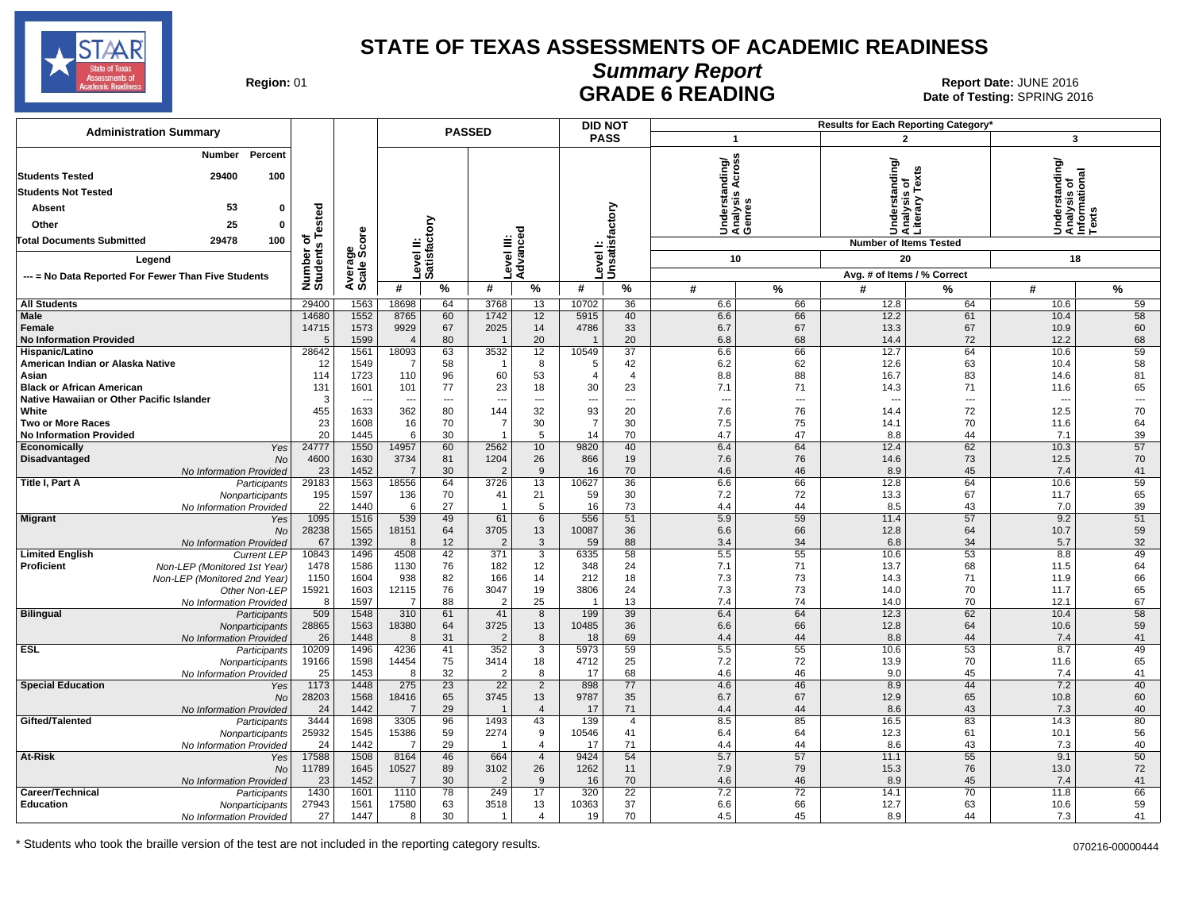# STATE OF TEXAS ASSESSMENTS OF ACADEMIC READINESS

## Summary Report

## GRADE 6 READING

**Region:** 01

**Report Date:** JUNE 2016
**Date of Testing:** SPRING 2016

**Administration Summary**

| | Number | Percent |
|---|---|---|
| Students Tested | 29400 | 100 |
| Students Not Tested | | |
| Absent | 53 | 0 |
| Other | 25 | 0 |
| Total Documents Submitted | 29478 | 100 |

Legend: --- = No Data Reported For Fewer Than Five Students

Results for Each Reporting Category*: 1 = Understanding/Analysis Across Genres (Number of Items Tested: 10); 2 = Understanding/Analysis of Literary Texts (Number of Items Tested: 20); 3 = Understanding/Analysis of Informational Texts (Number of Items Tested: 18). Avg. # of Items / % Correct.

| Group | Subgroup | Number of Students Tested | Average Scale Score | Level II: Satisfactory # | Level II: Satisfactory % | Level III: Advanced # | Level III: Advanced % | Level I: Unsatisfactory # | Level I: Unsatisfactory % | Cat. 1 # | Cat. 1 % | Cat. 2 # | Cat. 2 % | Cat. 3 # | Cat. 3 % |
|---|---|---|---|---|---|---|---|---|---|---|---|---|---|---|---|
| All Students | | 29400 | 1563 | 18698 | 64 | 3768 | 13 | 10702 | 36 | 6.6 | 66 | 12.8 | 64 | 10.6 | 59 |
| Male | | 14680 | 1552 | 8765 | 60 | 1742 | 12 | 5915 | 40 | 6.6 | 66 | 12.2 | 61 | 10.4 | 58 |
| Female | | 14715 | 1573 | 9929 | 67 | 2025 | 14 | 4786 | 33 | 6.7 | 67 | 13.3 | 67 | 10.9 | 60 |
| No Information Provided | | 5 | 1599 | 4 | 80 | 1 | 20 | 1 | 20 | 6.8 | 68 | 14.4 | 72 | 12.2 | 68 |
| Hispanic/Latino | | 28642 | 1561 | 18093 | 63 | 3532 | 12 | 10549 | 37 | 6.6 | 66 | 12.7 | 64 | 10.6 | 59 |
| American Indian or Alaska Native | | 12 | 1549 | 7 | 58 | 1 | 8 | 5 | 42 | 6.2 | 62 | 12.6 | 63 | 10.4 | 58 |
| Asian | | 114 | 1723 | 110 | 96 | 60 | 53 | 4 | 4 | 8.8 | 88 | 16.7 | 83 | 14.6 | 81 |
| Black or African American | | 131 | 1601 | 101 | 77 | 23 | 18 | 30 | 23 | 7.1 | 71 | 14.3 | 71 | 11.6 | 65 |
| Native Hawaiian or Other Pacific Islander | | 3 | --- | --- | --- | --- | --- | --- | --- | --- | --- | --- | --- | --- | --- |
| White | | 455 | 1633 | 362 | 80 | 144 | 32 | 93 | 20 | 7.6 | 76 | 14.4 | 72 | 12.5 | 70 |
| Two or More Races | | 23 | 1608 | 16 | 70 | 7 | 30 | 7 | 30 | 7.5 | 75 | 14.1 | 70 | 11.6 | 64 |
| No Information Provided | | 20 | 1445 | 6 | 30 | 1 | 5 | 14 | 70 | 4.7 | 47 | 8.8 | 44 | 7.1 | 39 |
| Economically Disadvantaged | Yes | 24777 | 1550 | 14957 | 60 | 2562 | 10 | 9820 | 40 | 6.4 | 64 | 12.4 | 62 | 10.3 | 57 |
| | No | 4600 | 1630 | 3734 | 81 | 1204 | 26 | 866 | 19 | 7.6 | 76 | 14.6 | 73 | 12.5 | 70 |
| | No Information Provided | 23 | 1452 | 7 | 30 | 2 | 9 | 16 | 70 | 4.6 | 46 | 8.9 | 45 | 7.4 | 41 |
| Title I, Part A | Participants | 29183 | 1563 | 18556 | 64 | 3726 | 13 | 10627 | 36 | 6.6 | 66 | 12.8 | 64 | 10.6 | 59 |
| | Nonparticipants | 195 | 1597 | 136 | 70 | 41 | 21 | 59 | 30 | 7.2 | 72 | 13.3 | 67 | 11.7 | 65 |
| | No Information Provided | 22 | 1440 | 6 | 27 | 1 | 5 | 16 | 73 | 4.4 | 44 | 8.5 | 43 | 7.0 | 39 |
| Migrant | Yes | 1095 | 1516 | 539 | 49 | 61 | 6 | 556 | 51 | 5.9 | 59 | 11.4 | 57 | 9.2 | 51 |
| | No | 28238 | 1565 | 18151 | 64 | 3705 | 13 | 10087 | 36 | 6.6 | 66 | 12.8 | 64 | 10.7 | 59 |
| | No Information Provided | 67 | 1392 | 8 | 12 | 2 | 3 | 59 | 88 | 3.4 | 34 | 6.8 | 34 | 5.7 | 32 |
| Limited English Proficient | Current LEP | 10843 | 1496 | 4508 | 42 | 371 | 3 | 6335 | 58 | 5.5 | 55 | 10.6 | 53 | 8.8 | 49 |
| | Non-LEP (Monitored 1st Year) | 1478 | 1586 | 1130 | 76 | 182 | 12 | 348 | 24 | 7.1 | 71 | 13.7 | 68 | 11.5 | 64 |
| | Non-LEP (Monitored 2nd Year) | 1150 | 1604 | 938 | 82 | 166 | 14 | 212 | 18 | 7.3 | 73 | 14.3 | 71 | 11.9 | 66 |
| | Other Non-LEP | 15921 | 1603 | 12115 | 76 | 3047 | 19 | 3806 | 24 | 7.3 | 73 | 14.0 | 70 | 11.7 | 65 |
| | No Information Provided | 8 | 1597 | 7 | 88 | 2 | 25 | 1 | 13 | 7.4 | 74 | 14.0 | 70 | 12.1 | 67 |
| Bilingual | Participants | 509 | 1548 | 310 | 61 | 41 | 8 | 199 | 39 | 6.4 | 64 | 12.3 | 62 | 10.4 | 58 |
| | Nonparticipants | 28865 | 1563 | 18380 | 64 | 3725 | 13 | 10485 | 36 | 6.6 | 66 | 12.8 | 64 | 10.6 | 59 |
| | No Information Provided | 26 | 1448 | 8 | 31 | 2 | 8 | 18 | 69 | 4.4 | 44 | 8.8 | 44 | 7.4 | 41 |
| ESL | Participants | 10209 | 1496 | 4236 | 41 | 352 | 3 | 5973 | 59 | 5.5 | 55 | 10.6 | 53 | 8.7 | 49 |
| | Nonparticipants | 19166 | 1598 | 14454 | 75 | 3414 | 18 | 4712 | 25 | 7.2 | 72 | 13.9 | 70 | 11.6 | 65 |
| | No Information Provided | 25 | 1453 | 8 | 32 | 2 | 8 | 17 | 68 | 4.6 | 46 | 9.0 | 45 | 7.4 | 41 |
| Special Education | Yes | 1173 | 1448 | 275 | 23 | 22 | 2 | 898 | 77 | 4.6 | 46 | 8.9 | 44 | 7.2 | 40 |
| | No | 28203 | 1568 | 18416 | 65 | 3745 | 13 | 9787 | 35 | 6.7 | 67 | 12.9 | 65 | 10.8 | 60 |
| | No Information Provided | 24 | 1442 | 7 | 29 | 1 | 4 | 17 | 71 | 4.4 | 44 | 8.6 | 43 | 7.3 | 40 |
| Gifted/Talented | Participants | 3444 | 1698 | 3305 | 96 | 1493 | 43 | 139 | 4 | 8.5 | 85 | 16.5 | 83 | 14.3 | 80 |
| | Nonparticipants | 25932 | 1545 | 15386 | 59 | 2274 | 9 | 10546 | 41 | 6.4 | 64 | 12.3 | 61 | 10.1 | 56 |
| | No Information Provided | 24 | 1442 | 7 | 29 | 1 | 4 | 17 | 71 | 4.4 | 44 | 8.6 | 43 | 7.3 | 40 |
| At-Risk | Yes | 17588 | 1508 | 8164 | 46 | 664 | 4 | 9424 | 54 | 5.7 | 57 | 11.1 | 55 | 9.1 | 50 |
| | No | 11789 | 1645 | 10527 | 89 | 3102 | 26 | 1262 | 11 | 7.9 | 79 | 15.3 | 76 | 13.0 | 72 |
| | No Information Provided | 23 | 1452 | 7 | 30 | 2 | 9 | 16 | 70 | 4.6 | 46 | 8.9 | 45 | 7.4 | 41 |
| Career/Technical Education | Participants | 1430 | 1601 | 1110 | 78 | 249 | 17 | 320 | 22 | 7.2 | 72 | 14.1 | 70 | 11.8 | 66 |
| | Nonparticipants | 27943 | 1561 | 17580 | 63 | 3518 | 13 | 10363 | 37 | 6.6 | 66 | 12.7 | 63 | 10.6 | 59 |
| | No Information Provided | 27 | 1447 | 8 | 30 | 1 | 4 | 19 | 70 | 4.5 | 45 | 8.9 | 44 | 7.3 | 41 |

\* Students who took the braille version of the test are not included in the reporting category results.

070216-00000444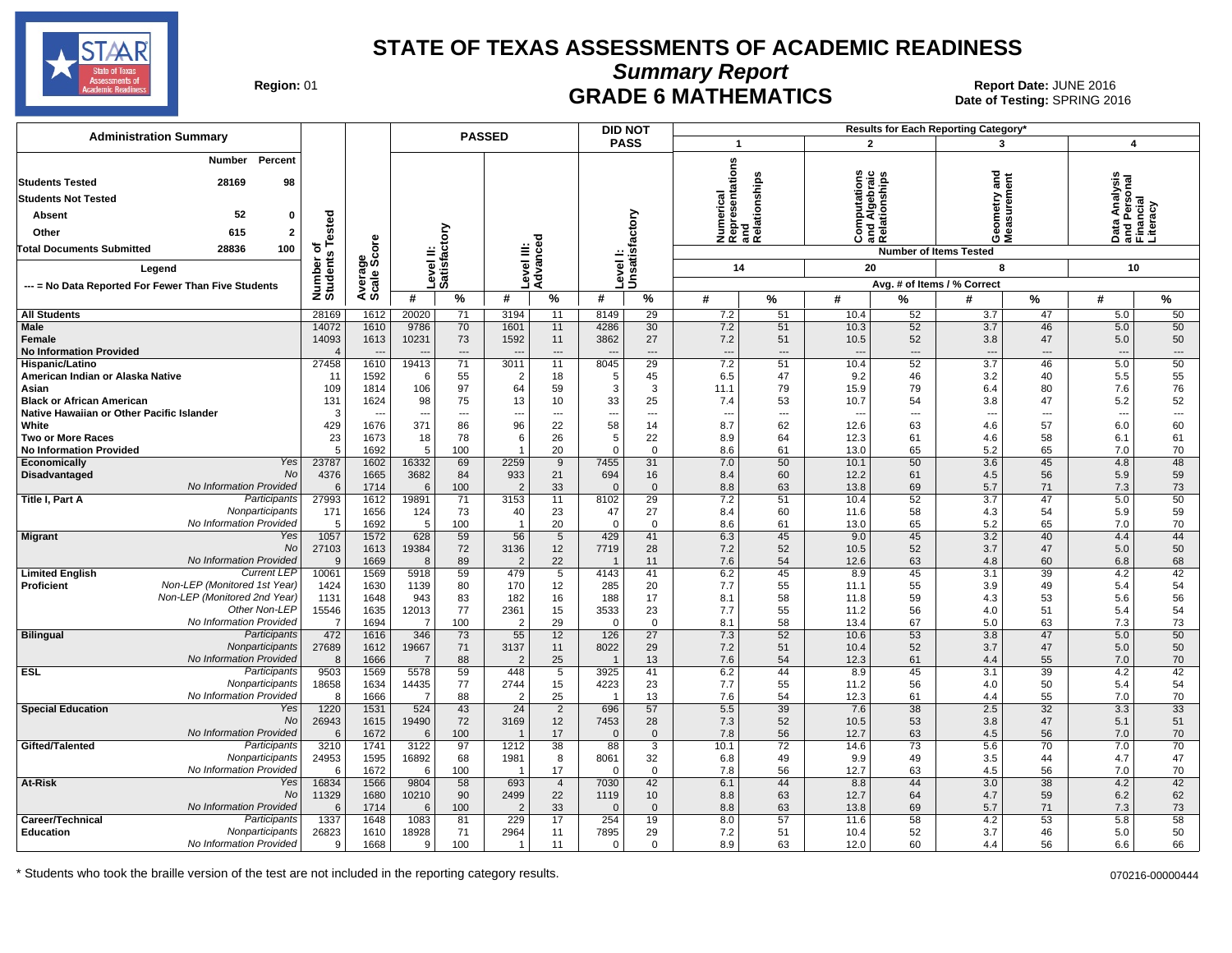# STATE OF TEXAS ASSESSMENTS OF ACADEMIC READINESS

## Summary Report

## GRADE 6 MATHEMATICS

Region: 01

Report Date: JUNE 2016

Date of Testing: SPRING 2016

**Administration Summary**

| | Number | Percent |
|---|---|---|
| Students Tested | 28169 | 98 |
| Students Not Tested | | |
| Absent | 52 | 0 |
| Other | 615 | 2 |
| Total Documents Submitted | 28836 | 100 |

Legend: --- = No Data Reported For Fewer Than Five Students

Results for Each Reporting Category*: 1 = Numerical Representations and Relationships (14 items); 2 = Computations and Algebraic Relationships (20 items); 3 = Geometry and Measurement (8 items); 4 = Data Analysis and Personal Financial Literacy (10 items). Avg. # of Items / % Correct.

| Group | | Number of Students Tested | Average Scale Score | Level II: Satisfactory # | Level II: Satisfactory % | Level III: Advanced # | Level III: Advanced % | Level I: Unsatisfactory # | Level I: Unsatisfactory % | Cat 1 # | Cat 1 % | Cat 2 # | Cat 2 % | Cat 3 # | Cat 3 % | Cat 4 # | Cat 4 % |
|---|---|---|---|---|---|---|---|---|---|---|---|---|---|---|---|---|---|
| All Students | | 28169 | 1612 | 20020 | 71 | 3194 | 11 | 8149 | 29 | 7.2 | 51 | 10.4 | 52 | 3.7 | 47 | 5.0 | 50 |
| Male | | 14072 | 1610 | 9786 | 70 | 1601 | 11 | 4286 | 30 | 7.2 | 51 | 10.3 | 52 | 3.7 | 46 | 5.0 | 50 |
| Female | | 14093 | 1613 | 10231 | 73 | 1592 | 11 | 3862 | 27 | 7.2 | 51 | 10.5 | 52 | 3.8 | 47 | 5.0 | 50 |
| No Information Provided | | 4 | --- | --- | --- | --- | --- | --- | --- | --- | --- | --- | --- | --- | --- | --- | --- |
| Hispanic/Latino | | 27458 | 1610 | 19413 | 71 | 3011 | 11 | 8045 | 29 | 7.2 | 51 | 10.4 | 52 | 3.7 | 46 | 5.0 | 50 |
| American Indian or Alaska Native | | 11 | 1592 | 6 | 55 | 2 | 18 | 5 | 45 | 6.5 | 47 | 9.2 | 46 | 3.2 | 40 | 5.5 | 55 |
| Asian | | 109 | 1814 | 106 | 97 | 64 | 59 | 3 | 3 | 11.1 | 79 | 15.9 | 79 | 6.4 | 80 | 7.6 | 76 |
| Black or African American | | 131 | 1624 | 98 | 75 | 13 | 10 | 33 | 25 | 7.4 | 53 | 10.7 | 54 | 3.8 | 47 | 5.2 | 52 |
| Native Hawaiian or Other Pacific Islander | | 3 | --- | --- | --- | --- | --- | --- | --- | --- | --- | --- | --- | --- | --- | --- | --- |
| White | | 429 | 1676 | 371 | 86 | 96 | 22 | 58 | 14 | 8.7 | 62 | 12.6 | 63 | 4.6 | 57 | 6.0 | 60 |
| Two or More Races | | 23 | 1673 | 18 | 78 | 6 | 26 | 5 | 22 | 8.9 | 64 | 12.3 | 61 | 4.6 | 58 | 6.1 | 61 |
| No Information Provided | | 5 | 1692 | 5 | 100 | 1 | 20 | 0 | 0 | 8.6 | 61 | 13.0 | 65 | 5.2 | 65 | 7.0 | 70 |
| Economically Disadvantaged | Yes | 23787 | 1602 | 16332 | 69 | 2259 | 9 | 7455 | 31 | 7.0 | 50 | 10.1 | 50 | 3.6 | 45 | 4.8 | 48 |
| | No | 4376 | 1665 | 3682 | 84 | 933 | 21 | 694 | 16 | 8.4 | 60 | 12.2 | 61 | 4.5 | 56 | 5.9 | 59 |
| | No Information Provided | 6 | 1714 | 6 | 100 | 2 | 33 | 0 | 0 | 8.8 | 63 | 13.8 | 69 | 5.7 | 71 | 7.3 | 73 |
| Title I, Part A | Participants | 27993 | 1612 | 19891 | 71 | 3153 | 11 | 8102 | 29 | 7.2 | 51 | 10.4 | 52 | 3.7 | 47 | 5.0 | 50 |
| | Nonparticipants | 171 | 1656 | 124 | 73 | 40 | 23 | 47 | 27 | 8.4 | 60 | 11.6 | 58 | 4.3 | 54 | 5.9 | 59 |
| | No Information Provided | 5 | 1692 | 5 | 100 | 1 | 20 | 0 | 0 | 8.6 | 61 | 13.0 | 65 | 5.2 | 65 | 7.0 | 70 |
| Migrant | Yes | 1057 | 1572 | 628 | 59 | 56 | 5 | 429 | 41 | 6.3 | 45 | 9.0 | 45 | 3.2 | 40 | 4.4 | 44 |
| | No | 27103 | 1613 | 19384 | 72 | 3136 | 12 | 7719 | 28 | 7.2 | 52 | 10.5 | 52 | 3.7 | 47 | 5.0 | 50 |
| | No Information Provided | 9 | 1669 | 8 | 89 | 2 | 22 | 1 | 11 | 7.6 | 54 | 12.6 | 63 | 4.8 | 60 | 6.8 | 68 |
| Limited English Proficient | Current LEP | 10061 | 1569 | 5918 | 59 | 479 | 5 | 4143 | 41 | 6.2 | 45 | 8.9 | 45 | 3.1 | 39 | 4.2 | 42 |
| | Non-LEP (Monitored 1st Year) | 1424 | 1630 | 1139 | 80 | 170 | 12 | 285 | 20 | 7.7 | 55 | 11.1 | 55 | 3.9 | 49 | 5.4 | 54 |
| | Non-LEP (Monitored 2nd Year) | 1131 | 1648 | 943 | 83 | 182 | 16 | 188 | 17 | 8.1 | 58 | 11.8 | 59 | 4.3 | 53 | 5.6 | 56 |
| | Other Non-LEP | 15546 | 1635 | 12013 | 77 | 2361 | 15 | 3533 | 23 | 7.7 | 55 | 11.2 | 56 | 4.0 | 51 | 5.4 | 54 |
| | No Information Provided | 7 | 1694 | 7 | 100 | 2 | 29 | 0 | 0 | 8.1 | 58 | 13.4 | 67 | 5.0 | 63 | 7.3 | 73 |
| Bilingual | Participants | 472 | 1616 | 346 | 73 | 55 | 12 | 126 | 27 | 7.3 | 52 | 10.6 | 53 | 3.8 | 47 | 5.0 | 50 |
| | Nonparticipants | 27689 | 1612 | 19667 | 71 | 3137 | 11 | 8022 | 29 | 7.2 | 51 | 10.4 | 52 | 3.7 | 47 | 5.0 | 50 |
| | No Information Provided | 8 | 1666 | 7 | 88 | 2 | 25 | 1 | 13 | 7.6 | 54 | 12.3 | 61 | 4.4 | 55 | 7.0 | 70 |
| ESL | Participants | 9503 | 1569 | 5578 | 59 | 448 | 5 | 3925 | 41 | 6.2 | 44 | 8.9 | 45 | 3.1 | 39 | 4.2 | 42 |
| | Nonparticipants | 18658 | 1634 | 14435 | 77 | 2744 | 15 | 4223 | 23 | 7.7 | 55 | 11.2 | 56 | 4.0 | 50 | 5.4 | 54 |
| | No Information Provided | 8 | 1666 | 7 | 88 | 2 | 25 | 1 | 13 | 7.6 | 54 | 12.3 | 61 | 4.4 | 55 | 7.0 | 70 |
| Special Education | Yes | 1220 | 1531 | 524 | 43 | 24 | 2 | 696 | 57 | 5.5 | 39 | 7.6 | 38 | 2.5 | 32 | 3.3 | 33 |
| | No | 26943 | 1615 | 19490 | 72 | 3169 | 12 | 7453 | 28 | 7.3 | 52 | 10.5 | 53 | 3.8 | 47 | 5.1 | 51 |
| | No Information Provided | 6 | 1672 | 6 | 100 | 1 | 17 | 0 | 0 | 7.8 | 56 | 12.7 | 63 | 4.5 | 56 | 7.0 | 70 |
| Gifted/Talented | Participants | 3210 | 1741 | 3122 | 97 | 1212 | 38 | 88 | 3 | 10.1 | 72 | 14.6 | 73 | 5.6 | 70 | 7.0 | 70 |
| | Nonparticipants | 24953 | 1595 | 16892 | 68 | 1981 | 8 | 8061 | 32 | 6.8 | 49 | 9.9 | 49 | 3.5 | 44 | 4.7 | 47 |
| | No Information Provided | 6 | 1672 | 6 | 100 | 1 | 17 | 0 | 0 | 7.8 | 56 | 12.7 | 63 | 4.5 | 56 | 7.0 | 70 |
| At-Risk | Yes | 16834 | 1566 | 9804 | 58 | 693 | 4 | 7030 | 42 | 6.1 | 44 | 8.8 | 44 | 3.0 | 38 | 4.2 | 42 |
| | No | 11329 | 1680 | 10210 | 90 | 2499 | 22 | 1119 | 10 | 8.8 | 63 | 12.7 | 64 | 4.7 | 59 | 6.2 | 62 |
| | No Information Provided | 6 | 1714 | 6 | 100 | 2 | 33 | 0 | 0 | 8.8 | 63 | 13.8 | 69 | 5.7 | 71 | 7.3 | 73 |
| Career/Technical Education | Participants | 1337 | 1648 | 1083 | 81 | 229 | 17 | 254 | 19 | 8.0 | 57 | 11.6 | 58 | 4.2 | 53 | 5.8 | 58 |
| | Nonparticipants | 26823 | 1610 | 18928 | 71 | 2964 | 11 | 7895 | 29 | 7.2 | 51 | 10.4 | 52 | 3.7 | 46 | 5.0 | 50 |
| | No Information Provided | 9 | 1668 | 9 | 100 | 1 | 11 | 0 | 0 | 8.9 | 63 | 12.0 | 60 | 4.4 | 56 | 6.6 | 66 |

\* Students who took the braille version of the test are not included in the reporting category results.

070216-00000444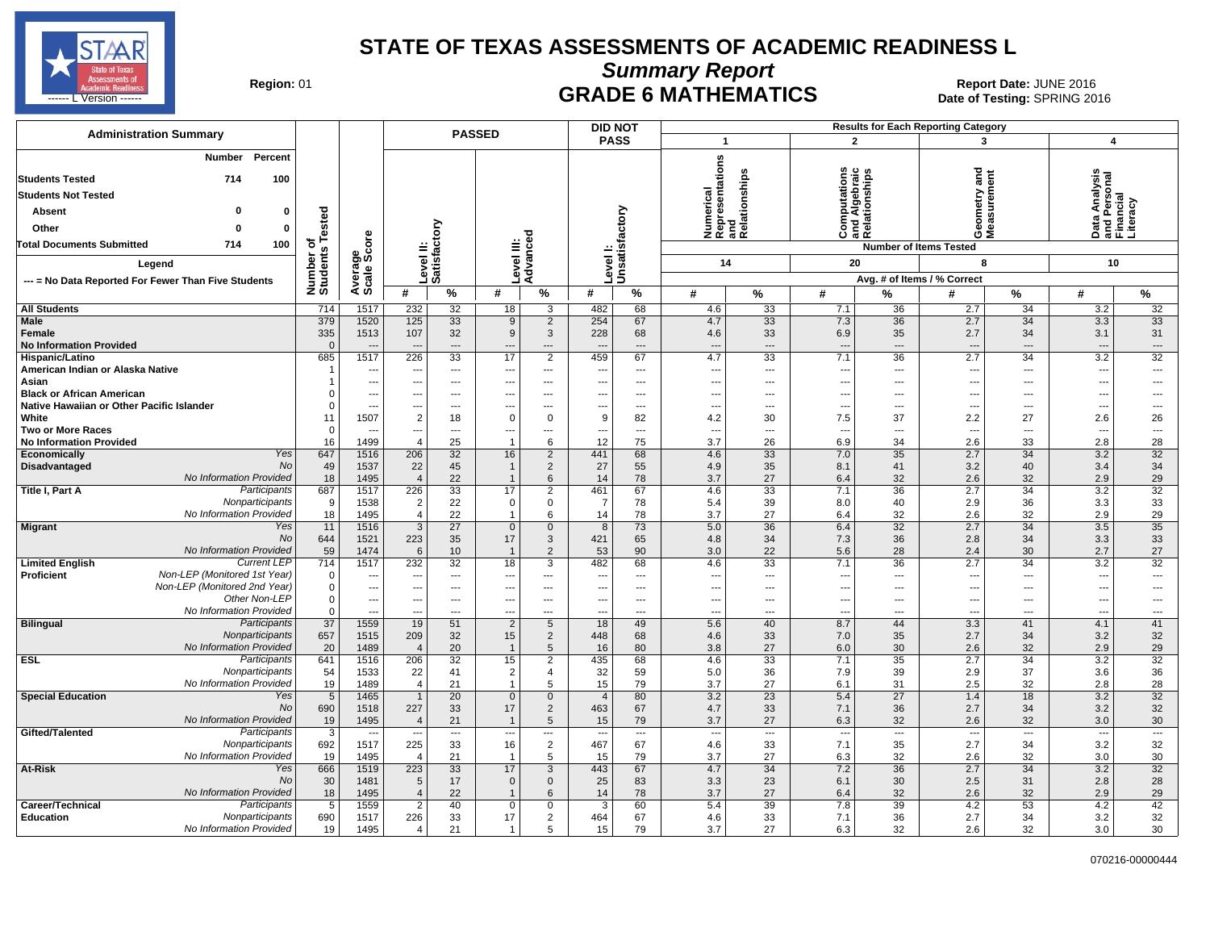# STATE OF TEXAS ASSESSMENTS OF ACADEMIC READINESS L

## Summary Report

## GRADE 6 MATHEMATICS

**Region:** 01

**Report Date:** JUNE 2016
**Date of Testing:** SPRING 2016

### Administration Summary

| | Number | Percent |
|---|---|---|
| Students Tested | 714 | 100 |
| Students Not Tested | | |
| Absent | 0 | 0 |
| Other | 0 | 0 |
| Total Documents Submitted | 714 | 100 |

Legend

--- = No Data Reported For Fewer Than Five Students

Results for Each Reporting Category: 1 = Numerical Representations and Relationships (14 items); 2 = Computations and Algebraic Relationships (20 items); 3 = Geometry and Measurement (8 items); 4 = Data Analysis and Personal Financial Literacy (10 items). Avg. # of Items / % Correct.

| Group | | Number of Students Tested | Average Scale Score | Level II: Satisfactory # | Level II: Satisfactory % | Level III: Advanced # | Level III: Advanced % | Level I: Unsatisfactory # | Level I: Unsatisfactory % | Cat 1 # | Cat 1 % | Cat 2 # | Cat 2 % | Cat 3 # | Cat 3 % | Cat 4 # | Cat 4 % |
|---|---|---|---|---|---|---|---|---|---|---|---|---|---|---|---|---|---|
| All Students | | 714 | 1517 | 232 | 32 | 18 | 3 | 482 | 68 | 4.6 | 33 | 7.1 | 36 | 2.7 | 34 | 3.2 | 32 |
| Male | | 379 | 1520 | 125 | 33 | 9 | 2 | 254 | 67 | 4.7 | 33 | 7.3 | 36 | 2.7 | 34 | 3.3 | 33 |
| Female | | 335 | 1513 | 107 | 32 | 9 | 3 | 228 | 68 | 4.6 | 33 | 6.9 | 35 | 2.7 | 34 | 3.1 | 31 |
| No Information Provided | | 0 | --- | --- | --- | --- | --- | --- | --- | --- | --- | --- | --- | --- | --- | --- | --- |
| Hispanic/Latino | | 685 | 1517 | 226 | 33 | 17 | 2 | 459 | 67 | 4.7 | 33 | 7.1 | 36 | 2.7 | 34 | 3.2 | 32 |
| American Indian or Alaska Native | | 1 | --- | --- | --- | --- | --- | --- | --- | --- | --- | --- | --- | --- | --- | --- | --- |
| Asian | | 1 | --- | --- | --- | --- | --- | --- | --- | --- | --- | --- | --- | --- | --- | --- | --- |
| Black or African American | | 0 | --- | --- | --- | --- | --- | --- | --- | --- | --- | --- | --- | --- | --- | --- | --- |
| Native Hawaiian or Other Pacific Islander | | 0 | --- | --- | --- | --- | --- | --- | --- | --- | --- | --- | --- | --- | --- | --- | --- |
| White | | 11 | 1507 | 2 | 18 | 0 | 0 | 9 | 82 | 4.2 | 30 | 7.5 | 37 | 2.2 | 27 | 2.6 | 26 |
| Two or More Races | | 0 | --- | --- | --- | --- | --- | --- | --- | --- | --- | --- | --- | --- | --- | --- | --- |
| No Information Provided | | 16 | 1499 | 4 | 25 | 1 | 6 | 12 | 75 | 3.7 | 26 | 6.9 | 34 | 2.6 | 33 | 2.8 | 28 |
| Economically Disadvantaged | Yes | 647 | 1516 | 206 | 32 | 16 | 2 | 441 | 68 | 4.6 | 33 | 7.0 | 35 | 2.7 | 34 | 3.2 | 32 |
| | No | 49 | 1537 | 22 | 45 | 1 | 2 | 27 | 55 | 4.9 | 35 | 8.1 | 41 | 3.2 | 40 | 3.4 | 34 |
| | No Information Provided | 18 | 1495 | 4 | 22 | 1 | 6 | 14 | 78 | 3.7 | 27 | 6.4 | 32 | 2.6 | 32 | 2.9 | 29 |
| Title I, Part A | Participants | 687 | 1517 | 226 | 33 | 17 | 2 | 461 | 67 | 4.6 | 33 | 7.1 | 36 | 2.7 | 34 | 3.2 | 32 |
| | Nonparticipants | 9 | 1538 | 2 | 22 | 0 | 0 | 7 | 78 | 5.4 | 39 | 8.0 | 40 | 2.9 | 36 | 3.3 | 33 |
| | No Information Provided | 18 | 1495 | 4 | 22 | 1 | 6 | 14 | 78 | 3.7 | 27 | 6.4 | 32 | 2.6 | 32 | 2.9 | 29 |
| Migrant | Yes | 11 | 1516 | 3 | 27 | 0 | 0 | 8 | 73 | 5.0 | 36 | 6.4 | 32 | 2.7 | 34 | 3.5 | 35 |
| | No | 644 | 1521 | 223 | 35 | 17 | 3 | 421 | 65 | 4.8 | 34 | 7.3 | 36 | 2.8 | 34 | 3.3 | 33 |
| | No Information Provided | 59 | 1474 | 6 | 10 | 1 | 2 | 53 | 90 | 3.0 | 22 | 5.6 | 28 | 2.4 | 30 | 2.7 | 27 |
| Limited English Proficient | Current LEP | 714 | 1517 | 232 | 32 | 18 | 3 | 482 | 68 | 4.6 | 33 | 7.1 | 36 | 2.7 | 34 | 3.2 | 32 |
| | Non-LEP (Monitored 1st Year) | 0 | --- | --- | --- | --- | --- | --- | --- | --- | --- | --- | --- | --- | --- | --- | --- |
| | Non-LEP (Monitored 2nd Year) | 0 | --- | --- | --- | --- | --- | --- | --- | --- | --- | --- | --- | --- | --- | --- | --- |
| | Other Non-LEP | 0 | --- | --- | --- | --- | --- | --- | --- | --- | --- | --- | --- | --- | --- | --- | --- |
| | No Information Provided | 0 | --- | --- | --- | --- | --- | --- | --- | --- | --- | --- | --- | --- | --- | --- | --- |
| Bilingual | Participants | 37 | 1559 | 19 | 51 | 2 | 5 | 18 | 49 | 5.6 | 40 | 8.7 | 44 | 3.3 | 41 | 4.1 | 41 |
| | Nonparticipants | 657 | 1515 | 209 | 32 | 15 | 2 | 448 | 68 | 4.6 | 33 | 7.0 | 35 | 2.7 | 34 | 3.2 | 32 |
| | No Information Provided | 20 | 1489 | 4 | 20 | 1 | 5 | 16 | 80 | 3.8 | 27 | 6.0 | 30 | 2.6 | 32 | 2.9 | 29 |
| ESL | Participants | 641 | 1516 | 206 | 32 | 15 | 2 | 435 | 68 | 4.6 | 33 | 7.1 | 35 | 2.7 | 34 | 3.2 | 32 |
| | Nonparticipants | 54 | 1533 | 22 | 41 | 2 | 4 | 32 | 59 | 5.0 | 36 | 7.9 | 39 | 2.9 | 37 | 3.6 | 36 |
| | No Information Provided | 19 | 1489 | 4 | 21 | 1 | 5 | 15 | 79 | 3.7 | 27 | 6.1 | 31 | 2.5 | 32 | 2.8 | 28 |
| Special Education | Yes | 5 | 1465 | 1 | 20 | 0 | 0 | 4 | 80 | 3.2 | 23 | 5.4 | 27 | 1.4 | 18 | 3.2 | 32 |
| | No | 690 | 1518 | 227 | 33 | 17 | 2 | 463 | 67 | 4.7 | 33 | 7.1 | 36 | 2.7 | 34 | 3.2 | 32 |
| | No Information Provided | 19 | 1495 | 4 | 21 | 1 | 5 | 15 | 79 | 3.7 | 27 | 6.3 | 32 | 2.6 | 32 | 3.0 | 30 |
| Gifted/Talented | Participants | 3 | --- | --- | --- | --- | --- | --- | --- | --- | --- | --- | --- | --- | --- | --- | --- |
| | Nonparticipants | 692 | 1517 | 225 | 33 | 16 | 2 | 467 | 67 | 4.6 | 33 | 7.1 | 35 | 2.7 | 34 | 3.2 | 32 |
| | No Information Provided | 19 | 1495 | 4 | 21 | 1 | 5 | 15 | 79 | 3.7 | 27 | 6.3 | 32 | 2.6 | 32 | 3.0 | 30 |
| At-Risk | Yes | 666 | 1519 | 223 | 33 | 17 | 3 | 443 | 67 | 4.7 | 34 | 7.2 | 36 | 2.7 | 34 | 3.2 | 32 |
| | No | 30 | 1481 | 5 | 17 | 0 | 0 | 25 | 83 | 3.3 | 23 | 6.1 | 30 | 2.5 | 31 | 2.8 | 28 |
| | No Information Provided | 18 | 1495 | 4 | 22 | 1 | 6 | 14 | 78 | 3.7 | 27 | 6.4 | 32 | 2.6 | 32 | 2.9 | 29 |
| Career/Technical Education | Participants | 5 | 1559 | 2 | 40 | 0 | 0 | 3 | 60 | 5.4 | 39 | 7.8 | 39 | 4.2 | 53 | 4.2 | 42 |
| | Nonparticipants | 690 | 1517 | 226 | 33 | 17 | 2 | 464 | 67 | 4.6 | 33 | 7.1 | 36 | 2.7 | 34 | 3.2 | 32 |
| | No Information Provided | 19 | 1495 | 4 | 21 | 1 | 5 | 15 | 79 | 3.7 | 27 | 6.3 | 32 | 2.6 | 32 | 3.0 | 30 |

070216-00000444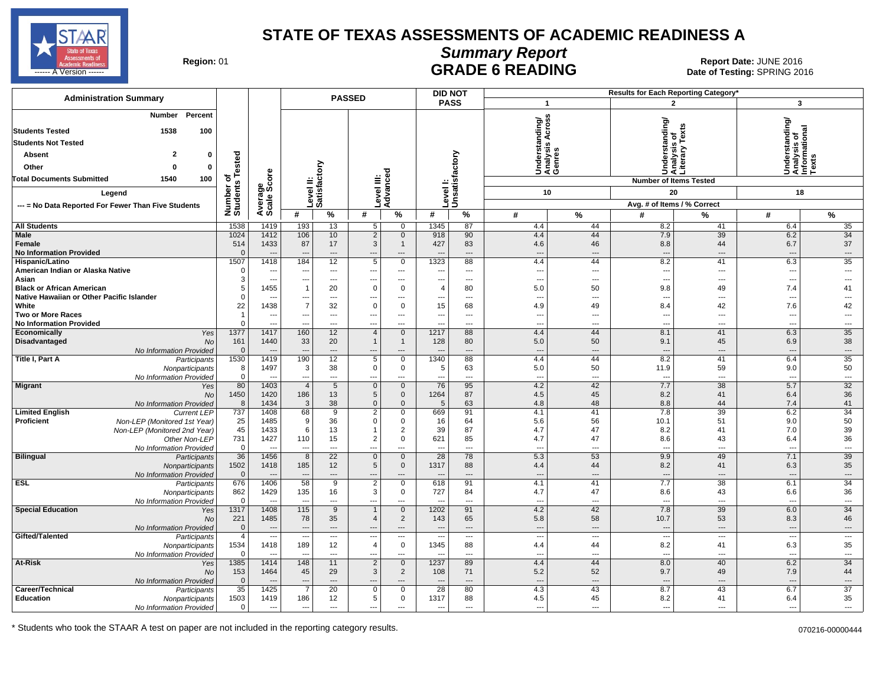# STATE OF TEXAS ASSESSMENTS OF ACADEMIC READINESS A

## Summary Report

## GRADE 6 READING

**Region:** 01

**Report Date:** JUNE 2016
**Date of Testing:** SPRING 2016

| Administration Summary | Number | Percent |
|---|---|---|
| Students Tested | 1538 | 100 |
| Students Not Tested | | |
| Absent | 2 | 0 |
| Other | 0 | 0 |
| Total Documents Submitted | 1540 | 100 |

Legend: --- = No Data Reported For Fewer Than Five Students

Results for Each Reporting Category*: 1 = Understanding/Analysis Across Genres (Number of Items Tested: 10); 2 = Understanding/Analysis of Literary Texts (Number of Items Tested: 20); 3 = Understanding/Analysis of Informational Texts (Number of Items Tested: 18). Avg. # of Items / % Correct.

| Group | | Number of Students Tested | Average Scale Score | Passed Level II: Satisfactory # | Passed Level II: Satisfactory % | Passed Level III: Advanced # | Passed Level III: Advanced % | Did Not Pass Level I: Unsatisfactory # | Did Not Pass Level I: Unsatisfactory % | Cat. 1 # | Cat. 1 % | Cat. 2 # | Cat. 2 % | Cat. 3 # | Cat. 3 % |
|---|---|---|---|---|---|---|---|---|---|---|---|---|---|---|---|
| All Students | | 1538 | 1419 | 193 | 13 | 5 | 0 | 1345 | 87 | 4.4 | 44 | 8.2 | 41 | 6.4 | 35 |
| Male | | 1024 | 1412 | 106 | 10 | 2 | 0 | 918 | 90 | 4.4 | 44 | 7.9 | 39 | 6.2 | 34 |
| Female | | 514 | 1433 | 87 | 17 | 3 | 1 | 427 | 83 | 4.6 | 46 | 8.8 | 44 | 6.7 | 37 |
| No Information Provided | | 0 | --- | --- | --- | --- | --- | --- | --- | --- | --- | --- | --- | --- | --- |
| Hispanic/Latino | | 1507 | 1418 | 184 | 12 | 5 | 0 | 1323 | 88 | 4.4 | 44 | 8.2 | 41 | 6.3 | 35 |
| American Indian or Alaska Native | | 0 | --- | --- | --- | --- | --- | --- | --- | --- | --- | --- | --- | --- | --- |
| Asian | | 3 | --- | --- | --- | --- | --- | --- | --- | --- | --- | --- | --- | --- | --- |
| Black or African American | | 5 | 1455 | 1 | 20 | 0 | 0 | 4 | 80 | 5.0 | 50 | 9.8 | 49 | 7.4 | 41 |
| Native Hawaiian or Other Pacific Islander | | 0 | --- | --- | --- | --- | --- | --- | --- | --- | --- | --- | --- | --- | --- |
| White | | 22 | 1438 | 7 | 32 | 0 | 0 | 15 | 68 | 4.9 | 49 | 8.4 | 42 | 7.6 | 42 |
| Two or More Races | | 1 | --- | --- | --- | --- | --- | --- | --- | --- | --- | --- | --- | --- | --- |
| No Information Provided | | 0 | --- | --- | --- | --- | --- | --- | --- | --- | --- | --- | --- | --- | --- |
| Economically Disadvantaged | Yes | 1377 | 1417 | 160 | 12 | 4 | 0 | 1217 | 88 | 4.4 | 44 | 8.1 | 41 | 6.3 | 35 |
| | No | 161 | 1440 | 33 | 20 | 1 | 1 | 128 | 80 | 5.0 | 50 | 9.1 | 45 | 6.9 | 38 |
| | No Information Provided | 0 | --- | --- | --- | --- | --- | --- | --- | --- | --- | --- | --- | --- | --- |
| Title I, Part A | Participants | 1530 | 1419 | 190 | 12 | 5 | 0 | 1340 | 88 | 4.4 | 44 | 8.2 | 41 | 6.4 | 35 |
| | Nonparticipants | 8 | 1497 | 3 | 38 | 0 | 0 | 5 | 63 | 5.0 | 50 | 11.9 | 59 | 9.0 | 50 |
| | No Information Provided | 0 | --- | --- | --- | --- | --- | --- | --- | --- | --- | --- | --- | --- | --- |
| Migrant | Yes | 80 | 1403 | 4 | 5 | 0 | 0 | 76 | 95 | 4.2 | 42 | 7.7 | 38 | 5.7 | 32 |
| | No | 1450 | 1420 | 186 | 13 | 5 | 0 | 1264 | 87 | 4.5 | 45 | 8.2 | 41 | 6.4 | 36 |
| | No Information Provided | 8 | 1434 | 3 | 38 | 0 | 0 | 5 | 63 | 4.8 | 48 | 8.8 | 44 | 7.4 | 41 |
| Limited English Proficient | Current LEP | 737 | 1408 | 68 | 9 | 2 | 0 | 669 | 91 | 4.1 | 41 | 7.8 | 39 | 6.2 | 34 |
| | Non-LEP (Monitored 1st Year) | 25 | 1485 | 9 | 36 | 0 | 0 | 16 | 64 | 5.6 | 56 | 10.1 | 51 | 9.0 | 50 |
| | Non-LEP (Monitored 2nd Year) | 45 | 1433 | 6 | 13 | 1 | 2 | 39 | 87 | 4.7 | 47 | 8.2 | 41 | 7.0 | 39 |
| | Other Non-LEP | 731 | 1427 | 110 | 15 | 2 | 0 | 621 | 85 | 4.7 | 47 | 8.6 | 43 | 6.4 | 36 |
| | No Information Provided | 0 | --- | --- | --- | --- | --- | --- | --- | --- | --- | --- | --- | --- | --- |
| Bilingual | Participants | 36 | 1456 | 8 | 22 | 0 | 0 | 28 | 78 | 5.3 | 53 | 9.9 | 49 | 7.1 | 39 |
| | Nonparticipants | 1502 | 1418 | 185 | 12 | 5 | 0 | 1317 | 88 | 4.4 | 44 | 8.2 | 41 | 6.3 | 35 |
| | No Information Provided | 0 | --- | --- | --- | --- | --- | --- | --- | --- | --- | --- | --- | --- | --- |
| ESL | Participants | 676 | 1406 | 58 | 9 | 2 | 0 | 618 | 91 | 4.1 | 41 | 7.7 | 38 | 6.1 | 34 |
| | Nonparticipants | 862 | 1429 | 135 | 16 | 3 | 0 | 727 | 84 | 4.7 | 47 | 8.6 | 43 | 6.6 | 36 |
| | No Information Provided | 0 | --- | --- | --- | --- | --- | --- | --- | --- | --- | --- | --- | --- | --- |
| Special Education | Yes | 1317 | 1408 | 115 | 9 | 1 | 0 | 1202 | 91 | 4.2 | 42 | 7.8 | 39 | 6.0 | 34 |
| | No | 221 | 1485 | 78 | 35 | 4 | 2 | 143 | 65 | 5.8 | 58 | 10.7 | 53 | 8.3 | 46 |
| | No Information Provided | 0 | --- | --- | --- | --- | --- | --- | --- | --- | --- | --- | --- | --- | --- |
| Gifted/Talented | Participants | 4 | --- | --- | --- | --- | --- | --- | --- | --- | --- | --- | --- | --- | --- |
| | Nonparticipants | 1534 | 1418 | 189 | 12 | 4 | 0 | 1345 | 88 | 4.4 | 44 | 8.2 | 41 | 6.3 | 35 |
| | No Information Provided | 0 | --- | --- | --- | --- | --- | --- | --- | --- | --- | --- | --- | --- | --- |
| At-Risk | Yes | 1385 | 1414 | 148 | 11 | 2 | 0 | 1237 | 89 | 4.4 | 44 | 8.0 | 40 | 6.2 | 34 |
| | No | 153 | 1464 | 45 | 29 | 3 | 2 | 108 | 71 | 5.2 | 52 | 9.7 | 49 | 7.9 | 44 |
| | No Information Provided | 0 | --- | --- | --- | --- | --- | --- | --- | --- | --- | --- | --- | --- | --- |
| Career/Technical Education | Participants | 35 | 1425 | 7 | 20 | 0 | 0 | 28 | 80 | 4.3 | 43 | 8.7 | 43 | 6.7 | 37 |
| | Nonparticipants | 1503 | 1419 | 186 | 12 | 5 | 0 | 1317 | 88 | 4.5 | 45 | 8.2 | 41 | 6.4 | 35 |
| | No Information Provided | 0 | --- | --- | --- | --- | --- | --- | --- | --- | --- | --- | --- | --- | --- |

\* Students who took the STAAR A test on paper are not included in the reporting category results.

070216-00000444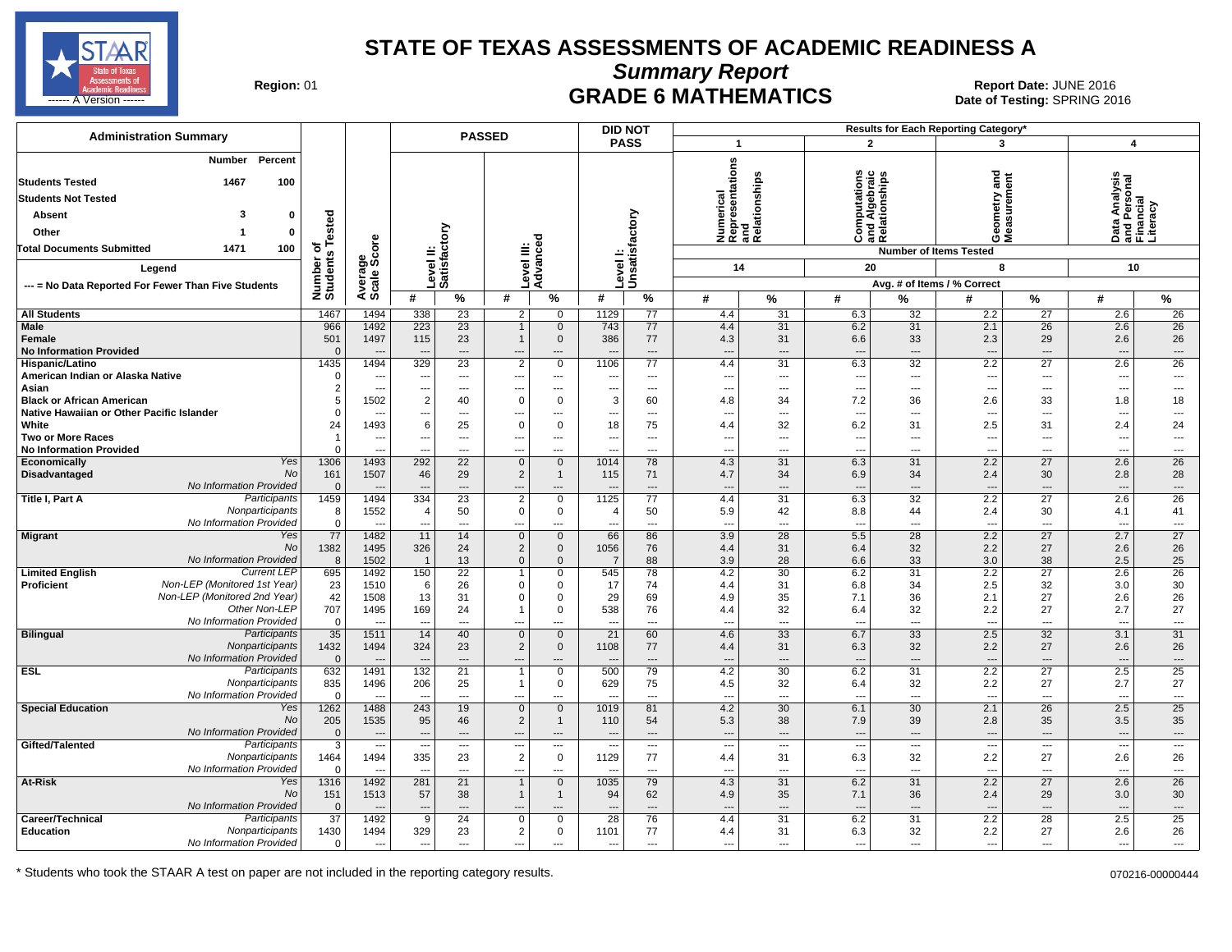# STATE OF TEXAS ASSESSMENTS OF ACADEMIC READINESS A

## Summary Report

## GRADE 6 MATHEMATICS

**Region:** 01

**Report Date:** JUNE 2016
**Date of Testing:** SPRING 2016

| Administration Summary | Number | Percent |
|---|---|---|
| Students Tested | 1467 | 100 |
| Students Not Tested | | |
| Absent | 3 | 0 |
| Other | 1 | 0 |
| Total Documents Submitted | 1471 | 100 |

Legend: --- = No Data Reported For Fewer Than Five Students

| Group | | Number of Students Tested | Average Scale Score | PASSED Level II: Satisfactory # | PASSED Level II: Satisfactory % | PASSED Level III: Advanced # | PASSED Level III: Advanced % | DID NOT PASS Level I: Unsatisfactory # | DID NOT PASS Level I: Unsatisfactory % | 1 Numerical Representations and Relationships (14 items) # | 1 % | 2 Computations and Algebraic Relationships (20 items) # | 2 % | 3 Geometry and Measurement (8 items) # | 3 % | 4 Data Analysis and Personal Financial Literacy (10 items) # | 4 % |
|---|---|---|---|---|---|---|---|---|---|---|---|---|---|---|---|---|---|
| All Students | | 1467 | 1494 | 338 | 23 | 2 | 0 | 1129 | 77 | 4.4 | 31 | 6.3 | 32 | 2.2 | 27 | 2.6 | 26 |
| Male | | 966 | 1492 | 223 | 23 | 1 | 0 | 743 | 77 | 4.4 | 31 | 6.2 | 31 | 2.1 | 26 | 2.6 | 26 |
| Female | | 501 | 1497 | 115 | 23 | 1 | 0 | 386 | 77 | 4.3 | 31 | 6.6 | 33 | 2.3 | 29 | 2.6 | 26 |
| No Information Provided | | 0 | --- | --- | --- | --- | --- | --- | --- | --- | --- | --- | --- | --- | --- | --- | --- |
| Hispanic/Latino | | 1435 | 1494 | 329 | 23 | 2 | 0 | 1106 | 77 | 4.4 | 31 | 6.3 | 32 | 2.2 | 27 | 2.6 | 26 |
| American Indian or Alaska Native | | 0 | --- | --- | --- | --- | --- | --- | --- | --- | --- | --- | --- | --- | --- | --- | --- |
| Asian | | 2 | --- | --- | --- | --- | --- | --- | --- | --- | --- | --- | --- | --- | --- | --- | --- |
| Black or African American | | 5 | 1502 | 2 | 40 | 0 | 0 | 3 | 60 | 4.8 | 34 | 7.2 | 36 | 2.6 | 33 | 1.8 | 18 |
| Native Hawaiian or Other Pacific Islander | | 0 | --- | --- | --- | --- | --- | --- | --- | --- | --- | --- | --- | --- | --- | --- | --- |
| White | | 24 | 1493 | 6 | 25 | 0 | 0 | 18 | 75 | 4.4 | 32 | 6.2 | 31 | 2.5 | 31 | 2.4 | 24 |
| Two or More Races | | 1 | --- | --- | --- | --- | --- | --- | --- | --- | --- | --- | --- | --- | --- | --- | --- |
| No Information Provided | | 0 | --- | --- | --- | --- | --- | --- | --- | --- | --- | --- | --- | --- | --- | --- | --- |
| Economically Disadvantaged | Yes | 1306 | 1493 | 292 | 22 | 0 | 0 | 1014 | 78 | 4.3 | 31 | 6.3 | 31 | 2.2 | 27 | 2.6 | 26 |
| | No | 161 | 1507 | 46 | 29 | 2 | 1 | 115 | 71 | 4.7 | 34 | 6.9 | 34 | 2.4 | 30 | 2.8 | 28 |
| | No Information Provided | 0 | --- | --- | --- | --- | --- | --- | --- | --- | --- | --- | --- | --- | --- | --- | --- |
| Title I, Part A | Participants | 1459 | 1494 | 334 | 23 | 2 | 0 | 1125 | 77 | 4.4 | 31 | 6.3 | 32 | 2.2 | 27 | 2.6 | 26 |
| | Nonparticipants | 8 | 1552 | 4 | 50 | 0 | 0 | 4 | 50 | 5.9 | 42 | 8.8 | 44 | 2.4 | 30 | 4.1 | 41 |
| | No Information Provided | 0 | --- | --- | --- | --- | --- | --- | --- | --- | --- | --- | --- | --- | --- | --- | --- |
| Migrant | Yes | 77 | 1482 | 11 | 14 | 0 | 0 | 66 | 86 | 3.9 | 28 | 5.5 | 28 | 2.2 | 27 | 2.7 | 27 |
| | No | 1382 | 1495 | 326 | 24 | 2 | 0 | 1056 | 76 | 4.4 | 31 | 6.4 | 32 | 2.2 | 27 | 2.6 | 26 |
| | No Information Provided | 8 | 1502 | 1 | 13 | 0 | 0 | 7 | 88 | 3.9 | 28 | 6.6 | 33 | 3.0 | 38 | 2.5 | 25 |
| Limited English Proficient | Current LEP | 695 | 1492 | 150 | 22 | 1 | 0 | 545 | 78 | 4.2 | 30 | 6.2 | 31 | 2.2 | 27 | 2.6 | 26 |
| | Non-LEP (Monitored 1st Year) | 23 | 1510 | 6 | 26 | 0 | 0 | 17 | 74 | 4.4 | 31 | 6.8 | 34 | 2.5 | 32 | 3.0 | 30 |
| | Non-LEP (Monitored 2nd Year) | 42 | 1508 | 13 | 31 | 0 | 0 | 29 | 69 | 4.9 | 35 | 7.1 | 36 | 2.1 | 27 | 2.6 | 26 |
| | Other Non-LEP | 707 | 1495 | 169 | 24 | 1 | 0 | 538 | 76 | 4.4 | 32 | 6.4 | 32 | 2.2 | 27 | 2.7 | 27 |
| | No Information Provided | 0 | --- | --- | --- | --- | --- | --- | --- | --- | --- | --- | --- | --- | --- | --- | --- |
| Bilingual | Participants | 35 | 1511 | 14 | 40 | 0 | 0 | 21 | 60 | 4.6 | 33 | 6.7 | 33 | 2.5 | 32 | 3.1 | 31 |
| | Nonparticipants | 1432 | 1494 | 324 | 23 | 2 | 0 | 1108 | 77 | 4.4 | 31 | 6.3 | 32 | 2.2 | 27 | 2.6 | 26 |
| | No Information Provided | 0 | --- | --- | --- | --- | --- | --- | --- | --- | --- | --- | --- | --- | --- | --- | --- |
| ESL | Participants | 632 | 1491 | 132 | 21 | 1 | 0 | 500 | 79 | 4.2 | 30 | 6.2 | 31 | 2.2 | 27 | 2.5 | 25 |
| | Nonparticipants | 835 | 1496 | 206 | 25 | 1 | 0 | 629 | 75 | 4.5 | 32 | 6.4 | 32 | 2.2 | 27 | 2.7 | 27 |
| | No Information Provided | 0 | --- | --- | --- | --- | --- | --- | --- | --- | --- | --- | --- | --- | --- | --- | --- |
| Special Education | Yes | 1262 | 1488 | 243 | 19 | 0 | 0 | 1019 | 81 | 4.2 | 30 | 6.1 | 30 | 2.1 | 26 | 2.5 | 25 |
| | No | 205 | 1535 | 95 | 46 | 2 | 1 | 110 | 54 | 5.3 | 38 | 7.9 | 39 | 2.8 | 35 | 3.5 | 35 |
| | No Information Provided | 0 | --- | --- | --- | --- | --- | --- | --- | --- | --- | --- | --- | --- | --- | --- | --- |
| Gifted/Talented | Participants | 3 | --- | --- | --- | --- | --- | --- | --- | --- | --- | --- | --- | --- | --- | --- | --- |
| | Nonparticipants | 1464 | 1494 | 335 | 23 | 2 | 0 | 1129 | 77 | 4.4 | 31 | 6.3 | 32 | 2.2 | 27 | 2.6 | 26 |
| | No Information Provided | 0 | --- | --- | --- | --- | --- | --- | --- | --- | --- | --- | --- | --- | --- | --- | --- |
| At-Risk | Yes | 1316 | 1492 | 281 | 21 | 1 | 0 | 1035 | 79 | 4.3 | 31 | 6.2 | 31 | 2.2 | 27 | 2.6 | 26 |
| | No | 151 | 1513 | 57 | 38 | 1 | 1 | 94 | 62 | 4.9 | 35 | 7.1 | 36 | 2.4 | 29 | 3.0 | 30 |
| | No Information Provided | 0 | --- | --- | --- | --- | --- | --- | --- | --- | --- | --- | --- | --- | --- | --- | --- |
| Career/Technical Education | Participants | 37 | 1492 | 9 | 24 | 0 | 0 | 28 | 76 | 4.4 | 31 | 6.2 | 31 | 2.2 | 28 | 2.5 | 25 |
| | Nonparticipants | 1430 | 1494 | 329 | 23 | 2 | 0 | 1101 | 77 | 4.4 | 31 | 6.3 | 32 | 2.2 | 27 | 2.6 | 26 |
| | No Information Provided | 0 | --- | --- | --- | --- | --- | --- | --- | --- | --- | --- | --- | --- | --- | --- | --- |

Reporting category results: # = Avg. # of Items, % = % Correct.

\* Students who took the STAAR A test on paper are not included in the reporting category results.

070216-00000444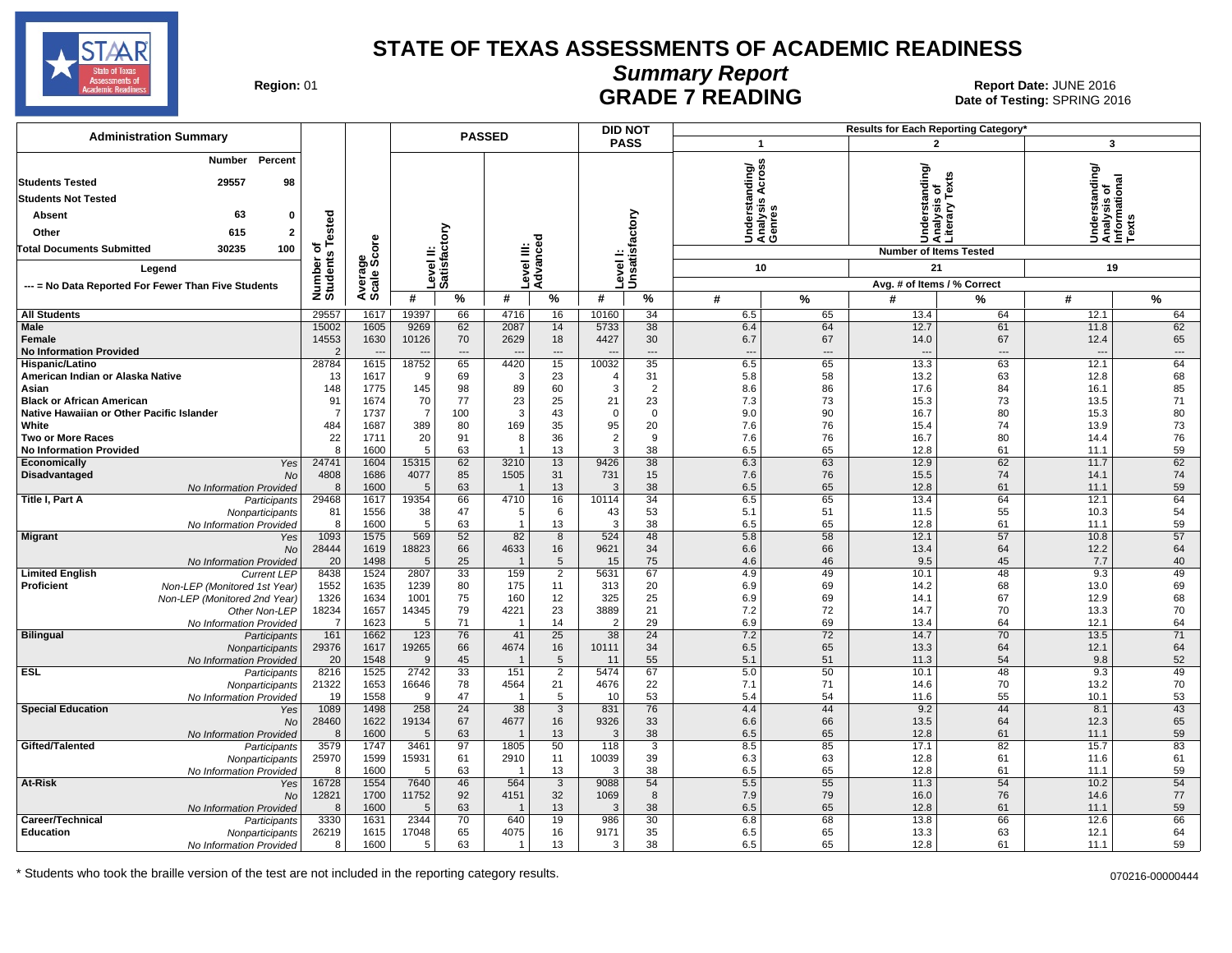# STATE OF TEXAS ASSESSMENTS OF ACADEMIC READINESS

## Summary Report

## GRADE 7 READING

**Region:** 01

**Report Date:** JUNE 2016
**Date of Testing:** SPRING 2016

### Administration Summary

| | Number | Percent |
|---|---|---|
| Students Tested | 29557 | 98 |
| Students Not Tested | | |
| Absent | 63 | 0 |
| Other | 615 | 2 |
| Total Documents Submitted | 30235 | 100 |

Legend

--- = No Data Reported For Fewer Than Five Students

Results for Each Reporting Category*: 1 = Understanding/Analysis Across Genres (Number of Items Tested: 10); 2 = Understanding/Analysis of Literary Texts (Number of Items Tested: 21); 3 = Understanding/Analysis of Informational Texts (Number of Items Tested: 19). Avg. # of Items / % Correct.

| Group | | Number of Students Tested | Average Scale Score | PASSED Level II: Satisfactory # | PASSED Level II: Satisfactory % | PASSED Level III: Advanced # | PASSED Level III: Advanced % | DID NOT PASS Level I: Unsatisfactory # | DID NOT PASS Level I: Unsatisfactory % | Cat. 1 # | Cat. 1 % | Cat. 2 # | Cat. 2 % | Cat. 3 # | Cat. 3 % |
|---|---|---|---|---|---|---|---|---|---|---|---|---|---|---|---|
| All Students | | 29557 | 1617 | 19397 | 66 | 4716 | 16 | 10160 | 34 | 6.5 | 65 | 13.4 | 64 | 12.1 | 64 |
| Male | | 15002 | 1605 | 9269 | 62 | 2087 | 14 | 5733 | 38 | 6.4 | 64 | 12.7 | 61 | 11.8 | 62 |
| Female | | 14553 | 1630 | 10126 | 70 | 2629 | 18 | 4427 | 30 | 6.7 | 67 | 14.0 | 67 | 12.4 | 65 |
| No Information Provided | | 2 | --- | --- | --- | --- | --- | --- | --- | --- | --- | --- | --- | --- | --- |
| Hispanic/Latino | | 28784 | 1615 | 18752 | 65 | 4420 | 15 | 10032 | 35 | 6.5 | 65 | 13.3 | 63 | 12.1 | 64 |
| American Indian or Alaska Native | | 13 | 1617 | 9 | 69 | 3 | 23 | 4 | 31 | 5.8 | 58 | 13.2 | 63 | 12.8 | 68 |
| Asian | | 148 | 1775 | 145 | 98 | 89 | 60 | 3 | 2 | 8.6 | 86 | 17.6 | 84 | 16.1 | 85 |
| Black or African American | | 91 | 1674 | 70 | 77 | 23 | 25 | 21 | 23 | 7.3 | 73 | 15.3 | 73 | 13.5 | 71 |
| Native Hawaiian or Other Pacific Islander | | 7 | 1737 | 7 | 100 | 3 | 43 | 0 | 0 | 9.0 | 90 | 16.7 | 80 | 15.3 | 80 |
| White | | 484 | 1687 | 389 | 80 | 169 | 35 | 95 | 20 | 7.6 | 76 | 15.4 | 74 | 13.9 | 73 |
| Two or More Races | | 22 | 1711 | 20 | 91 | 8 | 36 | 2 | 9 | 7.6 | 76 | 16.7 | 80 | 14.4 | 76 |
| No Information Provided | | 8 | 1600 | 5 | 63 | 1 | 13 | 3 | 38 | 6.5 | 65 | 12.8 | 61 | 11.1 | 59 |
| Economically Disadvantaged | Yes | 24741 | 1604 | 15315 | 62 | 3210 | 13 | 9426 | 38 | 6.3 | 63 | 12.9 | 62 | 11.7 | 62 |
| | No | 4808 | 1686 | 4077 | 85 | 1505 | 31 | 731 | 15 | 7.6 | 76 | 15.5 | 74 | 14.1 | 74 |
| | No Information Provided | 8 | 1600 | 5 | 63 | 1 | 13 | 3 | 38 | 6.5 | 65 | 12.8 | 61 | 11.1 | 59 |
| Title I, Part A | Participants | 29468 | 1617 | 19354 | 66 | 4710 | 16 | 10114 | 34 | 6.5 | 65 | 13.4 | 64 | 12.1 | 64 |
| | Nonparticipants | 81 | 1556 | 38 | 47 | 5 | 6 | 43 | 53 | 5.1 | 51 | 11.5 | 55 | 10.3 | 54 |
| | No Information Provided | 8 | 1600 | 5 | 63 | 1 | 13 | 3 | 38 | 6.5 | 65 | 12.8 | 61 | 11.1 | 59 |
| Migrant | Yes | 1093 | 1575 | 569 | 52 | 82 | 8 | 524 | 48 | 5.8 | 58 | 12.1 | 57 | 10.8 | 57 |
| | No | 28444 | 1619 | 18823 | 66 | 4633 | 16 | 9621 | 34 | 6.6 | 66 | 13.4 | 64 | 12.2 | 64 |
| | No Information Provided | 20 | 1498 | 5 | 25 | 1 | 5 | 15 | 75 | 4.6 | 46 | 9.5 | 45 | 7.7 | 40 |
| Limited English Proficient | Current LEP | 8438 | 1524 | 2807 | 33 | 159 | 2 | 5631 | 67 | 4.9 | 49 | 10.1 | 48 | 9.3 | 49 |
| | Non-LEP (Monitored 1st Year) | 1552 | 1635 | 1239 | 80 | 175 | 11 | 313 | 20 | 6.9 | 69 | 14.2 | 68 | 13.0 | 69 |
| | Non-LEP (Monitored 2nd Year) | 1326 | 1634 | 1001 | 75 | 160 | 12 | 325 | 25 | 6.9 | 69 | 14.1 | 67 | 12.9 | 68 |
| | Other Non-LEP | 18234 | 1657 | 14345 | 79 | 4221 | 23 | 3889 | 21 | 7.2 | 72 | 14.7 | 70 | 13.3 | 70 |
| | No Information Provided | 7 | 1623 | 5 | 71 | 1 | 14 | 2 | 29 | 6.9 | 69 | 13.4 | 64 | 12.1 | 64 |
| Bilingual | Participants | 161 | 1662 | 123 | 76 | 41 | 25 | 38 | 24 | 7.2 | 72 | 14.7 | 70 | 13.5 | 71 |
| | Nonparticipants | 29376 | 1617 | 19265 | 66 | 4674 | 16 | 10111 | 34 | 6.5 | 65 | 13.3 | 64 | 12.1 | 64 |
| | No Information Provided | 20 | 1548 | 9 | 45 | 1 | 5 | 11 | 55 | 5.1 | 51 | 11.3 | 54 | 9.8 | 52 |
| ESL | Participants | 8216 | 1525 | 2742 | 33 | 151 | 2 | 5474 | 67 | 5.0 | 50 | 10.1 | 48 | 9.3 | 49 |
| | Nonparticipants | 21322 | 1653 | 16646 | 78 | 4564 | 21 | 4676 | 22 | 7.1 | 71 | 14.6 | 70 | 13.2 | 70 |
| | No Information Provided | 19 | 1558 | 9 | 47 | 1 | 5 | 10 | 53 | 5.4 | 54 | 11.6 | 55 | 10.1 | 53 |
| Special Education | Yes | 1089 | 1498 | 258 | 24 | 38 | 3 | 831 | 76 | 4.4 | 44 | 9.2 | 44 | 8.1 | 43 |
| | No | 28460 | 1622 | 19134 | 67 | 4677 | 16 | 9326 | 33 | 6.6 | 66 | 13.5 | 64 | 12.3 | 65 |
| | No Information Provided | 8 | 1600 | 5 | 63 | 1 | 13 | 3 | 38 | 6.5 | 65 | 12.8 | 61 | 11.1 | 59 |
| Gifted/Talented | Participants | 3579 | 1747 | 3461 | 97 | 1805 | 50 | 118 | 3 | 8.5 | 85 | 17.1 | 82 | 15.7 | 83 |
| | Nonparticipants | 25970 | 1599 | 15931 | 61 | 2910 | 11 | 10039 | 39 | 6.3 | 63 | 12.8 | 61 | 11.6 | 61 |
| | No Information Provided | 8 | 1600 | 5 | 63 | 1 | 13 | 3 | 38 | 6.5 | 65 | 12.8 | 61 | 11.1 | 59 |
| At-Risk | Yes | 16728 | 1554 | 7640 | 46 | 564 | 3 | 9088 | 54 | 5.5 | 55 | 11.3 | 54 | 10.2 | 54 |
| | No | 12821 | 1700 | 11752 | 92 | 4151 | 32 | 1069 | 8 | 7.9 | 79 | 16.0 | 76 | 14.6 | 77 |
| | No Information Provided | 8 | 1600 | 5 | 63 | 1 | 13 | 3 | 38 | 6.5 | 65 | 12.8 | 61 | 11.1 | 59 |
| Career/Technical Education | Participants | 3330 | 1631 | 2344 | 70 | 640 | 19 | 986 | 30 | 6.8 | 68 | 13.8 | 66 | 12.6 | 66 |
| | Nonparticipants | 26219 | 1615 | 17048 | 65 | 4075 | 16 | 9171 | 35 | 6.5 | 65 | 13.3 | 63 | 12.1 | 64 |
| | No Information Provided | 8 | 1600 | 5 | 63 | 1 | 13 | 3 | 38 | 6.5 | 65 | 12.8 | 61 | 11.1 | 59 |

\* Students who took the braille version of the test are not included in the reporting category results.

070216-00000444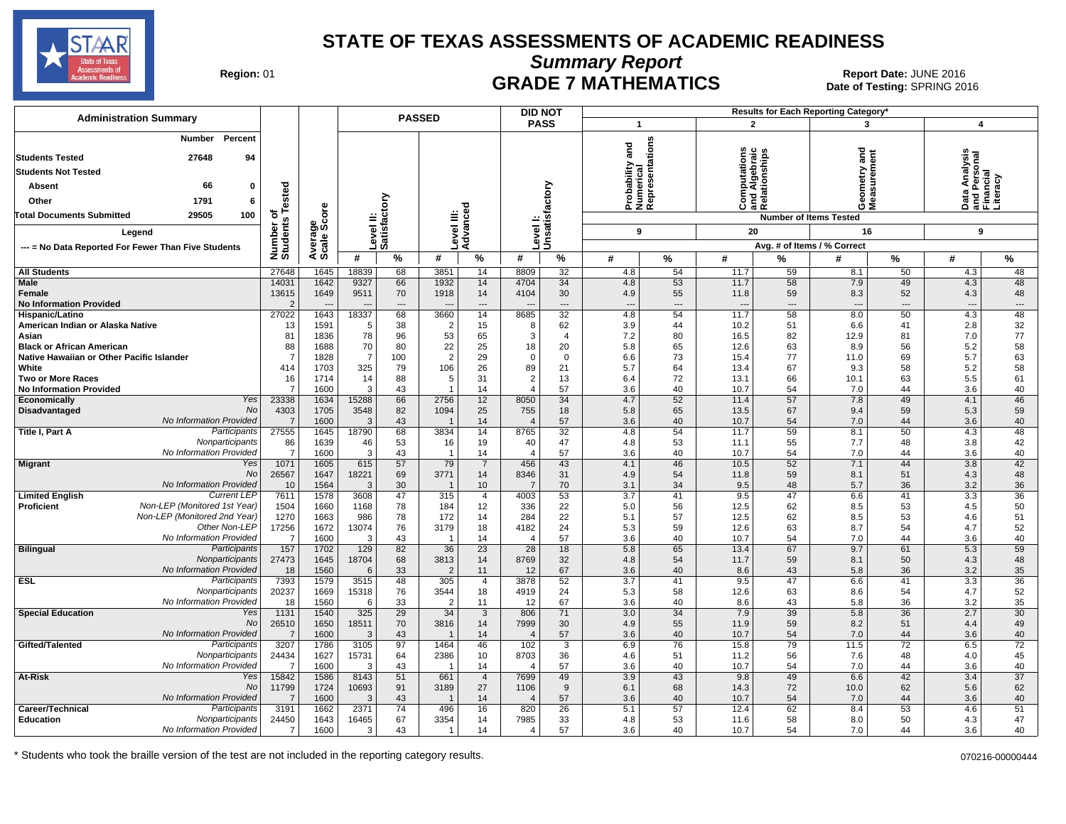# STATE OF TEXAS ASSESSMENTS OF ACADEMIC READINESS

## Summary Report

## GRADE 7 MATHEMATICS

**Region:** 01

**Report Date:** JUNE 2016
**Date of Testing:** SPRING 2016

**Administration Summary**

| | Number | Percent |
|---|---|---|
| Students Tested | 27648 | 94 |
| Students Not Tested | | |
| Absent | 66 | 0 |
| Other | 1791 | 6 |
| Total Documents Submitted | 29505 | 100 |

Legend: --- = No Data Reported For Fewer Than Five Students

Results for Each Reporting Category*: 1 = Probability and Numerical Representations (9 items tested); 2 = Computations and Algebraic Relationships (20 items tested); 3 = Geometry and Measurement (16 items tested); 4 = Data Analysis and Personal Financial Literacy (9 items tested). Values are Avg. # of Items / % Correct.

| Group | | Number of Students Tested | Average Scale Score | Level II: Satisfactory # | Level II: Satisfactory % | Level III: Advanced # | Level III: Advanced % | Did Not Pass Level I: Unsatisfactory # | Did Not Pass Level I: Unsatisfactory % | Cat. 1 # | Cat. 1 % | Cat. 2 # | Cat. 2 % | Cat. 3 # | Cat. 3 % | Cat. 4 # | Cat. 4 % |
|---|---|---|---|---|---|---|---|---|---|---|---|---|---|---|---|---|---|
| All Students | | 27648 | 1645 | 18839 | 68 | 3851 | 14 | 8809 | 32 | 4.8 | 54 | 11.7 | 59 | 8.1 | 50 | 4.3 | 48 |
| Male | | 14031 | 1642 | 9327 | 66 | 1932 | 14 | 4704 | 34 | 4.8 | 53 | 11.7 | 58 | 7.9 | 49 | 4.3 | 48 |
| Female | | 13615 | 1649 | 9511 | 70 | 1918 | 14 | 4104 | 30 | 4.9 | 55 | 11.8 | 59 | 8.3 | 52 | 4.3 | 48 |
| No Information Provided | | 2 | --- | --- | --- | --- | --- | --- | --- | --- | --- | --- | --- | --- | --- | --- | --- |
| Hispanic/Latino | | 27022 | 1643 | 18337 | 68 | 3660 | 14 | 8685 | 32 | 4.8 | 54 | 11.7 | 58 | 8.0 | 50 | 4.3 | 48 |
| American Indian or Alaska Native | | 13 | 1591 | 5 | 38 | 2 | 15 | 8 | 62 | 3.9 | 44 | 10.2 | 51 | 6.6 | 41 | 2.8 | 32 |
| Asian | | 81 | 1836 | 78 | 96 | 53 | 65 | 3 | 4 | 7.2 | 80 | 16.5 | 82 | 12.9 | 81 | 7.0 | 77 |
| Black or African American | | 88 | 1688 | 70 | 80 | 22 | 25 | 18 | 20 | 5.8 | 65 | 12.6 | 63 | 8.9 | 56 | 5.2 | 58 |
| Native Hawaiian or Other Pacific Islander | | 7 | 1828 | 7 | 100 | 2 | 29 | 0 | 0 | 6.6 | 73 | 15.4 | 77 | 11.0 | 69 | 5.7 | 63 |
| White | | 414 | 1703 | 325 | 79 | 106 | 26 | 89 | 21 | 5.7 | 64 | 13.4 | 67 | 9.3 | 58 | 5.2 | 58 |
| Two or More Races | | 16 | 1714 | 14 | 88 | 5 | 31 | 2 | 13 | 6.4 | 72 | 13.1 | 66 | 10.1 | 63 | 5.5 | 61 |
| No Information Provided | | 7 | 1600 | 3 | 43 | 1 | 14 | 4 | 57 | 3.6 | 40 | 10.7 | 54 | 7.0 | 44 | 3.6 | 40 |
| Economically Disadvantaged | Yes | 23338 | 1634 | 15288 | 66 | 2756 | 12 | 8050 | 34 | 4.7 | 52 | 11.4 | 57 | 7.8 | 49 | 4.1 | 46 |
| | No | 4303 | 1705 | 3548 | 82 | 1094 | 25 | 755 | 18 | 5.8 | 65 | 13.5 | 67 | 9.4 | 59 | 5.3 | 59 |
| | No Information Provided | 7 | 1600 | 3 | 43 | 1 | 14 | 4 | 57 | 3.6 | 40 | 10.7 | 54 | 7.0 | 44 | 3.6 | 40 |
| Title I, Part A | Participants | 27555 | 1645 | 18790 | 68 | 3834 | 14 | 8765 | 32 | 4.8 | 54 | 11.7 | 59 | 8.1 | 50 | 4.3 | 48 |
| | Nonparticipants | 86 | 1639 | 46 | 53 | 16 | 19 | 40 | 47 | 4.8 | 53 | 11.1 | 55 | 7.7 | 48 | 3.8 | 42 |
| | No Information Provided | 7 | 1600 | 3 | 43 | 1 | 14 | 4 | 57 | 3.6 | 40 | 10.7 | 54 | 7.0 | 44 | 3.6 | 40 |
| Migrant | Yes | 1071 | 1605 | 615 | 57 | 79 | 7 | 456 | 43 | 4.1 | 46 | 10.5 | 52 | 7.1 | 44 | 3.8 | 42 |
| | No | 26567 | 1647 | 18221 | 69 | 3771 | 14 | 8346 | 31 | 4.9 | 54 | 11.8 | 59 | 8.1 | 51 | 4.3 | 48 |
| | No Information Provided | 10 | 1564 | 3 | 30 | 1 | 10 | 7 | 70 | 3.1 | 34 | 9.5 | 48 | 5.7 | 36 | 3.2 | 36 |
| Limited English Proficient | Current LEP | 7611 | 1578 | 3608 | 47 | 315 | 4 | 4003 | 53 | 3.7 | 41 | 9.5 | 47 | 6.6 | 41 | 3.3 | 36 |
| | Non-LEP (Monitored 1st Year) | 1504 | 1660 | 1168 | 78 | 184 | 12 | 336 | 22 | 5.0 | 56 | 12.5 | 62 | 8.5 | 53 | 4.5 | 50 |
| | Non-LEP (Monitored 2nd Year) | 1270 | 1663 | 986 | 78 | 172 | 14 | 284 | 22 | 5.1 | 57 | 12.5 | 62 | 8.5 | 53 | 4.6 | 51 |
| | Other Non-LEP | 17256 | 1672 | 13074 | 76 | 3179 | 18 | 4182 | 24 | 5.3 | 59 | 12.6 | 63 | 8.7 | 54 | 4.7 | 52 |
| | No Information Provided | 7 | 1600 | 3 | 43 | 1 | 14 | 4 | 57 | 3.6 | 40 | 10.7 | 54 | 7.0 | 44 | 3.6 | 40 |
| Bilingual | Participants | 157 | 1702 | 129 | 82 | 36 | 23 | 28 | 18 | 5.8 | 65 | 13.4 | 67 | 9.7 | 61 | 5.3 | 59 |
| | Nonparticipants | 27473 | 1645 | 18704 | 68 | 3813 | 14 | 8769 | 32 | 4.8 | 54 | 11.7 | 59 | 8.1 | 50 | 4.3 | 48 |
| | No Information Provided | 18 | 1560 | 6 | 33 | 2 | 11 | 12 | 67 | 3.6 | 40 | 8.6 | 43 | 5.8 | 36 | 3.2 | 35 |
| ESL | Participants | 7393 | 1579 | 3515 | 48 | 305 | 4 | 3878 | 52 | 3.7 | 41 | 9.5 | 47 | 6.6 | 41 | 3.3 | 36 |
| | Nonparticipants | 20237 | 1669 | 15318 | 76 | 3544 | 18 | 4919 | 24 | 5.3 | 58 | 12.6 | 63 | 8.6 | 54 | 4.7 | 52 |
| | No Information Provided | 18 | 1560 | 6 | 33 | 2 | 11 | 12 | 67 | 3.6 | 40 | 8.6 | 43 | 5.8 | 36 | 3.2 | 35 |
| Special Education | Yes | 1131 | 1540 | 325 | 29 | 34 | 3 | 806 | 71 | 3.0 | 34 | 7.9 | 39 | 5.8 | 36 | 2.7 | 30 |
| | No | 26510 | 1650 | 18511 | 70 | 3816 | 14 | 7999 | 30 | 4.9 | 55 | 11.9 | 59 | 8.2 | 51 | 4.4 | 49 |
| | No Information Provided | 7 | 1600 | 3 | 43 | 1 | 14 | 4 | 57 | 3.6 | 40 | 10.7 | 54 | 7.0 | 44 | 3.6 | 40 |
| Gifted/Talented | Participants | 3207 | 1786 | 3105 | 97 | 1464 | 46 | 102 | 3 | 6.9 | 76 | 15.8 | 79 | 11.5 | 72 | 6.5 | 72 |
| | Nonparticipants | 24434 | 1627 | 15731 | 64 | 2386 | 10 | 8703 | 36 | 4.6 | 51 | 11.2 | 56 | 7.6 | 48 | 4.0 | 45 |
| | No Information Provided | 7 | 1600 | 3 | 43 | 1 | 14 | 4 | 57 | 3.6 | 40 | 10.7 | 54 | 7.0 | 44 | 3.6 | 40 |
| At-Risk | Yes | 15842 | 1586 | 8143 | 51 | 661 | 4 | 7699 | 49 | 3.9 | 43 | 9.8 | 49 | 6.6 | 42 | 3.4 | 37 |
| | No | 11799 | 1724 | 10693 | 91 | 3189 | 27 | 1106 | 9 | 6.1 | 68 | 14.3 | 72 | 10.0 | 62 | 5.6 | 62 |
| | No Information Provided | 7 | 1600 | 3 | 43 | 1 | 14 | 4 | 57 | 3.6 | 40 | 10.7 | 54 | 7.0 | 44 | 3.6 | 40 |
| Career/Technical Education | Participants | 3191 | 1662 | 2371 | 74 | 496 | 16 | 820 | 26 | 5.1 | 57 | 12.4 | 62 | 8.4 | 53 | 4.6 | 51 |
| | Nonparticipants | 24450 | 1643 | 16465 | 67 | 3354 | 14 | 7985 | 33 | 4.8 | 53 | 11.6 | 58 | 8.0 | 50 | 4.3 | 47 |
| | No Information Provided | 7 | 1600 | 3 | 43 | 1 | 14 | 4 | 57 | 3.6 | 40 | 10.7 | 54 | 7.0 | 44 | 3.6 | 40 |

\* Students who took the braille version of the test are not included in the reporting category results.

070216-00000444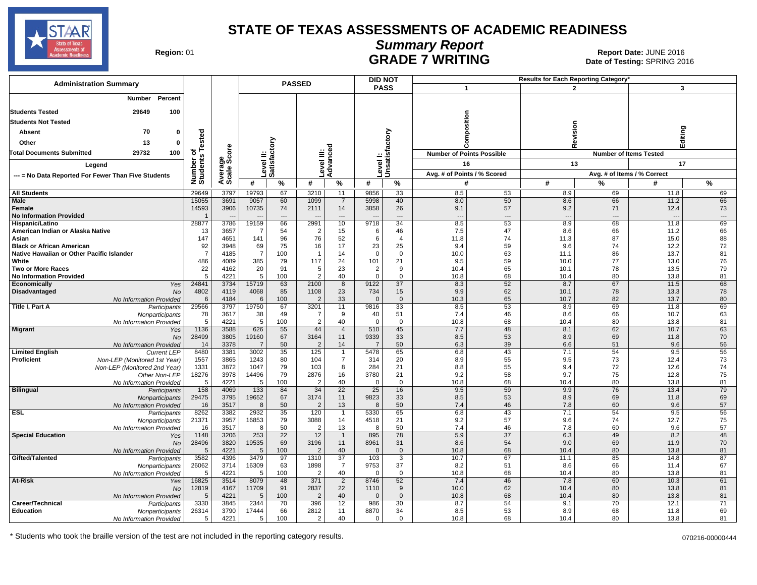# STATE OF TEXAS ASSESSMENTS OF ACADEMIC READINESS

## Summary Report

## GRADE 7 WRITING

**Region:** 01

**Report Date:** JUNE 2016
**Date of Testing:** SPRING 2016

| Administration Summary | Number | Percent |
|---|---|---|
| Students Tested | 29649 | 100 |
| Students Not Tested | | |
| Absent | 70 | 0 |
| Other | 13 | 0 |
| Total Documents Submitted | 29732 | 100 |

Legend: --- = No Data Reported For Fewer Than Five Students

| Group | Subgroup | Number of Students Tested | Average Scale Score | Passed Level II: Satisfactory # | Passed Level II: Satisfactory % | Passed Level III: Advanced # | Passed Level III: Advanced % | Did Not Pass Level I: Unsatisfactory # | Did Not Pass Level I: Unsatisfactory % | 1 Composition (Points Possible: 16) Avg. # of Points | 1 Composition % Scored | 2 Revision (Items Tested: 13) Avg. # of Items | 2 Revision % Correct | 3 Editing (Items Tested: 17) Avg. # of Items | 3 Editing % Correct |
|---|---|---|---|---|---|---|---|---|---|---|---|---|---|---|---|
| All Students | | 29649 | 3797 | 19793 | 67 | 3210 | 11 | 9856 | 33 | 8.5 | 53 | 8.9 | 69 | 11.8 | 69 |
| Male | | 15055 | 3691 | 9057 | 60 | 1099 | 7 | 5998 | 40 | 8.0 | 50 | 8.6 | 66 | 11.2 | 66 |
| Female | | 14593 | 3906 | 10735 | 74 | 2111 | 14 | 3858 | 26 | 9.1 | 57 | 9.2 | 71 | 12.4 | 73 |
| No Information Provided | | 1 | --- | --- | --- | --- | --- | --- | --- | --- | --- | --- | --- | --- | --- |
| Hispanic/Latino | | 28877 | 3786 | 19159 | 66 | 2991 | 10 | 9718 | 34 | 8.5 | 53 | 8.9 | 68 | 11.8 | 69 |
| American Indian or Alaska Native | | 13 | 3657 | 7 | 54 | 2 | 15 | 6 | 46 | 7.5 | 47 | 8.6 | 66 | 11.2 | 66 |
| Asian | | 147 | 4651 | 141 | 96 | 76 | 52 | 6 | 4 | 11.8 | 74 | 11.3 | 87 | 15.0 | 88 |
| Black or African American | | 92 | 3948 | 69 | 75 | 16 | 17 | 23 | 25 | 9.4 | 59 | 9.6 | 74 | 12.2 | 72 |
| Native Hawaiian or Other Pacific Islander | | 7 | 4185 | 7 | 100 | 1 | 14 | 0 | 0 | 10.0 | 63 | 11.1 | 86 | 13.7 | 81 |
| White | | 486 | 4089 | 385 | 79 | 117 | 24 | 101 | 21 | 9.5 | 59 | 10.0 | 77 | 13.0 | 76 |
| Two or More Races | | 22 | 4162 | 20 | 91 | 5 | 23 | 2 | 9 | 10.4 | 65 | 10.1 | 78 | 13.5 | 79 |
| No Information Provided | | 5 | 4221 | 5 | 100 | 2 | 40 | 0 | 0 | 10.8 | 68 | 10.4 | 80 | 13.8 | 81 |
| Economically Disadvantaged | Yes | 24841 | 3734 | 15719 | 63 | 2100 | 8 | 9122 | 37 | 8.3 | 52 | 8.7 | 67 | 11.5 | 68 |
| | No | 4802 | 4119 | 4068 | 85 | 1108 | 23 | 734 | 15 | 9.9 | 62 | 10.1 | 78 | 13.3 | 78 |
| | No Information Provided | 6 | 4184 | 6 | 100 | 2 | 33 | 0 | 0 | 10.3 | 65 | 10.7 | 82 | 13.7 | 80 |
| Title I, Part A | Participants | 29566 | 3797 | 19750 | 67 | 3201 | 11 | 9816 | 33 | 8.5 | 53 | 8.9 | 69 | 11.8 | 69 |
| | Nonparticipants | 78 | 3617 | 38 | 49 | 7 | 9 | 40 | 51 | 7.4 | 46 | 8.6 | 66 | 10.7 | 63 |
| | No Information Provided | 5 | 4221 | 5 | 100 | 2 | 40 | 0 | 0 | 10.8 | 68 | 10.4 | 80 | 13.8 | 81 |
| Migrant | Yes | 1136 | 3588 | 626 | 55 | 44 | 4 | 510 | 45 | 7.7 | 48 | 8.1 | 62 | 10.7 | 63 |
| | No | 28499 | 3805 | 19160 | 67 | 3164 | 11 | 9339 | 33 | 8.5 | 53 | 8.9 | 69 | 11.8 | 70 |
| | No Information Provided | 14 | 3378 | 7 | 50 | 2 | 14 | 7 | 50 | 6.3 | 39 | 6.6 | 51 | 9.6 | 56 |
| Limited English Proficient | Current LEP | 8480 | 3381 | 3002 | 35 | 125 | 1 | 5478 | 65 | 6.8 | 43 | 7.1 | 54 | 9.5 | 56 |
| | Non-LEP (Monitored 1st Year) | 1557 | 3865 | 1243 | 80 | 104 | 7 | 314 | 20 | 8.9 | 55 | 9.5 | 73 | 12.4 | 73 |
| | Non-LEP (Monitored 2nd Year) | 1331 | 3872 | 1047 | 79 | 103 | 8 | 284 | 21 | 8.8 | 55 | 9.4 | 72 | 12.6 | 74 |
| | Other Non-LEP | 18276 | 3978 | 14496 | 79 | 2876 | 16 | 3780 | 21 | 9.2 | 58 | 9.7 | 75 | 12.8 | 75 |
| | No Information Provided | 5 | 4221 | 5 | 100 | 2 | 40 | 0 | 0 | 10.8 | 68 | 10.4 | 80 | 13.8 | 81 |
| Bilingual | Participants | 158 | 4069 | 133 | 84 | 34 | 22 | 25 | 16 | 9.5 | 59 | 9.9 | 76 | 13.4 | 79 |
| | Nonparticipants | 29475 | 3795 | 19652 | 67 | 3174 | 11 | 9823 | 33 | 8.5 | 53 | 8.9 | 69 | 11.8 | 69 |
| | No Information Provided | 16 | 3517 | 8 | 50 | 2 | 13 | 8 | 50 | 7.4 | 46 | 7.8 | 60 | 9.6 | 57 |
| ESL | Participants | 8262 | 3382 | 2932 | 35 | 120 | 1 | 5330 | 65 | 6.8 | 43 | 7.1 | 54 | 9.5 | 56 |
| | Nonparticipants | 21371 | 3957 | 16853 | 79 | 3088 | 14 | 4518 | 21 | 9.2 | 57 | 9.6 | 74 | 12.7 | 75 |
| | No Information Provided | 16 | 3517 | 8 | 50 | 2 | 13 | 8 | 50 | 7.4 | 46 | 7.8 | 60 | 9.6 | 57 |
| Special Education | Yes | 1148 | 3206 | 253 | 22 | 12 | 1 | 895 | 78 | 5.9 | 37 | 6.3 | 49 | 8.2 | 48 |
| | No | 28496 | 3820 | 19535 | 69 | 3196 | 11 | 8961 | 31 | 8.6 | 54 | 9.0 | 69 | 11.9 | 70 |
| | No Information Provided | 5 | 4221 | 5 | 100 | 2 | 40 | 0 | 0 | 10.8 | 68 | 10.4 | 80 | 13.8 | 81 |
| Gifted/Talented | Participants | 3582 | 4396 | 3479 | 97 | 1310 | 37 | 103 | 3 | 10.7 | 67 | 11.1 | 85 | 14.8 | 87 |
| | Nonparticipants | 26062 | 3714 | 16309 | 63 | 1898 | 7 | 9753 | 37 | 8.2 | 51 | 8.6 | 66 | 11.4 | 67 |
| | No Information Provided | 5 | 4221 | 5 | 100 | 2 | 40 | 0 | 0 | 10.8 | 68 | 10.4 | 80 | 13.8 | 81 |
| At-Risk | Yes | 16825 | 3514 | 8079 | 48 | 371 | 2 | 8746 | 52 | 7.4 | 46 | 7.8 | 60 | 10.3 | 61 |
| | No | 12819 | 4167 | 11709 | 91 | 2837 | 22 | 1110 | 9 | 10.0 | 62 | 10.4 | 80 | 13.8 | 81 |
| | No Information Provided | 5 | 4221 | 5 | 100 | 2 | 40 | 0 | 0 | 10.8 | 68 | 10.4 | 80 | 13.8 | 81 |
| Career/Technical Education | Participants | 3330 | 3845 | 2344 | 70 | 396 | 12 | 986 | 30 | 8.7 | 54 | 9.1 | 70 | 12.1 | 71 |
| | Nonparticipants | 26314 | 3790 | 17444 | 66 | 2812 | 11 | 8870 | 34 | 8.5 | 53 | 8.9 | 68 | 11.8 | 69 |
| | No Information Provided | 5 | 4221 | 5 | 100 | 2 | 40 | 0 | 0 | 10.8 | 68 | 10.4 | 80 | 13.8 | 81 |

\* Students who took the braille version of the test are not included in the reporting category results.

070216-00000444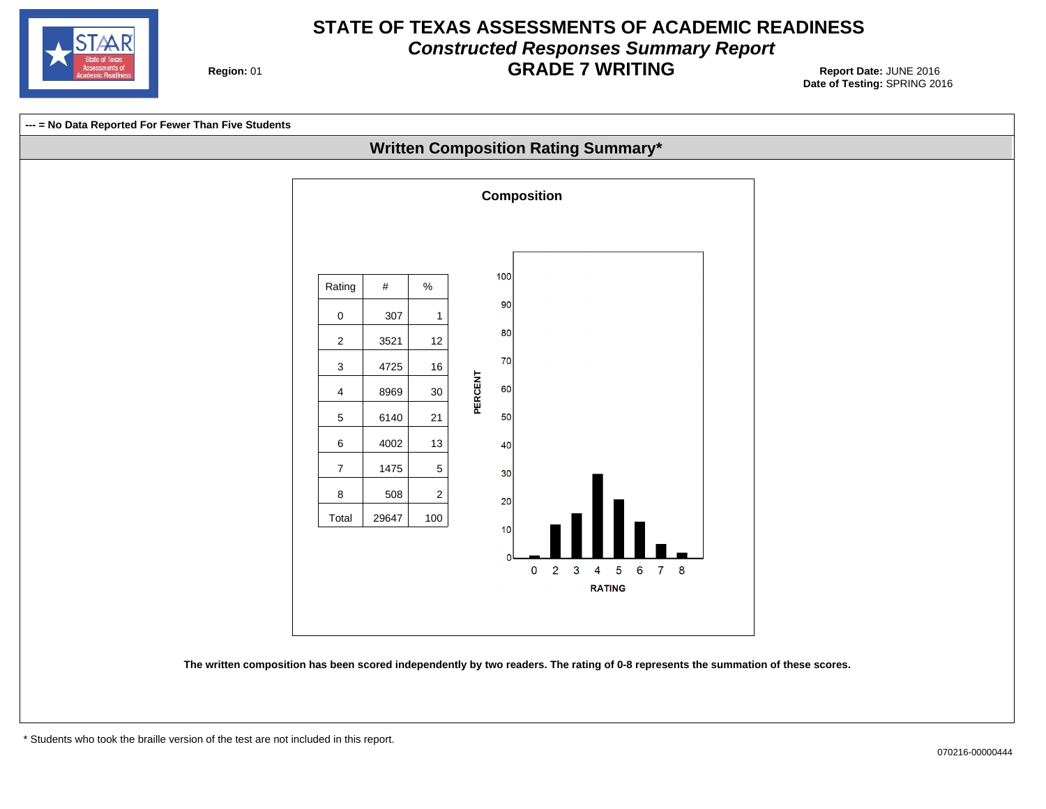# STATE OF TEXAS ASSESSMENTS OF ACADEMIC READINESS

## *Constructed Responses Summary Report*

## GRADE 7 WRITING

**Region:** 01

**Report Date:** JUNE 2016
**Date of Testing:** SPRING 2016

**--- = No Data Reported For Fewer Than Five Students**

### Written Composition Rating Summary*

**Composition**

| Rating | # | % |
|---|---|---|
| 0 | 307 | 1 |
| 2 | 3521 | 12 |
| 3 | 4725 | 16 |
| 4 | 8969 | 30 |
| 5 | 6140 | 21 |
| 6 | 4002 | 13 |
| 7 | 1475 | 5 |
| 8 | 508 | 2 |
| Total | 29647 | 100 |

**The written composition has been scored independently by two readers. The rating of 0-8 represents the summation of these scores.**

* Students who took the braille version of the test are not included in this report.

070216-00000444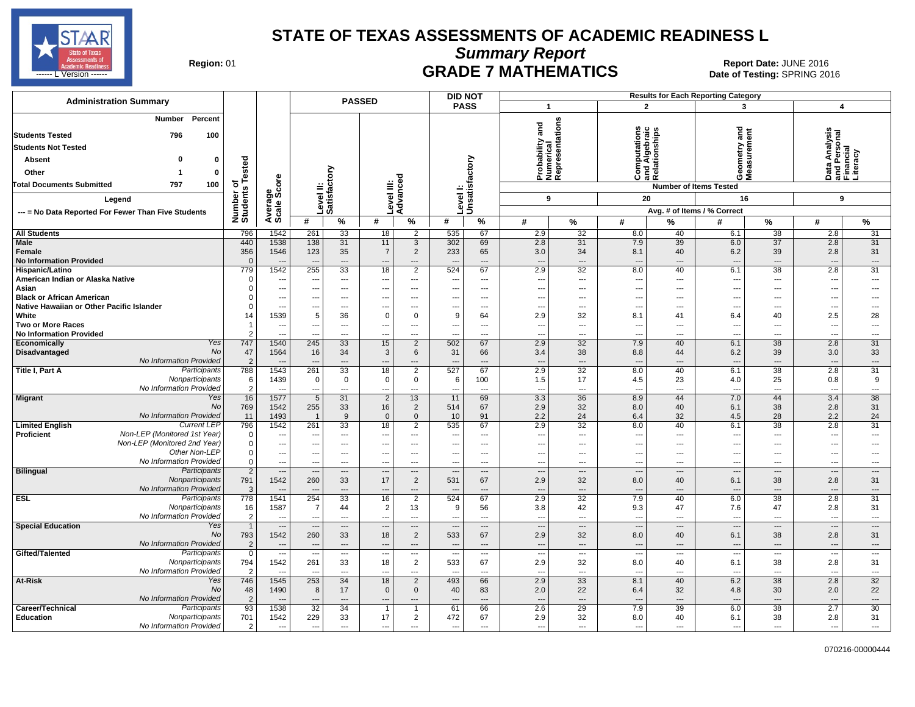# STATE OF TEXAS ASSESSMENTS OF ACADEMIC READINESS L

## Summary Report

## GRADE 7 MATHEMATICS

**Region:** 01

**Report Date:** JUNE 2016
**Date of Testing:** SPRING 2016

### Administration Summary

| | Number | Percent |
|---|---|---|
| Students Tested | 796 | 100 |
| Students Not Tested | | |
| Absent | 0 | 0 |
| Other | 1 | 0 |
| Total Documents Submitted | 797 | 100 |

Legend: --- = No Data Reported For Fewer Than Five Students

Results for Each Reporting Category — Number of Items Tested: 1 Probability and Numerical Representations (9); 2 Computations and Algebraic Relationships (20); 3 Geometry and Measurement (16); 4 Data Analysis and Personal Financial Literacy (9). Avg. # of Items / % Correct.

| Group | Subgroup | Number of Students Tested | Average Scale Score | Level II: Satisfactory # | Level II: Satisfactory % | Level III: Advanced # | Level III: Advanced % | Level I: Unsatisfactory # | Level I: Unsatisfactory % | Cat 1 # | Cat 1 % | Cat 2 # | Cat 2 % | Cat 3 # | Cat 3 % | Cat 4 # | Cat 4 % |
|---|---|---|---|---|---|---|---|---|---|---|---|---|---|---|---|---|---|
| All Students | | 796 | 1542 | 261 | 33 | 18 | 2 | 535 | 67 | 2.9 | 32 | 8.0 | 40 | 6.1 | 38 | 2.8 | 31 |
| Male | | 440 | 1538 | 138 | 31 | 11 | 3 | 302 | 69 | 2.8 | 31 | 7.9 | 39 | 6.0 | 37 | 2.8 | 31 |
| Female | | 356 | 1546 | 123 | 35 | 7 | 2 | 233 | 65 | 3.0 | 34 | 8.1 | 40 | 6.2 | 39 | 2.8 | 31 |
| No Information Provided | | 0 | --- | --- | --- | --- | --- | --- | --- | --- | --- | --- | --- | --- | --- | --- | --- |
| Hispanic/Latino | | 779 | 1542 | 255 | 33 | 18 | 2 | 524 | 67 | 2.9 | 32 | 8.0 | 40 | 6.1 | 38 | 2.8 | 31 |
| American Indian or Alaska Native | | 0 | --- | --- | --- | --- | --- | --- | --- | --- | --- | --- | --- | --- | --- | --- | --- |
| Asian | | 0 | --- | --- | --- | --- | --- | --- | --- | --- | --- | --- | --- | --- | --- | --- | --- |
| Black or African American | | 0 | --- | --- | --- | --- | --- | --- | --- | --- | --- | --- | --- | --- | --- | --- | --- |
| Native Hawaiian or Other Pacific Islander | | 0 | --- | --- | --- | --- | --- | --- | --- | --- | --- | --- | --- | --- | --- | --- | --- |
| White | | 14 | 1539 | 5 | 36 | 0 | 0 | 9 | 64 | 2.9 | 32 | 8.1 | 41 | 6.4 | 40 | 2.5 | 28 |
| Two or More Races | | 1 | --- | --- | --- | --- | --- | --- | --- | --- | --- | --- | --- | --- | --- | --- | --- |
| No Information Provided | | 2 | --- | --- | --- | --- | --- | --- | --- | --- | --- | --- | --- | --- | --- | --- | --- |
| Economically Disadvantaged | Yes | 747 | 1540 | 245 | 33 | 15 | 2 | 502 | 67 | 2.9 | 32 | 7.9 | 40 | 6.1 | 38 | 2.8 | 31 |
| | No | 47 | 1564 | 16 | 34 | 3 | 6 | 31 | 66 | 3.4 | 38 | 8.8 | 44 | 6.2 | 39 | 3.0 | 33 |
| | No Information Provided | 2 | --- | --- | --- | --- | --- | --- | --- | --- | --- | --- | --- | --- | --- | --- | --- |
| Title I, Part A | Participants | 788 | 1543 | 261 | 33 | 18 | 2 | 527 | 67 | 2.9 | 32 | 8.0 | 40 | 6.1 | 38 | 2.8 | 31 |
| | Nonparticipants | 6 | 1439 | 0 | 0 | 0 | 0 | 6 | 100 | 1.5 | 17 | 4.5 | 23 | 4.0 | 25 | 0.8 | 9 |
| | No Information Provided | 2 | --- | --- | --- | --- | --- | --- | --- | --- | --- | --- | --- | --- | --- | --- | --- |
| Migrant | Yes | 16 | 1577 | 5 | 31 | 2 | 13 | 11 | 69 | 3.3 | 36 | 8.9 | 44 | 7.0 | 44 | 3.4 | 38 |
| | No | 769 | 1542 | 255 | 33 | 16 | 2 | 514 | 67 | 2.9 | 32 | 8.0 | 40 | 6.1 | 38 | 2.8 | 31 |
| | No Information Provided | 11 | 1493 | 1 | 9 | 0 | 0 | 10 | 91 | 2.2 | 24 | 6.4 | 32 | 4.5 | 28 | 2.2 | 24 |
| Limited English Proficient | Current LEP | 796 | 1542 | 261 | 33 | 18 | 2 | 535 | 67 | 2.9 | 32 | 8.0 | 40 | 6.1 | 38 | 2.8 | 31 |
| | Non-LEP (Monitored 1st Year) | 0 | --- | --- | --- | --- | --- | --- | --- | --- | --- | --- | --- | --- | --- | --- | --- |
| | Non-LEP (Monitored 2nd Year) | 0 | --- | --- | --- | --- | --- | --- | --- | --- | --- | --- | --- | --- | --- | --- | --- |
| | Other Non-LEP | 0 | --- | --- | --- | --- | --- | --- | --- | --- | --- | --- | --- | --- | --- | --- | --- |
| | No Information Provided | 0 | --- | --- | --- | --- | --- | --- | --- | --- | --- | --- | --- | --- | --- | --- | --- |
| Bilingual | Participants | 2 | --- | --- | --- | --- | --- | --- | --- | --- | --- | --- | --- | --- | --- | --- | --- |
| | Nonparticipants | 791 | 1542 | 260 | 33 | 17 | 2 | 531 | 67 | 2.9 | 32 | 8.0 | 40 | 6.1 | 38 | 2.8 | 31 |
| | No Information Provided | 3 | --- | --- | --- | --- | --- | --- | --- | --- | --- | --- | --- | --- | --- | --- | --- |
| ESL | Participants | 778 | 1541 | 254 | 33 | 16 | 2 | 524 | 67 | 2.9 | 32 | 7.9 | 40 | 6.0 | 38 | 2.8 | 31 |
| | Nonparticipants | 16 | 1587 | 7 | 44 | 2 | 13 | 9 | 56 | 3.8 | 42 | 9.3 | 47 | 7.6 | 47 | 2.8 | 31 |
| | No Information Provided | 2 | --- | --- | --- | --- | --- | --- | --- | --- | --- | --- | --- | --- | --- | --- | --- |
| Special Education | Yes | 1 | --- | --- | --- | --- | --- | --- | --- | --- | --- | --- | --- | --- | --- | --- | --- |
| | No | 793 | 1542 | 260 | 33 | 18 | 2 | 533 | 67 | 2.9 | 32 | 8.0 | 40 | 6.1 | 38 | 2.8 | 31 |
| | No Information Provided | 2 | --- | --- | --- | --- | --- | --- | --- | --- | --- | --- | --- | --- | --- | --- | --- |
| Gifted/Talented | Participants | 0 | --- | --- | --- | --- | --- | --- | --- | --- | --- | --- | --- | --- | --- | --- | --- |
| | Nonparticipants | 794 | 1542 | 261 | 33 | 18 | 2 | 533 | 67 | 2.9 | 32 | 8.0 | 40 | 6.1 | 38 | 2.8 | 31 |
| | No Information Provided | 2 | --- | --- | --- | --- | --- | --- | --- | --- | --- | --- | --- | --- | --- | --- | --- |
| At-Risk | Yes | 746 | 1545 | 253 | 34 | 18 | 2 | 493 | 66 | 2.9 | 33 | 8.1 | 40 | 6.2 | 38 | 2.8 | 32 |
| | No | 48 | 1490 | 8 | 17 | 0 | 0 | 40 | 83 | 2.0 | 22 | 6.4 | 32 | 4.8 | 30 | 2.0 | 22 |
| | No Information Provided | 2 | --- | --- | --- | --- | --- | --- | --- | --- | --- | --- | --- | --- | --- | --- | --- |
| Career/Technical Education | Participants | 93 | 1538 | 32 | 34 | 1 | 1 | 61 | 66 | 2.6 | 29 | 7.9 | 39 | 6.0 | 38 | 2.7 | 30 |
| | Nonparticipants | 701 | 1542 | 229 | 33 | 17 | 2 | 472 | 67 | 2.9 | 32 | 8.0 | 40 | 6.1 | 38 | 2.8 | 31 |
| | No Information Provided | 2 | --- | --- | --- | --- | --- | --- | --- | --- | --- | --- | --- | --- | --- | --- | --- |

070216-00000444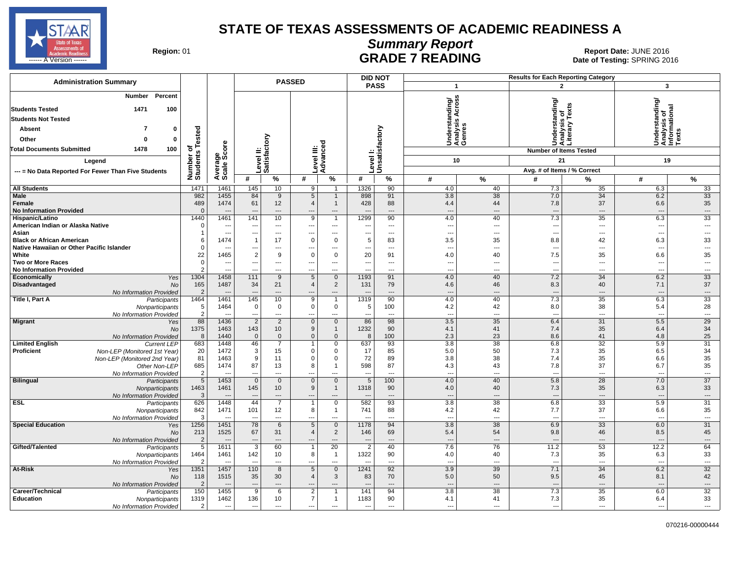# STATE OF TEXAS ASSESSMENTS OF ACADEMIC READINESS A

## Summary Report

## GRADE 7 READING

Region: 01

Report Date: JUNE 2016
Date of Testing: SPRING 2016

**Administration Summary**

| | Number | Percent |
|---|---|---|
| Students Tested | 1471 | 100 |
| Students Not Tested | | |
| Absent | 7 | 0 |
| Other | 0 | 0 |
| Total Documents Submitted | 1478 | 100 |

Legend
--- = No Data Reported For Fewer Than Five Students

| | | Number of Students Tested | Average Scale Score | PASSED Level II: Satisfactory # | PASSED Level II: Satisfactory % | PASSED Level III: Advanced # | PASSED Level III: Advanced % | DID NOT PASS Level I: Unsatisfactory # | DID NOT PASS Level I: Unsatisfactory % | 1 Understanding/ Analysis Across Genres (10 items) Avg. # | 1 % | 2 Understanding/ Analysis of Literary Texts (21 items) Avg. # | 2 % | 3 Understanding/ Analysis of Informational Texts (19 items) Avg. # | 3 % |
|---|---|---|---|---|---|---|---|---|---|---|---|---|---|---|---|
| All Students | | 1471 | 1461 | 145 | 10 | 9 | 1 | 1326 | 90 | 4.0 | 40 | 7.3 | 35 | 6.3 | 33 |
| Male | | 982 | 1455 | 84 | 9 | 5 | 1 | 898 | 91 | 3.8 | 38 | 7.0 | 34 | 6.2 | 33 |
| Female | | 489 | 1474 | 61 | 12 | 4 | 1 | 428 | 88 | 4.4 | 44 | 7.8 | 37 | 6.6 | 35 |
| No Information Provided | | 0 | --- | --- | --- | --- | --- | --- | --- | --- | --- | --- | --- | --- | --- |
| Hispanic/Latino | | 1440 | 1461 | 141 | 10 | 9 | 1 | 1299 | 90 | 4.0 | 40 | 7.3 | 35 | 6.3 | 33 |
| American Indian or Alaska Native | | 0 | --- | --- | --- | --- | --- | --- | --- | --- | --- | --- | --- | --- | --- |
| Asian | | 1 | --- | --- | --- | --- | --- | --- | --- | --- | --- | --- | --- | --- | --- |
| Black or African American | | 6 | 1474 | 1 | 17 | 0 | 0 | 5 | 83 | 3.5 | 35 | 8.8 | 42 | 6.3 | 33 |
| Native Hawaiian or Other Pacific Islander | | 0 | --- | --- | --- | --- | --- | --- | --- | --- | --- | --- | --- | --- | --- |
| White | | 22 | 1465 | 2 | 9 | 0 | 0 | 20 | 91 | 4.0 | 40 | 7.5 | 35 | 6.6 | 35 |
| Two or More Races | | 0 | --- | --- | --- | --- | --- | --- | --- | --- | --- | --- | --- | --- | --- |
| No Information Provided | | 2 | --- | --- | --- | --- | --- | --- | --- | --- | --- | --- | --- | --- | --- |
| Economically Disadvantaged | Yes | 1304 | 1458 | 111 | 9 | 5 | 0 | 1193 | 91 | 4.0 | 40 | 7.2 | 34 | 6.2 | 33 |
| | No | 165 | 1487 | 34 | 21 | 4 | 2 | 131 | 79 | 4.6 | 46 | 8.3 | 40 | 7.1 | 37 |
| | No Information Provided | 2 | --- | --- | --- | --- | --- | --- | --- | --- | --- | --- | --- | --- | --- |
| Title I, Part A | Participants | 1464 | 1461 | 145 | 10 | 9 | 1 | 1319 | 90 | 4.0 | 40 | 7.3 | 35 | 6.3 | 33 |
| | Nonparticipants | 5 | 1464 | 0 | 0 | 0 | 0 | 5 | 100 | 4.2 | 42 | 8.0 | 38 | 5.4 | 28 |
| | No Information Provided | 2 | --- | --- | --- | --- | --- | --- | --- | --- | --- | --- | --- | --- | --- |
| Migrant | Yes | 88 | 1436 | 2 | 2 | 0 | 0 | 86 | 98 | 3.5 | 35 | 6.4 | 31 | 5.5 | 29 |
| | No | 1375 | 1463 | 143 | 10 | 9 | 1 | 1232 | 90 | 4.1 | 41 | 7.4 | 35 | 6.4 | 34 |
| | No Information Provided | 8 | 1440 | 0 | 0 | 0 | 0 | 8 | 100 | 2.3 | 23 | 8.6 | 41 | 4.8 | 25 |
| Limited English Proficient | Current LEP | 683 | 1448 | 46 | 7 | 1 | 0 | 637 | 93 | 3.8 | 38 | 6.8 | 32 | 5.9 | 31 |
| | Non-LEP (Monitored 1st Year) | 20 | 1472 | 3 | 15 | 0 | 0 | 17 | 85 | 5.0 | 50 | 7.3 | 35 | 6.5 | 34 |
| | Non-LEP (Monitored 2nd Year) | 81 | 1463 | 9 | 11 | 0 | 0 | 72 | 89 | 3.8 | 38 | 7.4 | 35 | 6.6 | 35 |
| | Other Non-LEP | 685 | 1474 | 87 | 13 | 8 | 1 | 598 | 87 | 4.3 | 43 | 7.8 | 37 | 6.7 | 35 |
| | No Information Provided | 2 | --- | --- | --- | --- | --- | --- | --- | --- | --- | --- | --- | --- | --- |
| Bilingual | Participants | 5 | 1453 | 0 | 0 | 0 | 0 | 5 | 100 | 4.0 | 40 | 5.8 | 28 | 7.0 | 37 |
| | Nonparticipants | 1463 | 1461 | 145 | 10 | 9 | 1 | 1318 | 90 | 4.0 | 40 | 7.3 | 35 | 6.3 | 33 |
| | No Information Provided | 3 | --- | --- | --- | --- | --- | --- | --- | --- | --- | --- | --- | --- | --- |
| ESL | Participants | 626 | 1448 | 44 | 7 | 1 | 0 | 582 | 93 | 3.8 | 38 | 6.8 | 33 | 5.9 | 31 |
| | Nonparticipants | 842 | 1471 | 101 | 12 | 8 | 1 | 741 | 88 | 4.2 | 42 | 7.7 | 37 | 6.6 | 35 |
| | No Information Provided | 3 | --- | --- | --- | --- | --- | --- | --- | --- | --- | --- | --- | --- | --- |
| Special Education | Yes | 1256 | 1451 | 78 | 6 | 5 | 0 | 1178 | 94 | 3.8 | 38 | 6.9 | 33 | 6.0 | 31 |
| | No | 213 | 1525 | 67 | 31 | 4 | 2 | 146 | 69 | 5.4 | 54 | 9.8 | 46 | 8.5 | 45 |
| | No Information Provided | 2 | --- | --- | --- | --- | --- | --- | --- | --- | --- | --- | --- | --- | --- |
| Gifted/Talented | Participants | 5 | 1611 | 3 | 60 | 1 | 20 | 2 | 40 | 7.6 | 76 | 11.2 | 53 | 12.2 | 64 |
| | Nonparticipants | 1464 | 1461 | 142 | 10 | 8 | 1 | 1322 | 90 | 4.0 | 40 | 7.3 | 35 | 6.3 | 33 |
| | No Information Provided | 2 | --- | --- | --- | --- | --- | --- | --- | --- | --- | --- | --- | --- | --- |
| At-Risk | Yes | 1351 | 1457 | 110 | 8 | 5 | 0 | 1241 | 92 | 3.9 | 39 | 7.1 | 34 | 6.2 | 32 |
| | No | 118 | 1515 | 35 | 30 | 4 | 3 | 83 | 70 | 5.0 | 50 | 9.5 | 45 | 8.1 | 42 |
| | No Information Provided | 2 | --- | --- | --- | --- | --- | --- | --- | --- | --- | --- | --- | --- | --- |
| Career/Technical Education | Participants | 150 | 1455 | 9 | 6 | 2 | 1 | 141 | 94 | 3.8 | 38 | 7.3 | 35 | 6.0 | 32 |
| | Nonparticipants | 1319 | 1462 | 136 | 10 | 7 | 1 | 1183 | 90 | 4.1 | 41 | 7.3 | 35 | 6.4 | 33 |
| | No Information Provided | 2 | --- | --- | --- | --- | --- | --- | --- | --- | --- | --- | --- | --- | --- |

070216-00000444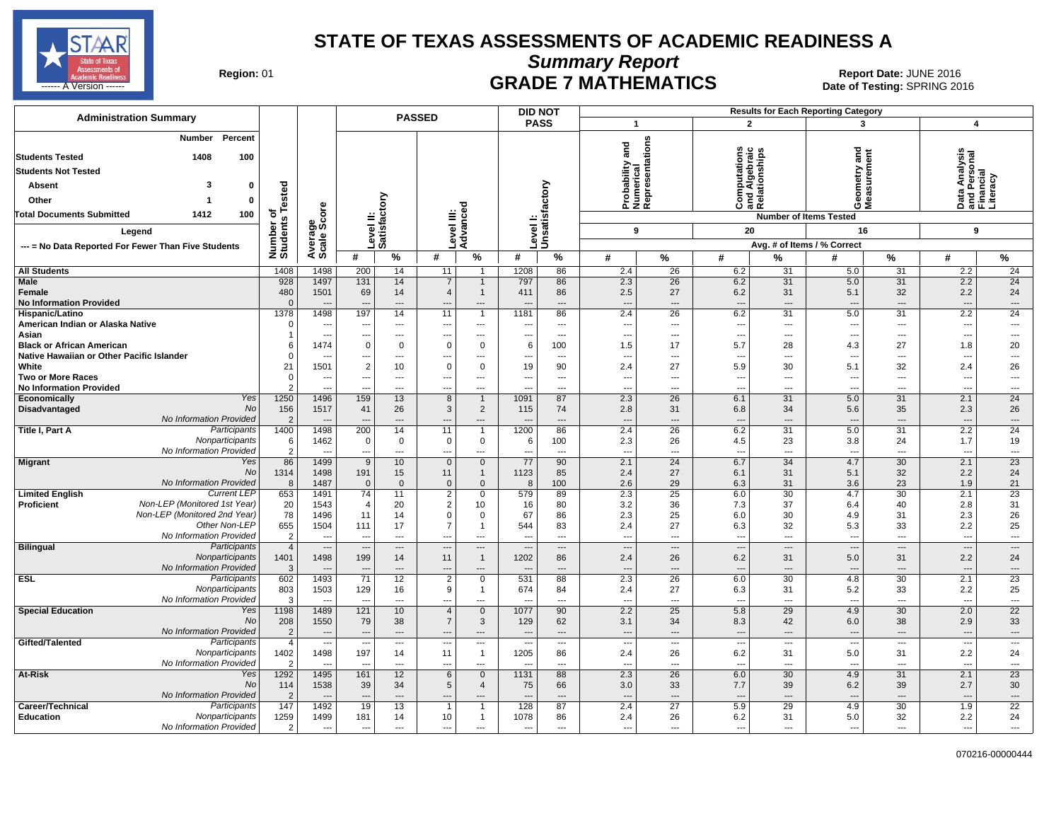# STATE OF TEXAS ASSESSMENTS OF ACADEMIC READINESS A

## Summary Report

## GRADE 7 MATHEMATICS

**Region:** 01

**Report Date:** JUNE 2016
**Date of Testing:** SPRING 2016

### Administration Summary

| | Number | Percent |
|---|---|---|
| Students Tested | 1408 | 100 |
| Students Not Tested | | |
| Absent | 3 | 0 |
| Other | 1 | 0 |
| Total Documents Submitted | 1412 | 100 |

**Legend**

--- = No Data Reported For Fewer Than Five Students

### Results

Reporting Categories: 1 = Probability and Numerical Representations (9 items); 2 = Computations and Algebraic Relationships (20 items); 3 = Geometry and Measurement (16 items); 4 = Data Analysis and Personal Financial Literacy (9 items). Values are Avg. # of Items / % Correct.

| Group | | Number of Students Tested | Average Scale Score | Passed Level II: Satisfactory # | Passed Level II: Satisfactory % | Passed Level III: Advanced # | Passed Level III: Advanced % | Did Not Pass Level I: Unsatisfactory # | Did Not Pass Level I: Unsatisfactory % | Cat 1 # | Cat 1 % | Cat 2 # | Cat 2 % | Cat 3 # | Cat 3 % | Cat 4 # | Cat 4 % |
|---|---|---|---|---|---|---|---|---|---|---|---|---|---|---|---|---|---|
| All Students | | 1408 | 1498 | 200 | 14 | 11 | 1 | 1208 | 86 | 2.4 | 26 | 6.2 | 31 | 5.0 | 31 | 2.2 | 24 |
| Male | | 928 | 1497 | 131 | 14 | 7 | 1 | 797 | 86 | 2.3 | 26 | 6.2 | 31 | 5.0 | 31 | 2.2 | 24 |
| Female | | 480 | 1501 | 69 | 14 | 4 | 1 | 411 | 86 | 2.5 | 27 | 6.2 | 31 | 5.1 | 32 | 2.2 | 24 |
| No Information Provided | | 0 | --- | --- | --- | --- | --- | --- | --- | --- | --- | --- | --- | --- | --- | --- | --- |
| Hispanic/Latino | | 1378 | 1498 | 197 | 14 | 11 | 1 | 1181 | 86 | 2.4 | 26 | 6.2 | 31 | 5.0 | 31 | 2.2 | 24 |
| American Indian or Alaska Native | | 0 | --- | --- | --- | --- | --- | --- | --- | --- | --- | --- | --- | --- | --- | --- | --- |
| Asian | | 1 | --- | --- | --- | --- | --- | --- | --- | --- | --- | --- | --- | --- | --- | --- | --- |
| Black or African American | | 6 | 1474 | 0 | 0 | 0 | 0 | 6 | 100 | 1.5 | 17 | 5.7 | 28 | 4.3 | 27 | 1.8 | 20 |
| Native Hawaiian or Other Pacific Islander | | 0 | --- | --- | --- | --- | --- | --- | --- | --- | --- | --- | --- | --- | --- | --- | --- |
| White | | 21 | 1501 | 2 | 10 | 0 | 0 | 19 | 90 | 2.4 | 27 | 5.9 | 30 | 5.1 | 32 | 2.4 | 26 |
| Two or More Races | | 0 | --- | --- | --- | --- | --- | --- | --- | --- | --- | --- | --- | --- | --- | --- | --- |
| No Information Provided | | 2 | --- | --- | --- | --- | --- | --- | --- | --- | --- | --- | --- | --- | --- | --- | --- |
| Economically Disadvantaged | Yes | 1250 | 1496 | 159 | 13 | 8 | 1 | 1091 | 87 | 2.3 | 26 | 6.1 | 31 | 5.0 | 31 | 2.1 | 24 |
| | No | 156 | 1517 | 41 | 26 | 3 | 2 | 115 | 74 | 2.8 | 31 | 6.8 | 34 | 5.6 | 35 | 2.3 | 26 |
| | No Information Provided | 2 | --- | --- | --- | --- | --- | --- | --- | --- | --- | --- | --- | --- | --- | --- | --- |
| Title I, Part A | Participants | 1400 | 1498 | 200 | 14 | 11 | 1 | 1200 | 86 | 2.4 | 26 | 6.2 | 31 | 5.0 | 31 | 2.2 | 24 |
| | Nonparticipants | 6 | 1462 | 0 | 0 | 0 | 0 | 6 | 100 | 2.3 | 26 | 4.5 | 23 | 3.8 | 24 | 1.7 | 19 |
| | No Information Provided | 2 | --- | --- | --- | --- | --- | --- | --- | --- | --- | --- | --- | --- | --- | --- | --- |
| Migrant | Yes | 86 | 1499 | 9 | 10 | 0 | 0 | 77 | 90 | 2.1 | 24 | 6.7 | 34 | 4.7 | 30 | 2.1 | 23 |
| | No | 1314 | 1498 | 191 | 15 | 11 | 1 | 1123 | 85 | 2.4 | 27 | 6.1 | 31 | 5.1 | 32 | 2.2 | 24 |
| | No Information Provided | 8 | 1487 | 0 | 0 | 0 | 0 | 8 | 100 | 2.6 | 29 | 6.3 | 31 | 3.6 | 23 | 1.9 | 21 |
| Limited English Proficient | Current LEP | 653 | 1491 | 74 | 11 | 2 | 0 | 579 | 89 | 2.3 | 25 | 6.0 | 30 | 4.7 | 30 | 2.1 | 23 |
| | Non-LEP (Monitored 1st Year) | 20 | 1543 | 4 | 20 | 2 | 10 | 16 | 80 | 3.2 | 36 | 7.3 | 37 | 6.4 | 40 | 2.8 | 31 |
| | Non-LEP (Monitored 2nd Year) | 78 | 1496 | 11 | 14 | 0 | 0 | 67 | 86 | 2.3 | 25 | 6.0 | 30 | 4.9 | 31 | 2.3 | 26 |
| | Other Non-LEP | 655 | 1504 | 111 | 17 | 7 | 1 | 544 | 83 | 2.4 | 27 | 6.3 | 32 | 5.3 | 33 | 2.2 | 25 |
| | No Information Provided | 2 | --- | --- | --- | --- | --- | --- | --- | --- | --- | --- | --- | --- | --- | --- | --- |
| Bilingual | Participants | 4 | --- | --- | --- | --- | --- | --- | --- | --- | --- | --- | --- | --- | --- | --- | --- |
| | Nonparticipants | 1401 | 1498 | 199 | 14 | 11 | 1 | 1202 | 86 | 2.4 | 26 | 6.2 | 31 | 5.0 | 31 | 2.2 | 24 |
| | No Information Provided | 3 | --- | --- | --- | --- | --- | --- | --- | --- | --- | --- | --- | --- | --- | --- | --- |
| ESL | Participants | 602 | 1493 | 71 | 12 | 2 | 0 | 531 | 88 | 2.3 | 26 | 6.0 | 30 | 4.8 | 30 | 2.1 | 23 |
| | Nonparticipants | 803 | 1503 | 129 | 16 | 9 | 1 | 674 | 84 | 2.4 | 27 | 6.3 | 31 | 5.2 | 33 | 2.2 | 25 |
| | No Information Provided | 3 | --- | --- | --- | --- | --- | --- | --- | --- | --- | --- | --- | --- | --- | --- | --- |
| Special Education | Yes | 1198 | 1489 | 121 | 10 | 4 | 0 | 1077 | 90 | 2.2 | 25 | 5.8 | 29 | 4.9 | 30 | 2.0 | 22 |
| | No | 208 | 1550 | 79 | 38 | 7 | 3 | 129 | 62 | 3.1 | 34 | 8.3 | 42 | 6.0 | 38 | 2.9 | 33 |
| | No Information Provided | 2 | --- | --- | --- | --- | --- | --- | --- | --- | --- | --- | --- | --- | --- | --- | --- |
| Gifted/Talented | Participants | 4 | --- | --- | --- | --- | --- | --- | --- | --- | --- | --- | --- | --- | --- | --- | --- |
| | Nonparticipants | 1402 | 1498 | 197 | 14 | 11 | 1 | 1205 | 86 | 2.4 | 26 | 6.2 | 31 | 5.0 | 31 | 2.2 | 24 |
| | No Information Provided | 2 | --- | --- | --- | --- | --- | --- | --- | --- | --- | --- | --- | --- | --- | --- | --- |
| At-Risk | Yes | 1292 | 1495 | 161 | 12 | 6 | 0 | 1131 | 88 | 2.3 | 26 | 6.0 | 30 | 4.9 | 31 | 2.1 | 23 |
| | No | 114 | 1538 | 39 | 34 | 5 | 4 | 75 | 66 | 3.0 | 33 | 7.7 | 39 | 6.2 | 39 | 2.7 | 30 |
| | No Information Provided | 2 | --- | --- | --- | --- | --- | --- | --- | --- | --- | --- | --- | --- | --- | --- | --- |
| Career/Technical Education | Participants | 147 | 1492 | 19 | 13 | 1 | 1 | 128 | 87 | 2.4 | 27 | 5.9 | 29 | 4.9 | 30 | 1.9 | 22 |
| | Nonparticipants | 1259 | 1499 | 181 | 14 | 10 | 1 | 1078 | 86 | 2.4 | 26 | 6.2 | 31 | 5.0 | 32 | 2.2 | 24 |
| | No Information Provided | 2 | --- | --- | --- | --- | --- | --- | --- | --- | --- | --- | --- | --- | --- | --- | --- |

070216-00000444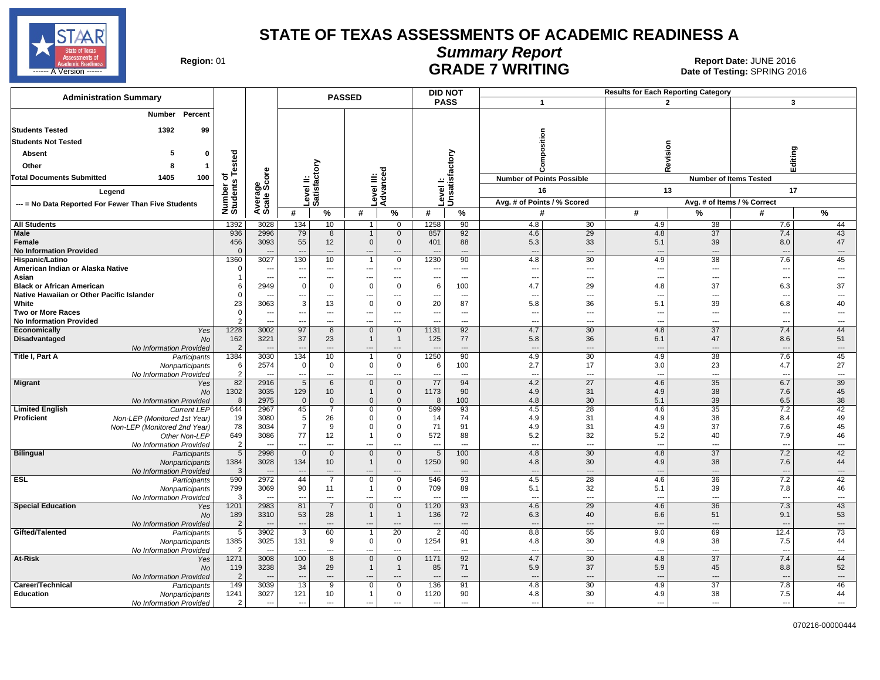# STATE OF TEXAS ASSESSMENTS OF ACADEMIC READINESS A

## Summary Report

## GRADE 7 WRITING

**Region:** 01

**Report Date:** JUNE 2016
**Date of Testing:** SPRING 2016

| Administration Summary | Number | Percent |
|---|---|---|
| Students Tested | 1392 | 99 |
| Students Not Tested | | |
| Absent | 5 | 0 |
| Other | 8 | 1 |
| Total Documents Submitted | 1405 | 100 |

Legend: --- = No Data Reported For Fewer Than Five Students

Results for Each Reporting Category: 1 – Composition (Number of Points Possible: 16; Avg. # of Points / % Scored); 2 – Revision (Number of Items Tested: 13; Avg. # of Items / % Correct); 3 – Editing (Number of Items Tested: 17; Avg. # of Items / % Correct)

| Group | | Number of Students Tested | Average Scale Score | Level II: Satisfactory # | Level II: Satisfactory % | Level III: Advanced # | Level III: Advanced % | Level I: Unsatisfactory # | Level I: Unsatisfactory % | Composition # | Composition % | Revision # | Revision % | Editing # | Editing % |
|---|---|---|---|---|---|---|---|---|---|---|---|---|---|---|---|
| All Students | | 1392 | 3028 | 134 | 10 | 1 | 0 | 1258 | 90 | 4.8 | 30 | 4.9 | 38 | 7.6 | 44 |
| Male | | 936 | 2996 | 79 | 8 | 1 | 0 | 857 | 92 | 4.6 | 29 | 4.8 | 37 | 7.4 | 43 |
| Female | | 456 | 3093 | 55 | 12 | 0 | 0 | 401 | 88 | 5.3 | 33 | 5.1 | 39 | 8.0 | 47 |
| No Information Provided | | 0 | --- | --- | --- | --- | --- | --- | --- | --- | --- | --- | --- | --- | --- |
| Hispanic/Latino | | 1360 | 3027 | 130 | 10 | 1 | 0 | 1230 | 90 | 4.8 | 30 | 4.9 | 38 | 7.6 | 45 |
| American Indian or Alaska Native | | 0 | --- | --- | --- | --- | --- | --- | --- | --- | --- | --- | --- | --- | --- |
| Asian | | 1 | --- | --- | --- | --- | --- | --- | --- | --- | --- | --- | --- | --- | --- |
| Black or African American | | 6 | 2949 | 0 | 0 | 0 | 0 | 6 | 100 | 4.7 | 29 | 4.8 | 37 | 6.3 | 37 |
| Native Hawaiian or Other Pacific Islander | | 0 | --- | --- | --- | --- | --- | --- | --- | --- | --- | --- | --- | --- | --- |
| White | | 23 | 3063 | 3 | 13 | 0 | 0 | 20 | 87 | 5.8 | 36 | 5.1 | 39 | 6.8 | 40 |
| Two or More Races | | 0 | --- | --- | --- | --- | --- | --- | --- | --- | --- | --- | --- | --- | --- |
| No Information Provided | | 2 | --- | --- | --- | --- | --- | --- | --- | --- | --- | --- | --- | --- | --- |
| Economically Disadvantaged | Yes | 1228 | 3002 | 97 | 8 | 0 | 0 | 1131 | 92 | 4.7 | 30 | 4.8 | 37 | 7.4 | 44 |
| | No | 162 | 3221 | 37 | 23 | 1 | 1 | 125 | 77 | 5.8 | 36 | 6.1 | 47 | 8.6 | 51 |
| | No Information Provided | 2 | --- | --- | --- | --- | --- | --- | --- | --- | --- | --- | --- | --- | --- |
| Title I, Part A | Participants | 1384 | 3030 | 134 | 10 | 1 | 0 | 1250 | 90 | 4.9 | 30 | 4.9 | 38 | 7.6 | 45 |
| | Nonparticipants | 6 | 2574 | 0 | 0 | 0 | 0 | 6 | 100 | 2.7 | 17 | 3.0 | 23 | 4.7 | 27 |
| | No Information Provided | 2 | --- | --- | --- | --- | --- | --- | --- | --- | --- | --- | --- | --- | --- |
| Migrant | Yes | 82 | 2916 | 5 | 6 | 0 | 0 | 77 | 94 | 4.2 | 27 | 4.6 | 35 | 6.7 | 39 |
| | No | 1302 | 3035 | 129 | 10 | 1 | 0 | 1173 | 90 | 4.9 | 31 | 4.9 | 38 | 7.6 | 45 |
| | No Information Provided | 8 | 2975 | 0 | 0 | 0 | 0 | 8 | 100 | 4.8 | 30 | 5.1 | 39 | 6.5 | 38 |
| Limited English Proficient | Current LEP | 644 | 2967 | 45 | 7 | 0 | 0 | 599 | 93 | 4.5 | 28 | 4.6 | 35 | 7.2 | 42 |
| | Non-LEP (Monitored 1st Year) | 19 | 3080 | 5 | 26 | 0 | 0 | 14 | 74 | 4.9 | 31 | 4.9 | 38 | 8.4 | 49 |
| | Non-LEP (Monitored 2nd Year) | 78 | 3034 | 7 | 9 | 0 | 0 | 71 | 91 | 4.9 | 31 | 4.9 | 37 | 7.6 | 45 |
| | Other Non-LEP | 649 | 3086 | 77 | 12 | 1 | 0 | 572 | 88 | 5.2 | 32 | 5.2 | 40 | 7.9 | 46 |
| | No Information Provided | 2 | --- | --- | --- | --- | --- | --- | --- | --- | --- | --- | --- | --- | --- |
| Bilingual | Participants | 5 | 2998 | 0 | 0 | 0 | 0 | 5 | 100 | 4.8 | 30 | 4.8 | 37 | 7.2 | 42 |
| | Nonparticipants | 1384 | 3028 | 134 | 10 | 1 | 0 | 1250 | 90 | 4.8 | 30 | 4.9 | 38 | 7.6 | 44 |
| | No Information Provided | 3 | --- | --- | --- | --- | --- | --- | --- | --- | --- | --- | --- | --- | --- |
| ESL | Participants | 590 | 2972 | 44 | 7 | 0 | 0 | 546 | 93 | 4.5 | 28 | 4.6 | 36 | 7.2 | 42 |
| | Nonparticipants | 799 | 3069 | 90 | 11 | 1 | 0 | 709 | 89 | 5.1 | 32 | 5.1 | 39 | 7.8 | 46 |
| | No Information Provided | 3 | --- | --- | --- | --- | --- | --- | --- | --- | --- | --- | --- | --- | --- |
| Special Education | Yes | 1201 | 2983 | 81 | 7 | 0 | 0 | 1120 | 93 | 4.6 | 29 | 4.6 | 36 | 7.3 | 43 |
| | No | 189 | 3310 | 53 | 28 | 1 | 1 | 136 | 72 | 6.3 | 40 | 6.6 | 51 | 9.1 | 53 |
| | No Information Provided | 2 | --- | --- | --- | --- | --- | --- | --- | --- | --- | --- | --- | --- | --- |
| Gifted/Talented | Participants | 5 | 3902 | 3 | 60 | 1 | 20 | 2 | 40 | 8.8 | 55 | 9.0 | 69 | 12.4 | 73 |
| | Nonparticipants | 1385 | 3025 | 131 | 9 | 0 | 0 | 1254 | 91 | 4.8 | 30 | 4.9 | 38 | 7.5 | 44 |
| | No Information Provided | 2 | --- | --- | --- | --- | --- | --- | --- | --- | --- | --- | --- | --- | --- |
| At-Risk | Yes | 1271 | 3008 | 100 | 8 | 0 | 0 | 1171 | 92 | 4.7 | 30 | 4.8 | 37 | 7.4 | 44 |
| | No | 119 | 3238 | 34 | 29 | 1 | 1 | 85 | 71 | 5.9 | 37 | 5.9 | 45 | 8.8 | 52 |
| | No Information Provided | 2 | --- | --- | --- | --- | --- | --- | --- | --- | --- | --- | --- | --- | --- |
| Career/Technical Education | Participants | 149 | 3039 | 13 | 9 | 0 | 0 | 136 | 91 | 4.8 | 30 | 4.9 | 37 | 7.8 | 46 |
| | Nonparticipants | 1241 | 3027 | 121 | 10 | 1 | 0 | 1120 | 90 | 4.8 | 30 | 4.9 | 38 | 7.5 | 44 |
| | No Information Provided | 2 | --- | --- | --- | --- | --- | --- | --- | --- | --- | --- | --- | --- | --- |

070216-00000444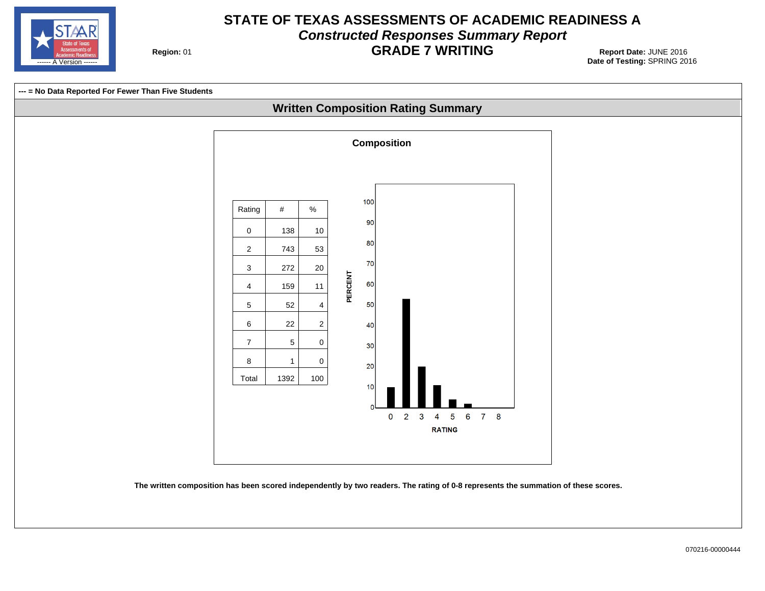# STATE OF TEXAS ASSESSMENTS OF ACADEMIC READINESS A

## *Constructed Responses Summary Report*

## GRADE 7 WRITING

**Region:** 01

**Report Date:** JUNE 2016
**Date of Testing:** SPRING 2016

**--- = No Data Reported For Fewer Than Five Students**

## Written Composition Rating Summary

### Composition

| Rating | # | % |
|---|---|---|
| 0 | 138 | 10 |
| 2 | 743 | 53 |
| 3 | 272 | 20 |
| 4 | 159 | 11 |
| 5 | 52 | 4 |
| 6 | 22 | 2 |
| 7 | 5 | 0 |
| 8 | 1 | 0 |
| Total | 1392 | 100 |

**The written composition has been scored independently by two readers. The rating of 0-8 represents the summation of these scores.**

070216-00000444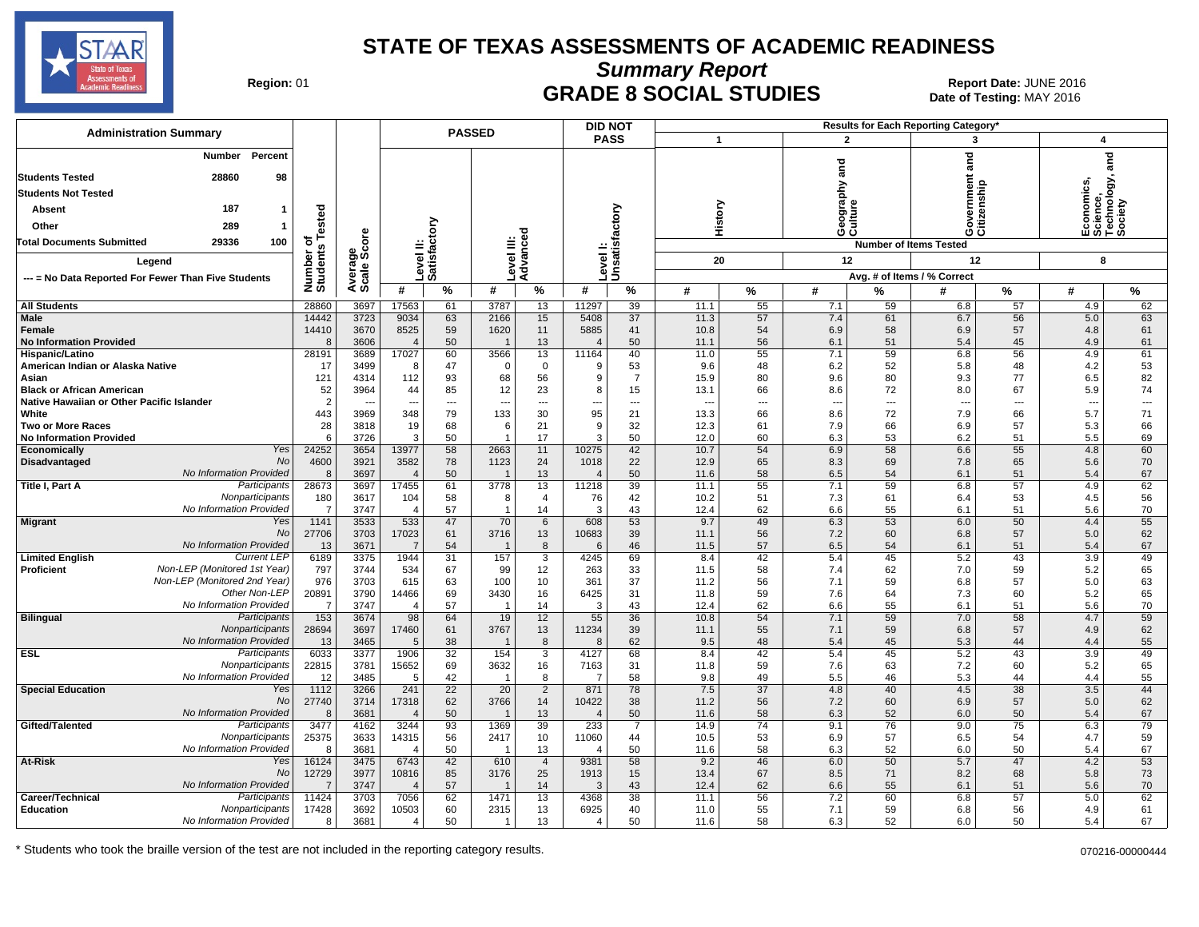# STATE OF TEXAS ASSESSMENTS OF ACADEMIC READINESS

## Summary Report

## GRADE 8 SOCIAL STUDIES

**Region:** 01

**Report Date:** JUNE 2016
**Date of Testing:** MAY 2016

| Administration Summary | Number | Percent |
|---|---|---|
| Students Tested | 28860 | 98 |
| Students Not Tested | | |
| Absent | 187 | 1 |
| Other | 289 | 1 |
| Total Documents Submitted | 29336 | 100 |

Legend: --- = No Data Reported For Fewer Than Five Students

| | | Number of Students Tested | Average Scale Score | PASSED Level II: Satisfactory # | Level II: Satisfactory % | Level III: Advanced # | Level III: Advanced % | DID NOT PASS Level I: Unsatisfactory # | Level I: Unsatisfactory % | 1 History (20 items) Avg. # | History % | 2 Geography and Culture (12 items) Avg. # | Geography and Culture % | 3 Government and Citizenship (12 items) Avg. # | Government and Citizenship % | 4 Economics, Science, Technology, and Society (8 items) Avg. # | Economics, Science, Technology, and Society % |
|---|---|---|---|---|---|---|---|---|---|---|---|---|---|---|---|---|---|
| All Students | | 28860 | 3697 | 17563 | 61 | 3787 | 13 | 11297 | 39 | 11.1 | 55 | 7.1 | 59 | 6.8 | 57 | 4.9 | 62 |
| Male | | 14442 | 3723 | 9034 | 63 | 2166 | 15 | 5408 | 37 | 11.3 | 57 | 7.4 | 61 | 6.7 | 56 | 5.0 | 63 |
| Female | | 14410 | 3670 | 8525 | 59 | 1620 | 11 | 5885 | 41 | 10.8 | 54 | 6.9 | 58 | 6.9 | 57 | 4.8 | 61 |
| No Information Provided | | 8 | 3606 | 4 | 50 | 1 | 13 | 4 | 50 | 11.1 | 56 | 6.1 | 51 | 5.4 | 45 | 4.9 | 61 |
| Hispanic/Latino | | 28191 | 3689 | 17027 | 60 | 3566 | 13 | 11164 | 40 | 11.0 | 55 | 7.1 | 59 | 6.8 | 56 | 4.9 | 61 |
| American Indian or Alaska Native | | 17 | 3499 | 8 | 47 | 0 | 0 | 9 | 53 | 9.6 | 48 | 6.2 | 52 | 5.8 | 48 | 4.2 | 53 |
| Asian | | 121 | 4314 | 112 | 93 | 68 | 56 | 9 | 7 | 15.9 | 80 | 9.6 | 80 | 9.3 | 77 | 6.5 | 82 |
| Black or African American | | 52 | 3964 | 44 | 85 | 12 | 23 | 8 | 15 | 13.1 | 66 | 8.6 | 72 | 8.0 | 67 | 5.9 | 74 |
| Native Hawaiian or Other Pacific Islander | | 2 | --- | --- | --- | --- | --- | --- | --- | --- | --- | --- | --- | --- | --- | --- | --- |
| White | | 443 | 3969 | 348 | 79 | 133 | 30 | 95 | 21 | 13.3 | 66 | 8.6 | 72 | 7.9 | 66 | 5.7 | 71 |
| Two or More Races | | 28 | 3818 | 19 | 68 | 6 | 21 | 9 | 32 | 12.3 | 61 | 7.9 | 66 | 6.9 | 57 | 5.3 | 66 |
| No Information Provided | | 6 | 3726 | 3 | 50 | 1 | 17 | 3 | 50 | 12.0 | 60 | 6.3 | 53 | 6.2 | 51 | 5.5 | 69 |
| Economically Disadvantaged | Yes | 24252 | 3654 | 13977 | 58 | 2663 | 11 | 10275 | 42 | 10.7 | 54 | 6.9 | 58 | 6.6 | 55 | 4.8 | 60 |
| | No | 4600 | 3921 | 3582 | 78 | 1123 | 24 | 1018 | 22 | 12.9 | 65 | 8.3 | 69 | 7.8 | 65 | 5.6 | 70 |
| | No Information Provided | 8 | 3697 | 4 | 50 | 1 | 13 | 4 | 50 | 11.6 | 58 | 6.5 | 54 | 6.1 | 51 | 5.4 | 67 |
| Title I, Part A | Participants | 28673 | 3697 | 17455 | 61 | 3778 | 13 | 11218 | 39 | 11.1 | 55 | 7.1 | 59 | 6.8 | 57 | 4.9 | 62 |
| | Nonparticipants | 180 | 3617 | 104 | 58 | 8 | 4 | 76 | 42 | 10.2 | 51 | 7.3 | 61 | 6.4 | 53 | 4.5 | 56 |
| | No Information Provided | 7 | 3747 | 4 | 57 | 1 | 14 | 3 | 43 | 12.4 | 62 | 6.6 | 55 | 6.1 | 51 | 5.6 | 70 |
| Migrant | Yes | 1141 | 3533 | 533 | 47 | 70 | 6 | 608 | 53 | 9.7 | 49 | 6.3 | 53 | 6.0 | 50 | 4.4 | 55 |
| | No | 27706 | 3703 | 17023 | 61 | 3716 | 13 | 10683 | 39 | 11.1 | 56 | 7.2 | 60 | 6.8 | 57 | 5.0 | 62 |
| | No Information Provided | 13 | 3671 | 7 | 54 | 1 | 8 | 6 | 46 | 11.5 | 57 | 6.5 | 54 | 6.1 | 51 | 5.4 | 67 |
| Limited English Proficient | Current LEP | 6189 | 3375 | 1944 | 31 | 157 | 3 | 4245 | 69 | 8.4 | 42 | 5.4 | 45 | 5.2 | 43 | 3.9 | 49 |
| | Non-LEP (Monitored 1st Year) | 797 | 3744 | 534 | 67 | 99 | 12 | 263 | 33 | 11.5 | 58 | 7.4 | 62 | 7.0 | 59 | 5.2 | 65 |
| | Non-LEP (Monitored 2nd Year) | 976 | 3703 | 615 | 63 | 100 | 10 | 361 | 37 | 11.2 | 56 | 7.1 | 59 | 6.8 | 57 | 5.0 | 63 |
| | Other Non-LEP | 20891 | 3790 | 14466 | 69 | 3430 | 16 | 6425 | 31 | 11.8 | 59 | 7.6 | 64 | 7.3 | 60 | 5.2 | 65 |
| | No Information Provided | 7 | 3747 | 4 | 57 | 1 | 14 | 3 | 43 | 12.4 | 62 | 6.6 | 55 | 6.1 | 51 | 5.6 | 70 |
| Bilingual | Participants | 153 | 3674 | 98 | 64 | 19 | 12 | 55 | 36 | 10.8 | 54 | 7.1 | 59 | 7.0 | 58 | 4.7 | 59 |
| | Nonparticipants | 28694 | 3697 | 17460 | 61 | 3767 | 13 | 11234 | 39 | 11.1 | 55 | 7.1 | 59 | 6.8 | 57 | 4.9 | 62 |
| | No Information Provided | 13 | 3465 | 5 | 38 | 1 | 8 | 8 | 62 | 9.5 | 48 | 5.4 | 45 | 5.3 | 44 | 4.4 | 55 |
| ESL | Participants | 6033 | 3377 | 1906 | 32 | 154 | 3 | 4127 | 68 | 8.4 | 42 | 5.4 | 45 | 5.2 | 43 | 3.9 | 49 |
| | Nonparticipants | 22815 | 3781 | 15652 | 69 | 3632 | 16 | 7163 | 31 | 11.8 | 59 | 7.6 | 63 | 7.2 | 60 | 5.2 | 65 |
| | No Information Provided | 12 | 3485 | 5 | 42 | 1 | 8 | 7 | 58 | 9.8 | 49 | 5.5 | 46 | 5.3 | 44 | 4.4 | 55 |
| Special Education | Yes | 1112 | 3266 | 241 | 22 | 20 | 2 | 871 | 78 | 7.5 | 37 | 4.8 | 40 | 4.5 | 38 | 3.5 | 44 |
| | No | 27740 | 3714 | 17318 | 62 | 3766 | 14 | 10422 | 38 | 11.2 | 56 | 7.2 | 60 | 6.9 | 57 | 5.0 | 62 |
| | No Information Provided | 8 | 3681 | 4 | 50 | 1 | 13 | 4 | 50 | 11.6 | 58 | 6.3 | 52 | 6.0 | 50 | 5.4 | 67 |
| Gifted/Talented | Participants | 3477 | 4162 | 3244 | 93 | 1369 | 39 | 233 | 7 | 14.9 | 74 | 9.1 | 76 | 9.0 | 75 | 6.3 | 79 |
| | Nonparticipants | 25375 | 3633 | 14315 | 56 | 2417 | 10 | 11060 | 44 | 10.5 | 53 | 6.9 | 57 | 6.5 | 54 | 4.7 | 59 |
| | No Information Provided | 8 | 3681 | 4 | 50 | 1 | 13 | 4 | 50 | 11.6 | 58 | 6.3 | 52 | 6.0 | 50 | 5.4 | 67 |
| At-Risk | Yes | 16124 | 3475 | 6743 | 42 | 610 | 4 | 9381 | 58 | 9.2 | 46 | 6.0 | 50 | 5.7 | 47 | 4.2 | 53 |
| | No | 12729 | 3977 | 10816 | 85 | 3176 | 25 | 1913 | 15 | 13.4 | 67 | 8.5 | 71 | 8.2 | 68 | 5.8 | 73 |
| | No Information Provided | 7 | 3747 | 4 | 57 | 1 | 14 | 3 | 43 | 12.4 | 62 | 6.6 | 55 | 6.1 | 51 | 5.6 | 70 |
| Career/Technical Education | Participants | 11424 | 3703 | 7056 | 62 | 1471 | 13 | 4368 | 38 | 11.1 | 56 | 7.2 | 60 | 6.8 | 57 | 5.0 | 62 |
| | Nonparticipants | 17428 | 3692 | 10503 | 60 | 2315 | 13 | 6925 | 40 | 11.0 | 55 | 7.1 | 59 | 6.8 | 56 | 4.9 | 61 |
| | No Information Provided | 8 | 3681 | 4 | 50 | 1 | 13 | 4 | 50 | 11.6 | 58 | 6.3 | 52 | 6.0 | 50 | 5.4 | 67 |

\* Students who took the braille version of the test are not included in the reporting category results.

070216-00000444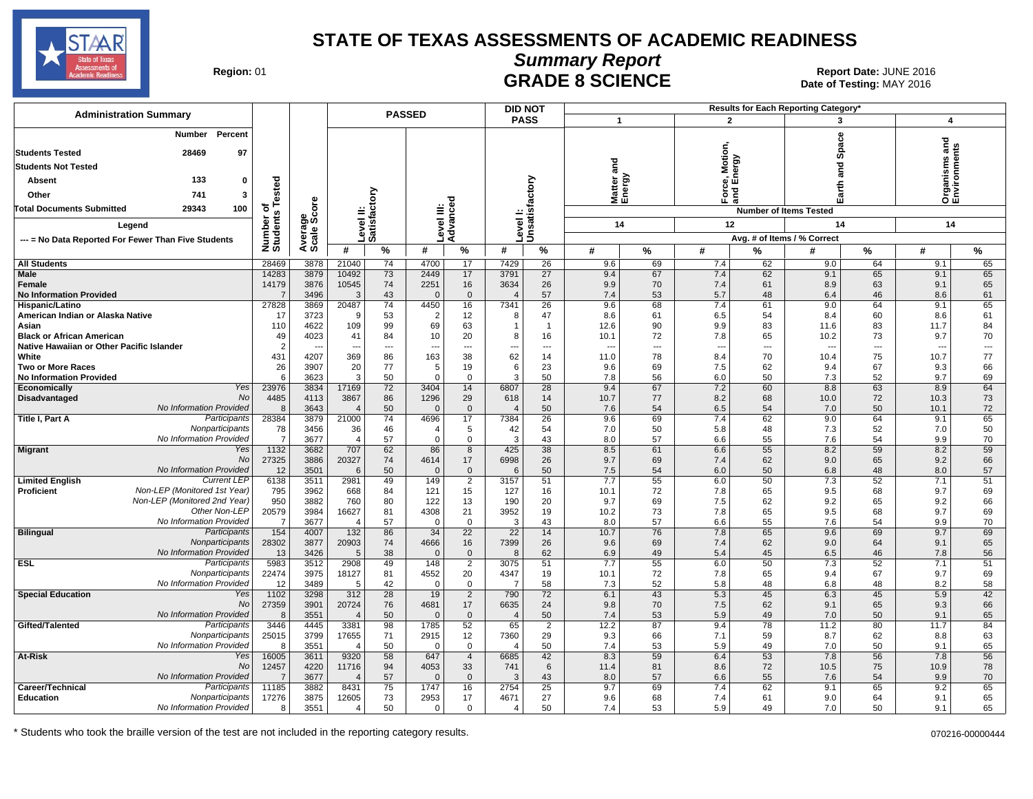# STATE OF TEXAS ASSESSMENTS OF ACADEMIC READINESS

## Summary Report

## GRADE 8 SCIENCE

**Region:** 01

**Report Date:** JUNE 2016
**Date of Testing:** MAY 2016

**Administration Summary**

| | Number | Percent |
|---|---|---|
| Students Tested | 28469 | 97 |
| Students Not Tested | | |
| Absent | 133 | 0 |
| Other | 741 | 3 |
| Total Documents Submitted | 29343 | 100 |

Legend

--- = No Data Reported For Fewer Than Five Students

Results for Each Reporting Category*: 1 = Matter and Energy (14 items); 2 = Force, Motion, and Energy (12 items); 3 = Earth and Space (14 items); 4 = Organisms and Environments (14 items). Values are Avg. # of Items / % Correct.

| Group | | Number of Students Tested | Average Scale Score | Level II: Satisfactory # | Level II: Satisfactory % | Level III: Advanced # | Level III: Advanced % | Level I: Unsatisfactory # | Level I: Unsatisfactory % | Cat 1 # | Cat 1 % | Cat 2 # | Cat 2 % | Cat 3 # | Cat 3 % | Cat 4 # | Cat 4 % |
|---|---|---|---|---|---|---|---|---|---|---|---|---|---|---|---|---|---|
| All Students | | 28469 | 3878 | 21040 | 74 | 4700 | 17 | 7429 | 26 | 9.6 | 69 | 7.4 | 62 | 9.0 | 64 | 9.1 | 65 |
| Male | | 14283 | 3879 | 10492 | 73 | 2449 | 17 | 3791 | 27 | 9.4 | 67 | 7.4 | 62 | 9.1 | 65 | 9.1 | 65 |
| Female | | 14179 | 3876 | 10545 | 74 | 2251 | 16 | 3634 | 26 | 9.9 | 70 | 7.4 | 61 | 8.9 | 63 | 9.1 | 65 |
| No Information Provided | | 7 | 3496 | 3 | 43 | 0 | 0 | 4 | 57 | 7.4 | 53 | 5.7 | 48 | 6.4 | 46 | 8.6 | 61 |
| Hispanic/Latino | | 27828 | 3869 | 20487 | 74 | 4450 | 16 | 7341 | 26 | 9.6 | 68 | 7.4 | 61 | 9.0 | 64 | 9.1 | 65 |
| American Indian or Alaska Native | | 17 | 3723 | 9 | 53 | 2 | 12 | 8 | 47 | 8.6 | 61 | 6.5 | 54 | 8.4 | 60 | 8.6 | 61 |
| Asian | | 110 | 4622 | 109 | 99 | 69 | 63 | 1 | 1 | 12.6 | 90 | 9.9 | 83 | 11.6 | 83 | 11.7 | 84 |
| Black or African American | | 49 | 4023 | 41 | 84 | 10 | 20 | 8 | 16 | 10.1 | 72 | 7.8 | 65 | 10.2 | 73 | 9.7 | 70 |
| Native Hawaiian or Other Pacific Islander | | 2 | --- | --- | --- | --- | --- | --- | --- | --- | --- | --- | --- | --- | --- | --- | --- |
| White | | 431 | 4207 | 369 | 86 | 163 | 38 | 62 | 14 | 11.0 | 78 | 8.4 | 70 | 10.4 | 75 | 10.7 | 77 |
| Two or More Races | | 26 | 3907 | 20 | 77 | 5 | 19 | 6 | 23 | 9.6 | 69 | 7.5 | 62 | 9.4 | 67 | 9.3 | 66 |
| No Information Provided | | 6 | 3623 | 3 | 50 | 0 | 0 | 3 | 50 | 7.8 | 56 | 6.0 | 50 | 7.3 | 52 | 9.7 | 69 |
| Economically Disadvantaged | Yes | 23976 | 3834 | 17169 | 72 | 3404 | 14 | 6807 | 28 | 9.4 | 67 | 7.2 | 60 | 8.8 | 63 | 8.9 | 64 |
| | No | 4485 | 4113 | 3867 | 86 | 1296 | 29 | 618 | 14 | 10.7 | 77 | 8.2 | 68 | 10.0 | 72 | 10.3 | 73 |
| | No Information Provided | 8 | 3643 | 4 | 50 | 0 | 0 | 4 | 50 | 7.6 | 54 | 6.5 | 54 | 7.0 | 50 | 10.1 | 72 |
| Title I, Part A | Participants | 28384 | 3879 | 21000 | 74 | 4696 | 17 | 7384 | 26 | 9.6 | 69 | 7.4 | 62 | 9.0 | 64 | 9.1 | 65 |
| | Nonparticipants | 78 | 3456 | 36 | 46 | 4 | 5 | 42 | 54 | 7.0 | 50 | 5.8 | 48 | 7.3 | 52 | 7.0 | 50 |
| | No Information Provided | 7 | 3677 | 4 | 57 | 0 | 0 | 3 | 43 | 8.0 | 57 | 6.6 | 55 | 7.6 | 54 | 9.9 | 70 |
| Migrant | Yes | 1132 | 3682 | 707 | 62 | 86 | 8 | 425 | 38 | 8.5 | 61 | 6.6 | 55 | 8.2 | 59 | 8.2 | 59 |
| | No | 27325 | 3886 | 20327 | 74 | 4614 | 17 | 6998 | 26 | 9.7 | 69 | 7.4 | 62 | 9.0 | 65 | 9.2 | 66 |
| | No Information Provided | 12 | 3501 | 6 | 50 | 0 | 0 | 6 | 50 | 7.5 | 54 | 6.0 | 50 | 6.8 | 48 | 8.0 | 57 |
| Limited English Proficient | Current LEP | 6138 | 3511 | 2981 | 49 | 149 | 2 | 3157 | 51 | 7.7 | 55 | 6.0 | 50 | 7.3 | 52 | 7.1 | 51 |
| | Non-LEP (Monitored 1st Year) | 795 | 3962 | 668 | 84 | 121 | 15 | 127 | 16 | 10.1 | 72 | 7.8 | 65 | 9.5 | 68 | 9.7 | 69 |
| | Non-LEP (Monitored 2nd Year) | 950 | 3882 | 760 | 80 | 122 | 13 | 190 | 20 | 9.7 | 69 | 7.5 | 62 | 9.2 | 65 | 9.2 | 66 |
| | Other Non-LEP | 20579 | 3984 | 16627 | 81 | 4308 | 21 | 3952 | 19 | 10.2 | 73 | 7.8 | 65 | 9.5 | 68 | 9.7 | 69 |
| | No Information Provided | 7 | 3677 | 4 | 57 | 0 | 0 | 3 | 43 | 8.0 | 57 | 6.6 | 55 | 7.6 | 54 | 9.9 | 70 |
| Bilingual | Participants | 154 | 4007 | 132 | 86 | 34 | 22 | 22 | 14 | 10.7 | 76 | 7.8 | 65 | 9.6 | 69 | 9.7 | 69 |
| | Nonparticipants | 28302 | 3877 | 20903 | 74 | 4666 | 16 | 7399 | 26 | 9.6 | 69 | 7.4 | 62 | 9.0 | 64 | 9.1 | 65 |
| | No Information Provided | 13 | 3426 | 5 | 38 | 0 | 0 | 8 | 62 | 6.9 | 49 | 5.4 | 45 | 6.5 | 46 | 7.8 | 56 |
| ESL | Participants | 5983 | 3512 | 2908 | 49 | 148 | 2 | 3075 | 51 | 7.7 | 55 | 6.0 | 50 | 7.3 | 52 | 7.1 | 51 |
| | Nonparticipants | 22474 | 3975 | 18127 | 81 | 4552 | 20 | 4347 | 19 | 10.1 | 72 | 7.8 | 65 | 9.4 | 67 | 9.7 | 69 |
| | No Information Provided | 12 | 3489 | 5 | 42 | 0 | 0 | 7 | 58 | 7.3 | 52 | 5.8 | 48 | 6.8 | 48 | 8.2 | 58 |
| Special Education | Yes | 1102 | 3298 | 312 | 28 | 19 | 2 | 790 | 72 | 6.1 | 43 | 5.3 | 45 | 6.3 | 45 | 5.9 | 42 |
| | No | 27359 | 3901 | 20724 | 76 | 4681 | 17 | 6635 | 24 | 9.8 | 70 | 7.5 | 62 | 9.1 | 65 | 9.3 | 66 |
| | No Information Provided | 8 | 3551 | 4 | 50 | 0 | 0 | 4 | 50 | 7.4 | 53 | 5.9 | 49 | 7.0 | 50 | 9.1 | 65 |
| Gifted/Talented | Participants | 3446 | 4445 | 3381 | 98 | 1785 | 52 | 65 | 2 | 12.2 | 87 | 9.4 | 78 | 11.2 | 80 | 11.7 | 84 |
| | Nonparticipants | 25015 | 3799 | 17655 | 71 | 2915 | 12 | 7360 | 29 | 9.3 | 66 | 7.1 | 59 | 8.7 | 62 | 8.8 | 63 |
| | No Information Provided | 8 | 3551 | 4 | 50 | 0 | 0 | 4 | 50 | 7.4 | 53 | 5.9 | 49 | 7.0 | 50 | 9.1 | 65 |
| At-Risk | Yes | 16005 | 3611 | 9320 | 58 | 647 | 4 | 6685 | 42 | 8.3 | 59 | 6.4 | 53 | 7.8 | 56 | 7.8 | 56 |
| | No | 12457 | 4220 | 11716 | 94 | 4053 | 33 | 741 | 6 | 11.4 | 81 | 8.6 | 72 | 10.5 | 75 | 10.9 | 78 |
| | No Information Provided | 7 | 3677 | 4 | 57 | 0 | 0 | 3 | 43 | 8.0 | 57 | 6.6 | 55 | 7.6 | 54 | 9.9 | 70 |
| Career/Technical Education | Participants | 11185 | 3882 | 8431 | 75 | 1747 | 16 | 2754 | 25 | 9.7 | 69 | 7.4 | 62 | 9.1 | 65 | 9.2 | 65 |
| | Nonparticipants | 17276 | 3875 | 12605 | 73 | 2953 | 17 | 4671 | 27 | 9.6 | 68 | 7.4 | 61 | 9.0 | 64 | 9.1 | 65 |
| | No Information Provided | 8 | 3551 | 4 | 50 | 0 | 0 | 4 | 50 | 7.4 | 53 | 5.9 | 49 | 7.0 | 50 | 9.1 | 65 |

\* Students who took the braille version of the test are not included in the reporting category results.

070216-00000444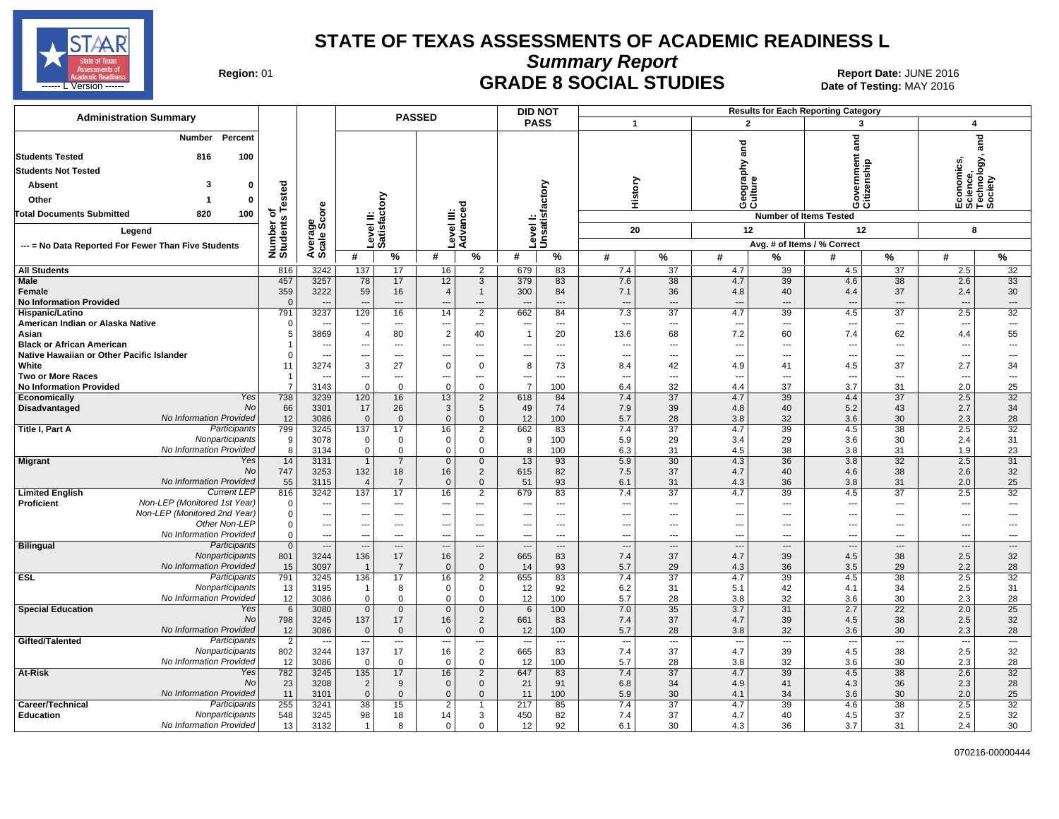# STATE OF TEXAS ASSESSMENTS OF ACADEMIC READINESS L

## Summary Report

## GRADE 8 SOCIAL STUDIES

**Region:** 01

**Report Date:** JUNE 2016
**Date of Testing:** MAY 2016

| Administration Summary | Number | Percent |
|---|---|---|
| Students Tested | 816 | 100 |
| Students Not Tested | | |
| Absent | 3 | 0 |
| Other | 1 | 0 |
| Total Documents Submitted | 820 | 100 |

Legend

--- = No Data Reported For Fewer Than Five Students

Results for Each Reporting Category: 1 = History (20 items), 2 = Geography and Culture (12 items), 3 = Government and Citizenship (12 items), 4 = Economics, Science, Technology, and Society (8 items). Avg. # of Items / % Correct.

| Group | | Number of Students Tested | Average Scale Score | Level II: Satisfactory # | Level II: Satisfactory % | Level III: Advanced # | Level III: Advanced % | Level I: Unsatisfactory # | Level I: Unsatisfactory % | 1 History # | 1 History % | 2 Geography and Culture # | 2 Geography and Culture % | 3 Government and Citizenship # | 3 Government and Citizenship % | 4 Economics, Science, Technology, and Society # | 4 Economics, Science, Technology, and Society % |
|---|---|---|---|---|---|---|---|---|---|---|---|---|---|---|---|---|---|
| All Students | | 816 | 3242 | 137 | 17 | 16 | 2 | 679 | 83 | 7.4 | 37 | 4.7 | 39 | 4.5 | 37 | 2.5 | 32 |
| Male | | 457 | 3257 | 78 | 17 | 12 | 3 | 379 | 83 | 7.6 | 38 | 4.7 | 39 | 4.6 | 38 | 2.6 | 33 |
| Female | | 359 | 3222 | 59 | 16 | 4 | 1 | 300 | 84 | 7.1 | 36 | 4.8 | 40 | 4.4 | 37 | 2.4 | 30 |
| No Information Provided | | 0 | --- | --- | --- | --- | --- | --- | --- | --- | --- | --- | --- | --- | --- | --- | --- |
| Hispanic/Latino | | 791 | 3237 | 129 | 16 | 14 | 2 | 662 | 84 | 7.3 | 37 | 4.7 | 39 | 4.5 | 37 | 2.5 | 32 |
| American Indian or Alaska Native | | 0 | --- | --- | --- | --- | --- | --- | --- | --- | --- | --- | --- | --- | --- | --- | --- |
| Asian | | 5 | 3869 | 4 | 80 | 2 | 40 | 1 | 20 | 13.6 | 68 | 7.2 | 60 | 7.4 | 62 | 4.4 | 55 |
| Black or African American | | 1 | --- | --- | --- | --- | --- | --- | --- | --- | --- | --- | --- | --- | --- | --- | --- |
| Native Hawaiian or Other Pacific Islander | | 0 | --- | --- | --- | --- | --- | --- | --- | --- | --- | --- | --- | --- | --- | --- | --- |
| White | | 11 | 3274 | 3 | 27 | 0 | 0 | 8 | 73 | 8.4 | 42 | 4.9 | 41 | 4.5 | 37 | 2.7 | 34 |
| Two or More Races | | 1 | --- | --- | --- | --- | --- | --- | --- | --- | --- | --- | --- | --- | --- | --- | --- |
| No Information Provided | | 7 | 3143 | 0 | 0 | 0 | 0 | 7 | 100 | 6.4 | 32 | 4.4 | 37 | 3.7 | 31 | 2.0 | 25 |
| Economically Disadvantaged | Yes | 738 | 3239 | 120 | 16 | 13 | 2 | 618 | 84 | 7.4 | 37 | 4.7 | 39 | 4.4 | 37 | 2.5 | 32 |
| | No | 66 | 3301 | 17 | 26 | 3 | 5 | 49 | 74 | 7.9 | 39 | 4.8 | 40 | 5.2 | 43 | 2.7 | 34 |
| | No Information Provided | 12 | 3086 | 0 | 0 | 0 | 0 | 12 | 100 | 5.7 | 28 | 3.8 | 32 | 3.6 | 30 | 2.3 | 28 |
| Title I, Part A | Participants | 799 | 3245 | 137 | 17 | 16 | 2 | 662 | 83 | 7.4 | 37 | 4.7 | 39 | 4.5 | 38 | 2.5 | 32 |
| | Nonparticipants | 9 | 3078 | 0 | 0 | 0 | 0 | 9 | 100 | 5.9 | 29 | 3.4 | 29 | 3.6 | 30 | 2.4 | 31 |
| | No Information Provided | 8 | 3134 | 0 | 0 | 0 | 0 | 8 | 100 | 6.3 | 31 | 4.5 | 38 | 3.8 | 31 | 1.9 | 23 |
| Migrant | Yes | 14 | 3131 | 1 | 7 | 0 | 0 | 13 | 93 | 5.9 | 30 | 4.3 | 36 | 3.8 | 32 | 2.5 | 31 |
| | No | 747 | 3253 | 132 | 18 | 16 | 2 | 615 | 82 | 7.5 | 37 | 4.7 | 40 | 4.6 | 38 | 2.6 | 32 |
| | No Information Provided | 55 | 3115 | 4 | 7 | 0 | 0 | 51 | 93 | 6.1 | 31 | 4.3 | 36 | 3.8 | 31 | 2.0 | 25 |
| Limited English Proficient | Current LEP | 816 | 3242 | 137 | 17 | 16 | 2 | 679 | 83 | 7.4 | 37 | 4.7 | 39 | 4.5 | 37 | 2.5 | 32 |
| | Non-LEP (Monitored 1st Year) | 0 | --- | --- | --- | --- | --- | --- | --- | --- | --- | --- | --- | --- | --- | --- | --- |
| | Non-LEP (Monitored 2nd Year) | 0 | --- | --- | --- | --- | --- | --- | --- | --- | --- | --- | --- | --- | --- | --- | --- |
| | Other Non-LEP | 0 | --- | --- | --- | --- | --- | --- | --- | --- | --- | --- | --- | --- | --- | --- | --- |
| | No Information Provided | 0 | --- | --- | --- | --- | --- | --- | --- | --- | --- | --- | --- | --- | --- | --- | --- |
| Bilingual | Participants | 0 | --- | --- | --- | --- | --- | --- | --- | --- | --- | --- | --- | --- | --- | --- | --- |
| | Nonparticipants | 801 | 3244 | 136 | 17 | 16 | 2 | 665 | 83 | 7.4 | 37 | 4.7 | 39 | 4.5 | 38 | 2.5 | 32 |
| | No Information Provided | 15 | 3097 | 1 | 7 | 0 | 0 | 14 | 93 | 5.7 | 29 | 4.3 | 36 | 3.5 | 29 | 2.2 | 28 |
| ESL | Participants | 791 | 3245 | 136 | 17 | 16 | 2 | 655 | 83 | 7.4 | 37 | 4.7 | 39 | 4.5 | 38 | 2.5 | 32 |
| | Nonparticipants | 13 | 3195 | 1 | 8 | 0 | 0 | 12 | 92 | 6.2 | 31 | 5.1 | 42 | 4.1 | 34 | 2.5 | 31 |
| | No Information Provided | 12 | 3086 | 0 | 0 | 0 | 0 | 12 | 100 | 5.7 | 28 | 3.8 | 32 | 3.6 | 30 | 2.3 | 28 |
| Special Education | Yes | 6 | 3080 | 0 | 0 | 0 | 0 | 6 | 100 | 7.0 | 35 | 3.7 | 31 | 2.7 | 22 | 2.0 | 25 |
| | No | 798 | 3245 | 137 | 17 | 16 | 2 | 661 | 83 | 7.4 | 37 | 4.7 | 39 | 4.5 | 38 | 2.5 | 32 |
| | No Information Provided | 12 | 3086 | 0 | 0 | 0 | 0 | 12 | 100 | 5.7 | 28 | 3.8 | 32 | 3.6 | 30 | 2.3 | 28 |
| Gifted/Talented | Participants | 2 | --- | --- | --- | --- | --- | --- | --- | --- | --- | --- | --- | --- | --- | --- | --- |
| | Nonparticipants | 802 | 3244 | 137 | 17 | 16 | 2 | 665 | 83 | 7.4 | 37 | 4.7 | 39 | 4.5 | 38 | 2.5 | 32 |
| | No Information Provided | 12 | 3086 | 0 | 0 | 0 | 0 | 12 | 100 | 5.7 | 28 | 3.8 | 32 | 3.6 | 30 | 2.3 | 28 |
| At-Risk | Yes | 782 | 3245 | 135 | 17 | 16 | 2 | 647 | 83 | 7.4 | 37 | 4.7 | 39 | 4.5 | 38 | 2.6 | 32 |
| | No | 23 | 3208 | 2 | 9 | 0 | 0 | 21 | 91 | 6.8 | 34 | 4.9 | 41 | 4.3 | 36 | 2.3 | 28 |
| | No Information Provided | 11 | 3101 | 0 | 0 | 0 | 0 | 11 | 100 | 5.9 | 30 | 4.1 | 34 | 3.6 | 30 | 2.0 | 25 |
| Career/Technical Education | Participants | 255 | 3241 | 38 | 15 | 2 | 1 | 217 | 85 | 7.4 | 37 | 4.7 | 39 | 4.6 | 38 | 2.5 | 32 |
| | Nonparticipants | 548 | 3245 | 98 | 18 | 14 | 3 | 450 | 82 | 7.4 | 37 | 4.7 | 40 | 4.5 | 37 | 2.5 | 32 |
| | No Information Provided | 13 | 3132 | 1 | 8 | 0 | 0 | 12 | 92 | 6.1 | 30 | 4.3 | 36 | 3.7 | 31 | 2.4 | 30 |

070216-00000444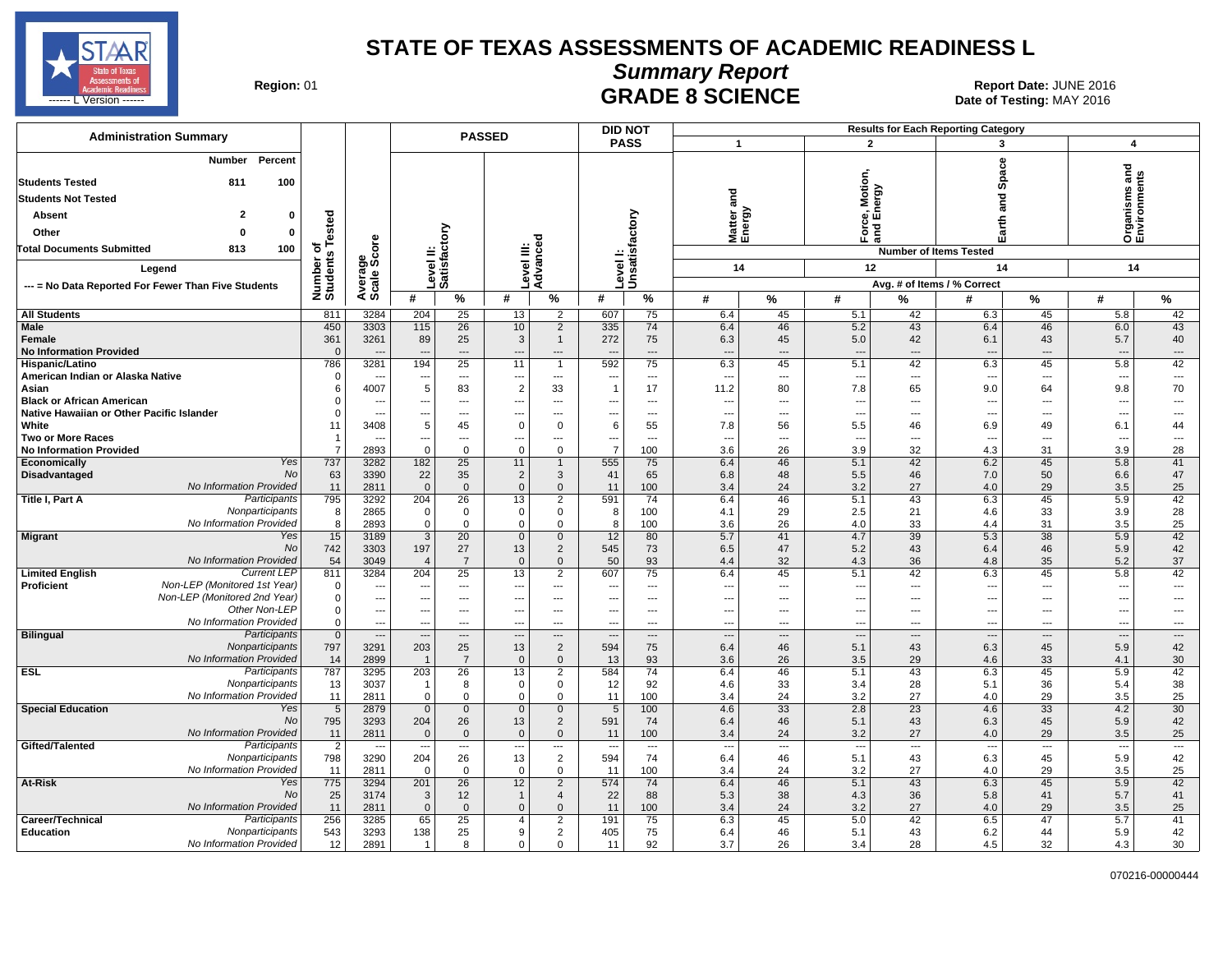# STATE OF TEXAS ASSESSMENTS OF ACADEMIC READINESS L

## Summary Report

## GRADE 8 SCIENCE

Region: 01

Report Date: JUNE 2016

Date of Testing: MAY 2016

| Administration Summary | Number | Percent |
|---|---|---|
| Students Tested | 811 | 100 |
| Students Not Tested | | |
| Absent | 2 | 0 |
| Other | 0 | 0 |
| Total Documents Submitted | 813 | 100 |

Legend

--- = No Data Reported For Fewer Than Five Students

| | | Number of Students Tested | Average Scale Score | PASSED Level II: Satisfactory # | PASSED Level II: Satisfactory % | PASSED Level III: Advanced # | PASSED Level III: Advanced % | DID NOT PASS Level I: Unsatisfactory # | DID NOT PASS Level I: Unsatisfactory % | 1 Matter and Energy (14 items) # | 1 Matter and Energy % | 2 Force, Motion, and Energy (12 items) # | 2 Force, Motion, and Energy % | 3 Earth and Space (14 items) # | 3 Earth and Space % | 4 Organisms and Environments (14 items) # | 4 Organisms and Environments % |
|---|---|---|---|---|---|---|---|---|---|---|---|---|---|---|---|---|---|
| All Students | | 811 | 3284 | 204 | 25 | 13 | 2 | 607 | 75 | 6.4 | 45 | 5.1 | 42 | 6.3 | 45 | 5.8 | 42 |
| Male | | 450 | 3303 | 115 | 26 | 10 | 2 | 335 | 74 | 6.4 | 46 | 5.2 | 43 | 6.4 | 46 | 6.0 | 43 |
| Female | | 361 | 3261 | 89 | 25 | 3 | 1 | 272 | 75 | 6.3 | 45 | 5.0 | 42 | 6.1 | 43 | 5.7 | 40 |
| No Information Provided | | 0 | --- | --- | --- | --- | --- | --- | --- | --- | --- | --- | --- | --- | --- | --- | --- |
| Hispanic/Latino | | 786 | 3281 | 194 | 25 | 11 | 1 | 592 | 75 | 6.3 | 45 | 5.1 | 42 | 6.3 | 45 | 5.8 | 42 |
| American Indian or Alaska Native | | 0 | --- | --- | --- | --- | --- | --- | --- | --- | --- | --- | --- | --- | --- | --- | --- |
| Asian | | 6 | 4007 | 5 | 83 | 2 | 33 | 1 | 17 | 11.2 | 80 | 7.8 | 65 | 9.0 | 64 | 9.8 | 70 |
| Black or African American | | 0 | --- | --- | --- | --- | --- | --- | --- | --- | --- | --- | --- | --- | --- | --- | --- |
| Native Hawaiian or Other Pacific Islander | | 0 | --- | --- | --- | --- | --- | --- | --- | --- | --- | --- | --- | --- | --- | --- | --- |
| White | | 11 | 3408 | 5 | 45 | 0 | 0 | 6 | 55 | 7.8 | 56 | 5.5 | 46 | 6.9 | 49 | 6.1 | 44 |
| Two or More Races | | 1 | --- | --- | --- | --- | --- | --- | --- | --- | --- | --- | --- | --- | --- | --- | --- |
| No Information Provided | | 7 | 2893 | 0 | 0 | 0 | 0 | 7 | 100 | 3.6 | 26 | 3.9 | 32 | 4.3 | 31 | 3.9 | 28 |
| Economically Disadvantaged | Yes | 737 | 3282 | 182 | 25 | 11 | 1 | 555 | 75 | 6.4 | 46 | 5.1 | 42 | 6.2 | 45 | 5.8 | 41 |
| | No | 63 | 3390 | 22 | 35 | 2 | 3 | 41 | 65 | 6.8 | 48 | 5.5 | 46 | 7.0 | 50 | 6.6 | 47 |
| | No Information Provided | 11 | 2811 | 0 | 0 | 0 | 0 | 11 | 100 | 3.4 | 24 | 3.2 | 27 | 4.0 | 29 | 3.5 | 25 |
| Title I, Part A | Participants | 795 | 3292 | 204 | 26 | 13 | 2 | 591 | 74 | 6.4 | 46 | 5.1 | 43 | 6.3 | 45 | 5.9 | 42 |
| | Nonparticipants | 8 | 2865 | 0 | 0 | 0 | 0 | 8 | 100 | 4.1 | 29 | 2.5 | 21 | 4.6 | 33 | 3.9 | 28 |
| | No Information Provided | 8 | 2893 | 0 | 0 | 0 | 0 | 8 | 100 | 3.6 | 26 | 4.0 | 33 | 4.4 | 31 | 3.5 | 25 |
| Migrant | Yes | 15 | 3189 | 3 | 20 | 0 | 0 | 12 | 80 | 5.7 | 41 | 4.7 | 39 | 5.3 | 38 | 5.9 | 42 |
| | No | 742 | 3303 | 197 | 27 | 13 | 2 | 545 | 73 | 6.5 | 47 | 5.2 | 43 | 6.4 | 46 | 5.9 | 42 |
| | No Information Provided | 54 | 3049 | 4 | 7 | 0 | 0 | 50 | 93 | 4.4 | 32 | 4.3 | 36 | 4.8 | 35 | 5.2 | 37 |
| Limited English Proficient | Current LEP | 811 | 3284 | 204 | 25 | 13 | 2 | 607 | 75 | 6.4 | 45 | 5.1 | 42 | 6.3 | 45 | 5.8 | 42 |
| | Non-LEP (Monitored 1st Year) | 0 | --- | --- | --- | --- | --- | --- | --- | --- | --- | --- | --- | --- | --- | --- | --- |
| | Non-LEP (Monitored 2nd Year) | 0 | --- | --- | --- | --- | --- | --- | --- | --- | --- | --- | --- | --- | --- | --- | --- |
| | Other Non-LEP | 0 | --- | --- | --- | --- | --- | --- | --- | --- | --- | --- | --- | --- | --- | --- | --- |
| | No Information Provided | 0 | --- | --- | --- | --- | --- | --- | --- | --- | --- | --- | --- | --- | --- | --- | --- |
| Bilingual | Participants | 0 | --- | --- | --- | --- | --- | --- | --- | --- | --- | --- | --- | --- | --- | --- | --- |
| | Nonparticipants | 797 | 3291 | 203 | 25 | 13 | 2 | 594 | 75 | 6.4 | 46 | 5.1 | 43 | 6.3 | 45 | 5.9 | 42 |
| | No Information Provided | 14 | 2899 | 1 | 7 | 0 | 0 | 13 | 93 | 3.6 | 26 | 3.5 | 29 | 4.6 | 33 | 4.1 | 30 |
| ESL | Participants | 787 | 3295 | 203 | 26 | 13 | 2 | 584 | 74 | 6.4 | 46 | 5.1 | 43 | 6.3 | 45 | 5.9 | 42 |
| | Nonparticipants | 13 | 3037 | 1 | 8 | 0 | 0 | 12 | 92 | 4.6 | 33 | 3.4 | 28 | 5.1 | 36 | 5.4 | 38 |
| | No Information Provided | 11 | 2811 | 0 | 0 | 0 | 0 | 11 | 100 | 3.4 | 24 | 3.2 | 27 | 4.0 | 29 | 3.5 | 25 |
| Special Education | Yes | 5 | 2879 | 0 | 0 | 0 | 0 | 5 | 100 | 4.6 | 33 | 2.8 | 23 | 4.6 | 33 | 4.2 | 30 |
| | No | 795 | 3293 | 204 | 26 | 13 | 2 | 591 | 74 | 6.4 | 46 | 5.1 | 43 | 6.3 | 45 | 5.9 | 42 |
| | No Information Provided | 11 | 2811 | 0 | 0 | 0 | 0 | 11 | 100 | 3.4 | 24 | 3.2 | 27 | 4.0 | 29 | 3.5 | 25 |
| Gifted/Talented | Participants | 2 | --- | --- | --- | --- | --- | --- | --- | --- | --- | --- | --- | --- | --- | --- | --- |
| | Nonparticipants | 798 | 3290 | 204 | 26 | 13 | 2 | 594 | 74 | 6.4 | 46 | 5.1 | 43 | 6.3 | 45 | 5.9 | 42 |
| | No Information Provided | 11 | 2811 | 0 | 0 | 0 | 0 | 11 | 100 | 3.4 | 24 | 3.2 | 27 | 4.0 | 29 | 3.5 | 25 |
| At-Risk | Yes | 775 | 3294 | 201 | 26 | 12 | 2 | 574 | 74 | 6.4 | 46 | 5.1 | 43 | 6.3 | 45 | 5.9 | 42 |
| | No | 25 | 3174 | 3 | 12 | 1 | 4 | 22 | 88 | 5.3 | 38 | 4.3 | 36 | 5.8 | 41 | 5.7 | 41 |
| | No Information Provided | 11 | 2811 | 0 | 0 | 0 | 0 | 11 | 100 | 3.4 | 24 | 3.2 | 27 | 4.0 | 29 | 3.5 | 25 |
| Career/Technical Education | Participants | 256 | 3285 | 65 | 25 | 4 | 2 | 191 | 75 | 6.3 | 45 | 5.0 | 42 | 6.5 | 47 | 5.7 | 41 |
| | Nonparticipants | 543 | 3293 | 138 | 25 | 9 | 2 | 405 | 75 | 6.4 | 46 | 5.1 | 43 | 6.2 | 44 | 5.9 | 42 |
| | No Information Provided | 12 | 2891 | 1 | 8 | 0 | 0 | 11 | 92 | 3.7 | 26 | 3.4 | 28 | 4.5 | 32 | 4.3 | 30 |

070216-00000444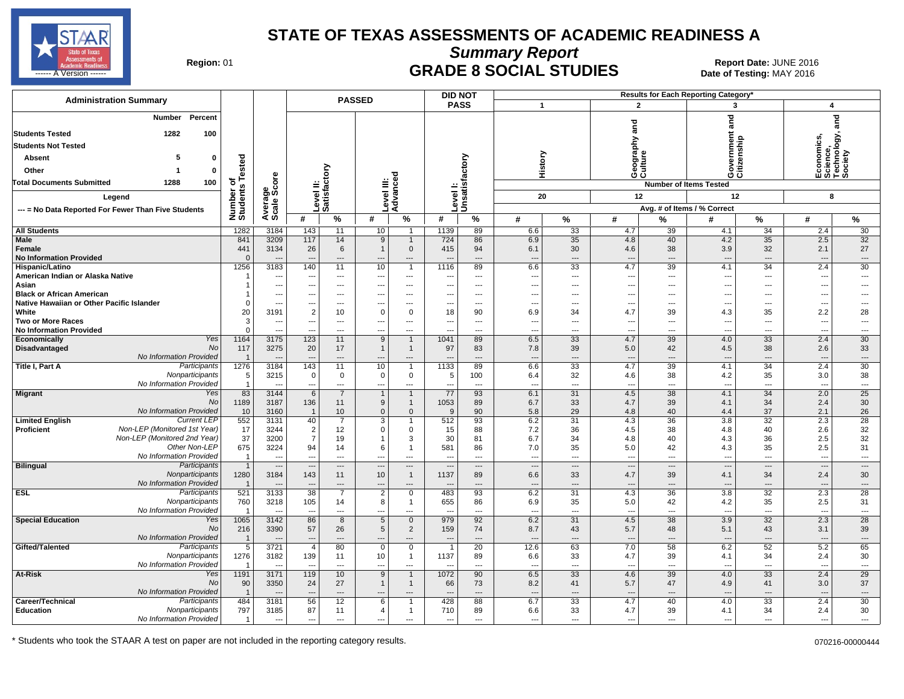# STATE OF TEXAS ASSESSMENTS OF ACADEMIC READINESS A

## *Summary Report*

## GRADE 8 SOCIAL STUDIES

**Region:** 01

**Report Date:** JUNE 2016
**Date of Testing:** MAY 2016

| Administration Summary | Number | Percent |
|---|---|---|
| Students Tested | 1282 | 100 |
| Students Not Tested | | |
| Absent | 5 | 0 |
| Other | 1 | 0 |
| Total Documents Submitted | 1288 | 100 |

Legend: --- = No Data Reported For Fewer Than Five Students

| Group | | Number of Students Tested | Average Scale Score | Passed Level II: Satisfactory # | Passed Level II: Satisfactory % | Passed Level III: Advanced # | Passed Level III: Advanced % | Did Not Pass Level I: Unsatisfactory # | Did Not Pass Level I: Unsatisfactory % | 1 History (20 items) # | 1 History % | 2 Geography and Culture (12 items) # | 2 Geography and Culture % | 3 Government and Citizenship (12 items) # | 3 Government and Citizenship % | 4 Economics, Science, Technology, and Society (8 items) # | 4 Economics, Science, Technology, and Society % |
|---|---|---|---|---|---|---|---|---|---|---|---|---|---|---|---|---|---|
| All Students | | 1282 | 3184 | 143 | 11 | 10 | 1 | 1139 | 89 | 6.6 | 33 | 4.7 | 39 | 4.1 | 34 | 2.4 | 30 |
| Male | | 841 | 3209 | 117 | 14 | 9 | 1 | 724 | 86 | 6.9 | 35 | 4.8 | 40 | 4.2 | 35 | 2.5 | 32 |
| Female | | 441 | 3134 | 26 | 6 | 1 | 0 | 415 | 94 | 6.1 | 30 | 4.6 | 38 | 3.9 | 32 | 2.1 | 27 |
| No Information Provided | | 0 | --- | --- | --- | --- | --- | --- | --- | --- | --- | --- | --- | --- | --- | --- | --- |
| Hispanic/Latino | | 1256 | 3183 | 140 | 11 | 10 | 1 | 1116 | 89 | 6.6 | 33 | 4.7 | 39 | 4.1 | 34 | 2.4 | 30 |
| American Indian or Alaska Native | | 1 | --- | --- | --- | --- | --- | --- | --- | --- | --- | --- | --- | --- | --- | --- | --- |
| Asian | | 1 | --- | --- | --- | --- | --- | --- | --- | --- | --- | --- | --- | --- | --- | --- | --- |
| Black or African American | | 1 | --- | --- | --- | --- | --- | --- | --- | --- | --- | --- | --- | --- | --- | --- | --- |
| Native Hawaiian or Other Pacific Islander | | 0 | --- | --- | --- | --- | --- | --- | --- | --- | --- | --- | --- | --- | --- | --- | --- |
| White | | 20 | 3191 | 2 | 10 | 0 | 0 | 18 | 90 | 6.9 | 34 | 4.7 | 39 | 4.3 | 35 | 2.2 | 28 |
| Two or More Races | | 3 | --- | --- | --- | --- | --- | --- | --- | --- | --- | --- | --- | --- | --- | --- | --- |
| No Information Provided | | 0 | --- | --- | --- | --- | --- | --- | --- | --- | --- | --- | --- | --- | --- | --- | --- |
| Economically Disadvantaged | Yes | 1164 | 3175 | 123 | 11 | 9 | 1 | 1041 | 89 | 6.5 | 33 | 4.7 | 39 | 4.0 | 33 | 2.4 | 30 |
| | No | 117 | 3275 | 20 | 17 | 1 | 1 | 97 | 83 | 7.8 | 39 | 5.0 | 42 | 4.5 | 38 | 2.6 | 33 |
| | No Information Provided | 1 | --- | --- | --- | --- | --- | --- | --- | --- | --- | --- | --- | --- | --- | --- | --- |
| Title I, Part A | Participants | 1276 | 3184 | 143 | 11 | 10 | 1 | 1133 | 89 | 6.6 | 33 | 4.7 | 39 | 4.1 | 34 | 2.4 | 30 |
| | Nonparticipants | 5 | 3215 | 0 | 0 | 0 | 0 | 5 | 100 | 6.4 | 32 | 4.6 | 38 | 4.2 | 35 | 3.0 | 38 |
| | No Information Provided | 1 | --- | --- | --- | --- | --- | --- | --- | --- | --- | --- | --- | --- | --- | --- | --- |
| Migrant | Yes | 83 | 3144 | 6 | 7 | 1 | 1 | 77 | 93 | 6.1 | 31 | 4.5 | 38 | 4.1 | 34 | 2.0 | 25 |
| | No | 1189 | 3187 | 136 | 11 | 9 | 1 | 1053 | 89 | 6.7 | 33 | 4.7 | 39 | 4.1 | 34 | 2.4 | 30 |
| | No Information Provided | 10 | 3160 | 1 | 10 | 0 | 0 | 9 | 90 | 5.8 | 29 | 4.8 | 40 | 4.4 | 37 | 2.1 | 26 |
| Limited English Proficient | Current LEP | 552 | 3131 | 40 | 7 | 3 | 1 | 512 | 93 | 6.2 | 31 | 4.3 | 36 | 3.8 | 32 | 2.3 | 28 |
| | Non-LEP (Monitored 1st Year) | 17 | 3244 | 2 | 12 | 0 | 0 | 15 | 88 | 7.2 | 36 | 4.5 | 38 | 4.8 | 40 | 2.6 | 32 |
| | Non-LEP (Monitored 2nd Year) | 37 | 3200 | 7 | 19 | 1 | 3 | 30 | 81 | 6.7 | 34 | 4.8 | 40 | 4.3 | 36 | 2.5 | 32 |
| | Other Non-LEP | 675 | 3224 | 94 | 14 | 6 | 1 | 581 | 86 | 7.0 | 35 | 5.0 | 42 | 4.3 | 35 | 2.5 | 31 |
| | No Information Provided | 1 | --- | --- | --- | --- | --- | --- | --- | --- | --- | --- | --- | --- | --- | --- | --- |
| Bilingual | Participants | 1 | --- | --- | --- | --- | --- | --- | --- | --- | --- | --- | --- | --- | --- | --- | --- |
| | Nonparticipants | 1280 | 3184 | 143 | 11 | 10 | 1 | 1137 | 89 | 6.6 | 33 | 4.7 | 39 | 4.1 | 34 | 2.4 | 30 |
| | No Information Provided | 1 | --- | --- | --- | --- | --- | --- | --- | --- | --- | --- | --- | --- | --- | --- | --- |
| ESL | Participants | 521 | 3133 | 38 | 7 | 2 | 0 | 483 | 93 | 6.2 | 31 | 4.3 | 36 | 3.8 | 32 | 2.3 | 28 |
| | Nonparticipants | 760 | 3218 | 105 | 14 | 8 | 1 | 655 | 86 | 6.9 | 35 | 5.0 | 42 | 4.2 | 35 | 2.5 | 31 |
| | No Information Provided | 1 | --- | --- | --- | --- | --- | --- | --- | --- | --- | --- | --- | --- | --- | --- | --- |
| Special Education | Yes | 1065 | 3142 | 86 | 8 | 5 | 0 | 979 | 92 | 6.2 | 31 | 4.5 | 38 | 3.9 | 32 | 2.3 | 28 |
| | No | 216 | 3390 | 57 | 26 | 5 | 2 | 159 | 74 | 8.7 | 43 | 5.7 | 48 | 5.1 | 43 | 3.1 | 39 |
| | No Information Provided | 1 | --- | --- | --- | --- | --- | --- | --- | --- | --- | --- | --- | --- | --- | --- | --- |
| Gifted/Talented | Participants | 5 | 3721 | 4 | 80 | 0 | 0 | 1 | 20 | 12.6 | 63 | 7.0 | 58 | 6.2 | 52 | 5.2 | 65 |
| | Nonparticipants | 1276 | 3182 | 139 | 11 | 10 | 1 | 1137 | 89 | 6.6 | 33 | 4.7 | 39 | 4.1 | 34 | 2.4 | 30 |
| | No Information Provided | 1 | --- | --- | --- | --- | --- | --- | --- | --- | --- | --- | --- | --- | --- | --- | --- |
| At-Risk | Yes | 1191 | 3171 | 119 | 10 | 9 | 1 | 1072 | 90 | 6.5 | 33 | 4.6 | 39 | 4.0 | 33 | 2.4 | 29 |
| | No | 90 | 3350 | 24 | 27 | 1 | 1 | 66 | 73 | 8.2 | 41 | 5.7 | 47 | 4.9 | 41 | 3.0 | 37 |
| | No Information Provided | 1 | --- | --- | --- | --- | --- | --- | --- | --- | --- | --- | --- | --- | --- | --- | --- |
| Career/Technical Education | Participants | 484 | 3181 | 56 | 12 | 6 | 1 | 428 | 88 | 6.7 | 33 | 4.7 | 40 | 4.0 | 33 | 2.4 | 30 |
| | Nonparticipants | 797 | 3185 | 87 | 11 | 4 | 1 | 710 | 89 | 6.6 | 33 | 4.7 | 39 | 4.1 | 34 | 2.4 | 30 |
| | No Information Provided | 1 | --- | --- | --- | --- | --- | --- | --- | --- | --- | --- | --- | --- | --- | --- | --- |

\* Students who took the STAAR A test on paper are not included in the reporting category results.

070216-00000444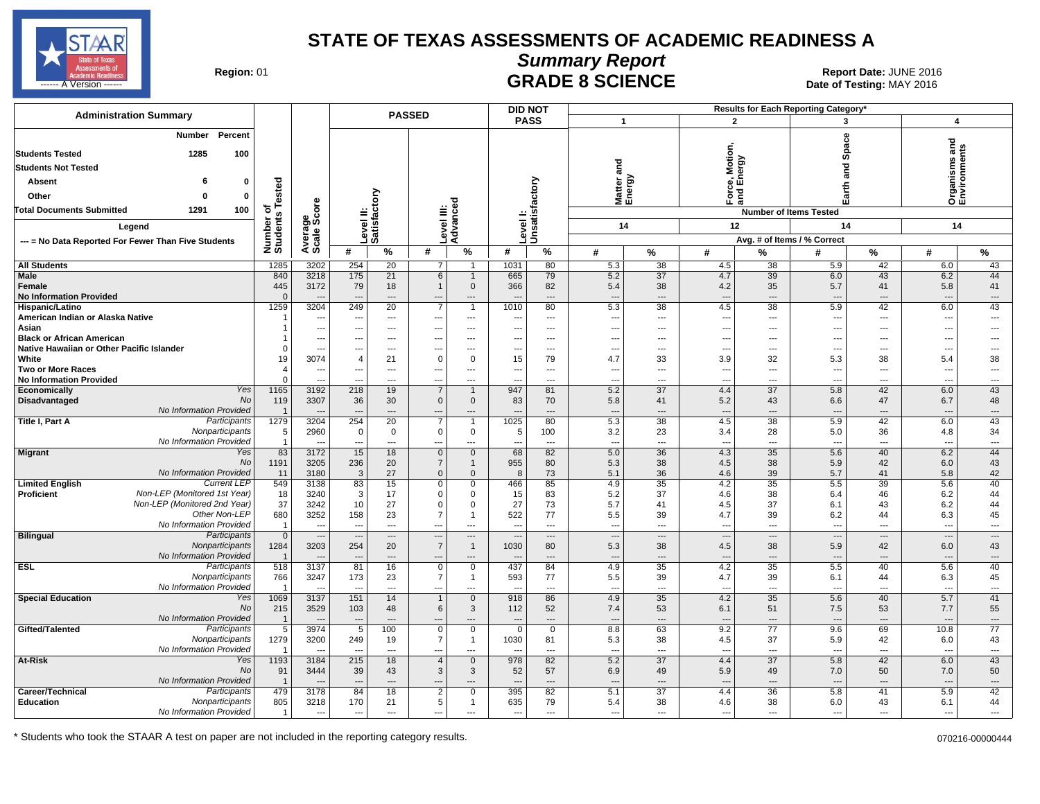# STATE OF TEXAS ASSESSMENTS OF ACADEMIC READINESS A

## Summary Report

## GRADE 8 SCIENCE

**Region:** 01

**Report Date:** JUNE 2016
**Date of Testing:** MAY 2016

| Administration Summary | Number | Percent |
|---|---|---|
| Students Tested | 1285 | 100 |
| Students Not Tested | | |
| Absent | 6 | 0 |
| Other | 0 | 0 |
| Total Documents Submitted | 1291 | 100 |

Legend: --- = No Data Reported For Fewer Than Five Students

Reporting categories (Results for Each Reporting Category*): 1 = Matter and Energy (14 items); 2 = Force, Motion, and Energy (12 items); 3 = Earth and Space (14 items); 4 = Organisms and Environments (14 items). Columns show Avg. # of Items / % Correct.

| Group | | Number of Students Tested | Average Scale Score | Level II: Satisfactory # | Level II: Satisfactory % | Level III: Advanced # | Level III: Advanced % | Level I: Unsatisfactory # | Level I: Unsatisfactory % | Cat 1 # | Cat 1 % | Cat 2 # | Cat 2 % | Cat 3 # | Cat 3 % | Cat 4 # | Cat 4 % |
|---|---|---|---|---|---|---|---|---|---|---|---|---|---|---|---|---|---|
| All Students | | 1285 | 3202 | 254 | 20 | 7 | 1 | 1031 | 80 | 5.3 | 38 | 4.5 | 38 | 5.9 | 42 | 6.0 | 43 |
| Male | | 840 | 3218 | 175 | 21 | 6 | 1 | 665 | 79 | 5.2 | 37 | 4.7 | 39 | 6.0 | 43 | 6.2 | 44 |
| Female | | 445 | 3172 | 79 | 18 | 1 | 0 | 366 | 82 | 5.4 | 38 | 4.2 | 35 | 5.7 | 41 | 5.8 | 41 |
| No Information Provided | | 0 | --- | --- | --- | --- | --- | --- | --- | --- | --- | --- | --- | --- | --- | --- | --- |
| Hispanic/Latino | | 1259 | 3204 | 249 | 20 | 7 | 1 | 1010 | 80 | 5.3 | 38 | 4.5 | 38 | 5.9 | 42 | 6.0 | 43 |
| American Indian or Alaska Native | | 1 | --- | --- | --- | --- | --- | --- | --- | --- | --- | --- | --- | --- | --- | --- | --- |
| Asian | | 1 | --- | --- | --- | --- | --- | --- | --- | --- | --- | --- | --- | --- | --- | --- | --- |
| Black or African American | | 1 | --- | --- | --- | --- | --- | --- | --- | --- | --- | --- | --- | --- | --- | --- | --- |
| Native Hawaiian or Other Pacific Islander | | 0 | --- | --- | --- | --- | --- | --- | --- | --- | --- | --- | --- | --- | --- | --- | --- |
| White | | 19 | 3074 | 4 | 21 | 0 | 0 | 15 | 79 | 4.7 | 33 | 3.9 | 32 | 5.3 | 38 | 5.4 | 38 |
| Two or More Races | | 4 | --- | --- | --- | --- | --- | --- | --- | --- | --- | --- | --- | --- | --- | --- | --- |
| No Information Provided | | 0 | --- | --- | --- | --- | --- | --- | --- | --- | --- | --- | --- | --- | --- | --- | --- |
| Economically Disadvantaged | Yes | 1165 | 3192 | 218 | 19 | 7 | 1 | 947 | 81 | 5.2 | 37 | 4.4 | 37 | 5.8 | 42 | 6.0 | 43 |
| | No | 119 | 3307 | 36 | 30 | 0 | 0 | 83 | 70 | 5.8 | 41 | 5.2 | 43 | 6.6 | 47 | 6.7 | 48 |
| | No Information Provided | 1 | --- | --- | --- | --- | --- | --- | --- | --- | --- | --- | --- | --- | --- | --- | --- |
| Title I, Part A | Participants | 1279 | 3204 | 254 | 20 | 7 | 1 | 1025 | 80 | 5.3 | 38 | 4.5 | 38 | 5.9 | 42 | 6.0 | 43 |
| | Nonparticipants | 5 | 2960 | 0 | 0 | 0 | 0 | 5 | 100 | 3.2 | 23 | 3.4 | 28 | 5.0 | 36 | 4.8 | 34 |
| | No Information Provided | 1 | --- | --- | --- | --- | --- | --- | --- | --- | --- | --- | --- | --- | --- | --- | --- |
| Migrant | Yes | 83 | 3172 | 15 | 18 | 0 | 0 | 68 | 82 | 5.0 | 36 | 4.3 | 35 | 5.6 | 40 | 6.2 | 44 |
| | No | 1191 | 3205 | 236 | 20 | 7 | 1 | 955 | 80 | 5.3 | 38 | 4.5 | 38 | 5.9 | 42 | 6.0 | 43 |
| | No Information Provided | 11 | 3180 | 3 | 27 | 0 | 0 | 8 | 73 | 5.1 | 36 | 4.6 | 39 | 5.7 | 41 | 5.8 | 42 |
| Limited English Proficient | Current LEP | 549 | 3138 | 83 | 15 | 0 | 0 | 466 | 85 | 4.9 | 35 | 4.2 | 35 | 5.5 | 39 | 5.6 | 40 |
| | Non-LEP (Monitored 1st Year) | 18 | 3240 | 3 | 17 | 0 | 0 | 15 | 83 | 5.2 | 37 | 4.6 | 38 | 6.4 | 46 | 6.2 | 44 |
| | Non-LEP (Monitored 2nd Year) | 37 | 3242 | 10 | 27 | 0 | 0 | 27 | 73 | 5.7 | 41 | 4.5 | 37 | 6.1 | 43 | 6.2 | 44 |
| | Other Non-LEP | 680 | 3252 | 158 | 23 | 7 | 1 | 522 | 77 | 5.5 | 39 | 4.7 | 39 | 6.2 | 44 | 6.3 | 45 |
| | No Information Provided | 1 | --- | --- | --- | --- | --- | --- | --- | --- | --- | --- | --- | --- | --- | --- | --- |
| Bilingual | Participants | 0 | --- | --- | --- | --- | --- | --- | --- | --- | --- | --- | --- | --- | --- | --- | --- |
| | Nonparticipants | 1284 | 3203 | 254 | 20 | 7 | 1 | 1030 | 80 | 5.3 | 38 | 4.5 | 38 | 5.9 | 42 | 6.0 | 43 |
| | No Information Provided | 1 | --- | --- | --- | --- | --- | --- | --- | --- | --- | --- | --- | --- | --- | --- | --- |
| ESL | Participants | 518 | 3137 | 81 | 16 | 0 | 0 | 437 | 84 | 4.9 | 35 | 4.2 | 35 | 5.5 | 40 | 5.6 | 40 |
| | Nonparticipants | 766 | 3247 | 173 | 23 | 7 | 1 | 593 | 77 | 5.5 | 39 | 4.7 | 39 | 6.1 | 44 | 6.3 | 45 |
| | No Information Provided | 1 | --- | --- | --- | --- | --- | --- | --- | --- | --- | --- | --- | --- | --- | --- | --- |
| Special Education | Yes | 1069 | 3137 | 151 | 14 | 1 | 0 | 918 | 86 | 4.9 | 35 | 4.2 | 35 | 5.6 | 40 | 5.7 | 41 |
| | No | 215 | 3529 | 103 | 48 | 6 | 3 | 112 | 52 | 7.4 | 53 | 6.1 | 51 | 7.5 | 53 | 7.7 | 55 |
| | No Information Provided | 1 | --- | --- | --- | --- | --- | --- | --- | --- | --- | --- | --- | --- | --- | --- | --- |
| Gifted/Talented | Participants | 5 | 3974 | 5 | 100 | 0 | 0 | 0 | 0 | 8.8 | 63 | 9.2 | 77 | 9.6 | 69 | 10.8 | 77 |
| | Nonparticipants | 1279 | 3200 | 249 | 19 | 7 | 1 | 1030 | 81 | 5.3 | 38 | 4.5 | 37 | 5.9 | 42 | 6.0 | 43 |
| | No Information Provided | 1 | --- | --- | --- | --- | --- | --- | --- | --- | --- | --- | --- | --- | --- | --- | --- |
| At-Risk | Yes | 1193 | 3184 | 215 | 18 | 4 | 0 | 978 | 82 | 5.2 | 37 | 4.4 | 37 | 5.8 | 42 | 6.0 | 43 |
| | No | 91 | 3444 | 39 | 43 | 3 | 3 | 52 | 57 | 6.9 | 49 | 5.9 | 49 | 7.0 | 50 | 7.0 | 50 |
| | No Information Provided | 1 | --- | --- | --- | --- | --- | --- | --- | --- | --- | --- | --- | --- | --- | --- | --- |
| Career/Technical Education | Participants | 479 | 3178 | 84 | 18 | 2 | 0 | 395 | 82 | 5.1 | 37 | 4.4 | 36 | 5.8 | 41 | 5.9 | 42 |
| | Nonparticipants | 805 | 3218 | 170 | 21 | 5 | 1 | 635 | 79 | 5.4 | 38 | 4.6 | 38 | 6.0 | 43 | 6.1 | 44 |
| | No Information Provided | 1 | --- | --- | --- | --- | --- | --- | --- | --- | --- | --- | --- | --- | --- | --- | --- |

\* Students who took the STAAR A test on paper are not included in the reporting category results.

070216-00000444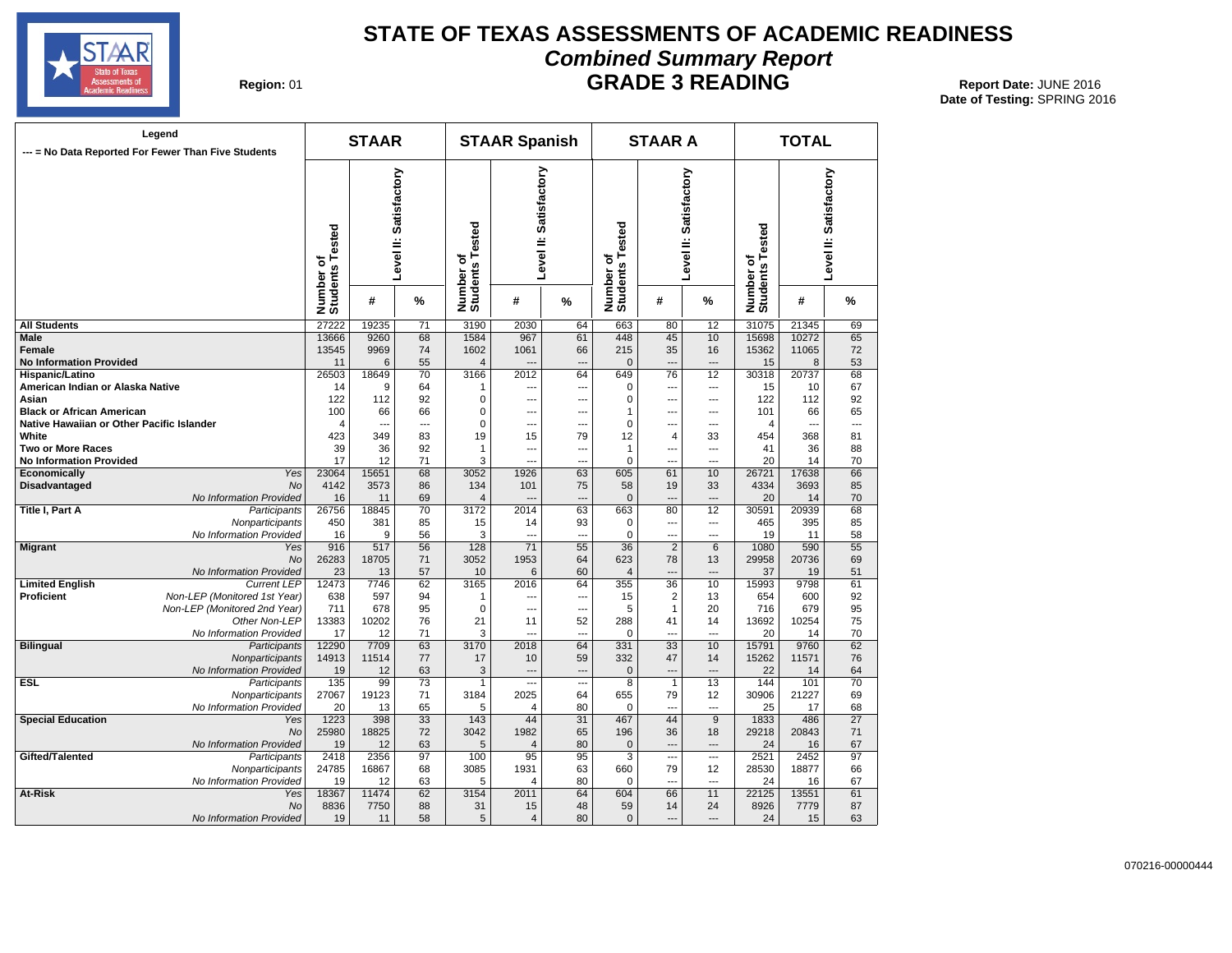# STATE OF TEXAS ASSESSMENTS OF ACADEMIC READINESS

## *Combined Summary Report*

## GRADE 3 READING

**Region:** 01

**Report Date:** JUNE 2016
**Date of Testing:** SPRING 2016

**Legend**
--- = No Data Reported For Fewer Than Five Students

| | | STAAR | | | STAAR Spanish | | | STAAR A | | | TOTAL | | |
|---|---|---|---|---|---|---|---|---|---|---|---|---|---|
| | | Number of Students Tested | Level II: Satisfactory | | Number of Students Tested | Level II: Satisfactory | | Number of Students Tested | Level II: Satisfactory | | Number of Students Tested | Level II: Satisfactory | |
| | | | # | % | | # | % | | # | % | | # | % |
| **All Students** | | 27222 | 19235 | 71 | 3190 | 2030 | 64 | 663 | 80 | 12 | 31075 | 21345 | 69 |
| **Male** | | 13666 | 9260 | 68 | 1584 | 967 | 61 | 448 | 45 | 10 | 15698 | 10272 | 65 |
| **Female** | | 13545 | 9969 | 74 | 1602 | 1061 | 66 | 215 | 35 | 16 | 15362 | 11065 | 72 |
| **No Information Provided** | | 11 | 6 | 55 | 4 | --- | --- | 0 | --- | --- | 15 | 8 | 53 |
| **Hispanic/Latino** | | 26503 | 18649 | 70 | 3166 | 2012 | 64 | 649 | 76 | 12 | 30318 | 20737 | 68 |
| **American Indian or Alaska Native** | | 14 | 9 | 64 | 1 | --- | --- | 0 | --- | --- | 15 | 10 | 67 |
| **Asian** | | 122 | 112 | 92 | 0 | --- | --- | 0 | --- | --- | 122 | 112 | 92 |
| **Black or African American** | | 100 | 66 | 66 | 0 | --- | --- | 1 | --- | --- | 101 | 66 | 65 |
| **Native Hawaiian or Other Pacific Islander** | | 4 | --- | --- | 0 | --- | --- | 0 | --- | --- | 4 | --- | --- |
| **White** | | 423 | 349 | 83 | 19 | 15 | 79 | 12 | 4 | 33 | 454 | 368 | 81 |
| **Two or More Races** | | 39 | 36 | 92 | 1 | --- | --- | 1 | --- | --- | 41 | 36 | 88 |
| **No Information Provided** | | 17 | 12 | 71 | 3 | --- | --- | 0 | --- | --- | 20 | 14 | 70 |
| **Economically Disadvantaged** | *Yes* | 23064 | 15651 | 68 | 3052 | 1926 | 63 | 605 | 61 | 10 | 26721 | 17638 | 66 |
| | *No* | 4142 | 3573 | 86 | 134 | 101 | 75 | 58 | 19 | 33 | 4334 | 3693 | 85 |
| | *No Information Provided* | 16 | 11 | 69 | 4 | --- | --- | 0 | --- | --- | 20 | 14 | 70 |
| **Title I, Part A** | *Participants* | 26756 | 18845 | 70 | 3172 | 2014 | 63 | 663 | 80 | 12 | 30591 | 20939 | 68 |
| | *Nonparticipants* | 450 | 381 | 85 | 15 | 14 | 93 | 0 | --- | --- | 465 | 395 | 85 |
| | *No Information Provided* | 16 | 9 | 56 | 3 | --- | --- | 0 | --- | --- | 19 | 11 | 58 |
| **Migrant** | *Yes* | 916 | 517 | 56 | 128 | 71 | 55 | 36 | 2 | 6 | 1080 | 590 | 55 |
| | *No* | 26283 | 18705 | 71 | 3052 | 1953 | 64 | 623 | 78 | 13 | 29958 | 20736 | 69 |
| | *No Information Provided* | 23 | 13 | 57 | 10 | 6 | 60 | 4 | --- | --- | 37 | 19 | 51 |
| **Limited English Proficient** | *Current LEP* | 12473 | 7746 | 62 | 3165 | 2016 | 64 | 355 | 36 | 10 | 15993 | 9798 | 61 |
| | *Non-LEP (Monitored 1st Year)* | 638 | 597 | 94 | 1 | --- | --- | 15 | 2 | 13 | 654 | 600 | 92 |
| | *Non-LEP (Monitored 2nd Year)* | 711 | 678 | 95 | 0 | --- | --- | 5 | 1 | 20 | 716 | 679 | 95 |
| | *Other Non-LEP* | 13383 | 10202 | 76 | 21 | 11 | 52 | 288 | 41 | 14 | 13692 | 10254 | 75 |
| | *No Information Provided* | 17 | 12 | 71 | 3 | --- | --- | 0 | --- | --- | 20 | 14 | 70 |
| **Bilingual** | *Participants* | 12290 | 7709 | 63 | 3170 | 2018 | 64 | 331 | 33 | 10 | 15791 | 9760 | 62 |
| | *Nonparticipants* | 14913 | 11514 | 77 | 17 | 10 | 59 | 332 | 47 | 14 | 15262 | 11571 | 76 |
| | *No Information Provided* | 19 | 12 | 63 | 3 | --- | --- | 0 | --- | --- | 22 | 14 | 64 |
| **ESL** | *Participants* | 135 | 99 | 73 | 1 | --- | --- | 8 | 1 | 13 | 144 | 101 | 70 |
| | *Nonparticipants* | 27067 | 19123 | 71 | 3184 | 2025 | 64 | 655 | 79 | 12 | 30906 | 21227 | 69 |
| | *No Information Provided* | 20 | 13 | 65 | 5 | 4 | 80 | 0 | --- | --- | 25 | 17 | 68 |
| **Special Education** | *Yes* | 1223 | 398 | 33 | 143 | 44 | 31 | 467 | 44 | 9 | 1833 | 486 | 27 |
| | *No* | 25980 | 18825 | 72 | 3042 | 1982 | 65 | 196 | 36 | 18 | 29218 | 20843 | 71 |
| | *No Information Provided* | 19 | 12 | 63 | 5 | 4 | 80 | 0 | --- | --- | 24 | 16 | 67 |
| **Gifted/Talented** | *Participants* | 2418 | 2356 | 97 | 100 | 95 | 95 | 3 | --- | --- | 2521 | 2452 | 97 |
| | *Nonparticipants* | 24785 | 16867 | 68 | 3085 | 1931 | 63 | 660 | 79 | 12 | 28530 | 18877 | 66 |
| | *No Information Provided* | 19 | 12 | 63 | 5 | 4 | 80 | 0 | --- | --- | 24 | 16 | 67 |
| **At-Risk** | *Yes* | 18367 | 11474 | 62 | 3154 | 2011 | 64 | 604 | 66 | 11 | 22125 | 13551 | 61 |
| | *No* | 8836 | 7750 | 88 | 31 | 15 | 48 | 59 | 14 | 24 | 8926 | 7779 | 87 |
| | *No Information Provided* | 19 | 11 | 58 | 5 | 4 | 80 | 0 | --- | --- | 24 | 15 | 63 |

070216-00000444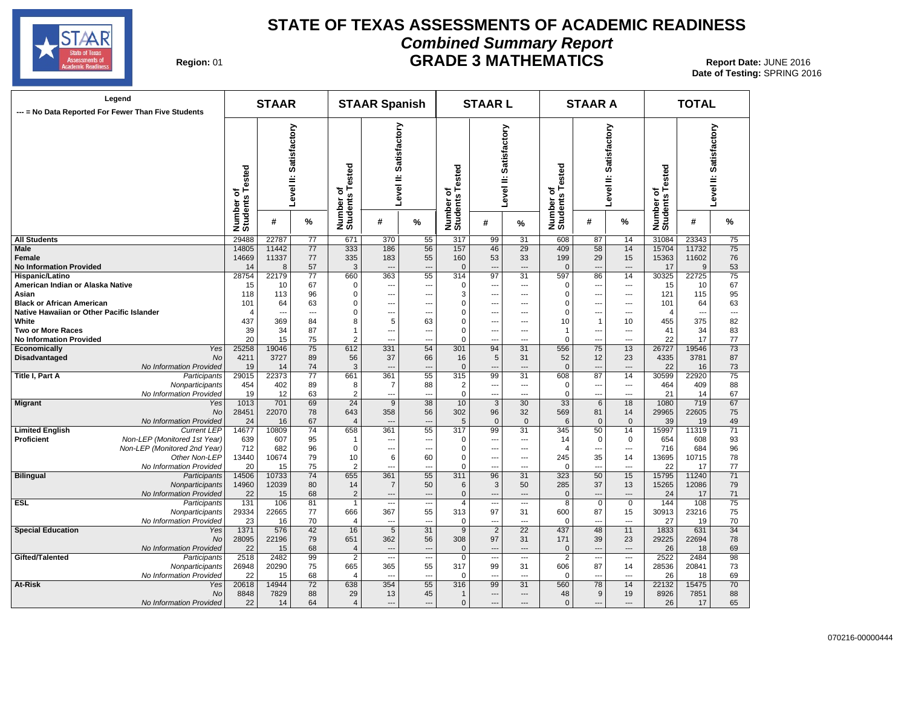# STATE OF TEXAS ASSESSMENTS OF ACADEMIC READINESS

## *Combined Summary Report*

## GRADE 3 MATHEMATICS

**Region:** 01

**Report Date:** JUNE 2016
**Date of Testing:** SPRING 2016

| Legend<br>--- = No Data Reported For Fewer Than Five Students | | STAAR | | | STAAR Spanish | | | STAAR L | | | STAAR A | | | TOTAL | | |
|---|---|---|---|---|---|---|---|---|---|---|---|---|---|---|---|---|
| | | Number of Students Tested | Level II: Satisfactory # | Level II: Satisfactory % | Number of Students Tested | Level II: Satisfactory # | Level II: Satisfactory % | Number of Students Tested | Level II: Satisfactory # | Level II: Satisfactory % | Number of Students Tested | Level II: Satisfactory # | Level II: Satisfactory % | Number of Students Tested | Level II: Satisfactory # | Level II: Satisfactory % |
| **All Students** | | 29488 | 22787 | 77 | 671 | 370 | 55 | 317 | 99 | 31 | 608 | 87 | 14 | 31084 | 23343 | 75 |
| **Male** | | 14805 | 11442 | 77 | 333 | 186 | 56 | 157 | 46 | 29 | 409 | 58 | 14 | 15704 | 11732 | 75 |
| **Female** | | 14669 | 11337 | 77 | 335 | 183 | 55 | 160 | 53 | 33 | 199 | 29 | 15 | 15363 | 11602 | 76 |
| **No Information Provided** | | 14 | 8 | 57 | 3 | --- | --- | 0 | --- | --- | 0 | --- | --- | 17 | 9 | 53 |
| **Hispanic/Latino** | | 28754 | 22179 | 77 | 660 | 363 | 55 | 314 | 97 | 31 | 597 | 86 | 14 | 30325 | 22725 | 75 |
| **American Indian or Alaska Native** | | 15 | 10 | 67 | 0 | --- | --- | 0 | --- | --- | 0 | --- | --- | 15 | 10 | 67 |
| **Asian** | | 118 | 113 | 96 | 0 | --- | --- | 3 | --- | --- | 0 | --- | --- | 121 | 115 | 95 |
| **Black or African American** | | 101 | 64 | 63 | 0 | --- | --- | 0 | --- | --- | 0 | --- | --- | 101 | 64 | 63 |
| **Native Hawaiian or Other Pacific Islander** | | 4 | --- | --- | 0 | --- | --- | 0 | --- | --- | 0 | --- | --- | 4 | --- | --- |
| **White** | | 437 | 369 | 84 | 8 | 5 | 63 | 0 | --- | --- | 10 | 1 | 10 | 455 | 375 | 82 |
| **Two or More Races** | | 39 | 34 | 87 | 1 | --- | --- | 0 | --- | --- | 1 | --- | --- | 41 | 34 | 83 |
| **No Information Provided** | | 20 | 15 | 75 | 2 | --- | --- | 0 | --- | --- | 0 | --- | --- | 22 | 17 | 77 |
| **Economically Disadvantaged** | *Yes* | 25258 | 19046 | 75 | 612 | 331 | 54 | 301 | 94 | 31 | 556 | 75 | 13 | 26727 | 19546 | 73 |
| | *No* | 4211 | 3727 | 89 | 56 | 37 | 66 | 16 | 5 | 31 | 52 | 12 | 23 | 4335 | 3781 | 87 |
| | *No Information Provided* | 19 | 14 | 74 | 3 | --- | --- | 0 | --- | --- | 0 | --- | --- | 22 | 16 | 73 |
| **Title I, Part A** | *Participants* | 29015 | 22373 | 77 | 661 | 361 | 55 | 315 | 99 | 31 | 608 | 87 | 14 | 30599 | 22920 | 75 |
| | *Nonparticipants* | 454 | 402 | 89 | 8 | 7 | 88 | 2 | --- | --- | 0 | --- | --- | 464 | 409 | 88 |
| | *No Information Provided* | 19 | 12 | 63 | 2 | --- | --- | 0 | --- | --- | 0 | --- | --- | 21 | 14 | 67 |
| **Migrant** | *Yes* | 1013 | 701 | 69 | 24 | 9 | 38 | 10 | 3 | 30 | 33 | 6 | 18 | 1080 | 719 | 67 |
| | *No* | 28451 | 22070 | 78 | 643 | 358 | 56 | 302 | 96 | 32 | 569 | 81 | 14 | 29965 | 22605 | 75 |
| | *No Information Provided* | 24 | 16 | 67 | 4 | --- | --- | 5 | 0 | 0 | 6 | 0 | 0 | 39 | 19 | 49 |
| **Limited English Proficient** | *Current LEP* | 14677 | 10809 | 74 | 658 | 361 | 55 | 317 | 99 | 31 | 345 | 50 | 14 | 15997 | 11319 | 71 |
| | *Non-LEP (Monitored 1st Year)* | 639 | 607 | 95 | 1 | --- | --- | 0 | --- | --- | 14 | 0 | 0 | 654 | 608 | 93 |
| | *Non-LEP (Monitored 2nd Year)* | 712 | 682 | 96 | 0 | --- | --- | 0 | --- | --- | 4 | --- | --- | 716 | 684 | 96 |
| | *Other Non-LEP* | 13440 | 10674 | 79 | 10 | 6 | 60 | 0 | --- | --- | 245 | 35 | 14 | 13695 | 10715 | 78 |
| | *No Information Provided* | 20 | 15 | 75 | 2 | --- | --- | 0 | --- | --- | 0 | --- | --- | 22 | 17 | 77 |
| **Bilingual** | *Participants* | 14506 | 10733 | 74 | 655 | 361 | 55 | 311 | 96 | 31 | 323 | 50 | 15 | 15795 | 11240 | 71 |
| | *Nonparticipants* | 14960 | 12039 | 80 | 14 | 7 | 50 | 6 | 3 | 50 | 285 | 37 | 13 | 15265 | 12086 | 79 |
| | *No Information Provided* | 22 | 15 | 68 | 2 | --- | --- | 0 | --- | --- | 0 | --- | --- | 24 | 17 | 71 |
| **ESL** | *Participants* | 131 | 106 | 81 | 1 | --- | --- | 4 | --- | --- | 8 | 0 | 0 | 144 | 108 | 75 |
| | *Nonparticipants* | 29334 | 22665 | 77 | 666 | 367 | 55 | 313 | 97 | 31 | 600 | 87 | 15 | 30913 | 23216 | 75 |
| | *No Information Provided* | 23 | 16 | 70 | 4 | --- | --- | 0 | --- | --- | 0 | --- | --- | 27 | 19 | 70 |
| **Special Education** | *Yes* | 1371 | 576 | 42 | 16 | 5 | 31 | 9 | 2 | 22 | 437 | 48 | 11 | 1833 | 631 | 34 |
| | *No* | 28095 | 22196 | 79 | 651 | 362 | 56 | 308 | 97 | 31 | 171 | 39 | 23 | 29225 | 22694 | 78 |
| | *No Information Provided* | 22 | 15 | 68 | 4 | --- | --- | 0 | --- | --- | 0 | --- | --- | 26 | 18 | 69 |
| **Gifted/Talented** | *Participants* | 2518 | 2482 | 99 | 2 | --- | --- | 0 | --- | --- | 2 | --- | --- | 2522 | 2484 | 98 |
| | *Nonparticipants* | 26948 | 20290 | 75 | 665 | 365 | 55 | 317 | 99 | 31 | 606 | 87 | 14 | 28536 | 20841 | 73 |
| | *No Information Provided* | 22 | 15 | 68 | 4 | --- | --- | 0 | --- | --- | 0 | --- | --- | 26 | 18 | 69 |
| **At-Risk** | *Yes* | 20618 | 14944 | 72 | 638 | 354 | 55 | 316 | 99 | 31 | 560 | 78 | 14 | 22132 | 15475 | 70 |
| | *No* | 8848 | 7829 | 88 | 29 | 13 | 45 | 1 | --- | --- | 48 | 9 | 19 | 8926 | 7851 | 88 |
| | *No Information Provided* | 22 | 14 | 64 | 4 | --- | --- | 0 | --- | --- | 0 | --- | --- | 26 | 17 | 65 |

070216-00000444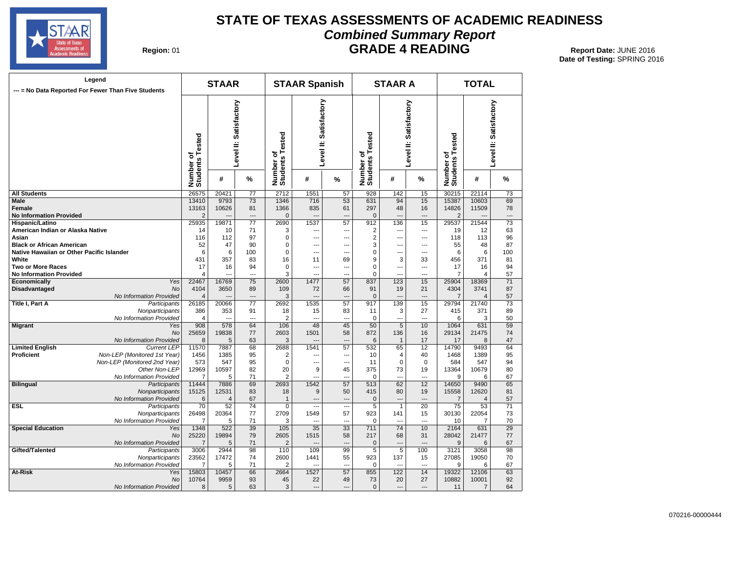# STATE OF TEXAS ASSESSMENTS OF ACADEMIC READINESS

## *Combined Summary Report*

## GRADE 4 READING

**Region:** 01

**Report Date:** JUNE 2016
**Date of Testing:** SPRING 2016

Legend
--- = No Data Reported For Fewer Than Five Students

| | | STAAR | | | STAAR Spanish | | | STAAR A | | | TOTAL | | |
|---|---|---|---|---|---|---|---|---|---|---|---|---|---|
| | | Number of Students Tested | Level II: Satisfactory | | Number of Students Tested | Level II: Satisfactory | | Number of Students Tested | Level II: Satisfactory | | Number of Students Tested | Level II: Satisfactory | |
| | | | # | % | | # | % | | # | % | | # | % |
| **All Students** | | 26575 | 20421 | 77 | 2712 | 1551 | 57 | 928 | 142 | 15 | 30215 | 22114 | 73 |
| **Male** | | 13410 | 9793 | 73 | 1346 | 716 | 53 | 631 | 94 | 15 | 15387 | 10603 | 69 |
| **Female** | | 13163 | 10626 | 81 | 1366 | 835 | 61 | 297 | 48 | 16 | 14826 | 11509 | 78 |
| **No Information Provided** | | 2 | --- | --- | 0 | --- | --- | 0 | --- | --- | 2 | --- | --- |
| **Hispanic/Latino** | | 25935 | 19871 | 77 | 2690 | 1537 | 57 | 912 | 136 | 15 | 29537 | 21544 | 73 |
| **American Indian or Alaska Native** | | 14 | 10 | 71 | 3 | --- | --- | 2 | --- | --- | 19 | 12 | 63 |
| **Asian** | | 116 | 112 | 97 | 0 | --- | --- | 2 | --- | --- | 118 | 113 | 96 |
| **Black or African American** | | 52 | 47 | 90 | 0 | --- | --- | 3 | --- | --- | 55 | 48 | 87 |
| **Native Hawaiian or Other Pacific Islander** | | 6 | 6 | 100 | 0 | --- | --- | 0 | --- | --- | 6 | 6 | 100 |
| **White** | | 431 | 357 | 83 | 16 | 11 | 69 | 9 | 3 | 33 | 456 | 371 | 81 |
| **Two or More Races** | | 17 | 16 | 94 | 0 | --- | --- | 0 | --- | --- | 17 | 16 | 94 |
| **No Information Provided** | | 4 | --- | --- | 3 | --- | --- | 0 | --- | --- | 7 | 4 | 57 |
| **Economically Disadvantaged** | *Yes* | 22467 | 16769 | 75 | 2600 | 1477 | 57 | 837 | 123 | 15 | 25904 | 18369 | 71 |
| | *No* | 4104 | 3650 | 89 | 109 | 72 | 66 | 91 | 19 | 21 | 4304 | 3741 | 87 |
| | *No Information Provided* | 4 | --- | --- | 3 | --- | --- | 0 | --- | --- | 7 | 4 | 57 |
| **Title I, Part A** | *Participants* | 26185 | 20066 | 77 | 2692 | 1535 | 57 | 917 | 139 | 15 | 29794 | 21740 | 73 |
| | *Nonparticipants* | 386 | 353 | 91 | 18 | 15 | 83 | 11 | 3 | 27 | 415 | 371 | 89 |
| | *No Information Provided* | 4 | --- | --- | 2 | --- | --- | 0 | --- | --- | 6 | 3 | 50 |
| **Migrant** | *Yes* | 908 | 578 | 64 | 106 | 48 | 45 | 50 | 5 | 10 | 1064 | 631 | 59 |
| | *No* | 25659 | 19838 | 77 | 2603 | 1501 | 58 | 872 | 136 | 16 | 29134 | 21475 | 74 |
| | *No Information Provided* | 8 | 5 | 63 | 3 | --- | --- | 6 | 1 | 17 | 17 | 8 | 47 |
| **Limited English Proficient** | *Current LEP* | 11570 | 7887 | 68 | 2688 | 1541 | 57 | 532 | 65 | 12 | 14790 | 9493 | 64 |
| | *Non-LEP (Monitored 1st Year)* | 1456 | 1385 | 95 | 2 | --- | --- | 10 | 4 | 40 | 1468 | 1389 | 95 |
| | *Non-LEP (Monitored 2nd Year)* | 573 | 547 | 95 | 0 | --- | --- | 11 | 0 | 0 | 584 | 547 | 94 |
| | *Other Non-LEP* | 12969 | 10597 | 82 | 20 | 9 | 45 | 375 | 73 | 19 | 13364 | 10679 | 80 |
| | *No Information Provided* | 7 | 5 | 71 | 2 | --- | --- | 0 | --- | --- | 9 | 6 | 67 |
| **Bilingual** | *Participants* | 11444 | 7886 | 69 | 2693 | 1542 | 57 | 513 | 62 | 12 | 14650 | 9490 | 65 |
| | *Nonparticipants* | 15125 | 12531 | 83 | 18 | 9 | 50 | 415 | 80 | 19 | 15558 | 12620 | 81 |
| | *No Information Provided* | 6 | 4 | 67 | 1 | --- | --- | 0 | --- | --- | 7 | 4 | 57 |
| **ESL** | *Participants* | 70 | 52 | 74 | 0 | --- | --- | 5 | 1 | 20 | 75 | 53 | 71 |
| | *Nonparticipants* | 26498 | 20364 | 77 | 2709 | 1549 | 57 | 923 | 141 | 15 | 30130 | 22054 | 73 |
| | *No Information Provided* | 7 | 5 | 71 | 3 | --- | --- | 0 | --- | --- | 10 | 7 | 70 |
| **Special Education** | *Yes* | 1348 | 522 | 39 | 105 | 35 | 33 | 711 | 74 | 10 | 2164 | 631 | 29 |
| | *No* | 25220 | 19894 | 79 | 2605 | 1515 | 58 | 217 | 68 | 31 | 28042 | 21477 | 77 |
| | *No Information Provided* | 7 | 5 | 71 | 2 | --- | --- | 0 | --- | --- | 9 | 6 | 67 |
| **Gifted/Talented** | *Participants* | 3006 | 2944 | 98 | 110 | 109 | 99 | 5 | 5 | 100 | 3121 | 3058 | 98 |
| | *Nonparticipants* | 23562 | 17472 | 74 | 2600 | 1441 | 55 | 923 | 137 | 15 | 27085 | 19050 | 70 |
| | *No Information Provided* | 7 | 5 | 71 | 2 | --- | --- | 0 | --- | --- | 9 | 6 | 67 |
| **At-Risk** | *Yes* | 15803 | 10457 | 66 | 2664 | 1527 | 57 | 855 | 122 | 14 | 19322 | 12106 | 63 |
| | *No* | 10764 | 9959 | 93 | 45 | 22 | 49 | 73 | 20 | 27 | 10882 | 10001 | 92 |
| | *No Information Provided* | 8 | 5 | 63 | 3 | --- | --- | 0 | --- | --- | 11 | 7 | 64 |

070216-00000444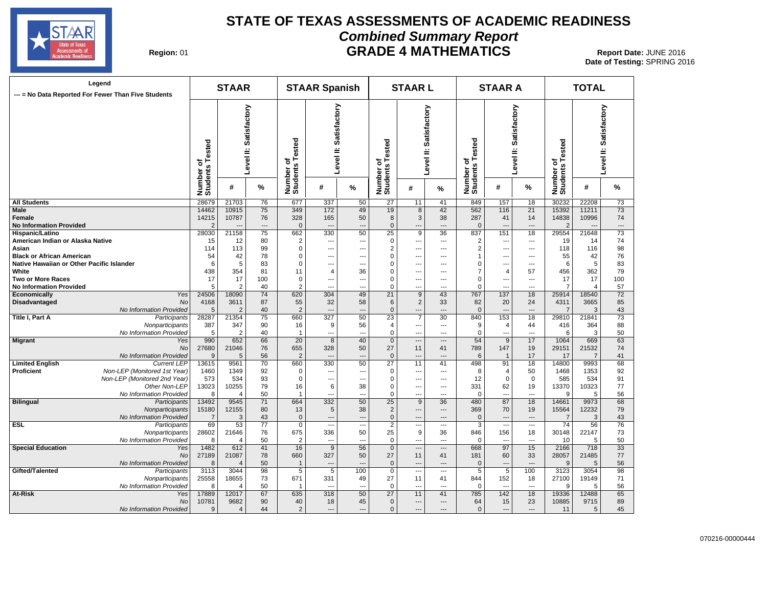# STATE OF TEXAS ASSESSMENTS OF ACADEMIC READINESS

## *Combined Summary Report*

## GRADE 4 MATHEMATICS

**Region:** 01

**Report Date:** JUNE 2016
**Date of Testing:** SPRING 2016

**Legend**
--- = No Data Reported For Fewer Than Five Students

| | | STAAR | | | STAAR Spanish | | | STAAR L | | | STAAR A | | | TOTAL | | |
|---|---|---|---|---|---|---|---|---|---|---|---|---|---|---|---|---|
| | | Number of Students Tested | Level II: Satisfactory # | Level II: Satisfactory % | Number of Students Tested | Level II: Satisfactory # | Level II: Satisfactory % | Number of Students Tested | Level II: Satisfactory # | Level II: Satisfactory % | Number of Students Tested | Level II: Satisfactory # | Level II: Satisfactory % | Number of Students Tested | Level II: Satisfactory # | Level II: Satisfactory % |
| **All Students** | | 28679 | 21703 | 76 | 677 | 337 | 50 | 27 | 11 | 41 | 849 | 157 | 18 | 30232 | 22208 | 73 |
| **Male** | | 14462 | 10915 | 75 | 349 | 172 | 49 | 19 | 8 | 42 | 562 | 116 | 21 | 15392 | 11211 | 73 |
| **Female** | | 14215 | 10787 | 76 | 328 | 165 | 50 | 8 | 3 | 38 | 287 | 41 | 14 | 14838 | 10996 | 74 |
| **No Information Provided** | | 2 | --- | --- | 0 | --- | --- | 0 | --- | --- | 0 | --- | --- | 2 | --- | --- |
| **Hispanic/Latino** | | 28030 | 21158 | 75 | 662 | 330 | 50 | 25 | 9 | 36 | 837 | 151 | 18 | 29554 | 21648 | 73 |
| **American Indian or Alaska Native** | | 15 | 12 | 80 | 2 | --- | --- | 0 | --- | --- | 2 | --- | --- | 19 | 14 | 74 |
| **Asian** | | 114 | 113 | 99 | 0 | --- | --- | 2 | --- | --- | 2 | --- | --- | 118 | 116 | 98 |
| **Black or African American** | | 54 | 42 | 78 | 0 | --- | --- | 0 | --- | --- | 1 | --- | --- | 55 | 42 | 76 |
| **Native Hawaiian or Other Pacific Islander** | | 6 | 5 | 83 | 0 | --- | --- | 0 | --- | --- | 0 | --- | --- | 6 | 5 | 83 |
| **White** | | 438 | 354 | 81 | 11 | 4 | 36 | 0 | --- | --- | 7 | 4 | 57 | 456 | 362 | 79 |
| **Two or More Races** | | 17 | 17 | 100 | 0 | --- | --- | 0 | --- | --- | 0 | --- | --- | 17 | 17 | 100 |
| **No Information Provided** | | 5 | 2 | 40 | 2 | --- | --- | 0 | --- | --- | 0 | --- | --- | 7 | 4 | 57 |
| **Economically Disadvantaged** | *Yes* | 24506 | 18090 | 74 | 620 | 304 | 49 | 21 | 9 | 43 | 767 | 137 | 18 | 25914 | 18540 | 72 |
| | *No* | 4168 | 3611 | 87 | 55 | 32 | 58 | 6 | 2 | 33 | 82 | 20 | 24 | 4311 | 3665 | 85 |
| | *No Information Provided* | 5 | 2 | 40 | 2 | --- | --- | 0 | --- | --- | 0 | --- | --- | 7 | 3 | 43 |
| **Title I, Part A** | *Participants* | 28287 | 21354 | 75 | 660 | 327 | 50 | 23 | 7 | 30 | 840 | 153 | 18 | 29810 | 21841 | 73 |
| | *Nonparticipants* | 387 | 347 | 90 | 16 | 9 | 56 | 4 | --- | --- | 9 | 4 | 44 | 416 | 364 | 88 |
| | *No Information Provided* | 5 | 2 | 40 | 1 | --- | --- | 0 | --- | --- | 0 | --- | --- | 6 | 3 | 50 |
| **Migrant** | *Yes* | 990 | 652 | 66 | 20 | 8 | 40 | 0 | --- | --- | 54 | 9 | 17 | 1064 | 669 | 63 |
| | *No* | 27680 | 21046 | 76 | 655 | 328 | 50 | 27 | 11 | 41 | 789 | 147 | 19 | 29151 | 21532 | 74 |
| | *No Information Provided* | 9 | 5 | 56 | 2 | --- | --- | 0 | --- | --- | 6 | 1 | 17 | 17 | 7 | 41 |
| **Limited English Proficient** | *Current LEP* | 13615 | 9561 | 70 | 660 | 330 | 50 | 27 | 11 | 41 | 498 | 91 | 18 | 14800 | 9993 | 68 |
| | *Non-LEP (Monitored 1st Year)* | 1460 | 1349 | 92 | 0 | --- | --- | 0 | --- | --- | 8 | 4 | 50 | 1468 | 1353 | 92 |
| | *Non-LEP (Monitored 2nd Year)* | 573 | 534 | 93 | 0 | --- | --- | 0 | --- | --- | 12 | 0 | 0 | 585 | 534 | 91 |
| | *Other Non-LEP* | 13023 | 10255 | 79 | 16 | 6 | 38 | 0 | --- | --- | 331 | 62 | 19 | 13370 | 10323 | 77 |
| | *No Information Provided* | 8 | 4 | 50 | 1 | --- | --- | 0 | --- | --- | 0 | --- | --- | 9 | 5 | 56 |
| **Bilingual** | *Participants* | 13492 | 9545 | 71 | 664 | 332 | 50 | 25 | 9 | 36 | 480 | 87 | 18 | 14661 | 9973 | 68 |
| | *Nonparticipants* | 15180 | 12155 | 80 | 13 | 5 | 38 | 2 | --- | --- | 369 | 70 | 19 | 15564 | 12232 | 79 |
| | *No Information Provided* | 7 | 3 | 43 | 0 | --- | --- | 0 | --- | --- | 0 | --- | --- | 7 | 3 | 43 |
| **ESL** | *Participants* | 69 | 53 | 77 | 0 | --- | --- | 2 | --- | --- | 3 | --- | --- | 74 | 56 | 76 |
| | *Nonparticipants* | 28602 | 21646 | 76 | 675 | 336 | 50 | 25 | 9 | 36 | 846 | 156 | 18 | 30148 | 22147 | 73 |
| | *No Information Provided* | 8 | 4 | 50 | 2 | --- | --- | 0 | --- | --- | 0 | --- | --- | 10 | 5 | 50 |
| **Special Education** | *Yes* | 1482 | 612 | 41 | 16 | 9 | 56 | 0 | --- | --- | 668 | 97 | 15 | 2166 | 718 | 33 |
| | *No* | 27189 | 21087 | 78 | 660 | 327 | 50 | 27 | 11 | 41 | 181 | 60 | 33 | 28057 | 21485 | 77 |
| | *No Information Provided* | 8 | 4 | 50 | 1 | --- | --- | 0 | --- | --- | 0 | --- | --- | 9 | 5 | 56 |
| **Gifted/Talented** | *Participants* | 3113 | 3044 | 98 | 5 | 5 | 100 | 0 | --- | --- | 5 | 5 | 100 | 3123 | 3054 | 98 |
| | *Nonparticipants* | 25558 | 18655 | 73 | 671 | 331 | 49 | 27 | 11 | 41 | 844 | 152 | 18 | 27100 | 19149 | 71 |
| | *No Information Provided* | 8 | 4 | 50 | 1 | --- | --- | 0 | --- | --- | 0 | --- | --- | 9 | 5 | 56 |
| **At-Risk** | *Yes* | 17889 | 12017 | 67 | 635 | 318 | 50 | 27 | 11 | 41 | 785 | 142 | 18 | 19336 | 12488 | 65 |
| | *No* | 10781 | 9682 | 90 | 40 | 18 | 45 | 0 | --- | --- | 64 | 15 | 23 | 10885 | 9715 | 89 |
| | *No Information Provided* | 9 | 4 | 44 | 2 | --- | --- | 0 | --- | --- | 0 | --- | --- | 11 | 5 | 45 |

070216-00000444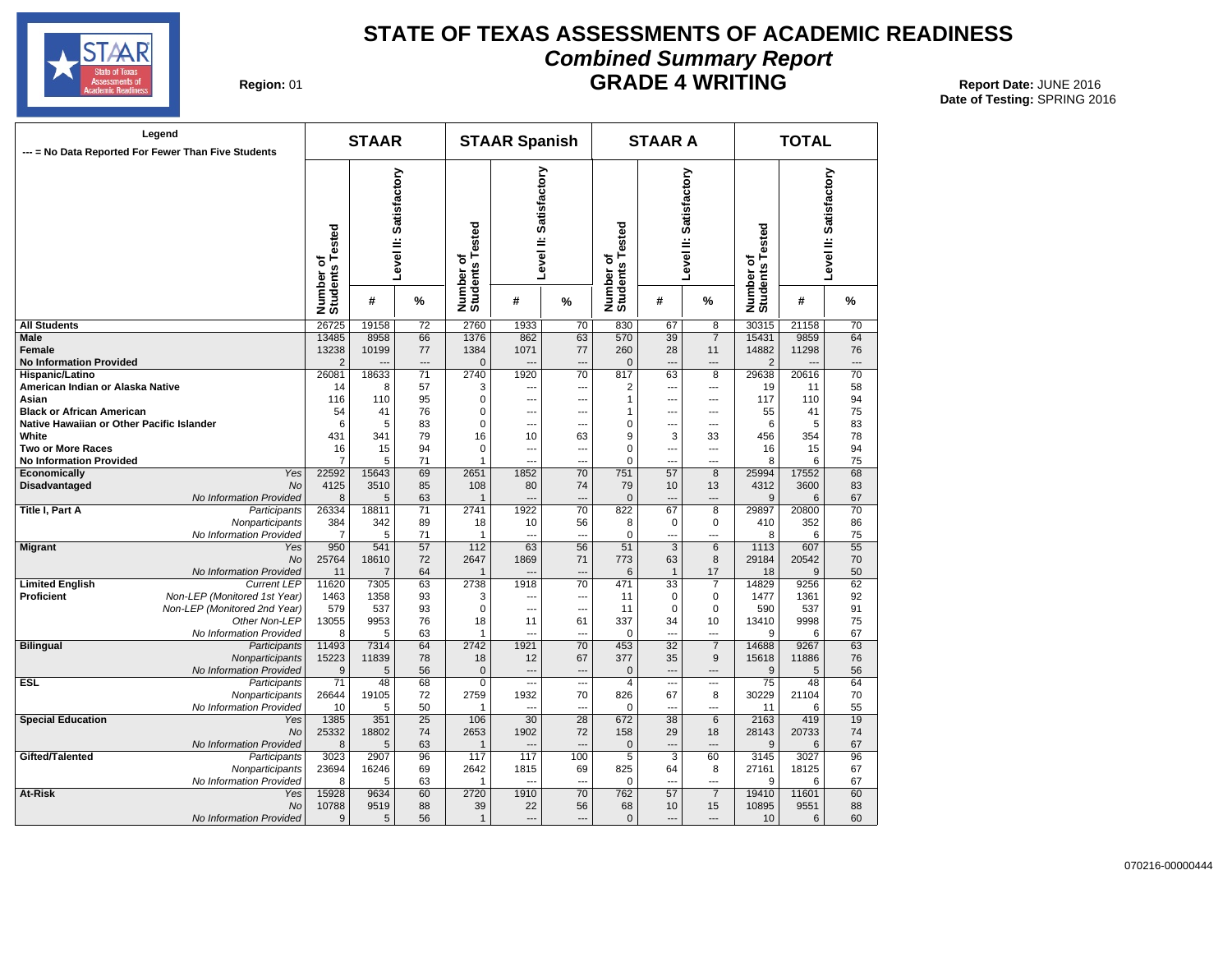# STATE OF TEXAS ASSESSMENTS OF ACADEMIC READINESS

## *Combined Summary Report*

## GRADE 4 WRITING

**Region:** 01

**Report Date:** JUNE 2016
**Date of Testing:** SPRING 2016

Legend
--- = No Data Reported For Fewer Than Five Students

| | | STAAR | | | STAAR Spanish | | | STAAR A | | | TOTAL | | |
|---|---|---|---|---|---|---|---|---|---|---|---|---|---|
| | | Number of Students Tested | Level II: Satisfactory # | Level II: Satisfactory % | Number of Students Tested | Level II: Satisfactory # | Level II: Satisfactory % | Number of Students Tested | Level II: Satisfactory # | Level II: Satisfactory % | Number of Students Tested | Level II: Satisfactory # | Level II: Satisfactory % |
| **All Students** | | 26725 | 19158 | 72 | 2760 | 1933 | 70 | 830 | 67 | 8 | 30315 | 21158 | 70 |
| **Male** | | 13485 | 8958 | 66 | 1376 | 862 | 63 | 570 | 39 | 7 | 15431 | 9859 | 64 |
| **Female** | | 13238 | 10199 | 77 | 1384 | 1071 | 77 | 260 | 28 | 11 | 14882 | 11298 | 76 |
| **No Information Provided** | | 2 | --- | --- | 0 | --- | --- | 0 | --- | --- | 2 | --- | --- |
| **Hispanic/Latino** | | 26081 | 18633 | 71 | 2740 | 1920 | 70 | 817 | 63 | 8 | 29638 | 20616 | 70 |
| **American Indian or Alaska Native** | | 14 | 8 | 57 | 3 | --- | --- | 2 | --- | --- | 19 | 11 | 58 |
| **Asian** | | 116 | 110 | 95 | 0 | --- | --- | 1 | --- | --- | 117 | 110 | 94 |
| **Black or African American** | | 54 | 41 | 76 | 0 | --- | --- | 1 | --- | --- | 55 | 41 | 75 |
| **Native Hawaiian or Other Pacific Islander** | | 6 | 5 | 83 | 0 | --- | --- | 0 | --- | --- | 6 | 5 | 83 |
| **White** | | 431 | 341 | 79 | 16 | 10 | 63 | 9 | 3 | 33 | 456 | 354 | 78 |
| **Two or More Races** | | 16 | 15 | 94 | 0 | --- | --- | 0 | --- | --- | 16 | 15 | 94 |
| **No Information Provided** | | 7 | 5 | 71 | 1 | --- | --- | 0 | --- | --- | 8 | 6 | 75 |
| **Economically Disadvantaged** | *Yes* | 22592 | 15643 | 69 | 2651 | 1852 | 70 | 751 | 57 | 8 | 25994 | 17552 | 68 |
| | *No* | 4125 | 3510 | 85 | 108 | 80 | 74 | 79 | 10 | 13 | 4312 | 3600 | 83 |
| | *No Information Provided* | 8 | 5 | 63 | 1 | --- | --- | 0 | --- | --- | 9 | 6 | 67 |
| **Title I, Part A** | *Participants* | 26334 | 18811 | 71 | 2741 | 1922 | 70 | 822 | 67 | 8 | 29897 | 20800 | 70 |
| | *Nonparticipants* | 384 | 342 | 89 | 18 | 10 | 56 | 8 | 0 | 0 | 410 | 352 | 86 |
| | *No Information Provided* | 7 | 5 | 71 | 1 | --- | --- | 0 | --- | --- | 8 | 6 | 75 |
| **Migrant** | *Yes* | 950 | 541 | 57 | 112 | 63 | 56 | 51 | 3 | 6 | 1113 | 607 | 55 |
| | *No* | 25764 | 18610 | 72 | 2647 | 1869 | 71 | 773 | 63 | 8 | 29184 | 20542 | 70 |
| | *No Information Provided* | 11 | 7 | 64 | 1 | --- | --- | 6 | 1 | 17 | 18 | 9 | 50 |
| **Limited English Proficient** | *Current LEP* | 11620 | 7305 | 63 | 2738 | 1918 | 70 | 471 | 33 | 7 | 14829 | 9256 | 62 |
| | *Non-LEP (Monitored 1st Year)* | 1463 | 1358 | 93 | 3 | --- | --- | 11 | 0 | 0 | 1477 | 1361 | 92 |
| | *Non-LEP (Monitored 2nd Year)* | 579 | 537 | 93 | 0 | --- | --- | 11 | 0 | 0 | 590 | 537 | 91 |
| | *Other Non-LEP* | 13055 | 9953 | 76 | 18 | 11 | 61 | 337 | 34 | 10 | 13410 | 9998 | 75 |
| | *No Information Provided* | 8 | 5 | 63 | 1 | --- | --- | 0 | --- | --- | 9 | 6 | 67 |
| **Bilingual** | *Participants* | 11493 | 7314 | 64 | 2742 | 1921 | 70 | 453 | 32 | 7 | 14688 | 9267 | 63 |
| | *Nonparticipants* | 15223 | 11839 | 78 | 18 | 12 | 67 | 377 | 35 | 9 | 15618 | 11886 | 76 |
| | *No Information Provided* | 9 | 5 | 56 | 0 | --- | --- | 0 | --- | --- | 9 | 5 | 56 |
| **ESL** | *Participants* | 71 | 48 | 68 | 0 | --- | --- | 4 | --- | --- | 75 | 48 | 64 |
| | *Nonparticipants* | 26644 | 19105 | 72 | 2759 | 1932 | 70 | 826 | 67 | 8 | 30229 | 21104 | 70 |
| | *No Information Provided* | 10 | 5 | 50 | 1 | --- | --- | 0 | --- | --- | 11 | 6 | 55 |
| **Special Education** | *Yes* | 1385 | 351 | 25 | 106 | 30 | 28 | 672 | 38 | 6 | 2163 | 419 | 19 |
| | *No* | 25332 | 18802 | 74 | 2653 | 1902 | 72 | 158 | 29 | 18 | 28143 | 20733 | 74 |
| | *No Information Provided* | 8 | 5 | 63 | 1 | --- | --- | 0 | --- | --- | 9 | 6 | 67 |
| **Gifted/Talented** | *Participants* | 3023 | 2907 | 96 | 117 | 117 | 100 | 5 | 3 | 60 | 3145 | 3027 | 96 |
| | *Nonparticipants* | 23694 | 16246 | 69 | 2642 | 1815 | 69 | 825 | 64 | 8 | 27161 | 18125 | 67 |
| | *No Information Provided* | 8 | 5 | 63 | 1 | --- | --- | 0 | --- | --- | 9 | 6 | 67 |
| **At-Risk** | *Yes* | 15928 | 9634 | 60 | 2720 | 1910 | 70 | 762 | 57 | 7 | 19410 | 11601 | 60 |
| | *No* | 10788 | 9519 | 88 | 39 | 22 | 56 | 68 | 10 | 15 | 10895 | 9551 | 88 |
| | *No Information Provided* | 9 | 5 | 56 | 1 | --- | --- | 0 | --- | --- | 10 | 6 | 60 |

070216-00000444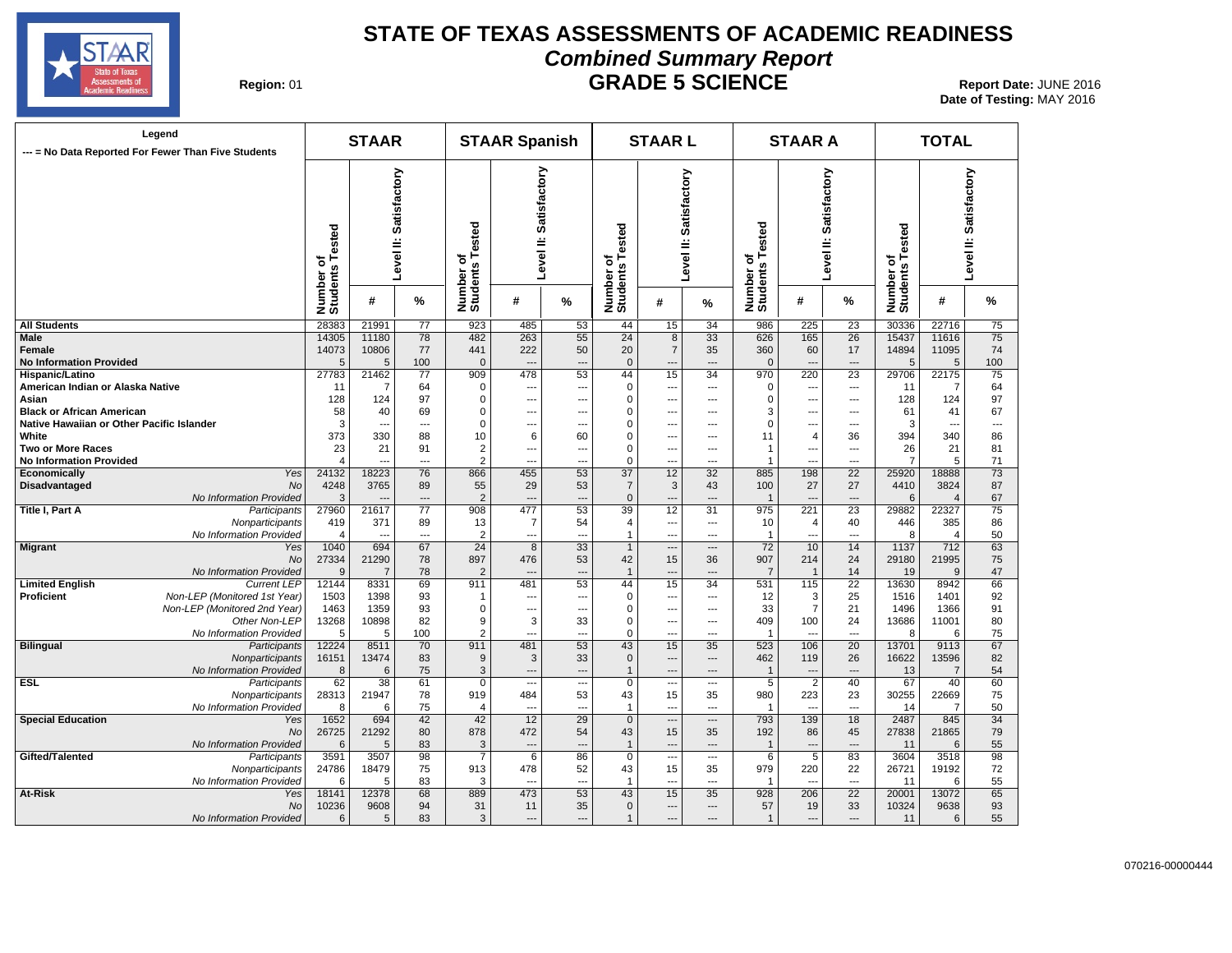# STATE OF TEXAS ASSESSMENTS OF ACADEMIC READINESS

## *Combined Summary Report*

## GRADE 5 SCIENCE

**Region:** 01

**Report Date:** JUNE 2016
**Date of Testing:** MAY 2016

| Legend<br>--- = No Data Reported For Fewer Than Five Students | | STAAR | | | STAAR Spanish | | | STAAR L | | | STAAR A | | | TOTAL | | |
|---|---|---|---|---|---|---|---|---|---|---|---|---|---|---|---|---|
| | | Number of Students Tested | Level II: Satisfactory # | Level II: Satisfactory % | Number of Students Tested | Level II: Satisfactory # | Level II: Satisfactory % | Number of Students Tested | Level II: Satisfactory # | Level II: Satisfactory % | Number of Students Tested | Level II: Satisfactory # | Level II: Satisfactory % | Number of Students Tested | Level II: Satisfactory # | Level II: Satisfactory % |
| **All Students** | | 28383 | 21991 | 77 | 923 | 485 | 53 | 44 | 15 | 34 | 986 | 225 | 23 | 30336 | 22716 | 75 |
| **Male** | | 14305 | 11180 | 78 | 482 | 263 | 55 | 24 | 8 | 33 | 626 | 165 | 26 | 15437 | 11616 | 75 |
| **Female** | | 14073 | 10806 | 77 | 441 | 222 | 50 | 20 | 7 | 35 | 360 | 60 | 17 | 14894 | 11095 | 74 |
| **No Information Provided** | | 5 | 5 | 100 | 0 | --- | --- | 0 | --- | --- | 0 | --- | --- | 5 | 5 | 100 |
| **Hispanic/Latino** | | 27783 | 21462 | 77 | 909 | 478 | 53 | 44 | 15 | 34 | 970 | 220 | 23 | 29706 | 22175 | 75 |
| **American Indian or Alaska Native** | | 11 | 7 | 64 | 0 | --- | --- | 0 | --- | --- | 0 | --- | --- | 11 | 7 | 64 |
| **Asian** | | 128 | 124 | 97 | 0 | --- | --- | 0 | --- | --- | 0 | --- | --- | 128 | 124 | 97 |
| **Black or African American** | | 58 | 40 | 69 | 0 | --- | --- | 0 | --- | --- | 3 | --- | --- | 61 | 41 | 67 |
| **Native Hawaiian or Other Pacific Islander** | | 3 | --- | --- | 0 | --- | --- | 0 | --- | --- | 0 | --- | --- | 3 | --- | --- |
| **White** | | 373 | 330 | 88 | 10 | 6 | 60 | 0 | --- | --- | 11 | 4 | 36 | 394 | 340 | 86 |
| **Two or More Races** | | 23 | 21 | 91 | 2 | --- | --- | 0 | --- | --- | 1 | --- | --- | 26 | 21 | 81 |
| **No Information Provided** | | 4 | --- | --- | 2 | --- | --- | 0 | --- | --- | 1 | --- | --- | 7 | 5 | 71 |
| **Economically** | *Yes* | 24132 | 18223 | 76 | 866 | 455 | 53 | 37 | 12 | 32 | 885 | 198 | 22 | 25920 | 18888 | 73 |
| **Disadvantaged** | *No* | 4248 | 3765 | 89 | 55 | 29 | 53 | 7 | 3 | 43 | 100 | 27 | 27 | 4410 | 3824 | 87 |
| | *No Information Provided* | 3 | --- | --- | 2 | --- | --- | 0 | --- | --- | 1 | --- | --- | 6 | 4 | 67 |
| **Title I, Part A** | *Participants* | 27960 | 21617 | 77 | 908 | 477 | 53 | 39 | 12 | 31 | 975 | 221 | 23 | 29882 | 22327 | 75 |
| | *Nonparticipants* | 419 | 371 | 89 | 13 | 7 | 54 | 4 | --- | --- | 10 | 4 | 40 | 446 | 385 | 86 |
| | *No Information Provided* | 4 | --- | --- | 2 | --- | --- | 1 | --- | --- | 1 | --- | --- | 8 | 4 | 50 |
| **Migrant** | *Yes* | 1040 | 694 | 67 | 24 | 8 | 33 | 1 | --- | --- | 72 | 10 | 14 | 1137 | 712 | 63 |
| | *No* | 27334 | 21290 | 78 | 897 | 476 | 53 | 42 | 15 | 36 | 907 | 214 | 24 | 29180 | 21995 | 75 |
| | *No Information Provided* | 9 | 7 | 78 | 2 | --- | --- | 1 | --- | --- | 7 | 1 | 14 | 19 | 9 | 47 |
| **Limited English** | *Current LEP* | 12144 | 8331 | 69 | 911 | 481 | 53 | 44 | 15 | 34 | 531 | 115 | 22 | 13630 | 8942 | 66 |
| **Proficient** | *Non-LEP (Monitored 1st Year)* | 1503 | 1398 | 93 | 1 | --- | --- | 0 | --- | --- | 12 | 3 | 25 | 1516 | 1401 | 92 |
| | *Non-LEP (Monitored 2nd Year)* | 1463 | 1359 | 93 | 0 | --- | --- | 0 | --- | --- | 33 | 7 | 21 | 1496 | 1366 | 91 |
| | *Other Non-LEP* | 13268 | 10898 | 82 | 9 | 3 | 33 | 0 | --- | --- | 409 | 100 | 24 | 13686 | 11001 | 80 |
| | *No Information Provided* | 5 | 5 | 100 | 2 | --- | --- | 0 | --- | --- | 1 | --- | --- | 8 | 6 | 75 |
| **Bilingual** | *Participants* | 12224 | 8511 | 70 | 911 | 481 | 53 | 43 | 15 | 35 | 523 | 106 | 20 | 13701 | 9113 | 67 |
| | *Nonparticipants* | 16151 | 13474 | 83 | 9 | 3 | 33 | 0 | --- | --- | 462 | 119 | 26 | 16622 | 13596 | 82 |
| | *No Information Provided* | 8 | 6 | 75 | 3 | --- | --- | 1 | --- | --- | 1 | --- | --- | 13 | 7 | 54 |
| **ESL** | *Participants* | 62 | 38 | 61 | 0 | --- | --- | 0 | --- | --- | 5 | 2 | 40 | 67 | 40 | 60 |
| | *Nonparticipants* | 28313 | 21947 | 78 | 919 | 484 | 53 | 43 | 15 | 35 | 980 | 223 | 23 | 30255 | 22669 | 75 |
| | *No Information Provided* | 8 | 6 | 75 | 4 | --- | --- | 1 | --- | --- | 1 | --- | --- | 14 | 7 | 50 |
| **Special Education** | *Yes* | 1652 | 694 | 42 | 42 | 12 | 29 | 0 | --- | --- | 793 | 139 | 18 | 2487 | 845 | 34 |
| | *No* | 26725 | 21292 | 80 | 878 | 472 | 54 | 43 | 15 | 35 | 192 | 86 | 45 | 27838 | 21865 | 79 |
| | *No Information Provided* | 6 | 5 | 83 | 3 | --- | --- | 1 | --- | --- | 1 | --- | --- | 11 | 6 | 55 |
| **Gifted/Talented** | *Participants* | 3591 | 3507 | 98 | 7 | 6 | 86 | 0 | --- | --- | 6 | 5 | 83 | 3604 | 3518 | 98 |
| | *Nonparticipants* | 24786 | 18479 | 75 | 913 | 478 | 52 | 43 | 15 | 35 | 979 | 220 | 22 | 26721 | 19192 | 72 |
| | *No Information Provided* | 6 | 5 | 83 | 3 | --- | --- | 1 | --- | --- | 1 | --- | --- | 11 | 6 | 55 |
| **At-Risk** | *Yes* | 18141 | 12378 | 68 | 889 | 473 | 53 | 43 | 15 | 35 | 928 | 206 | 22 | 20001 | 13072 | 65 |
| | *No* | 10236 | 9608 | 94 | 31 | 11 | 35 | 0 | --- | --- | 57 | 19 | 33 | 10324 | 9638 | 93 |
| | *No Information Provided* | 6 | 5 | 83 | 3 | --- | --- | 1 | --- | --- | 1 | --- | --- | 11 | 6 | 55 |

070216-00000444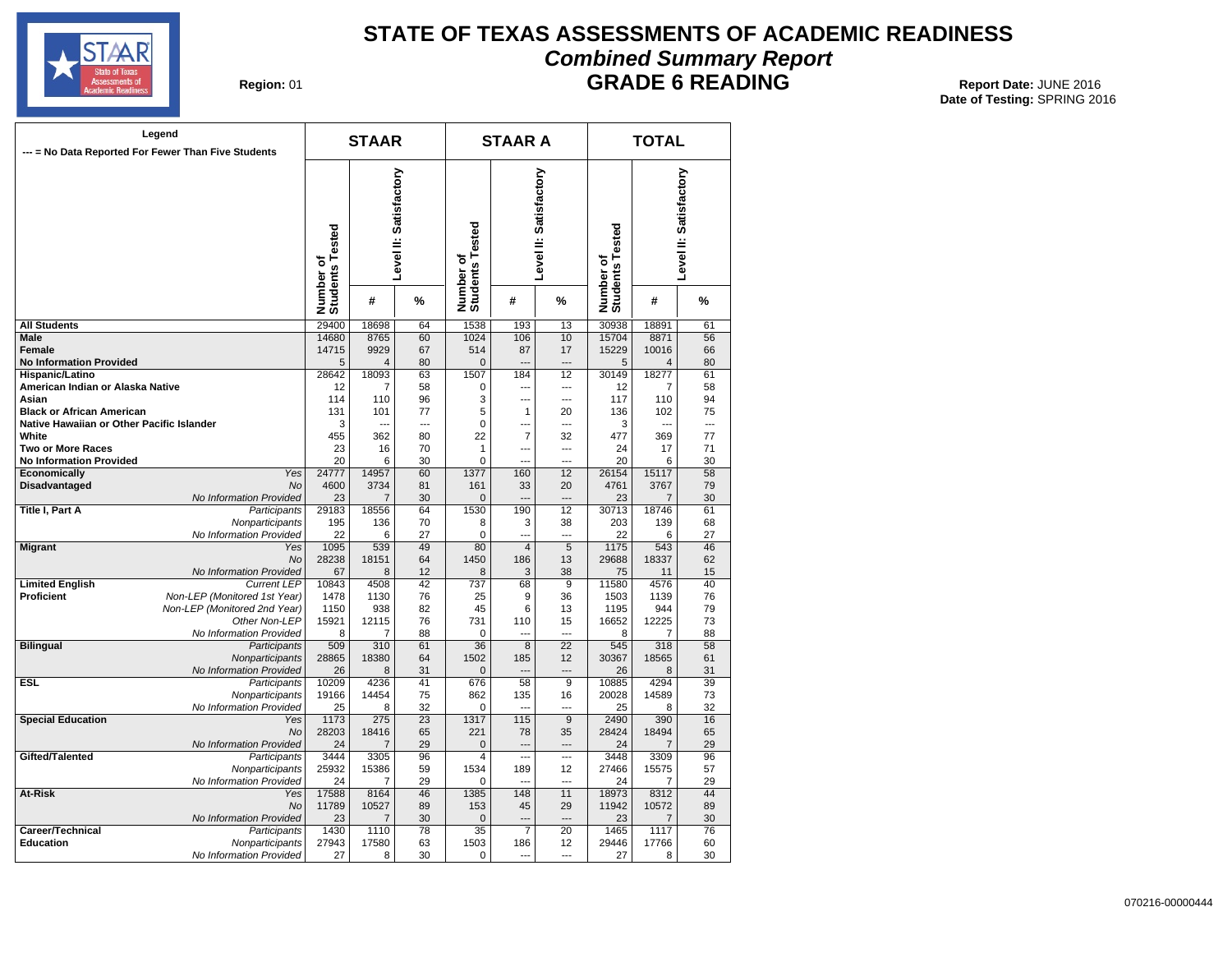# STATE OF TEXAS ASSESSMENTS OF ACADEMIC READINESS

## *Combined Summary Report*

## GRADE 6 READING

**Region:** 01

**Report Date:** JUNE 2016
**Date of Testing:** SPRING 2016

Legend
--- = No Data Reported For Fewer Than Five Students

| | | STAAR | | | STAAR A | | | TOTAL | | |
|---|---|---|---|---|---|---|---|---|---|---|
| | | Number of Students Tested | Level II: Satisfactory # | Level II: Satisfactory % | Number of Students Tested | Level II: Satisfactory # | Level II: Satisfactory % | Number of Students Tested | Level II: Satisfactory # | Level II: Satisfactory % |
| **All Students** | | 29400 | 18698 | 64 | 1538 | 193 | 13 | 30938 | 18891 | 61 |
| **Male** | | 14680 | 8765 | 60 | 1024 | 106 | 10 | 15704 | 8871 | 56 |
| **Female** | | 14715 | 9929 | 67 | 514 | 87 | 17 | 15229 | 10016 | 66 |
| **No Information Provided** | | 5 | 4 | 80 | 0 | --- | --- | 5 | 4 | 80 |
| **Hispanic/Latino** | | 28642 | 18093 | 63 | 1507 | 184 | 12 | 30149 | 18277 | 61 |
| **American Indian or Alaska Native** | | 12 | 7 | 58 | 0 | --- | --- | 12 | 7 | 58 |
| **Asian** | | 114 | 110 | 96 | 3 | --- | --- | 117 | 110 | 94 |
| **Black or African American** | | 131 | 101 | 77 | 5 | 1 | 20 | 136 | 102 | 75 |
| **Native Hawaiian or Other Pacific Islander** | | 3 | --- | --- | 0 | --- | --- | 3 | --- | --- |
| **White** | | 455 | 362 | 80 | 22 | 7 | 32 | 477 | 369 | 77 |
| **Two or More Races** | | 23 | 16 | 70 | 1 | --- | --- | 24 | 17 | 71 |
| **No Information Provided** | | 20 | 6 | 30 | 0 | --- | --- | 20 | 6 | 30 |
| **Economically Disadvantaged** | *Yes* | 24777 | 14957 | 60 | 1377 | 160 | 12 | 26154 | 15117 | 58 |
| | *No* | 4600 | 3734 | 81 | 161 | 33 | 20 | 4761 | 3767 | 79 |
| | *No Information Provided* | 23 | 7 | 30 | 0 | --- | --- | 23 | 7 | 30 |
| **Title I, Part A** | *Participants* | 29183 | 18556 | 64 | 1530 | 190 | 12 | 30713 | 18746 | 61 |
| | *Nonparticipants* | 195 | 136 | 70 | 8 | 3 | 38 | 203 | 139 | 68 |
| | *No Information Provided* | 22 | 6 | 27 | 0 | --- | --- | 22 | 6 | 27 |
| **Migrant** | *Yes* | 1095 | 539 | 49 | 80 | 4 | 5 | 1175 | 543 | 46 |
| | *No* | 28238 | 18151 | 64 | 1450 | 186 | 13 | 29688 | 18337 | 62 |
| | *No Information Provided* | 67 | 8 | 12 | 8 | 3 | 38 | 75 | 11 | 15 |
| **Limited English Proficient** | *Current LEP* | 10843 | 4508 | 42 | 737 | 68 | 9 | 11580 | 4576 | 40 |
| | *Non-LEP (Monitored 1st Year)* | 1478 | 1130 | 76 | 25 | 9 | 36 | 1503 | 1139 | 76 |
| | *Non-LEP (Monitored 2nd Year)* | 1150 | 938 | 82 | 45 | 6 | 13 | 1195 | 944 | 79 |
| | *Other Non-LEP* | 15921 | 12115 | 76 | 731 | 110 | 15 | 16652 | 12225 | 73 |
| | *No Information Provided* | 8 | 7 | 88 | 0 | --- | --- | 8 | 7 | 88 |
| **Bilingual** | *Participants* | 509 | 310 | 61 | 36 | 8 | 22 | 545 | 318 | 58 |
| | *Nonparticipants* | 28865 | 18380 | 64 | 1502 | 185 | 12 | 30367 | 18565 | 61 |
| | *No Information Provided* | 26 | 8 | 31 | 0 | --- | --- | 26 | 8 | 31 |
| **ESL** | *Participants* | 10209 | 4236 | 41 | 676 | 58 | 9 | 10885 | 4294 | 39 |
| | *Nonparticipants* | 19166 | 14454 | 75 | 862 | 135 | 16 | 20028 | 14589 | 73 |
| | *No Information Provided* | 25 | 8 | 32 | 0 | --- | --- | 25 | 8 | 32 |
| **Special Education** | *Yes* | 1173 | 275 | 23 | 1317 | 115 | 9 | 2490 | 390 | 16 |
| | *No* | 28203 | 18416 | 65 | 221 | 78 | 35 | 28424 | 18494 | 65 |
| | *No Information Provided* | 24 | 7 | 29 | 0 | --- | --- | 24 | 7 | 29 |
| **Gifted/Talented** | *Participants* | 3444 | 3305 | 96 | 4 | --- | --- | 3448 | 3309 | 96 |
| | *Nonparticipants* | 25932 | 15386 | 59 | 1534 | 189 | 12 | 27466 | 15575 | 57 |
| | *No Information Provided* | 24 | 7 | 29 | 0 | --- | --- | 24 | 7 | 29 |
| **At-Risk** | *Yes* | 17588 | 8164 | 46 | 1385 | 148 | 11 | 18973 | 8312 | 44 |
| | *No* | 11789 | 10527 | 89 | 153 | 45 | 29 | 11942 | 10572 | 89 |
| | *No Information Provided* | 23 | 7 | 30 | 0 | --- | --- | 23 | 7 | 30 |
| **Career/Technical Education** | *Participants* | 1430 | 1110 | 78 | 35 | 7 | 20 | 1465 | 1117 | 76 |
| | *Nonparticipants* | 27943 | 17580 | 63 | 1503 | 186 | 12 | 29446 | 17766 | 60 |
| | *No Information Provided* | 27 | 8 | 30 | 0 | --- | --- | 27 | 8 | 30 |

070216-00000444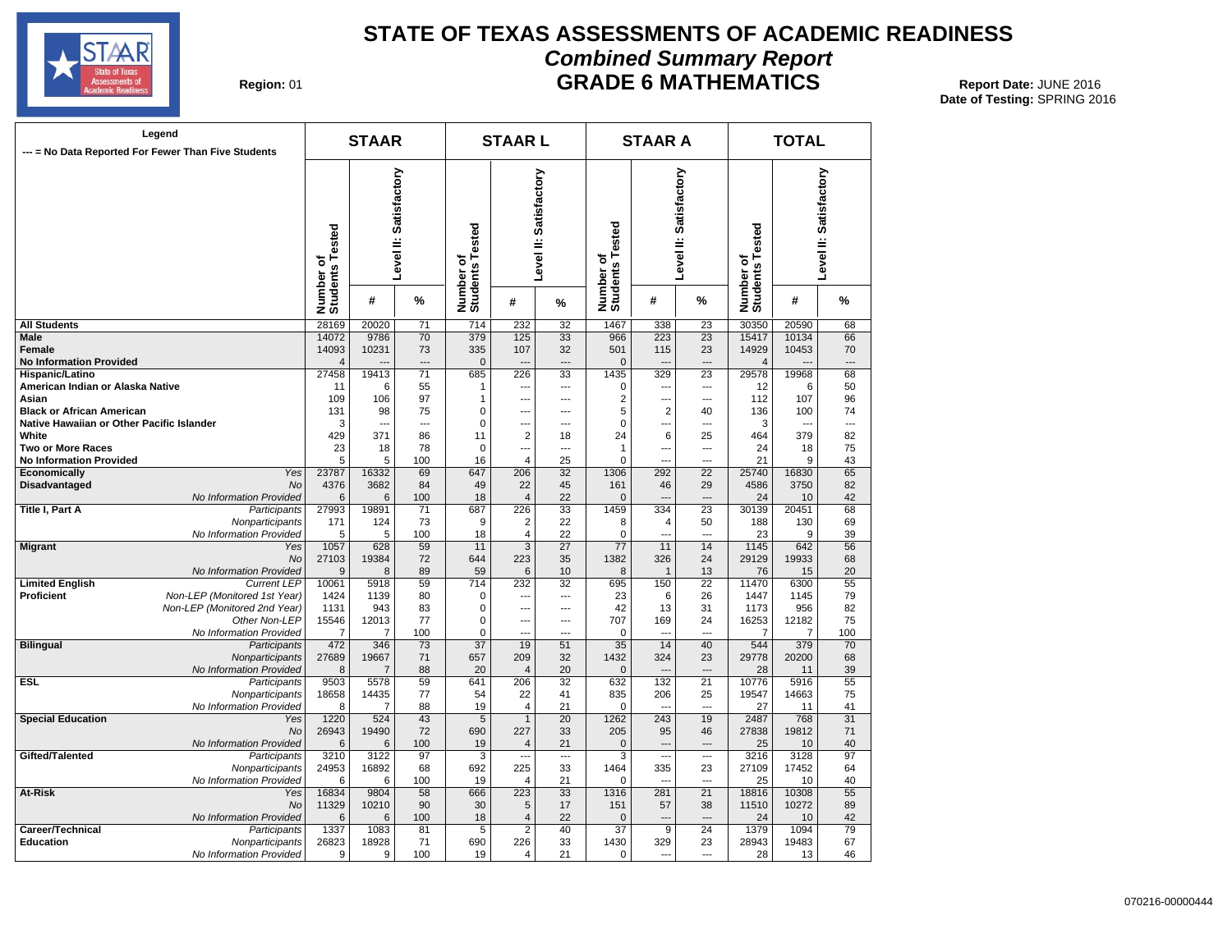# STATE OF TEXAS ASSESSMENTS OF ACADEMIC READINESS

## *Combined Summary Report*

## GRADE 6 MATHEMATICS

**Region:** 01

**Report Date:** JUNE 2016
**Date of Testing:** SPRING 2016

**Legend**
--- = No Data Reported For Fewer Than Five Students

| | | STAAR | | | STAAR L | | | STAAR A | | | TOTAL | | |
|---|---|---|---|---|---|---|---|---|---|---|---|---|---|
| | | Number of Students Tested | Level II: Satisfactory # | Level II: Satisfactory % | Number of Students Tested | Level II: Satisfactory # | Level II: Satisfactory % | Number of Students Tested | Level II: Satisfactory # | Level II: Satisfactory % | Number of Students Tested | Level II: Satisfactory # | Level II: Satisfactory % |
| **All Students** | | 28169 | 20020 | 71 | 714 | 232 | 32 | 1467 | 338 | 23 | 30350 | 20590 | 68 |
| **Male** | | 14072 | 9786 | 70 | 379 | 125 | 33 | 966 | 223 | 23 | 15417 | 10134 | 66 |
| **Female** | | 14093 | 10231 | 73 | 335 | 107 | 32 | 501 | 115 | 23 | 14929 | 10453 | 70 |
| **No Information Provided** | | 4 | --- | --- | 0 | --- | --- | 0 | --- | --- | 4 | --- | --- |
| **Hispanic/Latino** | | 27458 | 19413 | 71 | 685 | 226 | 33 | 1435 | 329 | 23 | 29578 | 19968 | 68 |
| **American Indian or Alaska Native** | | 11 | 6 | 55 | 1 | --- | --- | 0 | --- | --- | 12 | 6 | 50 |
| **Asian** | | 109 | 106 | 97 | 1 | --- | --- | 2 | --- | --- | 112 | 107 | 96 |
| **Black or African American** | | 131 | 98 | 75 | 0 | --- | --- | 5 | 2 | 40 | 136 | 100 | 74 |
| **Native Hawaiian or Other Pacific Islander** | | 3 | --- | --- | 0 | --- | --- | 0 | --- | --- | 3 | --- | --- |
| **White** | | 429 | 371 | 86 | 11 | 2 | 18 | 24 | 6 | 25 | 464 | 379 | 82 |
| **Two or More Races** | | 23 | 18 | 78 | 0 | --- | --- | 1 | --- | --- | 24 | 18 | 75 |
| **No Information Provided** | | 5 | 5 | 100 | 16 | 4 | 25 | 0 | --- | --- | 21 | 9 | 43 |
| **Economically Disadvantaged** | *Yes* | 23787 | 16332 | 69 | 647 | 206 | 32 | 1306 | 292 | 22 | 25740 | 16830 | 65 |
| | *No* | 4376 | 3682 | 84 | 49 | 22 | 45 | 161 | 46 | 29 | 4586 | 3750 | 82 |
| | *No Information Provided* | 6 | 6 | 100 | 18 | 4 | 22 | 0 | --- | --- | 24 | 10 | 42 |
| **Title I, Part A** | *Participants* | 27993 | 19891 | 71 | 687 | 226 | 33 | 1459 | 334 | 23 | 30139 | 20451 | 68 |
| | *Nonparticipants* | 171 | 124 | 73 | 9 | 2 | 22 | 8 | 4 | 50 | 188 | 130 | 69 |
| | *No Information Provided* | 5 | 5 | 100 | 18 | 4 | 22 | 0 | --- | --- | 23 | 9 | 39 |
| **Migrant** | *Yes* | 1057 | 628 | 59 | 11 | 3 | 27 | 77 | 11 | 14 | 1145 | 642 | 56 |
| | *No* | 27103 | 19384 | 72 | 644 | 223 | 35 | 1382 | 326 | 24 | 29129 | 19933 | 68 |
| | *No Information Provided* | 9 | 8 | 89 | 59 | 6 | 10 | 8 | 1 | 13 | 76 | 15 | 20 |
| **Limited English Proficient** | *Current LEP* | 10061 | 5918 | 59 | 714 | 232 | 32 | 695 | 150 | 22 | 11470 | 6300 | 55 |
| | *Non-LEP (Monitored 1st Year)* | 1424 | 1139 | 80 | 0 | --- | --- | 23 | 6 | 26 | 1447 | 1145 | 79 |
| | *Non-LEP (Monitored 2nd Year)* | 1131 | 943 | 83 | 0 | --- | --- | 42 | 13 | 31 | 1173 | 956 | 82 |
| | *Other Non-LEP* | 15546 | 12013 | 77 | 0 | --- | --- | 707 | 169 | 24 | 16253 | 12182 | 75 |
| | *No Information Provided* | 7 | 7 | 100 | 0 | --- | --- | 0 | --- | --- | 7 | 7 | 100 |
| **Bilingual** | *Participants* | 472 | 346 | 73 | 37 | 19 | 51 | 35 | 14 | 40 | 544 | 379 | 70 |
| | *Nonparticipants* | 27689 | 19667 | 71 | 657 | 209 | 32 | 1432 | 324 | 23 | 29778 | 20200 | 68 |
| | *No Information Provided* | 8 | 7 | 88 | 20 | 4 | 20 | 0 | --- | --- | 28 | 11 | 39 |
| **ESL** | *Participants* | 9503 | 5578 | 59 | 641 | 206 | 32 | 632 | 132 | 21 | 10776 | 5916 | 55 |
| | *Nonparticipants* | 18658 | 14435 | 77 | 54 | 22 | 41 | 835 | 206 | 25 | 19547 | 14663 | 75 |
| | *No Information Provided* | 8 | 7 | 88 | 19 | 4 | 21 | 0 | --- | --- | 27 | 11 | 41 |
| **Special Education** | *Yes* | 1220 | 524 | 43 | 5 | 1 | 20 | 1262 | 243 | 19 | 2487 | 768 | 31 |
| | *No* | 26943 | 19490 | 72 | 690 | 227 | 33 | 205 | 95 | 46 | 27838 | 19812 | 71 |
| | *No Information Provided* | 6 | 6 | 100 | 19 | 4 | 21 | 0 | --- | --- | 25 | 10 | 40 |
| **Gifted/Talented** | *Participants* | 3210 | 3122 | 97 | 3 | --- | --- | 3 | --- | --- | 3216 | 3128 | 97 |
| | *Nonparticipants* | 24953 | 16892 | 68 | 692 | 225 | 33 | 1464 | 335 | 23 | 27109 | 17452 | 64 |
| | *No Information Provided* | 6 | 6 | 100 | 19 | 4 | 21 | 0 | --- | --- | 25 | 10 | 40 |
| **At-Risk** | *Yes* | 16834 | 9804 | 58 | 666 | 223 | 33 | 1316 | 281 | 21 | 18816 | 10308 | 55 |
| | *No* | 11329 | 10210 | 90 | 30 | 5 | 17 | 151 | 57 | 38 | 11510 | 10272 | 89 |
| | *No Information Provided* | 6 | 6 | 100 | 18 | 4 | 22 | 0 | --- | --- | 24 | 10 | 42 |
| **Career/Technical Education** | *Participants* | 1337 | 1083 | 81 | 5 | 2 | 40 | 37 | 9 | 24 | 1379 | 1094 | 79 |
| | *Nonparticipants* | 26823 | 18928 | 71 | 690 | 226 | 33 | 1430 | 329 | 23 | 28943 | 19483 | 67 |
| | *No Information Provided* | 9 | 9 | 100 | 19 | 4 | 21 | 0 | --- | --- | 28 | 13 | 46 |

070216-00000444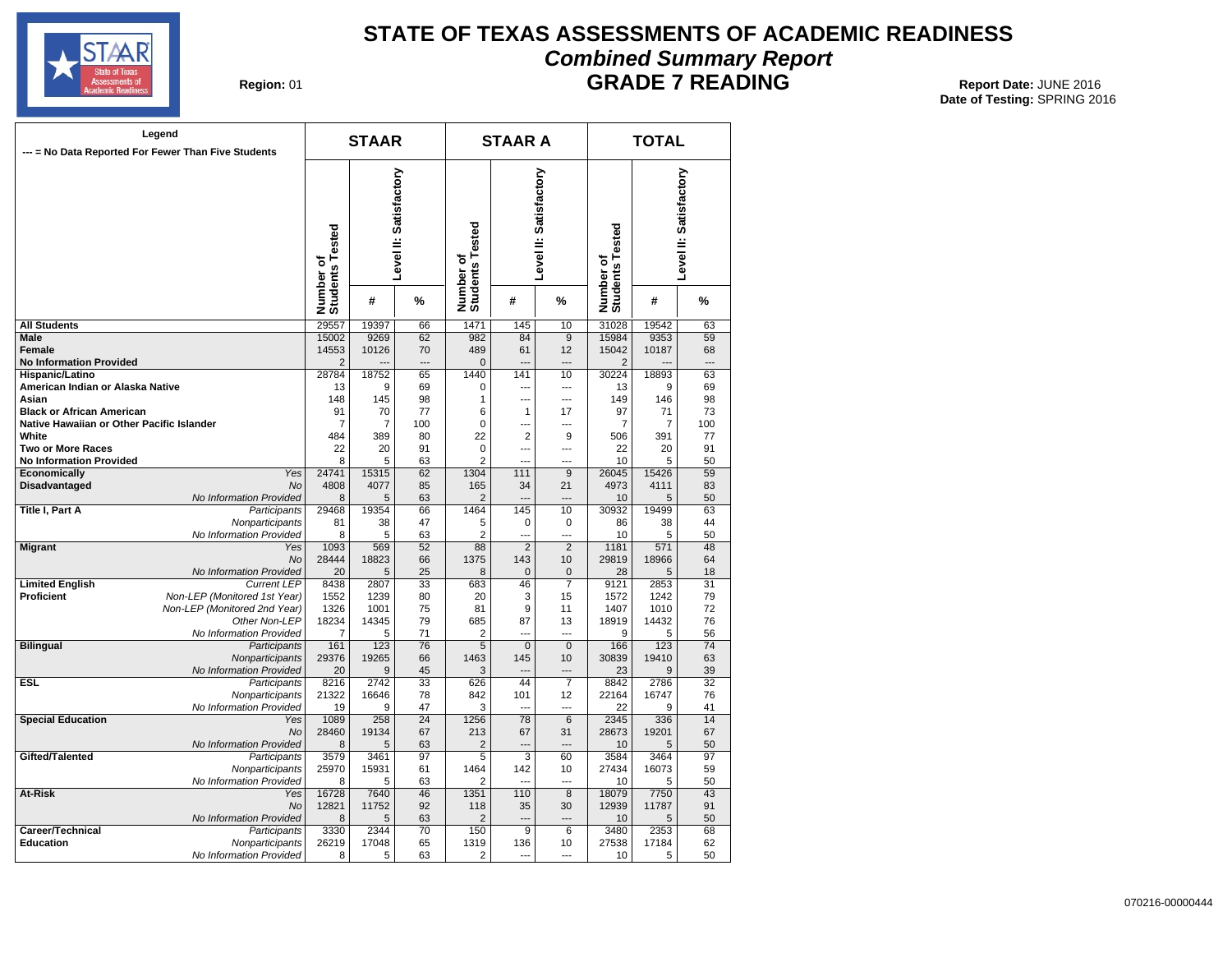# STATE OF TEXAS ASSESSMENTS OF ACADEMIC READINESS

## *Combined Summary Report*

## GRADE 7 READING

**Region:** 01

**Report Date:** JUNE 2016
**Date of Testing:** SPRING 2016

**Legend**
--- = No Data Reported For Fewer Than Five Students

| | | STAAR | | | STAAR A | | | TOTAL | | |
|---|---|---|---|---|---|---|---|---|---|---|
| | | Number of Students Tested | Level II: Satisfactory # | Level II: Satisfactory % | Number of Students Tested | Level II: Satisfactory # | Level II: Satisfactory % | Number of Students Tested | Level II: Satisfactory # | Level II: Satisfactory % |
| **All Students** | | 29557 | 19397 | 66 | 1471 | 145 | 10 | 31028 | 19542 | 63 |
| **Male** | | 15002 | 9269 | 62 | 982 | 84 | 9 | 15984 | 9353 | 59 |
| **Female** | | 14553 | 10126 | 70 | 489 | 61 | 12 | 15042 | 10187 | 68 |
| **No Information Provided** | | 2 | --- | --- | 0 | --- | --- | 2 | --- | --- |
| **Hispanic/Latino** | | 28784 | 18752 | 65 | 1440 | 141 | 10 | 30224 | 18893 | 63 |
| **American Indian or Alaska Native** | | 13 | 9 | 69 | 0 | --- | --- | 13 | 9 | 69 |
| **Asian** | | 148 | 145 | 98 | 1 | --- | --- | 149 | 146 | 98 |
| **Black or African American** | | 91 | 70 | 77 | 6 | 1 | 17 | 97 | 71 | 73 |
| **Native Hawaiian or Other Pacific Islander** | | 7 | 7 | 100 | 0 | --- | --- | 7 | 7 | 100 |
| **White** | | 484 | 389 | 80 | 22 | 2 | 9 | 506 | 391 | 77 |
| **Two or More Races** | | 22 | 20 | 91 | 0 | --- | --- | 22 | 20 | 91 |
| **No Information Provided** | | 8 | 5 | 63 | 2 | --- | --- | 10 | 5 | 50 |
| **Economically Disadvantaged** | *Yes* | 24741 | 15315 | 62 | 1304 | 111 | 9 | 26045 | 15426 | 59 |
| | *No* | 4808 | 4077 | 85 | 165 | 34 | 21 | 4973 | 4111 | 83 |
| | *No Information Provided* | 8 | 5 | 63 | 2 | --- | --- | 10 | 5 | 50 |
| **Title I, Part A** | *Participants* | 29468 | 19354 | 66 | 1464 | 145 | 10 | 30932 | 19499 | 63 |
| | *Nonparticipants* | 81 | 38 | 47 | 5 | 0 | 0 | 86 | 38 | 44 |
| | *No Information Provided* | 8 | 5 | 63 | 2 | --- | --- | 10 | 5 | 50 |
| **Migrant** | *Yes* | 1093 | 569 | 52 | 88 | 2 | 2 | 1181 | 571 | 48 |
| | *No* | 28444 | 18823 | 66 | 1375 | 143 | 10 | 29819 | 18966 | 64 |
| | *No Information Provided* | 20 | 5 | 25 | 8 | 0 | 0 | 28 | 5 | 18 |
| **Limited English Proficient** | *Current LEP* | 8438 | 2807 | 33 | 683 | 46 | 7 | 9121 | 2853 | 31 |
| | *Non-LEP (Monitored 1st Year)* | 1552 | 1239 | 80 | 20 | 3 | 15 | 1572 | 1242 | 79 |
| | *Non-LEP (Monitored 2nd Year)* | 1326 | 1001 | 75 | 81 | 9 | 11 | 1407 | 1010 | 72 |
| | *Other Non-LEP* | 18234 | 14345 | 79 | 685 | 87 | 13 | 18919 | 14432 | 76 |
| | *No Information Provided* | 7 | 5 | 71 | 2 | --- | --- | 9 | 5 | 56 |
| **Bilingual** | *Participants* | 161 | 123 | 76 | 5 | 0 | 0 | 166 | 123 | 74 |
| | *Nonparticipants* | 29376 | 19265 | 66 | 1463 | 145 | 10 | 30839 | 19410 | 63 |
| | *No Information Provided* | 20 | 9 | 45 | 3 | --- | --- | 23 | 9 | 39 |
| **ESL** | *Participants* | 8216 | 2742 | 33 | 626 | 44 | 7 | 8842 | 2786 | 32 |
| | *Nonparticipants* | 21322 | 16646 | 78 | 842 | 101 | 12 | 22164 | 16747 | 76 |
| | *No Information Provided* | 19 | 9 | 47 | 3 | --- | --- | 22 | 9 | 41 |
| **Special Education** | *Yes* | 1089 | 258 | 24 | 1256 | 78 | 6 | 2345 | 336 | 14 |
| | *No* | 28460 | 19134 | 67 | 213 | 67 | 31 | 28673 | 19201 | 67 |
| | *No Information Provided* | 8 | 5 | 63 | 2 | --- | --- | 10 | 5 | 50 |
| **Gifted/Talented** | *Participants* | 3579 | 3461 | 97 | 5 | 3 | 60 | 3584 | 3464 | 97 |
| | *Nonparticipants* | 25970 | 15931 | 61 | 1464 | 142 | 10 | 27434 | 16073 | 59 |
| | *No Information Provided* | 8 | 5 | 63 | 2 | --- | --- | 10 | 5 | 50 |
| **At-Risk** | *Yes* | 16728 | 7640 | 46 | 1351 | 110 | 8 | 18079 | 7750 | 43 |
| | *No* | 12821 | 11752 | 92 | 118 | 35 | 30 | 12939 | 11787 | 91 |
| | *No Information Provided* | 8 | 5 | 63 | 2 | --- | --- | 10 | 5 | 50 |
| **Career/Technical Education** | *Participants* | 3330 | 2344 | 70 | 150 | 9 | 6 | 3480 | 2353 | 68 |
| | *Nonparticipants* | 26219 | 17048 | 65 | 1319 | 136 | 10 | 27538 | 17184 | 62 |
| | *No Information Provided* | 8 | 5 | 63 | 2 | --- | --- | 10 | 5 | 50 |

070216-00000444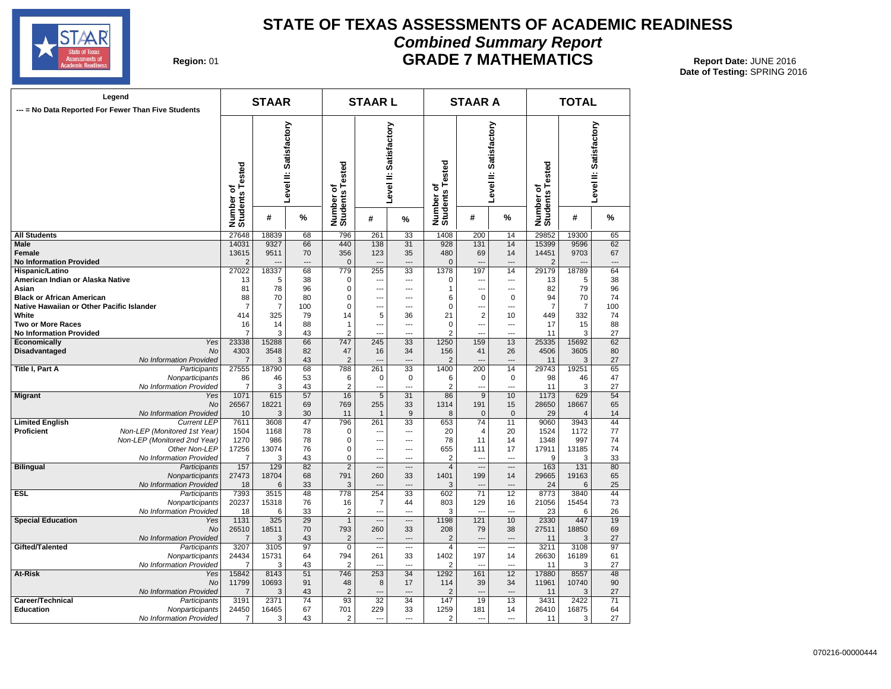# STATE OF TEXAS ASSESSMENTS OF ACADEMIC READINESS

## *Combined Summary Report*

## GRADE 7 MATHEMATICS

**Region:** 01

**Report Date:** JUNE 2016
**Date of Testing:** SPRING 2016

| Legend<br>--- = No Data Reported For Fewer Than Five Students | | STAAR | | | STAAR L | | | STAAR A | | | TOTAL | | |
|---|---|---|---|---|---|---|---|---|---|---|---|---|---|
| | | Number of Students Tested | Level II: Satisfactory # | Level II: Satisfactory % | Number of Students Tested | Level II: Satisfactory # | Level II: Satisfactory % | Number of Students Tested | Level II: Satisfactory # | Level II: Satisfactory % | Number of Students Tested | Level II: Satisfactory # | Level II: Satisfactory % |
| **All Students** | | 27648 | 18839 | 68 | 796 | 261 | 33 | 1408 | 200 | 14 | 29852 | 19300 | 65 |
| **Male** | | 14031 | 9327 | 66 | 440 | 138 | 31 | 928 | 131 | 14 | 15399 | 9596 | 62 |
| **Female** | | 13615 | 9511 | 70 | 356 | 123 | 35 | 480 | 69 | 14 | 14451 | 9703 | 67 |
| **No Information Provided** | | 2 | --- | --- | 0 | --- | --- | 0 | --- | --- | 2 | --- | --- |
| **Hispanic/Latino** | | 27022 | 18337 | 68 | 779 | 255 | 33 | 1378 | 197 | 14 | 29179 | 18789 | 64 |
| **American Indian or Alaska Native** | | 13 | 5 | 38 | 0 | --- | --- | 0 | --- | --- | 13 | 5 | 38 |
| **Asian** | | 81 | 78 | 96 | 0 | --- | --- | 1 | --- | --- | 82 | 79 | 96 |
| **Black or African American** | | 88 | 70 | 80 | 0 | --- | --- | 6 | 0 | 0 | 94 | 70 | 74 |
| **Native Hawaiian or Other Pacific Islander** | | 7 | 7 | 100 | 0 | --- | --- | 0 | --- | --- | 7 | 7 | 100 |
| **White** | | 414 | 325 | 79 | 14 | 5 | 36 | 21 | 2 | 10 | 449 | 332 | 74 |
| **Two or More Races** | | 16 | 14 | 88 | 1 | --- | --- | 0 | --- | --- | 17 | 15 | 88 |
| **No Information Provided** | | 7 | 3 | 43 | 2 | --- | --- | 2 | --- | --- | 11 | 3 | 27 |
| **Economically** | *Yes* | 23338 | 15288 | 66 | 747 | 245 | 33 | 1250 | 159 | 13 | 25335 | 15692 | 62 |
| **Disadvantaged** | *No* | 4303 | 3548 | 82 | 47 | 16 | 34 | 156 | 41 | 26 | 4506 | 3605 | 80 |
| | *No Information Provided* | 7 | 3 | 43 | 2 | --- | --- | 2 | --- | --- | 11 | 3 | 27 |
| **Title I, Part A** | *Participants* | 27555 | 18790 | 68 | 788 | 261 | 33 | 1400 | 200 | 14 | 29743 | 19251 | 65 |
| | *Nonparticipants* | 86 | 46 | 53 | 6 | 0 | 0 | 6 | 0 | 0 | 98 | 46 | 47 |
| | *No Information Provided* | 7 | 3 | 43 | 2 | --- | --- | 2 | --- | --- | 11 | 3 | 27 |
| **Migrant** | *Yes* | 1071 | 615 | 57 | 16 | 5 | 31 | 86 | 9 | 10 | 1173 | 629 | 54 |
| | *No* | 26567 | 18221 | 69 | 769 | 255 | 33 | 1314 | 191 | 15 | 28650 | 18667 | 65 |
| | *No Information Provided* | 10 | 3 | 30 | 11 | 1 | 9 | 8 | 0 | 0 | 29 | 4 | 14 |
| **Limited English** | *Current LEP* | 7611 | 3608 | 47 | 796 | 261 | 33 | 653 | 74 | 11 | 9060 | 3943 | 44 |
| **Proficient** | *Non-LEP (Monitored 1st Year)* | 1504 | 1168 | 78 | 0 | --- | --- | 20 | 4 | 20 | 1524 | 1172 | 77 |
| | *Non-LEP (Monitored 2nd Year)* | 1270 | 986 | 78 | 0 | --- | --- | 78 | 11 | 14 | 1348 | 997 | 74 |
| | *Other Non-LEP* | 17256 | 13074 | 76 | 0 | --- | --- | 655 | 111 | 17 | 17911 | 13185 | 74 |
| | *No Information Provided* | 7 | 3 | 43 | 0 | --- | --- | 2 | --- | --- | 9 | 3 | 33 |
| **Bilingual** | *Participants* | 157 | 129 | 82 | 2 | --- | --- | 4 | --- | --- | 163 | 131 | 80 |
| | *Nonparticipants* | 27473 | 18704 | 68 | 791 | 260 | 33 | 1401 | 199 | 14 | 29665 | 19163 | 65 |
| | *No Information Provided* | 18 | 6 | 33 | 3 | --- | --- | 3 | --- | --- | 24 | 6 | 25 |
| **ESL** | *Participants* | 7393 | 3515 | 48 | 778 | 254 | 33 | 602 | 71 | 12 | 8773 | 3840 | 44 |
| | *Nonparticipants* | 20237 | 15318 | 76 | 16 | 7 | 44 | 803 | 129 | 16 | 21056 | 15454 | 73 |
| | *No Information Provided* | 18 | 6 | 33 | 2 | --- | --- | 3 | --- | --- | 23 | 6 | 26 |
| **Special Education** | *Yes* | 1131 | 325 | 29 | 1 | --- | --- | 1198 | 121 | 10 | 2330 | 447 | 19 |
| | *No* | 26510 | 18511 | 70 | 793 | 260 | 33 | 208 | 79 | 38 | 27511 | 18850 | 69 |
| | *No Information Provided* | 7 | 3 | 43 | 2 | --- | --- | 2 | --- | --- | 11 | 3 | 27 |
| **Gifted/Talented** | *Participants* | 3207 | 3105 | 97 | 0 | --- | --- | 4 | --- | --- | 3211 | 3108 | 97 |
| | *Nonparticipants* | 24434 | 15731 | 64 | 794 | 261 | 33 | 1402 | 197 | 14 | 26630 | 16189 | 61 |
| | *No Information Provided* | 7 | 3 | 43 | 2 | --- | --- | 2 | --- | --- | 11 | 3 | 27 |
| **At-Risk** | *Yes* | 15842 | 8143 | 51 | 746 | 253 | 34 | 1292 | 161 | 12 | 17880 | 8557 | 48 |
| | *No* | 11799 | 10693 | 91 | 48 | 8 | 17 | 114 | 39 | 34 | 11961 | 10740 | 90 |
| | *No Information Provided* | 7 | 3 | 43 | 2 | --- | --- | 2 | --- | --- | 11 | 3 | 27 |
| **Career/Technical** | *Participants* | 3191 | 2371 | 74 | 93 | 32 | 34 | 147 | 19 | 13 | 3431 | 2422 | 71 |
| **Education** | *Nonparticipants* | 24450 | 16465 | 67 | 701 | 229 | 33 | 1259 | 181 | 14 | 26410 | 16875 | 64 |
| | *No Information Provided* | 7 | 3 | 43 | 2 | --- | --- | 2 | --- | --- | 11 | 3 | 27 |

070216-00000444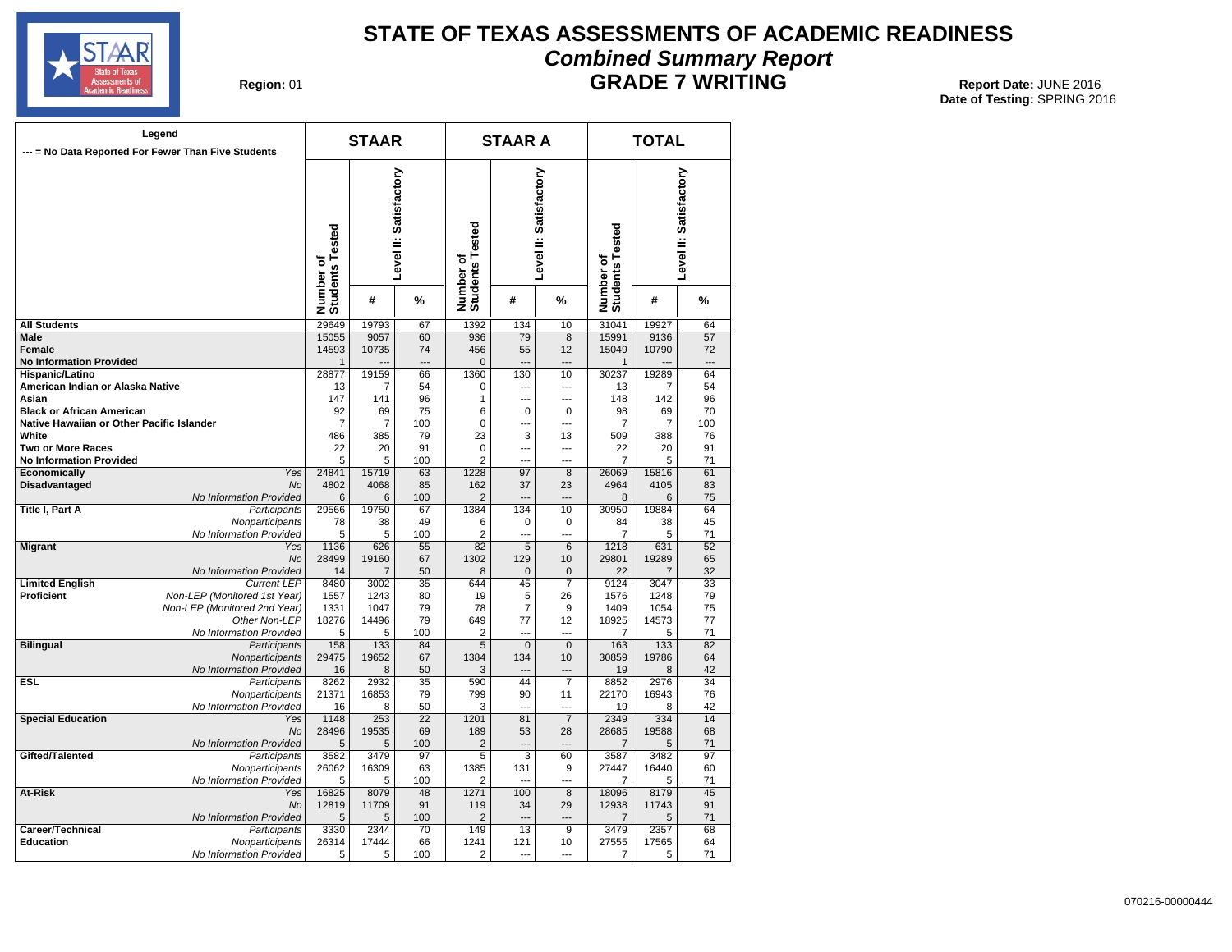# STATE OF TEXAS ASSESSMENTS OF ACADEMIC READINESS

## *Combined Summary Report*

## GRADE 7 WRITING

**Region:** 01

**Report Date:** JUNE 2016
**Date of Testing:** SPRING 2016

**Legend**
--- = No Data Reported For Fewer Than Five Students

| | | STAAR | | | STAAR A | | | TOTAL | | |
|---|---|---|---|---|---|---|---|---|---|---|
| | | Number of Students Tested | Level II: Satisfactory # | Level II: Satisfactory % | Number of Students Tested | Level II: Satisfactory # | Level II: Satisfactory % | Number of Students Tested | Level II: Satisfactory # | Level II: Satisfactory % |
| **All Students** | | 29649 | 19793 | 67 | 1392 | 134 | 10 | 31041 | 19927 | 64 |
| **Male** | | 15055 | 9057 | 60 | 936 | 79 | 8 | 15991 | 9136 | 57 |
| **Female** | | 14593 | 10735 | 74 | 456 | 55 | 12 | 15049 | 10790 | 72 |
| **No Information Provided** | | 1 | --- | --- | 0 | --- | --- | 1 | --- | --- |
| **Hispanic/Latino** | | 28877 | 19159 | 66 | 1360 | 130 | 10 | 30237 | 19289 | 64 |
| **American Indian or Alaska Native** | | 13 | 7 | 54 | 0 | --- | --- | 13 | 7 | 54 |
| **Asian** | | 147 | 141 | 96 | 1 | --- | --- | 148 | 142 | 96 |
| **Black or African American** | | 92 | 69 | 75 | 6 | 0 | 0 | 98 | 69 | 70 |
| **Native Hawaiian or Other Pacific Islander** | | 7 | 7 | 100 | 0 | --- | --- | 7 | 7 | 100 |
| **White** | | 486 | 385 | 79 | 23 | 3 | 13 | 509 | 388 | 76 |
| **Two or More Races** | | 22 | 20 | 91 | 0 | --- | --- | 22 | 20 | 91 |
| **No Information Provided** | | 5 | 5 | 100 | 2 | --- | --- | 7 | 5 | 71 |
| **Economically** | *Yes* | 24841 | 15719 | 63 | 1228 | 97 | 8 | 26069 | 15816 | 61 |
| **Disadvantaged** | *No* | 4802 | 4068 | 85 | 162 | 37 | 23 | 4964 | 4105 | 83 |
| | *No Information Provided* | 6 | 6 | 100 | 2 | --- | --- | 8 | 6 | 75 |
| **Title I, Part A** | *Participants* | 29566 | 19750 | 67 | 1384 | 134 | 10 | 30950 | 19884 | 64 |
| | *Nonparticipants* | 78 | 38 | 49 | 6 | 0 | 0 | 84 | 38 | 45 |
| | *No Information Provided* | 5 | 5 | 100 | 2 | --- | --- | 7 | 5 | 71 |
| **Migrant** | *Yes* | 1136 | 626 | 55 | 82 | 5 | 6 | 1218 | 631 | 52 |
| | *No* | 28499 | 19160 | 67 | 1302 | 129 | 10 | 29801 | 19289 | 65 |
| | *No Information Provided* | 14 | 7 | 50 | 8 | 0 | 0 | 22 | 7 | 32 |
| **Limited English** | *Current LEP* | 8480 | 3002 | 35 | 644 | 45 | 7 | 9124 | 3047 | 33 |
| **Proficient** | *Non-LEP (Monitored 1st Year)* | 1557 | 1243 | 80 | 19 | 5 | 26 | 1576 | 1248 | 79 |
| | *Non-LEP (Monitored 2nd Year)* | 1331 | 1047 | 79 | 78 | 7 | 9 | 1409 | 1054 | 75 |
| | *Other Non-LEP* | 18276 | 14496 | 79 | 649 | 77 | 12 | 18925 | 14573 | 77 |
| | *No Information Provided* | 5 | 5 | 100 | 2 | --- | --- | 7 | 5 | 71 |
| **Bilingual** | *Participants* | 158 | 133 | 84 | 5 | 0 | 0 | 163 | 133 | 82 |
| | *Nonparticipants* | 29475 | 19652 | 67 | 1384 | 134 | 10 | 30859 | 19786 | 64 |
| | *No Information Provided* | 16 | 8 | 50 | 3 | --- | --- | 19 | 8 | 42 |
| **ESL** | *Participants* | 8262 | 2932 | 35 | 590 | 44 | 7 | 8852 | 2976 | 34 |
| | *Nonparticipants* | 21371 | 16853 | 79 | 799 | 90 | 11 | 22170 | 16943 | 76 |
| | *No Information Provided* | 16 | 8 | 50 | 3 | --- | --- | 19 | 8 | 42 |
| **Special Education** | *Yes* | 1148 | 253 | 22 | 1201 | 81 | 7 | 2349 | 334 | 14 |
| | *No* | 28496 | 19535 | 69 | 189 | 53 | 28 | 28685 | 19588 | 68 |
| | *No Information Provided* | 5 | 5 | 100 | 2 | --- | --- | 7 | 5 | 71 |
| **Gifted/Talented** | *Participants* | 3582 | 3479 | 97 | 5 | 3 | 60 | 3587 | 3482 | 97 |
| | *Nonparticipants* | 26062 | 16309 | 63 | 1385 | 131 | 9 | 27447 | 16440 | 60 |
| | *No Information Provided* | 5 | 5 | 100 | 2 | --- | --- | 7 | 5 | 71 |
| **At-Risk** | *Yes* | 16825 | 8079 | 48 | 1271 | 100 | 8 | 18096 | 8179 | 45 |
| | *No* | 12819 | 11709 | 91 | 119 | 34 | 29 | 12938 | 11743 | 91 |
| | *No Information Provided* | 5 | 5 | 100 | 2 | --- | --- | 7 | 5 | 71 |
| **Career/Technical** | *Participants* | 3330 | 2344 | 70 | 149 | 13 | 9 | 3479 | 2357 | 68 |
| **Education** | *Nonparticipants* | 26314 | 17444 | 66 | 1241 | 121 | 10 | 27555 | 17565 | 64 |
| | *No Information Provided* | 5 | 5 | 100 | 2 | --- | --- | 7 | 5 | 71 |

070216-00000444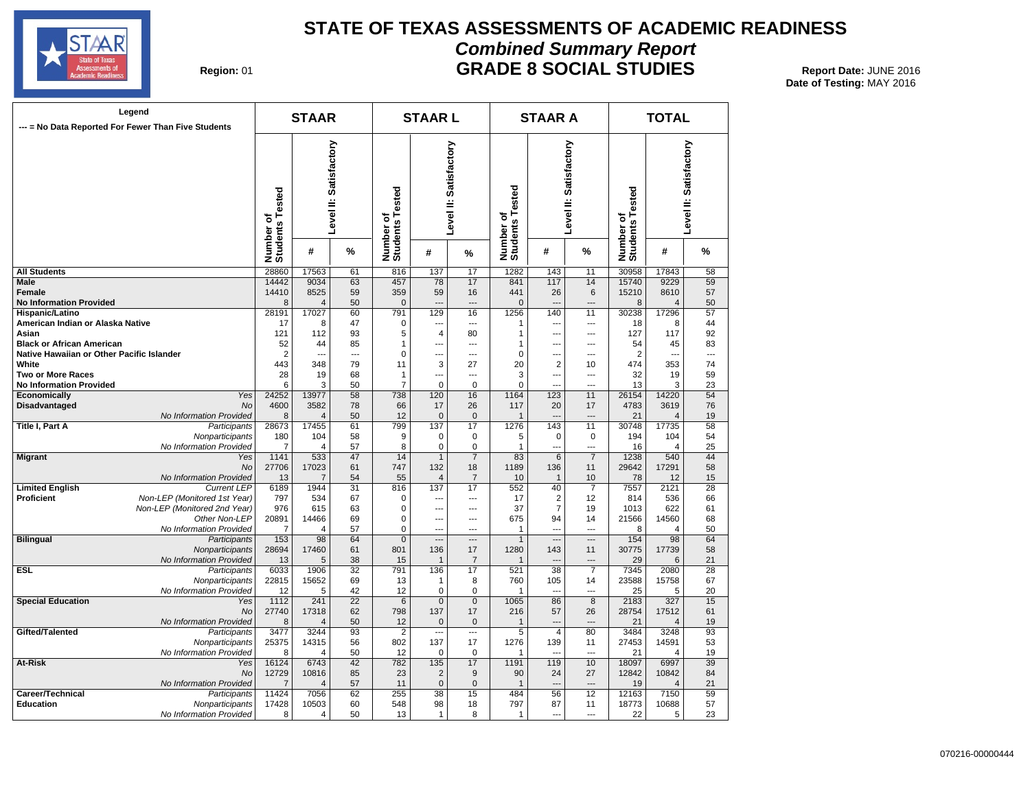# STATE OF TEXAS ASSESSMENTS OF ACADEMIC READINESS

## *Combined Summary Report*

## GRADE 8 SOCIAL STUDIES

**Region:** 01

**Report Date:** JUNE 2016
**Date of Testing:** MAY 2016

**Legend**
--- = No Data Reported For Fewer Than Five Students

| | | STAAR | | | STAAR L | | | STAAR A | | | TOTAL | | |
|---|---|---|---|---|---|---|---|---|---|---|---|---|---|
| | | Number of Students Tested | Level II: Satisfactory # | Level II: Satisfactory % | Number of Students Tested | Level II: Satisfactory # | Level II: Satisfactory % | Number of Students Tested | Level II: Satisfactory # | Level II: Satisfactory % | Number of Students Tested | Level II: Satisfactory # | Level II: Satisfactory % |
| **All Students** | | 28860 | 17563 | 61 | 816 | 137 | 17 | 1282 | 143 | 11 | 30958 | 17843 | 58 |
| **Male** | | 14442 | 9034 | 63 | 457 | 78 | 17 | 841 | 117 | 14 | 15740 | 9229 | 59 |
| **Female** | | 14410 | 8525 | 59 | 359 | 59 | 16 | 441 | 26 | 6 | 15210 | 8610 | 57 |
| **No Information Provided** | | 8 | 4 | 50 | 0 | --- | --- | 0 | --- | --- | 8 | 4 | 50 |
| **Hispanic/Latino** | | 28191 | 17027 | 60 | 791 | 129 | 16 | 1256 | 140 | 11 | 30238 | 17296 | 57 |
| **American Indian or Alaska Native** | | 17 | 8 | 47 | 0 | --- | --- | 1 | --- | --- | 18 | 8 | 44 |
| **Asian** | | 121 | 112 | 93 | 5 | 4 | 80 | 1 | --- | --- | 127 | 117 | 92 |
| **Black or African American** | | 52 | 44 | 85 | 1 | --- | --- | 1 | --- | --- | 54 | 45 | 83 |
| **Native Hawaiian or Other Pacific Islander** | | 2 | --- | --- | 0 | --- | --- | 0 | --- | --- | 2 | --- | --- |
| **White** | | 443 | 348 | 79 | 11 | 3 | 27 | 20 | 2 | 10 | 474 | 353 | 74 |
| **Two or More Races** | | 28 | 19 | 68 | 1 | --- | --- | 3 | --- | --- | 32 | 19 | 59 |
| **No Information Provided** | | 6 | 3 | 50 | 7 | 0 | 0 | 0 | --- | --- | 13 | 3 | 23 |
| **Economically Disadvantaged** | *Yes* | 24252 | 13977 | 58 | 738 | 120 | 16 | 1164 | 123 | 11 | 26154 | 14220 | 54 |
| | *No* | 4600 | 3582 | 78 | 66 | 17 | 26 | 117 | 20 | 17 | 4783 | 3619 | 76 |
| | *No Information Provided* | 8 | 4 | 50 | 12 | 0 | 0 | 1 | --- | --- | 21 | 4 | 19 |
| **Title I, Part A** | *Participants* | 28673 | 17455 | 61 | 799 | 137 | 17 | 1276 | 143 | 11 | 30748 | 17735 | 58 |
| | *Nonparticipants* | 180 | 104 | 58 | 9 | 0 | 0 | 5 | 0 | 0 | 194 | 104 | 54 |
| | *No Information Provided* | 7 | 4 | 57 | 8 | 0 | 0 | 1 | --- | --- | 16 | 4 | 25 |
| **Migrant** | *Yes* | 1141 | 533 | 47 | 14 | 1 | 7 | 83 | 6 | 7 | 1238 | 540 | 44 |
| | *No* | 27706 | 17023 | 61 | 747 | 132 | 18 | 1189 | 136 | 11 | 29642 | 17291 | 58 |
| | *No Information Provided* | 13 | 7 | 54 | 55 | 4 | 7 | 10 | 1 | 10 | 78 | 12 | 15 |
| **Limited English Proficient** | *Current LEP* | 6189 | 1944 | 31 | 816 | 137 | 17 | 552 | 40 | 7 | 7557 | 2121 | 28 |
| | *Non-LEP (Monitored 1st Year)* | 797 | 534 | 67 | 0 | --- | --- | 17 | 2 | 12 | 814 | 536 | 66 |
| | *Non-LEP (Monitored 2nd Year)* | 976 | 615 | 63 | 0 | --- | --- | 37 | 7 | 19 | 1013 | 622 | 61 |
| | *Other Non-LEP* | 20891 | 14466 | 69 | 0 | --- | --- | 675 | 94 | 14 | 21566 | 14560 | 68 |
| | *No Information Provided* | 7 | 4 | 57 | 0 | --- | --- | 1 | --- | --- | 8 | 4 | 50 |
| **Bilingual** | *Participants* | 153 | 98 | 64 | 0 | --- | --- | 1 | --- | --- | 154 | 98 | 64 |
| | *Nonparticipants* | 28694 | 17460 | 61 | 801 | 136 | 17 | 1280 | 143 | 11 | 30775 | 17739 | 58 |
| | *No Information Provided* | 13 | 5 | 38 | 15 | 1 | 7 | 1 | --- | --- | 29 | 6 | 21 |
| **ESL** | *Participants* | 6033 | 1906 | 32 | 791 | 136 | 17 | 521 | 38 | 7 | 7345 | 2080 | 28 |
| | *Nonparticipants* | 22815 | 15652 | 69 | 13 | 1 | 8 | 760 | 105 | 14 | 23588 | 15758 | 67 |
| | *No Information Provided* | 12 | 5 | 42 | 12 | 0 | 0 | 1 | --- | --- | 25 | 5 | 20 |
| **Special Education** | *Yes* | 1112 | 241 | 22 | 6 | 0 | 0 | 1065 | 86 | 8 | 2183 | 327 | 15 |
| | *No* | 27740 | 17318 | 62 | 798 | 137 | 17 | 216 | 57 | 26 | 28754 | 17512 | 61 |
| | *No Information Provided* | 8 | 4 | 50 | 12 | 0 | 0 | 1 | --- | --- | 21 | 4 | 19 |
| **Gifted/Talented** | *Participants* | 3477 | 3244 | 93 | 2 | --- | --- | 5 | 4 | 80 | 3484 | 3248 | 93 |
| | *Nonparticipants* | 25375 | 14315 | 56 | 802 | 137 | 17 | 1276 | 139 | 11 | 27453 | 14591 | 53 |
| | *No Information Provided* | 8 | 4 | 50 | 12 | 0 | 0 | 1 | --- | --- | 21 | 4 | 19 |
| **At-Risk** | *Yes* | 16124 | 6743 | 42 | 782 | 135 | 17 | 1191 | 119 | 10 | 18097 | 6997 | 39 |
| | *No* | 12729 | 10816 | 85 | 23 | 2 | 9 | 90 | 24 | 27 | 12842 | 10842 | 84 |
| | *No Information Provided* | 7 | 4 | 57 | 11 | 0 | 0 | 1 | --- | --- | 19 | 4 | 21 |
| **Career/Technical Education** | *Participants* | 11424 | 7056 | 62 | 255 | 38 | 15 | 484 | 56 | 12 | 12163 | 7150 | 59 |
| | *Nonparticipants* | 17428 | 10503 | 60 | 548 | 98 | 18 | 797 | 87 | 11 | 18773 | 10688 | 57 |
| | *No Information Provided* | 8 | 4 | 50 | 13 | 1 | 8 | 1 | --- | --- | 22 | 5 | 23 |

070216-00000444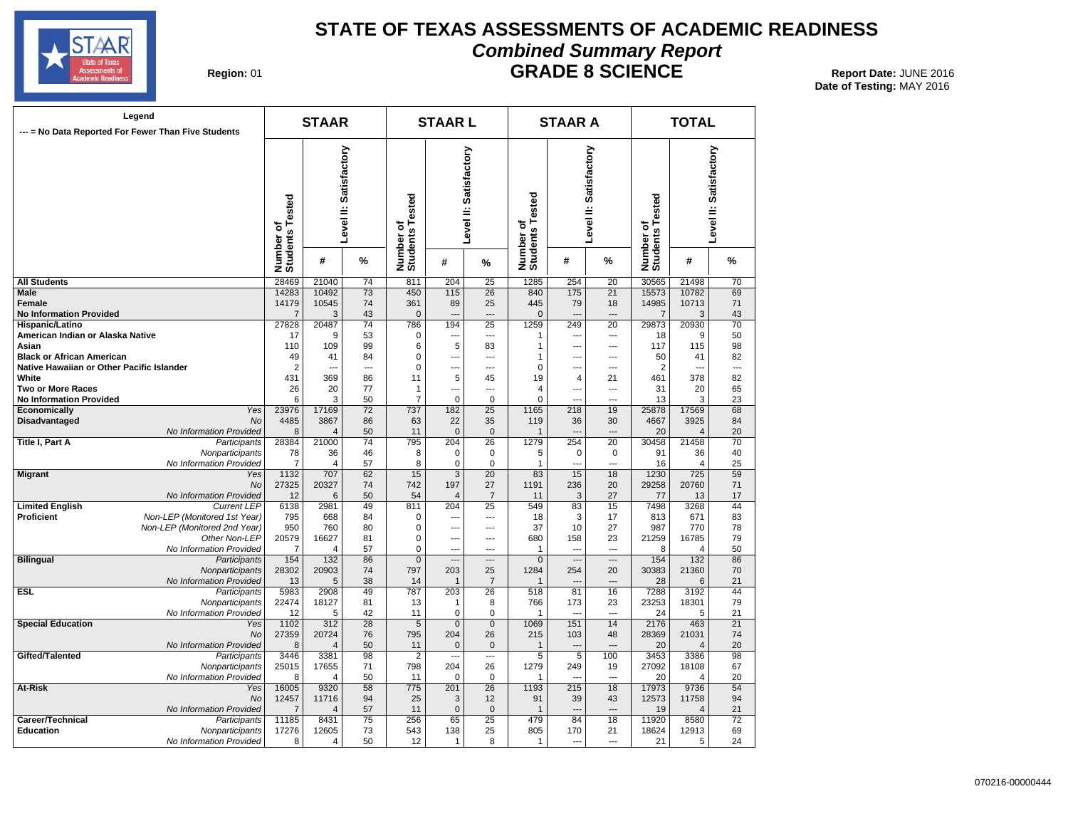# STATE OF TEXAS ASSESSMENTS OF ACADEMIC READINESS

## *Combined Summary Report*

## GRADE 8 SCIENCE

**Region:** 01

**Report Date:** JUNE 2016
**Date of Testing:** MAY 2016

| Legend<br>--- = No Data Reported For Fewer Than Five Students | | STAAR | | | STAAR L | | | STAAR A | | | TOTAL | | |
|---|---|---|---|---|---|---|---|---|---|---|---|---|---|
| | | Number of Students Tested | Level II: Satisfactory | | Number of Students Tested | Level II: Satisfactory | | Number of Students Tested | Level II: Satisfactory | | Number of Students Tested | Level II: Satisfactory | |
| | | | # | % | | # | % | | # | % | | # | % |
| **All Students** | | 28469 | 21040 | 74 | 811 | 204 | 25 | 1285 | 254 | 20 | 30565 | 21498 | 70 |
| **Male** | | 14283 | 10492 | 73 | 450 | 115 | 26 | 840 | 175 | 21 | 15573 | 10782 | 69 |
| **Female** | | 14179 | 10545 | 74 | 361 | 89 | 25 | 445 | 79 | 18 | 14985 | 10713 | 71 |
| **No Information Provided** | | 7 | 3 | 43 | 0 | --- | --- | 0 | --- | --- | 7 | 3 | 43 |
| **Hispanic/Latino** | | 27828 | 20487 | 74 | 786 | 194 | 25 | 1259 | 249 | 20 | 29873 | 20930 | 70 |
| **American Indian or Alaska Native** | | 17 | 9 | 53 | 0 | --- | --- | 1 | --- | --- | 18 | 9 | 50 |
| **Asian** | | 110 | 109 | 99 | 6 | 5 | 83 | 1 | --- | --- | 117 | 115 | 98 |
| **Black or African American** | | 49 | 41 | 84 | 0 | --- | --- | 1 | --- | --- | 50 | 41 | 82 |
| **Native Hawaiian or Other Pacific Islander** | | 2 | --- | --- | 0 | --- | --- | 0 | --- | --- | 2 | --- | --- |
| **White** | | 431 | 369 | 86 | 11 | 5 | 45 | 19 | 4 | 21 | 461 | 378 | 82 |
| **Two or More Races** | | 26 | 20 | 77 | 1 | --- | --- | 4 | --- | --- | 31 | 20 | 65 |
| **No Information Provided** | | 6 | 3 | 50 | 7 | 0 | 0 | 0 | --- | --- | 13 | 3 | 23 |
| **Economically Disadvantaged** | *Yes* | 23976 | 17169 | 72 | 737 | 182 | 25 | 1165 | 218 | 19 | 25878 | 17569 | 68 |
| | *No* | 4485 | 3867 | 86 | 63 | 22 | 35 | 119 | 36 | 30 | 4667 | 3925 | 84 |
| | *No Information Provided* | 8 | 4 | 50 | 11 | 0 | 0 | 1 | --- | --- | 20 | 4 | 20 |
| **Title I, Part A** | *Participants* | 28384 | 21000 | 74 | 795 | 204 | 26 | 1279 | 254 | 20 | 30458 | 21458 | 70 |
| | *Nonparticipants* | 78 | 36 | 46 | 8 | 0 | 0 | 5 | 0 | 0 | 91 | 36 | 40 |
| | *No Information Provided* | 7 | 4 | 57 | 8 | 0 | 0 | 1 | --- | --- | 16 | 4 | 25 |
| **Migrant** | *Yes* | 1132 | 707 | 62 | 15 | 3 | 20 | 83 | 15 | 18 | 1230 | 725 | 59 |
| | *No* | 27325 | 20327 | 74 | 742 | 197 | 27 | 1191 | 236 | 20 | 29258 | 20760 | 71 |
| | *No Information Provided* | 12 | 6 | 50 | 54 | 4 | 7 | 11 | 3 | 27 | 77 | 13 | 17 |
| **Limited English Proficient** | *Current LEP* | 6138 | 2981 | 49 | 811 | 204 | 25 | 549 | 83 | 15 | 7498 | 3268 | 44 |
| | *Non-LEP (Monitored 1st Year)* | 795 | 668 | 84 | 0 | --- | --- | 18 | 3 | 17 | 813 | 671 | 83 |
| | *Non-LEP (Monitored 2nd Year)* | 950 | 760 | 80 | 0 | --- | --- | 37 | 10 | 27 | 987 | 770 | 78 |
| | *Other Non-LEP* | 20579 | 16627 | 81 | 0 | --- | --- | 680 | 158 | 23 | 21259 | 16785 | 79 |
| | *No Information Provided* | 7 | 4 | 57 | 0 | --- | --- | 1 | --- | --- | 8 | 4 | 50 |
| **Bilingual** | *Participants* | 154 | 132 | 86 | 0 | --- | --- | 0 | --- | --- | 154 | 132 | 86 |
| | *Nonparticipants* | 28302 | 20903 | 74 | 797 | 203 | 25 | 1284 | 254 | 20 | 30383 | 21360 | 70 |
| | *No Information Provided* | 13 | 5 | 38 | 14 | 1 | 7 | 1 | --- | --- | 28 | 6 | 21 |
| **ESL** | *Participants* | 5983 | 2908 | 49 | 787 | 203 | 26 | 518 | 81 | 16 | 7288 | 3192 | 44 |
| | *Nonparticipants* | 22474 | 18127 | 81 | 13 | 1 | 8 | 766 | 173 | 23 | 23253 | 18301 | 79 |
| | *No Information Provided* | 12 | 5 | 42 | 11 | 0 | 0 | 1 | --- | --- | 24 | 5 | 21 |
| **Special Education** | *Yes* | 1102 | 312 | 28 | 5 | 0 | 0 | 1069 | 151 | 14 | 2176 | 463 | 21 |
| | *No* | 27359 | 20724 | 76 | 795 | 204 | 26 | 215 | 103 | 48 | 28369 | 21031 | 74 |
| | *No Information Provided* | 8 | 4 | 50 | 11 | 0 | 0 | 1 | --- | --- | 20 | 4 | 20 |
| **Gifted/Talented** | *Participants* | 3446 | 3381 | 98 | 2 | --- | --- | 5 | 5 | 100 | 3453 | 3386 | 98 |
| | *Nonparticipants* | 25015 | 17655 | 71 | 798 | 204 | 26 | 1279 | 249 | 19 | 27092 | 18108 | 67 |
| | *No Information Provided* | 8 | 4 | 50 | 11 | 0 | 0 | 1 | --- | --- | 20 | 4 | 20 |
| **At-Risk** | *Yes* | 16005 | 9320 | 58 | 775 | 201 | 26 | 1193 | 215 | 18 | 17973 | 9736 | 54 |
| | *No* | 12457 | 11716 | 94 | 25 | 3 | 12 | 91 | 39 | 43 | 12573 | 11758 | 94 |
| | *No Information Provided* | 7 | 4 | 57 | 11 | 0 | 0 | 1 | --- | --- | 19 | 4 | 21 |
| **Career/Technical Education** | *Participants* | 11185 | 8431 | 75 | 256 | 65 | 25 | 479 | 84 | 18 | 11920 | 8580 | 72 |
| | *Nonparticipants* | 17276 | 12605 | 73 | 543 | 138 | 25 | 805 | 170 | 21 | 18624 | 12913 | 69 |
| | *No Information Provided* | 8 | 4 | 50 | 12 | 1 | 8 | 1 | --- | --- | 21 | 5 | 24 |

070216-00000444